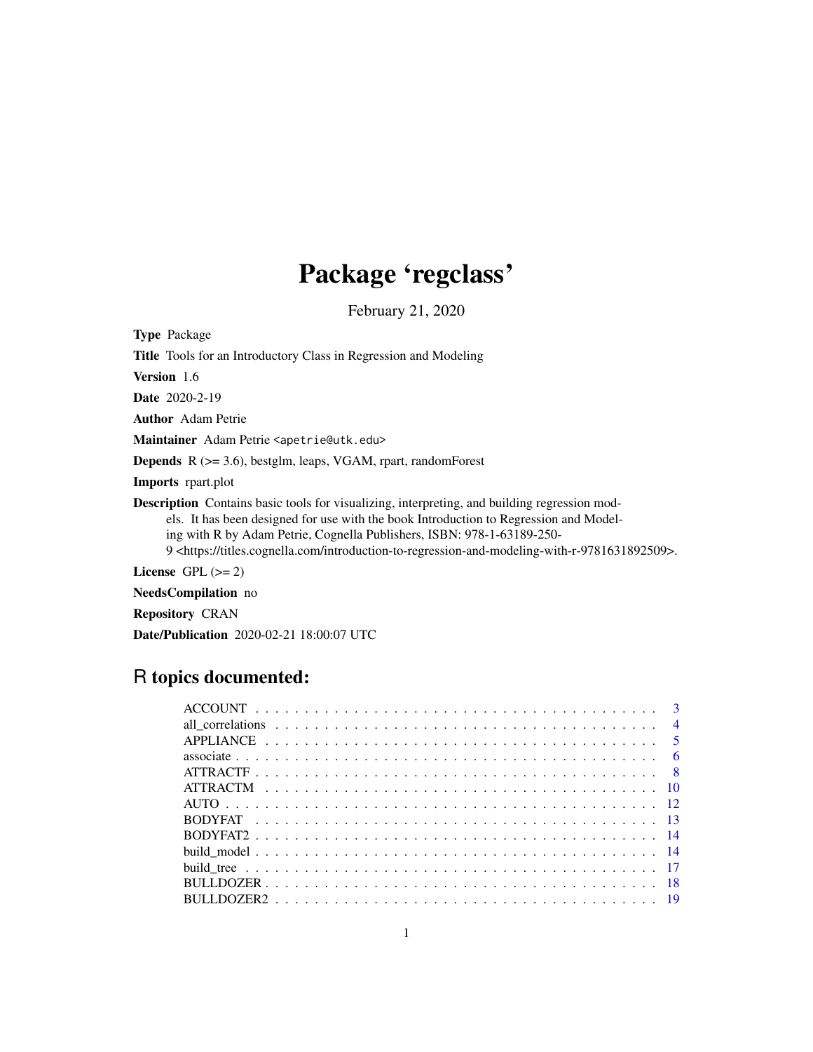# Package 'regclass'

February 21, 2020

**Type** Package

**Title** Tools for an Introductory Class in Regression and Modeling

**Version** 1.6

**Date** 2020-2-19

**Author** Adam Petrie

**Maintainer** Adam Petrie <apetrie@utk.edu>

**Depends** R (>= 3.6), bestglm, leaps, VGAM, rpart, randomForest

**Imports** rpart.plot

**Description** Contains basic tools for visualizing, interpreting, and building regression models. It has been designed for use with the book Introduction to Regression and Modeling with R by Adam Petrie, Cognella Publishers, ISBN: 978-1-63189-250-9 <https://titles.cognella.com/introduction-to-regression-and-modeling-with-r-9781631892509>.

**License** GPL (>= 2)

**NeedsCompilation** no

**Repository** CRAN

**Date/Publication** 2020-02-21 18:00:07 UTC

## R topics documented:

- ACCOUNT . . . . . . . . . . . . . . . . . . . . . . . . . . . . . . . . . . . . . . 3
- all_correlations . . . . . . . . . . . . . . . . . . . . . . . . . . . . . . . . . . . 4
- APPLIANCE . . . . . . . . . . . . . . . . . . . . . . . . . . . . . . . . . . . . . 5
- associate . . . . . . . . . . . . . . . . . . . . . . . . . . . . . . . . . . . . . . 6
- ATTRACTF . . . . . . . . . . . . . . . . . . . . . . . . . . . . . . . . . . . . . 8
- ATTRACTM . . . . . . . . . . . . . . . . . . . . . . . . . . . . . . . . . . . . . 10
- AUTO . . . . . . . . . . . . . . . . . . . . . . . . . . . . . . . . . . . . . . . 12
- BODYFAT . . . . . . . . . . . . . . . . . . . . . . . . . . . . . . . . . . . . . 13
- BODYFAT2 . . . . . . . . . . . . . . . . . . . . . . . . . . . . . . . . . . . . 14
- build_model . . . . . . . . . . . . . . . . . . . . . . . . . . . . . . . . . . . 14
- build_tree . . . . . . . . . . . . . . . . . . . . . . . . . . . . . . . . . . . . 17
- BULLDOZER . . . . . . . . . . . . . . . . . . . . . . . . . . . . . . . . . . . . 18
- BULLDOZER2 . . . . . . . . . . . . . . . . . . . . . . . . . . . . . . . . . . . 19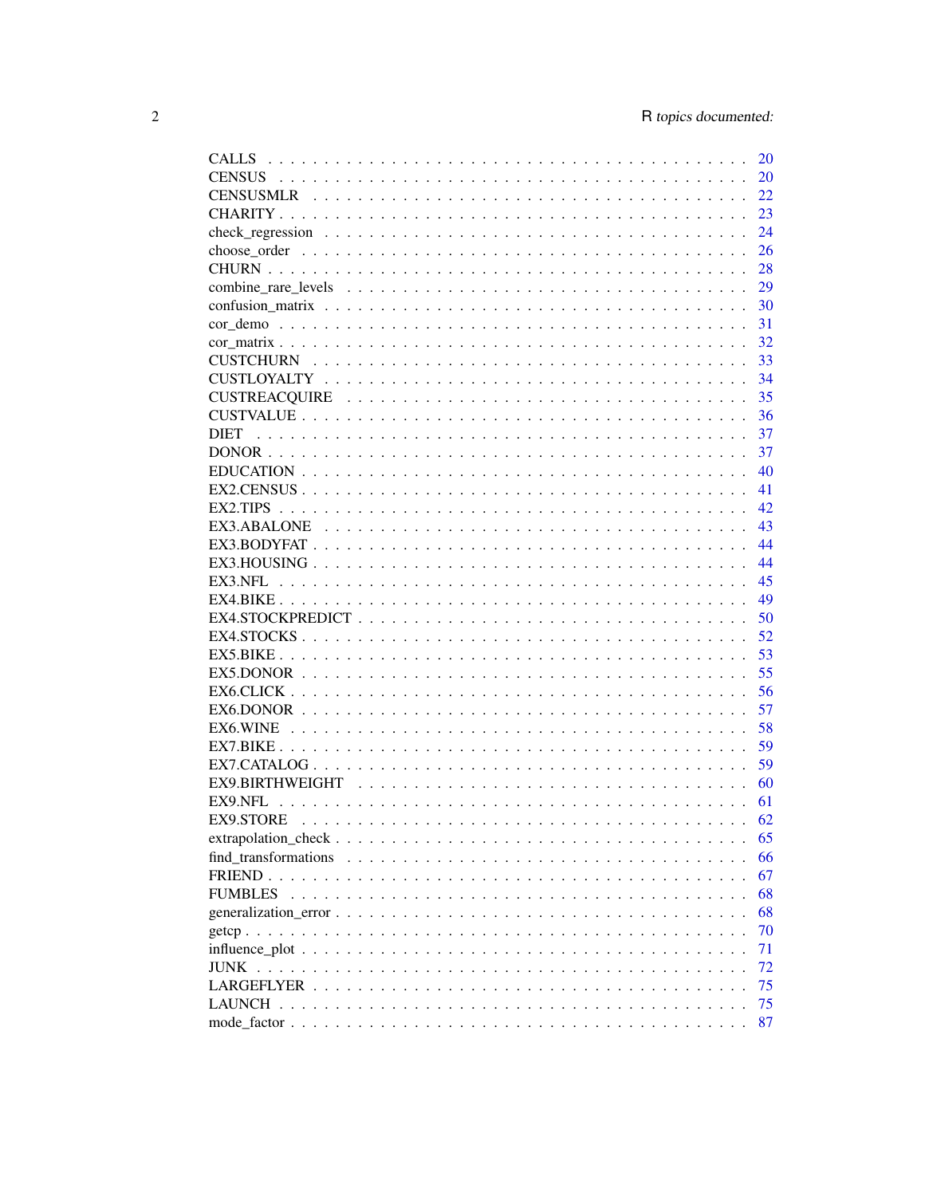CALLS . . . . . . . . . . . . . . . . . . . . . . . . . . . . . . . . . . . . . . . 20
CENSUS . . . . . . . . . . . . . . . . . . . . . . . . . . . . . . . . . . . . . . 20
CENSUSMLR . . . . . . . . . . . . . . . . . . . . . . . . . . . . . . . . . . . . 22
CHARITY . . . . . . . . . . . . . . . . . . . . . . . . . . . . . . . . . . . . . 23
check_regression . . . . . . . . . . . . . . . . . . . . . . . . . . . . . . . . . 24
choose_order . . . . . . . . . . . . . . . . . . . . . . . . . . . . . . . . . . . 26
CHURN . . . . . . . . . . . . . . . . . . . . . . . . . . . . . . . . . . . . . . 28
combine_rare_levels . . . . . . . . . . . . . . . . . . . . . . . . . . . . . . . . 29
confusion_matrix . . . . . . . . . . . . . . . . . . . . . . . . . . . . . . . . . 30
cor_demo . . . . . . . . . . . . . . . . . . . . . . . . . . . . . . . . . . . . . 31
cor_matrix . . . . . . . . . . . . . . . . . . . . . . . . . . . . . . . . . . . . 32
CUSTCHURN . . . . . . . . . . . . . . . . . . . . . . . . . . . . . . . . . . . . 33
CUSTLOYALTY . . . . . . . . . . . . . . . . . . . . . . . . . . . . . . . . . . . 34
CUSTREACQUIRE . . . . . . . . . . . . . . . . . . . . . . . . . . . . . . . . . 35
CUSTVALUE . . . . . . . . . . . . . . . . . . . . . . . . . . . . . . . . . . . . 36
DIET . . . . . . . . . . . . . . . . . . . . . . . . . . . . . . . . . . . . . . . 37
DONOR . . . . . . . . . . . . . . . . . . . . . . . . . . . . . . . . . . . . . . 37
EDUCATION . . . . . . . . . . . . . . . . . . . . . . . . . . . . . . . . . . . . 40
EX2.CENSUS . . . . . . . . . . . . . . . . . . . . . . . . . . . . . . . . . . . 41
EX2.TIPS . . . . . . . . . . . . . . . . . . . . . . . . . . . . . . . . . . . . . 42
EX3.ABALONE . . . . . . . . . . . . . . . . . . . . . . . . . . . . . . . . . . 43
EX3.BODYFAT . . . . . . . . . . . . . . . . . . . . . . . . . . . . . . . . . . . 44
EX3.HOUSING . . . . . . . . . . . . . . . . . . . . . . . . . . . . . . . . . . . 44
EX3.NFL . . . . . . . . . . . . . . . . . . . . . . . . . . . . . . . . . . . . . 45
EX4.BIKE . . . . . . . . . . . . . . . . . . . . . . . . . . . . . . . . . . . . . 49
EX4.STOCKPREDICT . . . . . . . . . . . . . . . . . . . . . . . . . . . . . . . 50
EX4.STOCKS . . . . . . . . . . . . . . . . . . . . . . . . . . . . . . . . . . . 52
EX5.BIKE . . . . . . . . . . . . . . . . . . . . . . . . . . . . . . . . . . . . . 53
EX5.DONOR . . . . . . . . . . . . . . . . . . . . . . . . . . . . . . . . . . . . 55
EX6.CLICK . . . . . . . . . . . . . . . . . . . . . . . . . . . . . . . . . . . . 56
EX6.DONOR . . . . . . . . . . . . . . . . . . . . . . . . . . . . . . . . . . . . 57
EX6.WINE . . . . . . . . . . . . . . . . . . . . . . . . . . . . . . . . . . . . . 58
EX7.BIKE . . . . . . . . . . . . . . . . . . . . . . . . . . . . . . . . . . . . . 59
EX7.CATALOG . . . . . . . . . . . . . . . . . . . . . . . . . . . . . . . . . . . 59
EX9.BIRTHWEIGHT . . . . . . . . . . . . . . . . . . . . . . . . . . . . . . . . 60
EX9.NFL . . . . . . . . . . . . . . . . . . . . . . . . . . . . . . . . . . . . . 61
EX9.STORE . . . . . . . . . . . . . . . . . . . . . . . . . . . . . . . . . . . . 62
extrapolation_check . . . . . . . . . . . . . . . . . . . . . . . . . . . . . . . . 65
find_transformations . . . . . . . . . . . . . . . . . . . . . . . . . . . . . . . . 66
FRIEND . . . . . . . . . . . . . . . . . . . . . . . . . . . . . . . . . . . . . . 67
FUMBLES . . . . . . . . . . . . . . . . . . . . . . . . . . . . . . . . . . . . . 68
generalization_error . . . . . . . . . . . . . . . . . . . . . . . . . . . . . . . . 68
getcp . . . . . . . . . . . . . . . . . . . . . . . . . . . . . . . . . . . . . . . 70
influence_plot . . . . . . . . . . . . . . . . . . . . . . . . . . . . . . . . . . . 71
JUNK . . . . . . . . . . . . . . . . . . . . . . . . . . . . . . . . . . . . . . . 72
LARGEFLYER . . . . . . . . . . . . . . . . . . . . . . . . . . . . . . . . . . . 75
LAUNCH . . . . . . . . . . . . . . . . . . . . . . . . . . . . . . . . . . . . . . 75
mode_factor . . . . . . . . . . . . . . . . . . . . . . . . . . . . . . . . . . . . 87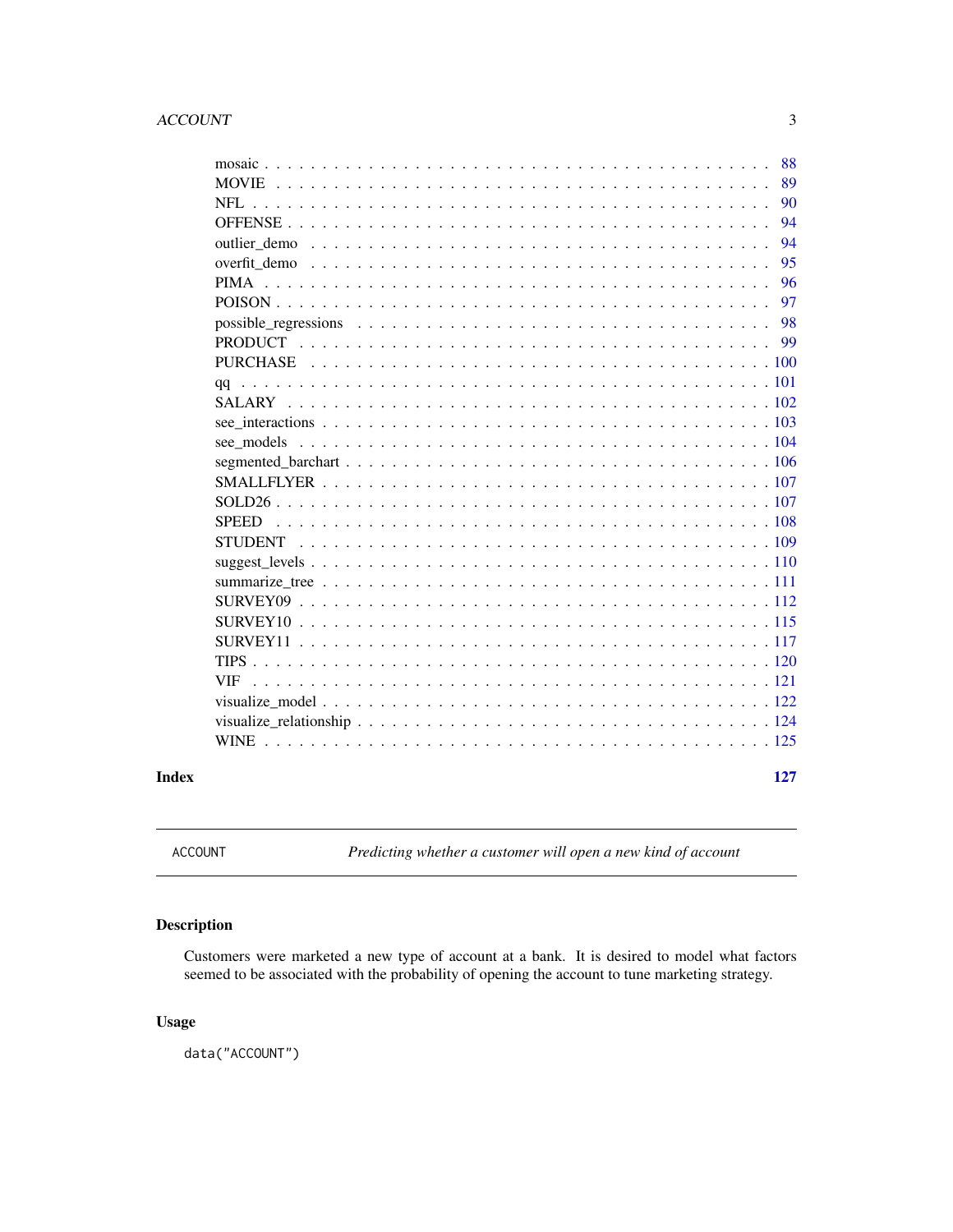mosaic . . . . . . . . . . . . . . . . . . . . . . . . . . . . . . . . . . . . 88
MOVIE . . . . . . . . . . . . . . . . . . . . . . . . . . . . . . . . . . . . 89
NFL . . . . . . . . . . . . . . . . . . . . . . . . . . . . . . . . . . . . . 90
OFFENSE . . . . . . . . . . . . . . . . . . . . . . . . . . . . . . . . . . . 94
outlier_demo . . . . . . . . . . . . . . . . . . . . . . . . . . . . . . . . . 94
overfit_demo . . . . . . . . . . . . . . . . . . . . . . . . . . . . . . . . . 95
PIMA . . . . . . . . . . . . . . . . . . . . . . . . . . . . . . . . . . . . . 96
POISON . . . . . . . . . . . . . . . . . . . . . . . . . . . . . . . . . . . . 97
possible_regressions . . . . . . . . . . . . . . . . . . . . . . . . . . . . . 98
PRODUCT . . . . . . . . . . . . . . . . . . . . . . . . . . . . . . . . . . . 99
PURCHASE . . . . . . . . . . . . . . . . . . . . . . . . . . . . . . . . . . 100
qq . . . . . . . . . . . . . . . . . . . . . . . . . . . . . . . . . . . . . . 101
SALARY . . . . . . . . . . . . . . . . . . . . . . . . . . . . . . . . . . . . 102
see_interactions . . . . . . . . . . . . . . . . . . . . . . . . . . . . . . . 103
see_models . . . . . . . . . . . . . . . . . . . . . . . . . . . . . . . . . . 104
segmented_barchart . . . . . . . . . . . . . . . . . . . . . . . . . . . . . . 106
SMALLFLYER . . . . . . . . . . . . . . . . . . . . . . . . . . . . . . . . . 107
SOLD26 . . . . . . . . . . . . . . . . . . . . . . . . . . . . . . . . . . . . 107
SPEED . . . . . . . . . . . . . . . . . . . . . . . . . . . . . . . . . . . . 108
STUDENT . . . . . . . . . . . . . . . . . . . . . . . . . . . . . . . . . . . 109
suggest_levels . . . . . . . . . . . . . . . . . . . . . . . . . . . . . . . . 110
summarize_tree . . . . . . . . . . . . . . . . . . . . . . . . . . . . . . . . 111
SURVEY09 . . . . . . . . . . . . . . . . . . . . . . . . . . . . . . . . . . 112
SURVEY10 . . . . . . . . . . . . . . . . . . . . . . . . . . . . . . . . . . 115
SURVEY11 . . . . . . . . . . . . . . . . . . . . . . . . . . . . . . . . . . 117
TIPS . . . . . . . . . . . . . . . . . . . . . . . . . . . . . . . . . . . . . 120
VIF . . . . . . . . . . . . . . . . . . . . . . . . . . . . . . . . . . . . . . 121
visualize_model . . . . . . . . . . . . . . . . . . . . . . . . . . . . . . . . 122
visualize_relationship . . . . . . . . . . . . . . . . . . . . . . . . . . . . . 124
WINE . . . . . . . . . . . . . . . . . . . . . . . . . . . . . . . . . . . . . 125

**Index** **127**

---

`ACCOUNT` *Predicting whether a customer will open a new kind of account*

---

## Description

Customers were marketed a new type of account at a bank. It is desired to model what factors seemed to be associated with the probability of opening the account to tune marketing strategy.

## Usage

```
data("ACCOUNT")
```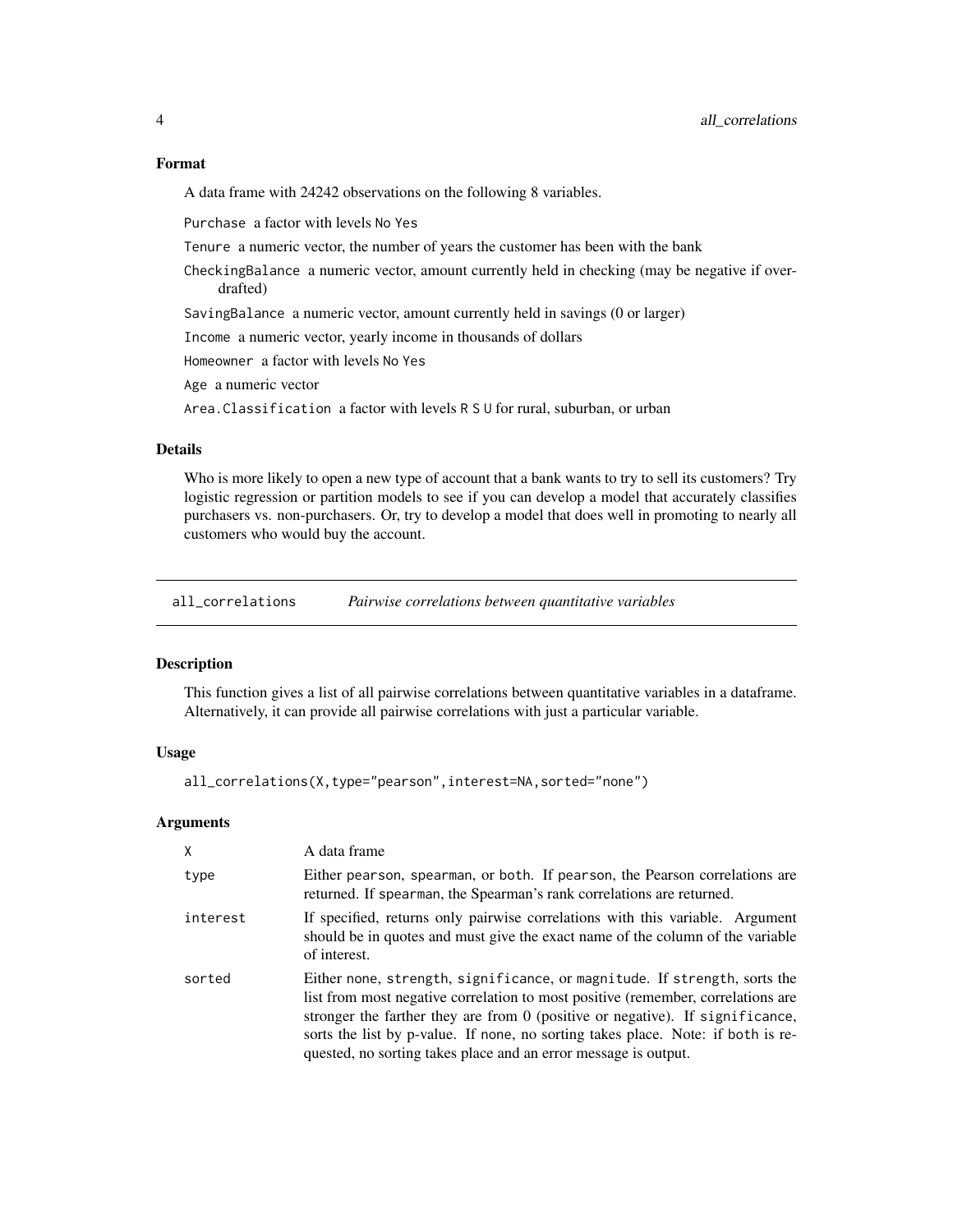### Format

A data frame with 24242 observations on the following 8 variables.

- `Purchase` a factor with levels `No` `Yes`
- `Tenure` a numeric vector, the number of years the customer has been with the bank
- `CheckingBalance` a numeric vector, amount currently held in checking (may be negative if overdrafted)
- `SavingBalance` a numeric vector, amount currently held in savings (0 or larger)
- `Income` a numeric vector, yearly income in thousands of dollars
- `Homeowner` a factor with levels `No` `Yes`
- `Age` a numeric vector
- `Area.Classification` a factor with levels `R` `S` `U` for rural, suburban, or urban

### Details

Who is more likely to open a new type of account that a bank wants to try to sell its customers? Try logistic regression or partition models to see if you can develop a model that accurately classifies purchasers vs. non-purchasers. Or, try to develop a model that does well in promoting to nearly all customers who would buy the account.

---

## `all_correlations` *Pairwise correlations between quantitative variables*

### Description

This function gives a list of all pairwise correlations between quantitative variables in a dataframe. Alternatively, it can provide all pairwise correlations with just a particular variable.

### Usage

```
all_correlations(X,type="pearson",interest=NA,sorted="none")
```

### Arguments

| | |
|---|---|
| `X` | A data frame |
| `type` | Either `pearson`, `spearman`, or `both`. If `pearson`, the Pearson correlations are returned. If `spearman`, the Spearman's rank correlations are returned. |
| `interest` | If specified, returns only pairwise correlations with this variable. Argument should be in quotes and must give the exact name of the column of the variable of interest. |
| `sorted` | Either `none`, `strength`, `significance`, or `magnitude`. If `strength`, sorts the list from most negative correlation to most positive (remember, correlations are stronger the farther they are from 0 (positive or negative). If `significance`, sorts the list by p-value. If `none`, no sorting takes place. Note: if `both` is requested, no sorting takes place and an error message is output. |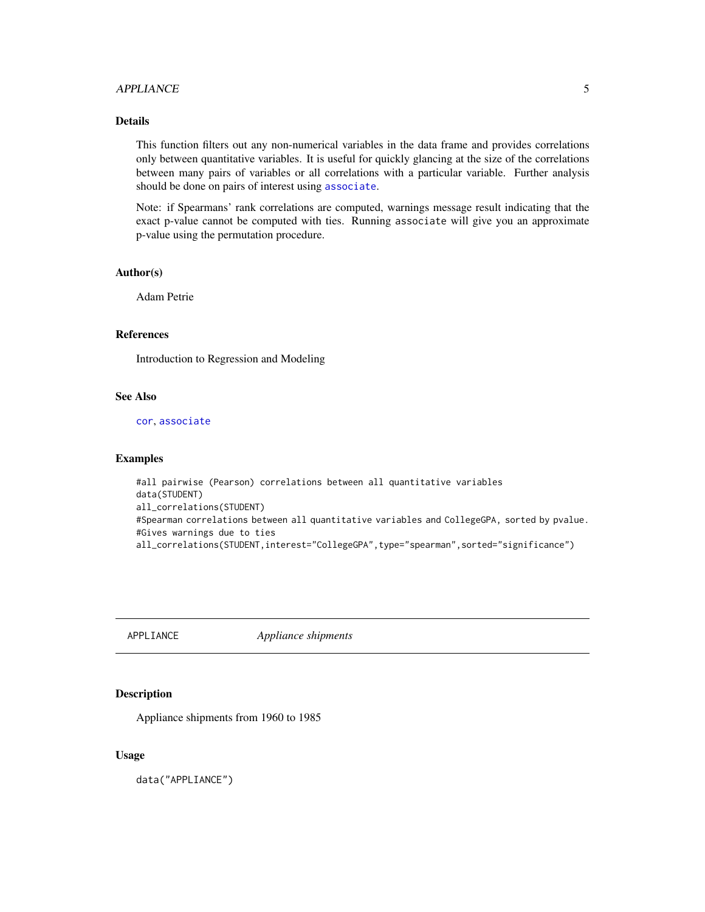## Details

This function filters out any non-numerical variables in the data frame and provides correlations only between quantitative variables. It is useful for quickly glancing at the size of the correlations between many pairs of variables or all correlations with a particular variable. Further analysis should be done on pairs of interest using `associate`.

Note: if Spearmans' rank correlations are computed, warnings message result indicating that the exact p-value cannot be computed with ties. Running `associate` will give you an approximate p-value using the permutation procedure.

## Author(s)

Adam Petrie

## References

Introduction to Regression and Modeling

## See Also

`cor`, `associate`

## Examples

```
#all pairwise (Pearson) correlations between all quantitative variables
data(STUDENT)
all_correlations(STUDENT)
#Spearman correlations between all quantitative variables and CollegeGPA, sorted by pvalue.
#Gives warnings due to ties
all_correlations(STUDENT,interest="CollegeGPA",type="spearman",sorted="significance")
```

---

# APPLIANCE *Appliance shipments*

## Description

Appliance shipments from 1960 to 1985

## Usage

```
data("APPLIANCE")
```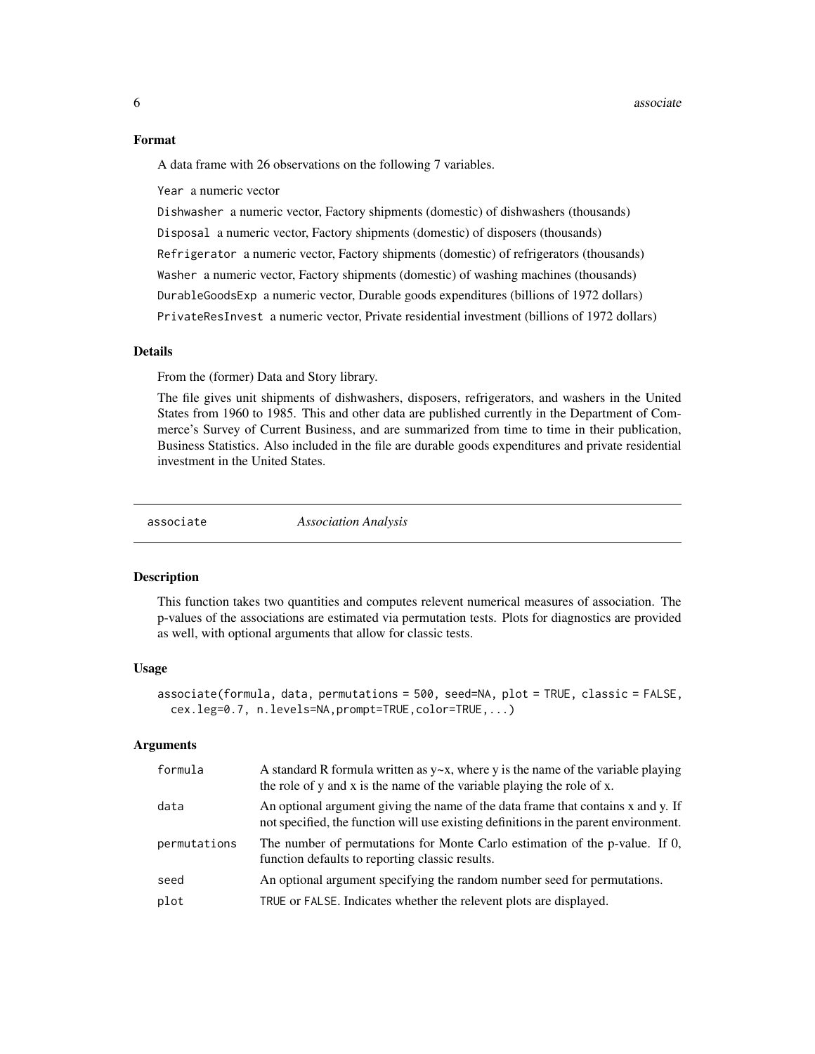### Format

A data frame with 26 observations on the following 7 variables.

`Year` a numeric vector

`Dishwasher` a numeric vector, Factory shipments (domestic) of dishwashers (thousands)

`Disposal` a numeric vector, Factory shipments (domestic) of disposers (thousands)

`Refrigerator` a numeric vector, Factory shipments (domestic) of refrigerators (thousands)

`Washer` a numeric vector, Factory shipments (domestic) of washing machines (thousands)

`DurableGoodsExp` a numeric vector, Durable goods expenditures (billions of 1972 dollars)

`PrivateResInvest` a numeric vector, Private residential investment (billions of 1972 dollars)

### Details

From the (former) Data and Story library.

The file gives unit shipments of dishwashers, disposers, refrigerators, and washers in the United States from 1960 to 1985. This and other data are published currently in the Department of Commerce's Survey of Current Business, and are summarized from time to time in their publication, Business Statistics. Also included in the file are durable goods expenditures and private residential investment in the United States.

---

## associate *Association Analysis*

---

### Description

This function takes two quantities and computes relevent numerical measures of association. The p-values of the associations are estimated via permutation tests. Plots for diagnostics are provided as well, with optional arguments that allow for classic tests.

### Usage

```
associate(formula, data, permutations = 500, seed=NA, plot = TRUE, classic = FALSE,
  cex.leg=0.7, n.levels=NA,prompt=TRUE,color=TRUE,...)
```

### Arguments

| | |
|---|---|
| `formula` | A standard R formula written as y~x, where y is the name of the variable playing the role of y and x is the name of the variable playing the role of x. |
| `data` | An optional argument giving the name of the data frame that contains x and y. If not specified, the function will use existing definitions in the parent environment. |
| `permutations` | The number of permutations for Monte Carlo estimation of the p-value. If 0, function defaults to reporting classic results. |
| `seed` | An optional argument specifying the random number seed for permutations. |
| `plot` | `TRUE` or `FALSE`. Indicates whether the relevent plots are displayed. |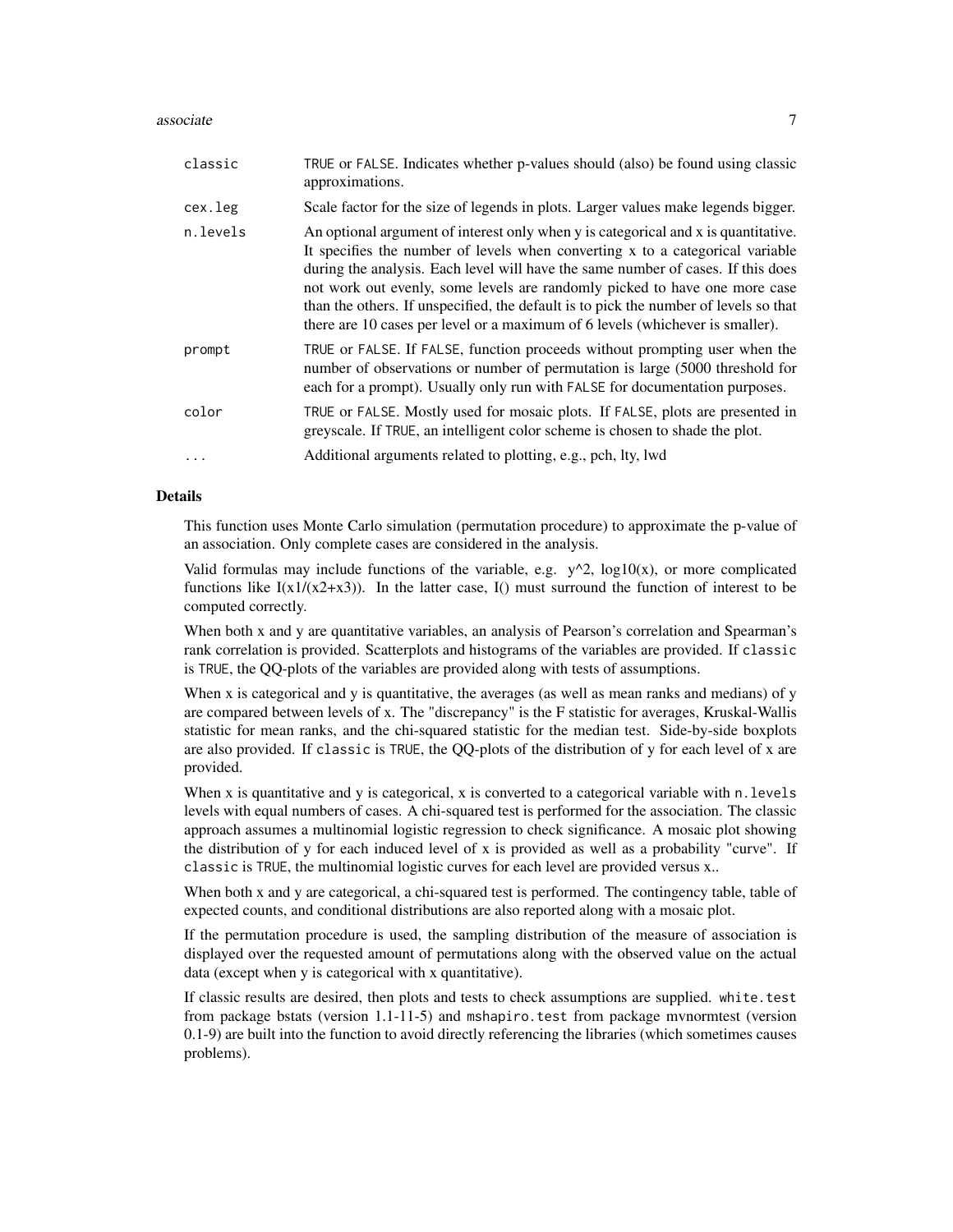| | |
|---|---|
| `classic` | TRUE or FALSE. Indicates whether p-values should (also) be found using classic approximations. |
| `cex.leg` | Scale factor for the size of legends in plots. Larger values make legends bigger. |
| `n.levels` | An optional argument of interest only when y is categorical and x is quantitative. It specifies the number of levels when converting x to a categorical variable during the analysis. Each level will have the same number of cases. If this does not work out evenly, some levels are randomly picked to have one more case than the others. If unspecified, the default is to pick the number of levels so that there are 10 cases per level or a maximum of 6 levels (whichever is smaller). |
| `prompt` | TRUE or FALSE. If FALSE, function proceeds without prompting user when the number of observations or number of permutation is large (5000 threshold for each for a prompt). Usually only run with FALSE for documentation purposes. |
| `color` | TRUE or FALSE. Mostly used for mosaic plots. If FALSE, plots are presented in greyscale. If TRUE, an intelligent color scheme is chosen to shade the plot. |
| `...` | Additional arguments related to plotting, e.g., pch, lty, lwd |

## Details

This function uses Monte Carlo simulation (permutation procedure) to approximate the p-value of an association. Only complete cases are considered in the analysis.

Valid formulas may include functions of the variable, e.g. y^2, log10(x), or more complicated functions like I(x1/(x2+x3)). In the latter case, I() must surround the function of interest to be computed correctly.

When both x and y are quantitative variables, an analysis of Pearson's correlation and Spearman's rank correlation is provided. Scatterplots and histograms of the variables are provided. If `classic` is TRUE, the QQ-plots of the variables are provided along with tests of assumptions.

When x is categorical and y is quantitative, the averages (as well as mean ranks and medians) of y are compared between levels of x. The "discrepancy" is the F statistic for averages, Kruskal-Wallis statistic for mean ranks, and the chi-squared statistic for the median test. Side-by-side boxplots are also provided. If `classic` is TRUE, the QQ-plots of the distribution of y for each level of x are provided.

When x is quantitative and y is categorical, x is converted to a categorical variable with `n.levels` levels with equal numbers of cases. A chi-squared test is performed for the association. The classic approach assumes a multinomial logistic regression to check significance. A mosaic plot showing the distribution of y for each induced level of x is provided as well as a probability "curve". If `classic` is TRUE, the multinomial logistic curves for each level are provided versus x..

When both x and y are categorical, a chi-squared test is performed. The contingency table, table of expected counts, and conditional distributions are also reported along with a mosaic plot.

If the permutation procedure is used, the sampling distribution of the measure of association is displayed over the requested amount of permutations along with the observed value on the actual data (except when y is categorical with x quantitative).

If classic results are desired, then plots and tests to check assumptions are supplied. `white.test` from package bstats (version 1.1-11-5) and `mshapiro.test` from package mvnormtest (version 0.1-9) are built into the function to avoid directly referencing the libraries (which sometimes causes problems).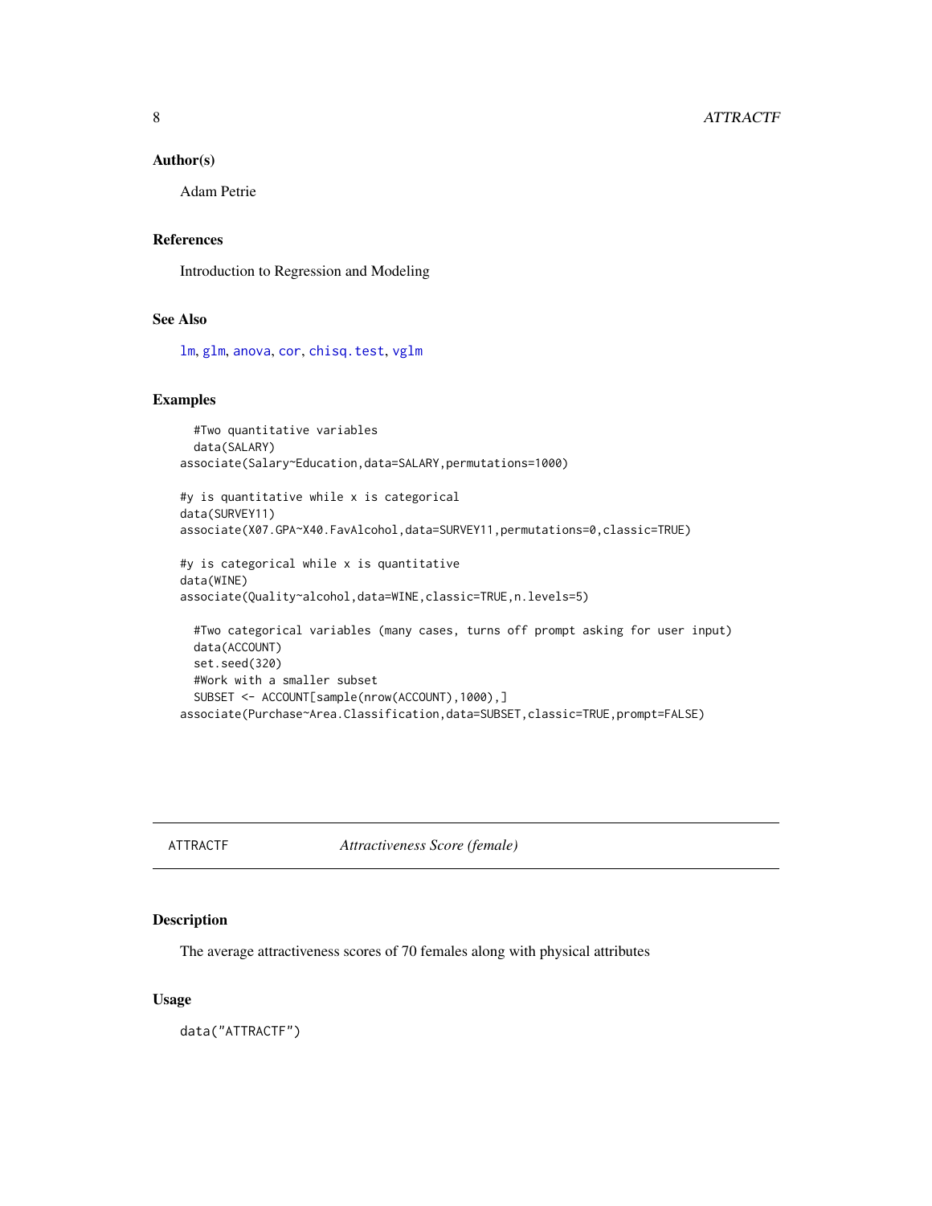### Author(s)

Adam Petrie

### References

Introduction to Regression and Modeling

### See Also

lm, glm, anova, cor, chisq.test, vglm

### Examples

```
  #Two quantitative variables
  data(SALARY)
associate(Salary~Education,data=SALARY,permutations=1000)

#y is quantitative while x is categorical
data(SURVEY11)
associate(X07.GPA~X40.FavAlcohol,data=SURVEY11,permutations=0,classic=TRUE)

#y is categorical while x is quantitative
data(WINE)
associate(Quality~alcohol,data=WINE,classic=TRUE,n.levels=5)

  #Two categorical variables (many cases, turns off prompt asking for user input)
  data(ACCOUNT)
  set.seed(320)
  #Work with a smaller subset
  SUBSET <- ACCOUNT[sample(nrow(ACCOUNT),1000),]
associate(Purchase~Area.Classification,data=SUBSET,classic=TRUE,prompt=FALSE)
```

---

## ATTRACTF *Attractiveness Score (female)*

### Description

The average attractiveness scores of 70 females along with physical attributes

### Usage

```
data("ATTRACTF")
```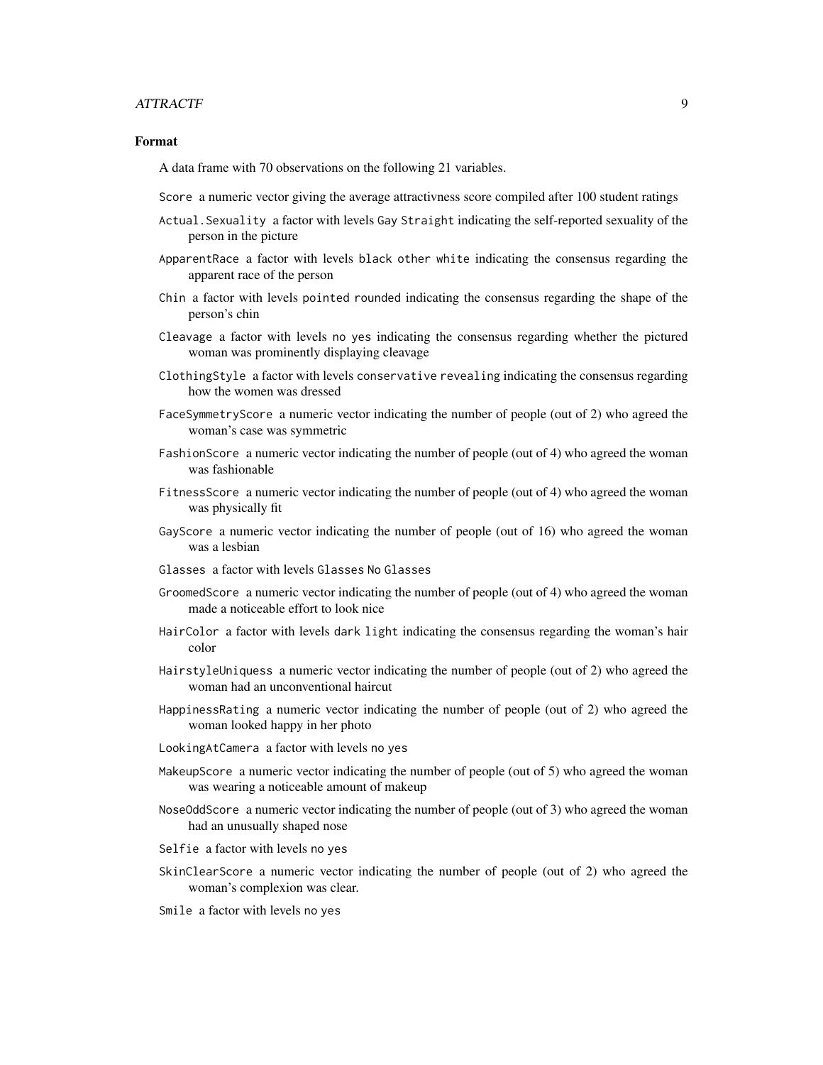### Format

A data frame with 70 observations on the following 21 variables.

`Score` a numeric vector giving the average attractivness score compiled after 100 student ratings

`Actual.Sexuality` a factor with levels `Gay` `Straight` indicating the self-reported sexuality of the person in the picture

`ApparentRace` a factor with levels `black` `other` `white` indicating the consensus regarding the apparent race of the person

`Chin` a factor with levels `pointed` `rounded` indicating the consensus regarding the shape of the person's chin

`Cleavage` a factor with levels `no` `yes` indicating the consensus regarding whether the pictured woman was prominently displaying cleavage

`ClothingStyle` a factor with levels `conservative` `revealing` indicating the consensus regarding how the women was dressed

`FaceSymmetryScore` a numeric vector indicating the number of people (out of 2) who agreed the woman's case was symmetric

`FashionScore` a numeric vector indicating the number of people (out of 4) who agreed the woman was fashionable

`FitnessScore` a numeric vector indicating the number of people (out of 4) who agreed the woman was physically fit

`GayScore` a numeric vector indicating the number of people (out of 16) who agreed the woman was a lesbian

`Glasses` a factor with levels `Glasses` `No Glasses`

`GroomedScore` a numeric vector indicating the number of people (out of 4) who agreed the woman made a noticeable effort to look nice

`HairColor` a factor with levels `dark` `light` indicating the consensus regarding the woman's hair color

`HairstyleUniquess` a numeric vector indicating the number of people (out of 2) who agreed the woman had an unconventional haircut

`HappinessRating` a numeric vector indicating the number of people (out of 2) who agreed the woman looked happy in her photo

`LookingAtCamera` a factor with levels `no` `yes`

`MakeupScore` a numeric vector indicating the number of people (out of 5) who agreed the woman was wearing a noticeable amount of makeup

`NoseOddScore` a numeric vector indicating the number of people (out of 3) who agreed the woman had an unusually shaped nose

`Selfie` a factor with levels `no` `yes`

`SkinClearScore` a numeric vector indicating the number of people (out of 2) who agreed the woman's complexion was clear.

`Smile` a factor with levels `no` `yes`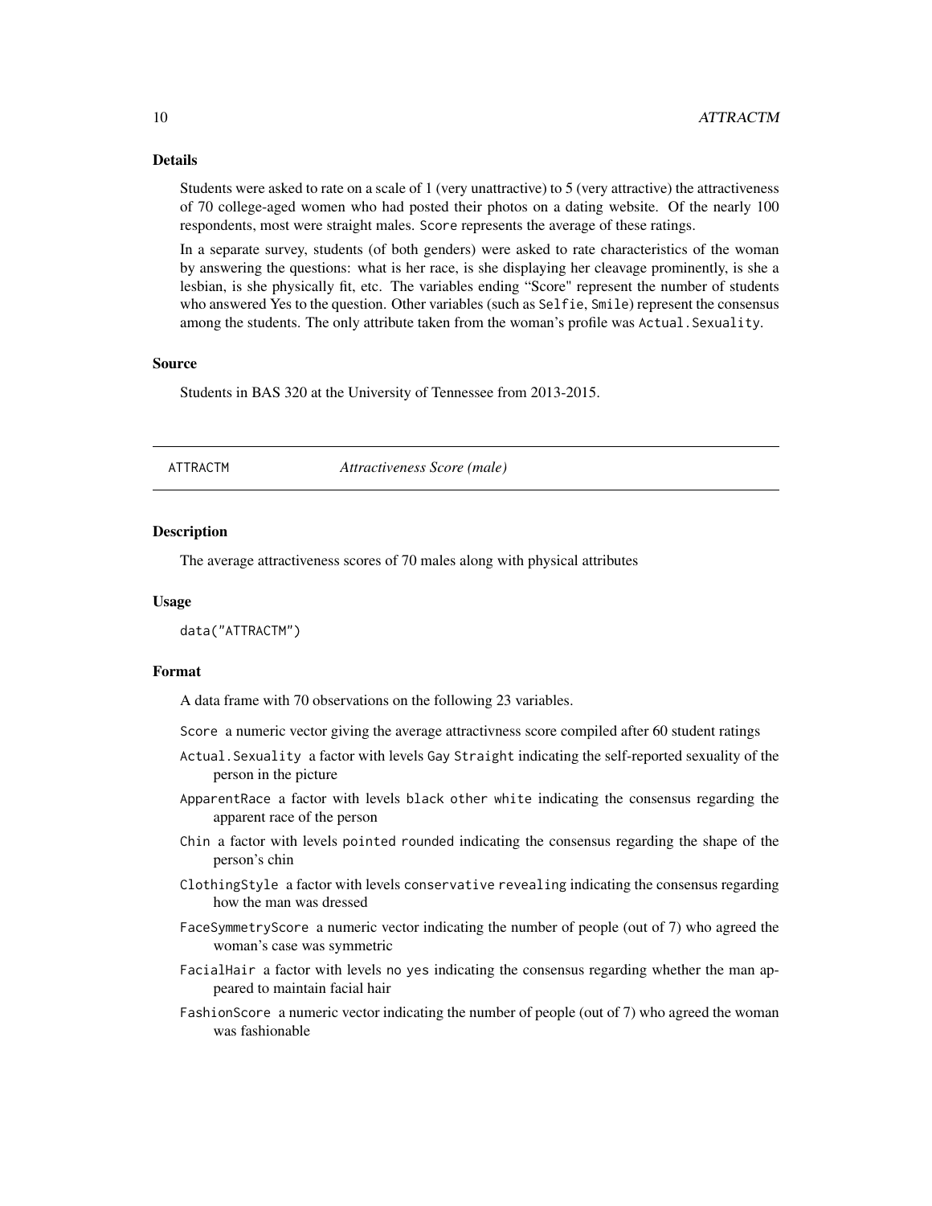### Details

Students were asked to rate on a scale of 1 (very unattractive) to 5 (very attractive) the attractiveness of 70 college-aged women who had posted their photos on a dating website. Of the nearly 100 respondents, most were straight males. `Score` represents the average of these ratings.

In a separate survey, students (of both genders) were asked to rate characteristics of the woman by answering the questions: what is her race, is she displaying her cleavage prominently, is she a lesbian, is she physically fit, etc. The variables ending "Score" represent the number of students who answered Yes to the question. Other variables (such as `Selfie`, `Smile`) represent the consensus among the students. The only attribute taken from the woman's profile was `Actual.Sexuality`.

### Source

Students in BAS 320 at the University of Tennessee from 2013-2015.

---

## ATTRACTM *Attractiveness Score (male)*

---

### Description

The average attractiveness scores of 70 males along with physical attributes

### Usage

```
data("ATTRACTM")
```

### Format

A data frame with 70 observations on the following 23 variables.

`Score` a numeric vector giving the average attractivness score compiled after 60 student ratings

`Actual.Sexuality` a factor with levels `Gay` `Straight` indicating the self-reported sexuality of the person in the picture

`ApparentRace` a factor with levels `black` `other` `white` indicating the consensus regarding the apparent race of the person

`Chin` a factor with levels `pointed` `rounded` indicating the consensus regarding the shape of the person's chin

`ClothingStyle` a factor with levels `conservative` `revealing` indicating the consensus regarding how the man was dressed

`FaceSymmetryScore` a numeric vector indicating the number of people (out of 7) who agreed the woman's case was symmetric

`FacialHair` a factor with levels `no` `yes` indicating the consensus regarding whether the man appeared to maintain facial hair

`FashionScore` a numeric vector indicating the number of people (out of 7) who agreed the woman was fashionable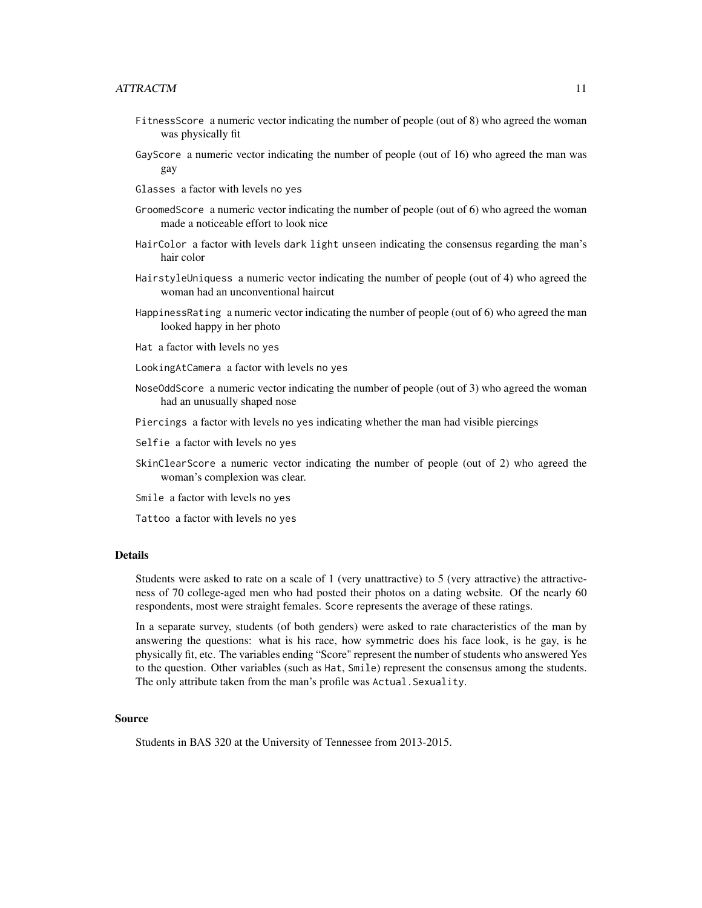FitnessScore a numeric vector indicating the number of people (out of 8) who agreed the woman was physically fit

GayScore a numeric vector indicating the number of people (out of 16) who agreed the man was gay

Glasses a factor with levels no yes

GroomedScore a numeric vector indicating the number of people (out of 6) who agreed the woman made a noticeable effort to look nice

HairColor a factor with levels dark light unseen indicating the consensus regarding the man's hair color

HairstyleUniquess a numeric vector indicating the number of people (out of 4) who agreed the woman had an unconventional haircut

HappinessRating a numeric vector indicating the number of people (out of 6) who agreed the man looked happy in her photo

Hat a factor with levels no yes

LookingAtCamera a factor with levels no yes

NoseOddScore a numeric vector indicating the number of people (out of 3) who agreed the woman had an unusually shaped nose

Piercings a factor with levels no yes indicating whether the man had visible piercings

Selfie a factor with levels no yes

SkinClearScore a numeric vector indicating the number of people (out of 2) who agreed the woman's complexion was clear.

Smile a factor with levels no yes

Tattoo a factor with levels no yes

### Details

Students were asked to rate on a scale of 1 (very unattractive) to 5 (very attractive) the attractiveness of 70 college-aged men who had posted their photos on a dating website. Of the nearly 60 respondents, most were straight females. Score represents the average of these ratings.

In a separate survey, students (of both genders) were asked to rate characteristics of the man by answering the questions: what is his race, how symmetric does his face look, is he gay, is he physically fit, etc. The variables ending "Score" represent the number of students who answered Yes to the question. Other variables (such as Hat, Smile) represent the consensus among the students. The only attribute taken from the man's profile was Actual.Sexuality.

### Source

Students in BAS 320 at the University of Tennessee from 2013-2015.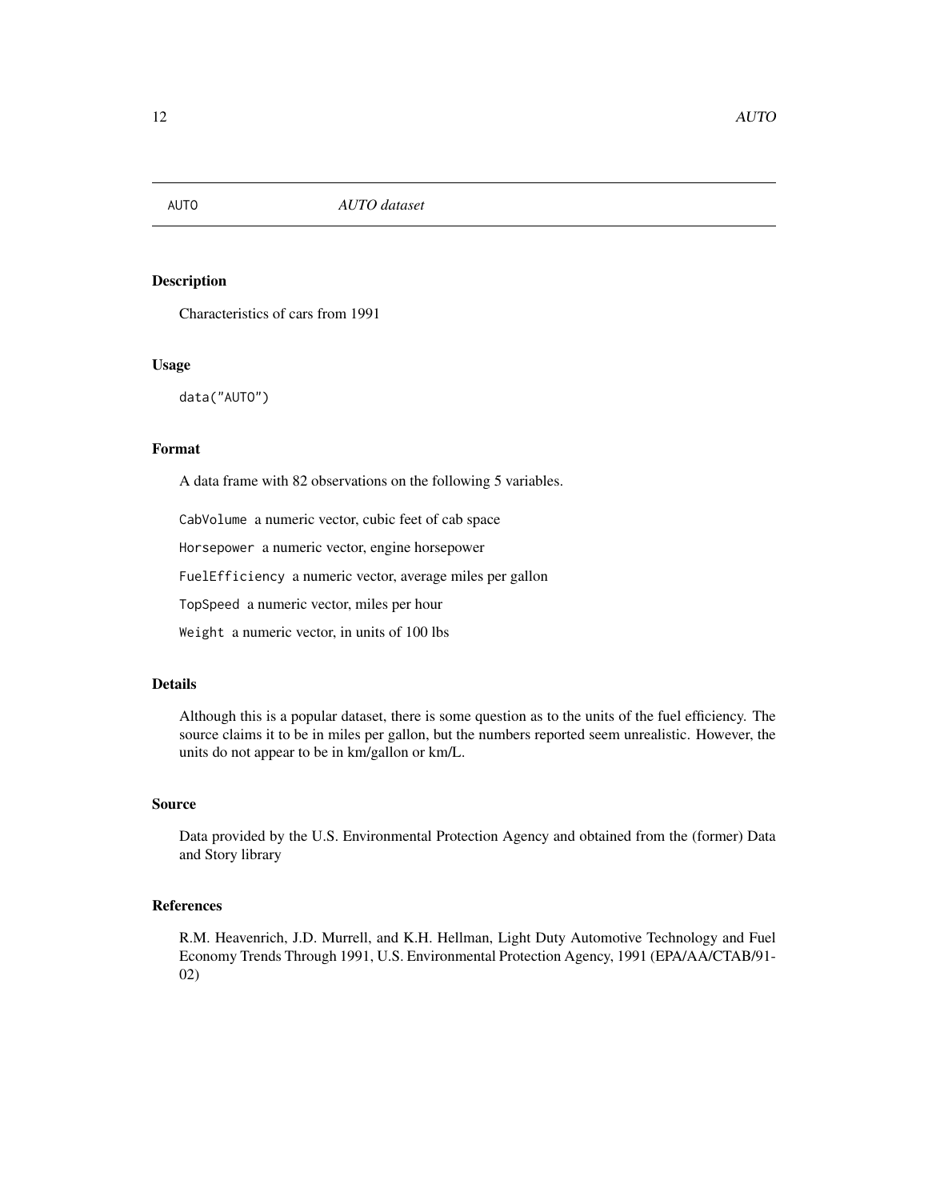AUTO    *AUTO dataset*

## Description

Characteristics of cars from 1991

## Usage

```
data("AUTO")
```

## Format

A data frame with 82 observations on the following 5 variables.

`CabVolume` a numeric vector, cubic feet of cab space

`Horsepower` a numeric vector, engine horsepower

`FuelEfficiency` a numeric vector, average miles per gallon

`TopSpeed` a numeric vector, miles per hour

`Weight` a numeric vector, in units of 100 lbs

## Details

Although this is a popular dataset, there is some question as to the units of the fuel efficiency. The source claims it to be in miles per gallon, but the numbers reported seem unrealistic. However, the units do not appear to be in km/gallon or km/L.

## Source

Data provided by the U.S. Environmental Protection Agency and obtained from the (former) Data and Story library

## References

R.M. Heavenrich, J.D. Murrell, and K.H. Hellman, Light Duty Automotive Technology and Fuel Economy Trends Through 1991, U.S. Environmental Protection Agency, 1991 (EPA/AA/CTAB/91-02)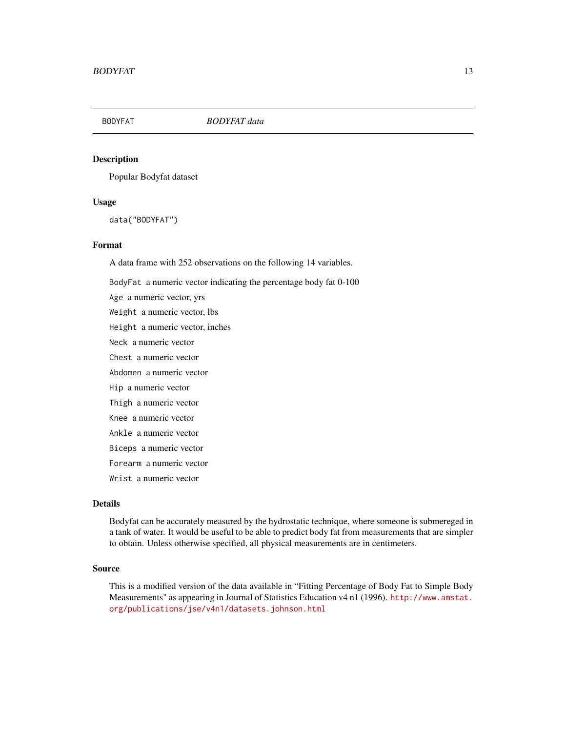BODYFAT — *BODYFAT data*

## Description

Popular Bodyfat dataset

## Usage

```
data("BODYFAT")
```

## Format

A data frame with 252 observations on the following 14 variables.

- `BodyFat` a numeric vector indicating the percentage body fat 0-100
- `Age` a numeric vector, yrs
- `Weight` a numeric vector, lbs
- `Height` a numeric vector, inches
- `Neck` a numeric vector
- `Chest` a numeric vector
- `Abdomen` a numeric vector
- `Hip` a numeric vector
- `Thigh` a numeric vector
- `Knee` a numeric vector
- `Ankle` a numeric vector
- `Biceps` a numeric vector
- `Forearm` a numeric vector
- `Wrist` a numeric vector

## Details

Bodyfat can be accurately measured by the hydrostatic technique, where someone is submereged in a tank of water. It would be useful to be able to predict body fat from measurements that are simpler to obtain. Unless otherwise specified, all physical measurements are in centimeters.

## Source

This is a modified version of the data available in "Fitting Percentage of Body Fat to Simple Body Measurements" as appearing in Journal of Statistics Education v4 n1 (1996). http://www.amstat.org/publications/jse/v4n1/datasets.johnson.html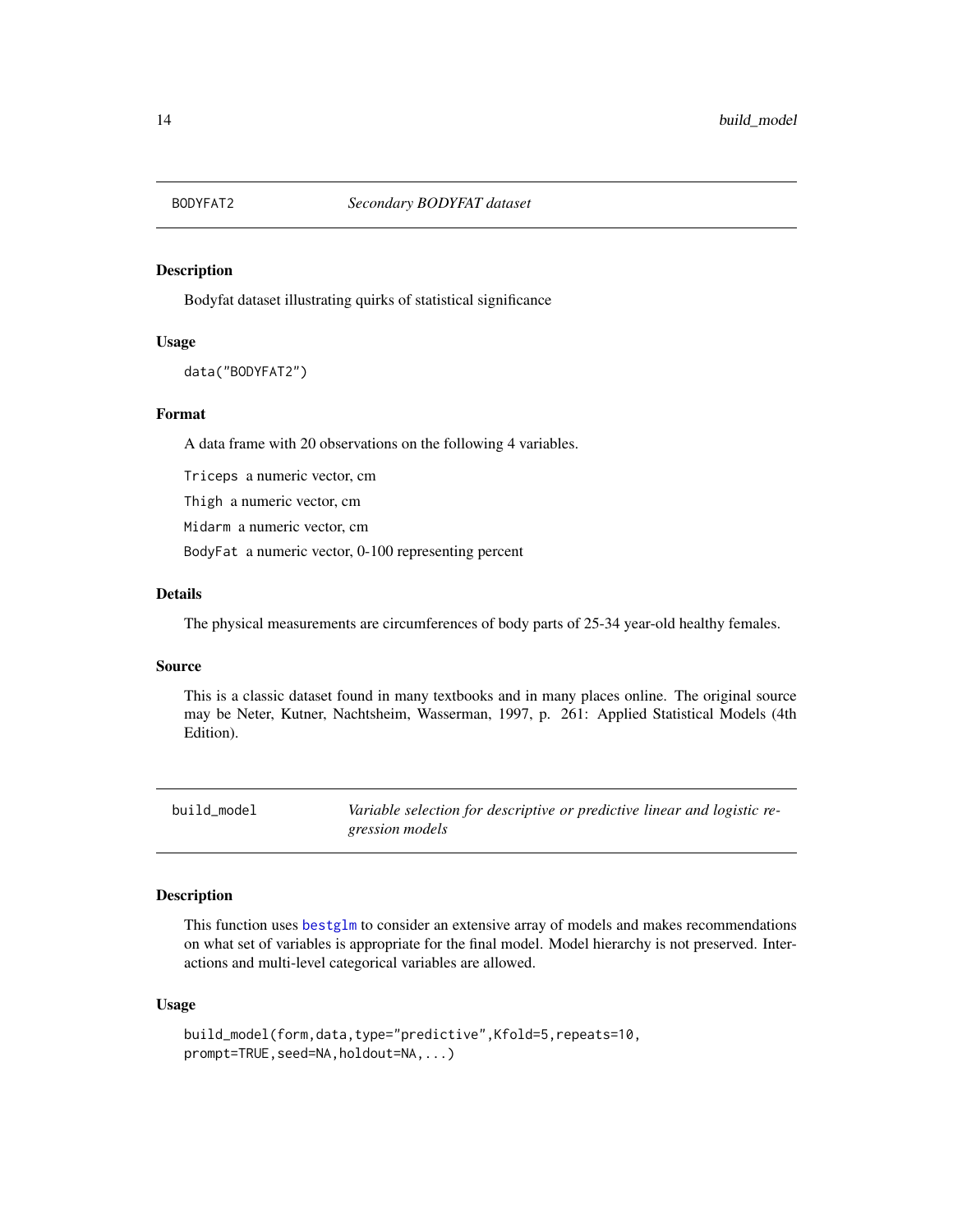## BODYFAT2 *Secondary BODYFAT dataset*

### Description

Bodyfat dataset illustrating quirks of statistical significance

### Usage

```
data("BODYFAT2")
```

### Format

A data frame with 20 observations on the following 4 variables.

`Triceps` a numeric vector, cm

`Thigh` a numeric vector, cm

`Midarm` a numeric vector, cm

`BodyFat` a numeric vector, 0-100 representing percent

### Details

The physical measurements are circumferences of body parts of 25-34 year-old healthy females.

### Source

This is a classic dataset found in many textbooks and in many places online. The original source may be Neter, Kutner, Nachtsheim, Wasserman, 1997, p. 261: Applied Statistical Models (4th Edition).

## build_model *Variable selection for descriptive or predictive linear and logistic regression models*

### Description

This function uses `bestglm` to consider an extensive array of models and makes recommendations on what set of variables is appropriate for the final model. Model hierarchy is not preserved. Interactions and multi-level categorical variables are allowed.

### Usage

```
build_model(form,data,type="predictive",Kfold=5,repeats=10,
prompt=TRUE,seed=NA,holdout=NA,...)
```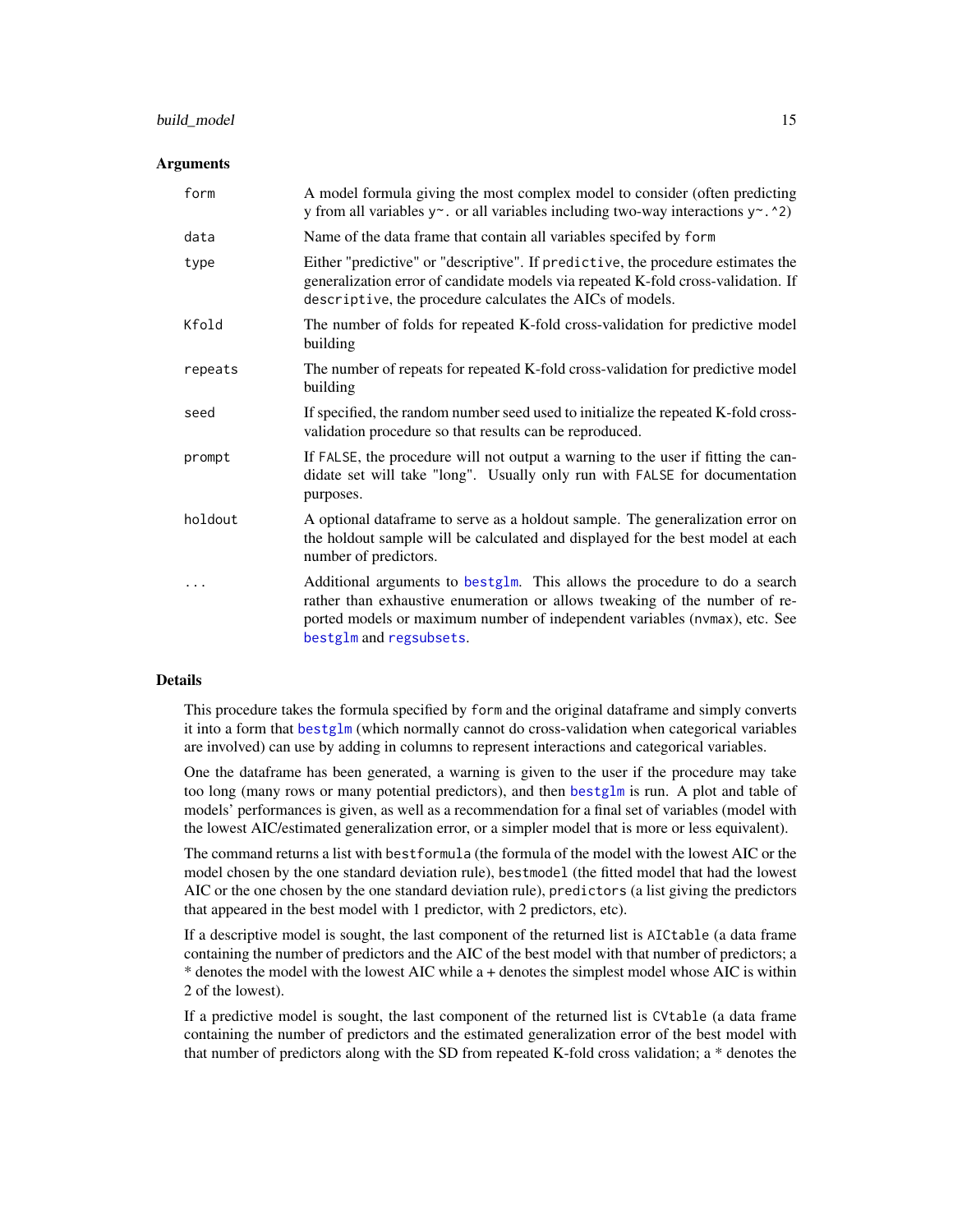### Arguments

| | |
|---|---|
| `form` | A model formula giving the most complex model to consider (often predicting y from all variables `y~.` or all variables including two-way interactions `y~.^2`) |
| `data` | Name of the data frame that contain all variables specifed by `form` |
| `type` | Either "predictive" or "descriptive". If `predictive`, the procedure estimates the generalization error of candidate models via repeated K-fold cross-validation. If `descriptive`, the procedure calculates the AICs of models. |
| `Kfold` | The number of folds for repeated K-fold cross-validation for predictive model building |
| `repeats` | The number of repeats for repeated K-fold cross-validation for predictive model building |
| `seed` | If specified, the random number seed used to initialize the repeated K-fold cross-validation procedure so that results can be reproduced. |
| `prompt` | If `FALSE`, the procedure will not output a warning to the user if fitting the candidate set will take "long". Usually only run with `FALSE` for documentation purposes. |
| `holdout` | A optional dataframe to serve as a holdout sample. The generalization error on the holdout sample will be calculated and displayed for the best model at each number of predictors. |
| `...` | Additional arguments to `bestglm`. This allows the procedure to do a search rather than exhaustive enumeration or allows tweaking of the number of reported models or maximum number of independent variables (`nvmax`), etc. See `bestglm` and `regsubsets`. |

### Details

This procedure takes the formula specified by `form` and the original dataframe and simply converts it into a form that `bestglm` (which normally cannot do cross-validation when categorical variables are involved) can use by adding in columns to represent interactions and categorical variables.

One the dataframe has been generated, a warning is given to the user if the procedure may take too long (many rows or many potential predictors), and then `bestglm` is run. A plot and table of models' performances is given, as well as a recommendation for a final set of variables (model with the lowest AIC/estimated generalization error, or a simpler model that is more or less equivalent).

The command returns a list with `bestformula` (the formula of the model with the lowest AIC or the model chosen by the one standard deviation rule), `bestmodel` (the fitted model that had the lowest AIC or the one chosen by the one standard deviation rule), `predictors` (a list giving the predictors that appeared in the best model with 1 predictor, with 2 predictors, etc).

If a descriptive model is sought, the last component of the returned list is `AICtable` (a data frame containing the number of predictors and the AIC of the best model with that number of predictors; a * denotes the model with the lowest AIC while a + denotes the simplest model whose AIC is within 2 of the lowest).

If a predictive model is sought, the last component of the returned list is `CVtable` (a data frame containing the number of predictors and the estimated generalization error of the best model with that number of predictors along with the SD from repeated K-fold cross validation; a * denotes the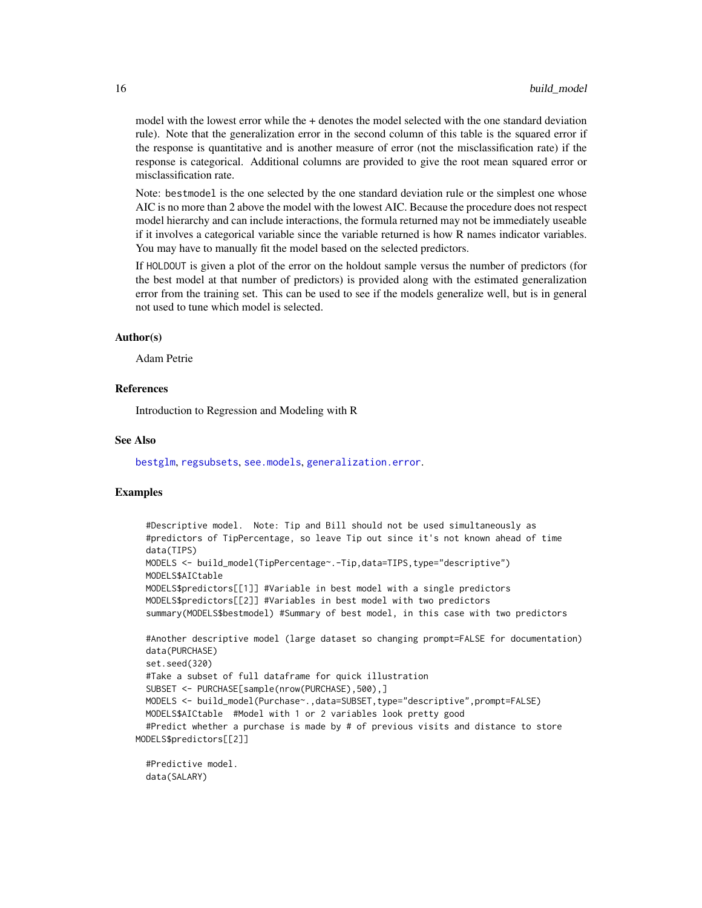model with the lowest error while the + denotes the model selected with the one standard deviation rule). Note that the generalization error in the second column of this table is the squared error if the response is quantitative and is another measure of error (not the misclassification rate) if the response is categorical. Additional columns are provided to give the root mean squared error or misclassification rate.

Note: `bestmodel` is the one selected by the one standard deviation rule or the simplest one whose AIC is no more than 2 above the model with the lowest AIC. Because the procedure does not respect model hierarchy and can include interactions, the formula returned may not be immediately useable if it involves a categorical variable since the variable returned is how R names indicator variables. You may have to manually fit the model based on the selected predictors.

If `HOLDOUT` is given a plot of the error on the holdout sample versus the number of predictors (for the best model at that number of predictors) is provided along with the estimated generalization error from the training set. This can be used to see if the models generalize well, but is in general not used to tune which model is selected.

### Author(s)

Adam Petrie

### References

Introduction to Regression and Modeling with R

### See Also

`bestglm`, `regsubsets`, `see.models`, `generalization.error`.

### Examples

```
  #Descriptive model.  Note: Tip and Bill should not be used simultaneously as
  #predictors of TipPercentage, so leave Tip out since it's not known ahead of time
  data(TIPS)
  MODELS <- build_model(TipPercentage~.-Tip,data=TIPS,type="descriptive")
  MODELS$AICtable
  MODELS$predictors[[1]] #Variable in best model with a single predictors
  MODELS$predictors[[2]] #Variables in best model with two predictors
  summary(MODELS$bestmodel) #Summary of best model, in this case with two predictors

  #Another descriptive model (large dataset so changing prompt=FALSE for documentation)
  data(PURCHASE)
  set.seed(320)
  #Take a subset of full dataframe for quick illustration
  SUBSET <- PURCHASE[sample(nrow(PURCHASE),500),]
  MODELS <- build_model(Purchase~.,data=SUBSET,type="descriptive",prompt=FALSE)
  MODELS$AICtable  #Model with 1 or 2 variables look pretty good
  #Predict whether a purchase is made by # of previous visits and distance to store
MODELS$predictors[[2]]

  #Predictive model.
  data(SALARY)
```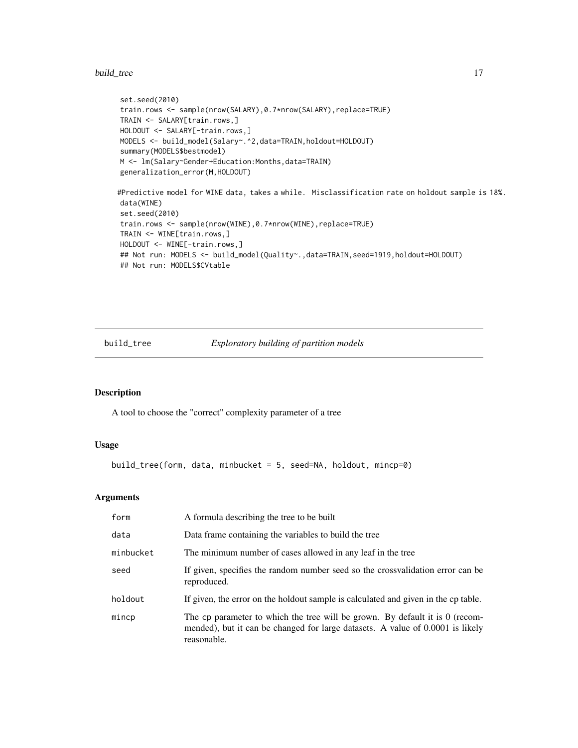```
set.seed(2010)
train.rows <- sample(nrow(SALARY),0.7*nrow(SALARY),replace=TRUE)
TRAIN <- SALARY[train.rows,]
HOLDOUT <- SALARY[-train.rows,]
MODELS <- build_model(Salary~.^2,data=TRAIN,holdout=HOLDOUT)
summary(MODELS$bestmodel)
M <- lm(Salary~Gender+Education:Months,data=TRAIN)
generalization_error(M,HOLDOUT)

#Predictive model for WINE data, takes a while.  Misclassification rate on holdout sample is 18%.
data(WINE)
set.seed(2010)
train.rows <- sample(nrow(WINE),0.7*nrow(WINE),replace=TRUE)
TRAIN <- WINE[train.rows,]
HOLDOUT <- WINE[-train.rows,]
## Not run: MODELS <- build_model(Quality~.,data=TRAIN,seed=1919,holdout=HOLDOUT)
## Not run: MODELS$CVtable
```

## build_tree *Exploratory building of partition models*

### Description

A tool to choose the "correct" complexity parameter of a tree

### Usage

```
build_tree(form, data, minbucket = 5, seed=NA, holdout, mincp=0)
```

### Arguments

| | |
|---|---|
| form | A formula describing the tree to be built |
| data | Data frame containing the variables to build the tree |
| minbucket | The minimum number of cases allowed in any leaf in the tree |
| seed | If given, specifies the random number seed so the crossvalidation error can be reproduced. |
| holdout | If given, the error on the holdout sample is calculated and given in the cp table. |
| mincp | The cp parameter to which the tree will be grown. By default it is 0 (recommended), but it can be changed for large datasets. A value of 0.0001 is likely reasonable. |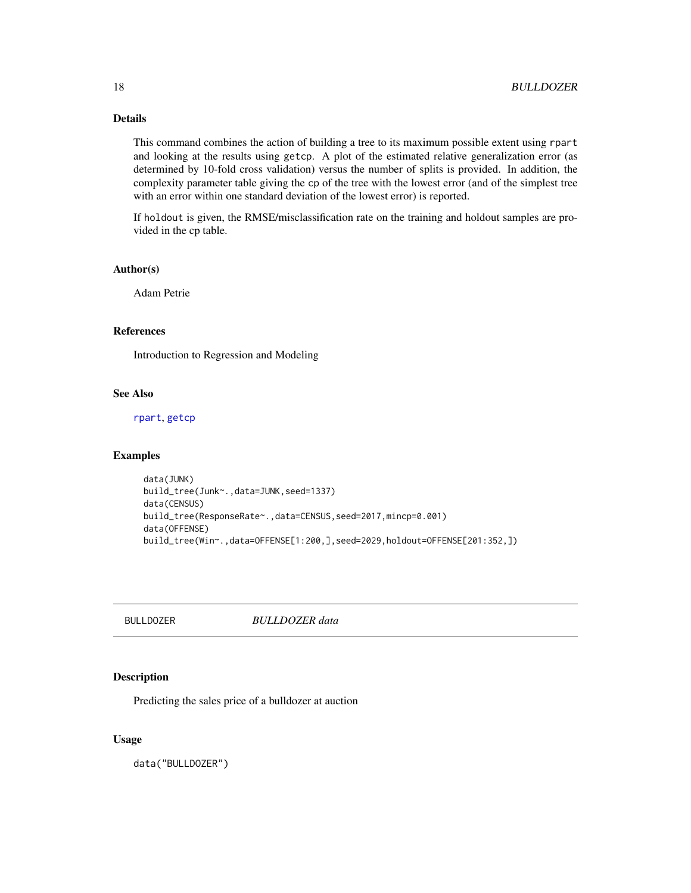## Details

This command combines the action of building a tree to its maximum possible extent using `rpart` and looking at the results using `getcp`. A plot of the estimated relative generalization error (as determined by 10-fold cross validation) versus the number of splits is provided. In addition, the complexity parameter table giving the `cp` of the tree with the lowest error (and of the simplest tree with an error within one standard deviation of the lowest error) is reported.

If `holdout` is given, the RMSE/misclassification rate on the training and holdout samples are provided in the cp table.

## Author(s)

Adam Petrie

## References

Introduction to Regression and Modeling

## See Also

`rpart`, `getcp`

## Examples

```
data(JUNK)
build_tree(Junk~.,data=JUNK,seed=1337)
data(CENSUS)
build_tree(ResponseRate~.,data=CENSUS,seed=2017,mincp=0.001)
data(OFFENSE)
build_tree(Win~.,data=OFFENSE[1:200,],seed=2029,holdout=OFFENSE[201:352,])
```

---

# BULLDOZER &nbsp;&nbsp;&nbsp;&nbsp; *BULLDOZER data*

## Description

Predicting the sales price of a bulldozer at auction

## Usage

```
data("BULLDOZER")
```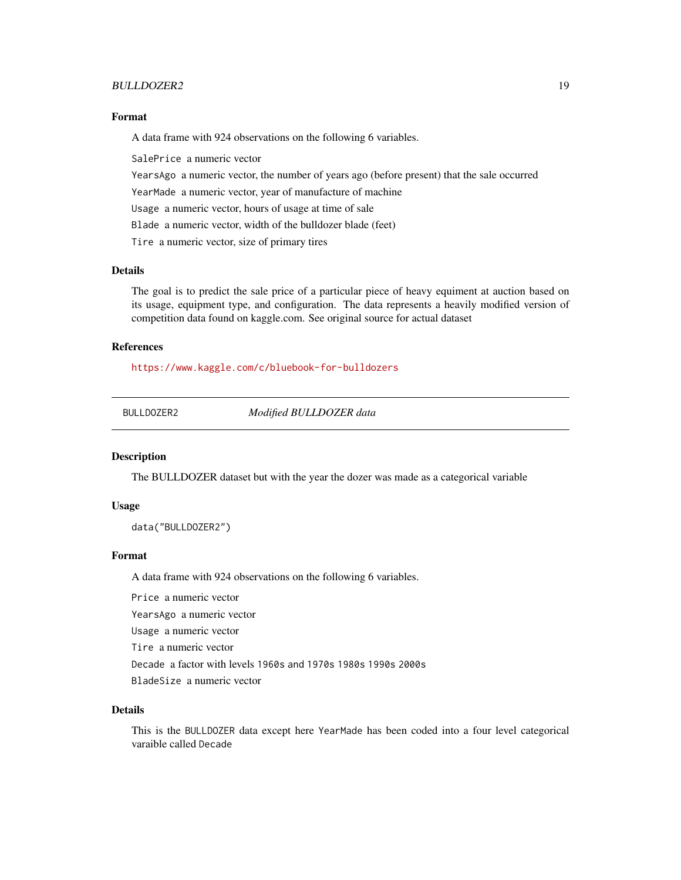### Format

A data frame with 924 observations on the following 6 variables.

`SalePrice` a numeric vector

`YearsAgo` a numeric vector, the number of years ago (before present) that the sale occurred

`YearMade` a numeric vector, year of manufacture of machine

`Usage` a numeric vector, hours of usage at time of sale

`Blade` a numeric vector, width of the bulldozer blade (feet)

`Tire` a numeric vector, size of primary tires

### Details

The goal is to predict the sale price of a particular piece of heavy equiment at auction based on its usage, equipment type, and configuration. The data represents a heavily modified version of competition data found on kaggle.com. See original source for actual dataset

### References

https://www.kaggle.com/c/bluebook-for-bulldozers

---

## BULLDOZER2 *Modified BULLDOZER data*

---

### Description

The BULLDOZER dataset but with the year the dozer was made as a categorical variable

### Usage

```
data("BULLDOZER2")
```

### Format

A data frame with 924 observations on the following 6 variables.

`Price` a numeric vector

`YearsAgo` a numeric vector

`Usage` a numeric vector

`Tire` a numeric vector

`Decade` a factor with levels `1960s and 1970s` `1980s` `1990s` `2000s`

`BladeSize` a numeric vector

### Details

This is the `BULLDOZER` data except here `YearMade` has been coded into a four level categorical varaible called `Decade`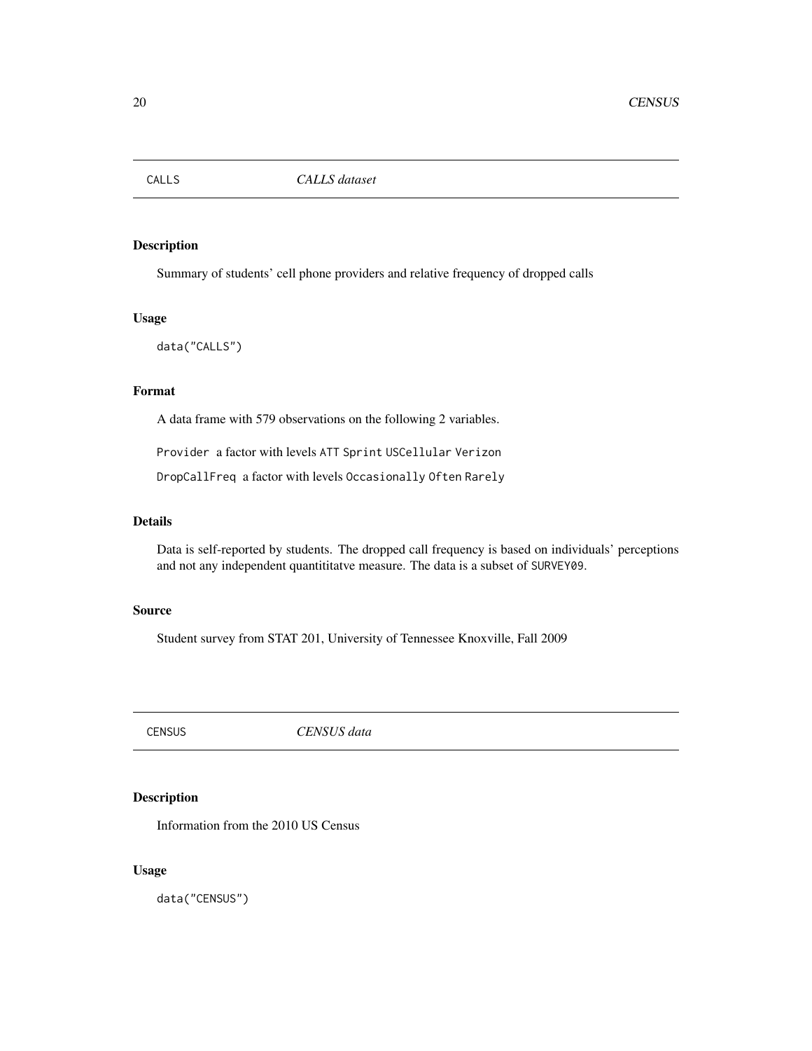## CALLS *CALLS dataset*

### Description

Summary of students' cell phone providers and relative frequency of dropped calls

### Usage

```
data("CALLS")
```

### Format

A data frame with 579 observations on the following 2 variables.

`Provider` a factor with levels `ATT` `Sprint` `USCellular` `Verizon`

`DropCallFreq` a factor with levels `Occasionally` `Often` `Rarely`

### Details

Data is self-reported by students. The dropped call frequency is based on individuals' perceptions and not any independent quantititatve measure. The data is a subset of `SURVEY09`.

### Source

Student survey from STAT 201, University of Tennessee Knoxville, Fall 2009

## CENSUS *CENSUS data*

### Description

Information from the 2010 US Census

### Usage

```
data("CENSUS")
```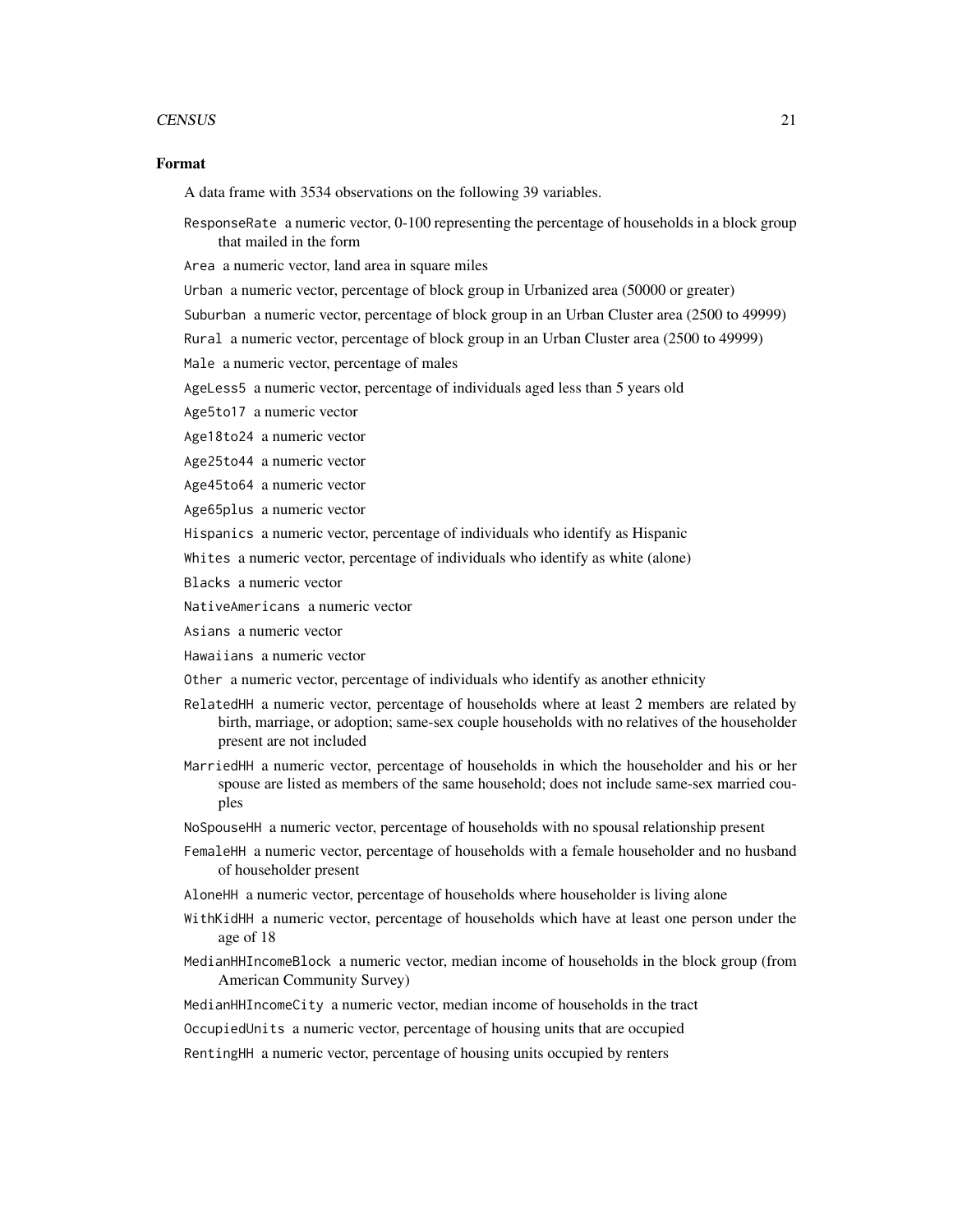## Format

A data frame with 3534 observations on the following 39 variables.

ResponseRate a numeric vector, 0-100 representing the percentage of households in a block group that mailed in the form

Area a numeric vector, land area in square miles

Urban a numeric vector, percentage of block group in Urbanized area (50000 or greater)

Suburban a numeric vector, percentage of block group in an Urban Cluster area (2500 to 49999)

Rural a numeric vector, percentage of block group in an Urban Cluster area (2500 to 49999)

Male a numeric vector, percentage of males

AgeLess5 a numeric vector, percentage of individuals aged less than 5 years old

Age5to17 a numeric vector

Age18to24 a numeric vector

Age25to44 a numeric vector

Age45to64 a numeric vector

Age65plus a numeric vector

Hispanics a numeric vector, percentage of individuals who identify as Hispanic

Whites a numeric vector, percentage of individuals who identify as white (alone)

Blacks a numeric vector

NativeAmericans a numeric vector

Asians a numeric vector

Hawaiians a numeric vector

Other a numeric vector, percentage of individuals who identify as another ethnicity

RelatedHH a numeric vector, percentage of households where at least 2 members are related by birth, marriage, or adoption; same-sex couple households with no relatives of the householder present are not included

MarriedHH a numeric vector, percentage of households in which the householder and his or her spouse are listed as members of the same household; does not include same-sex married couples

NoSpouseHH a numeric vector, percentage of households with no spousal relationship present

FemaleHH a numeric vector, percentage of households with a female householder and no husband of householder present

AloneHH a numeric vector, percentage of households where householder is living alone

WithKidHH a numeric vector, percentage of households which have at least one person under the age of 18

MedianHHIncomeBlock a numeric vector, median income of households in the block group (from American Community Survey)

MedianHHIncomeCity a numeric vector, median income of households in the tract

OccupiedUnits a numeric vector, percentage of housing units that are occupied

RentingHH a numeric vector, percentage of housing units occupied by renters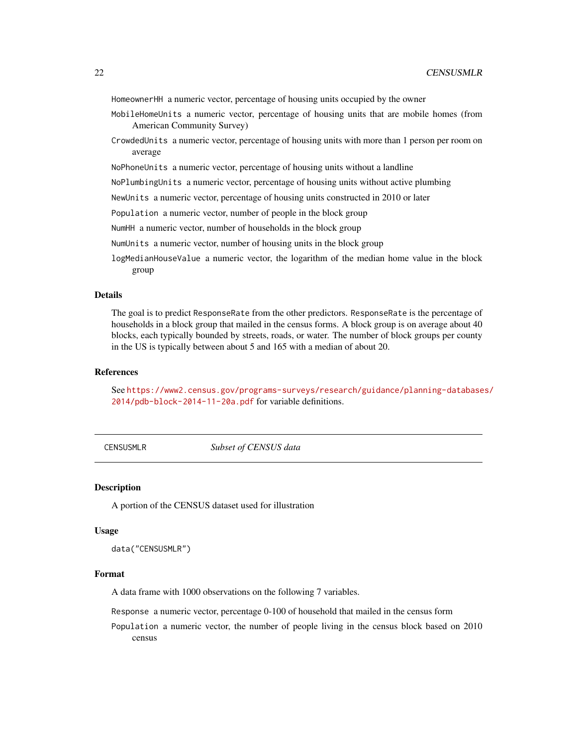HomeownerHH a numeric vector, percentage of housing units occupied by the owner

MobileHomeUnits a numeric vector, percentage of housing units that are mobile homes (from American Community Survey)

CrowdedUnits a numeric vector, percentage of housing units with more than 1 person per room on average

NoPhoneUnits a numeric vector, percentage of housing units without a landline

NoPlumbingUnits a numeric vector, percentage of housing units without active plumbing

NewUnits a numeric vector, percentage of housing units constructed in 2010 or later

Population a numeric vector, number of people in the block group

NumHH a numeric vector, number of households in the block group

NumUnits a numeric vector, number of housing units in the block group

logMedianHouseValue a numeric vector, the logarithm of the median home value in the block group

### Details

The goal is to predict ResponseRate from the other predictors. ResponseRate is the percentage of households in a block group that mailed in the census forms. A block group is on average about 40 blocks, each typically bounded by streets, roads, or water. The number of block groups per county in the US is typically between about 5 and 165 with a median of about 20.

### References

See https://www2.census.gov/programs-surveys/research/guidance/planning-databases/2014/pdb-block-2014-11-20a.pdf for variable definitions.

---

## CENSUSMLR *Subset of CENSUS data*

---

### Description

A portion of the CENSUS dataset used for illustration

### Usage

```
data("CENSUSMLR")
```

### Format

A data frame with 1000 observations on the following 7 variables.

Response a numeric vector, percentage 0-100 of household that mailed in the census form

Population a numeric vector, the number of people living in the census block based on 2010 census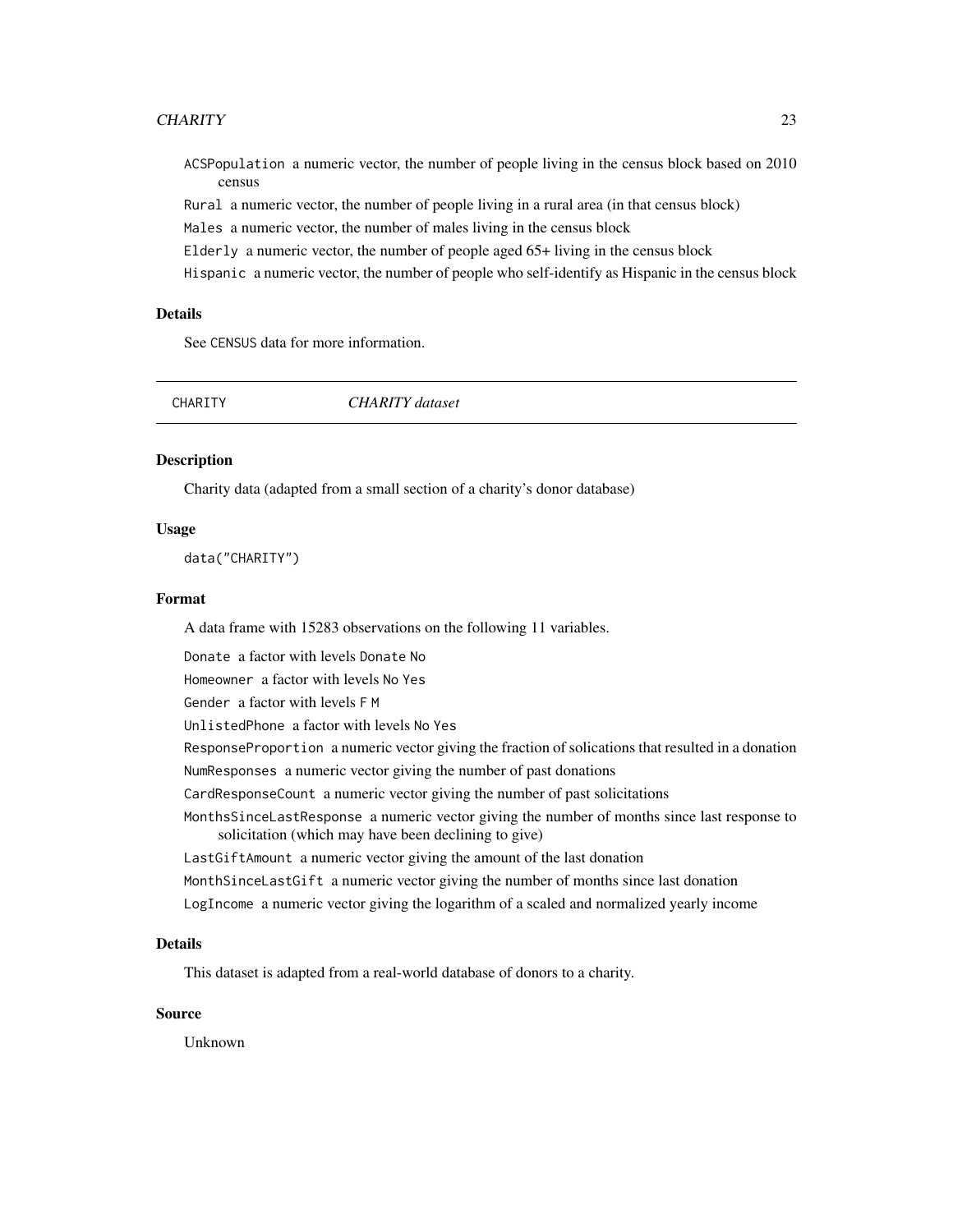ACSPopulation a numeric vector, the number of people living in the census block based on 2010 census

Rural a numeric vector, the number of people living in a rural area (in that census block)

Males a numeric vector, the number of males living in the census block

Elderly a numeric vector, the number of people aged 65+ living in the census block

Hispanic a numeric vector, the number of people who self-identify as Hispanic in the census block

## Details

See CENSUS data for more information.

---

CHARITY *CHARITY dataset*

---

## Description

Charity data (adapted from a small section of a charity's donor database)

## Usage

```
data("CHARITY")
```

## Format

A data frame with 15283 observations on the following 11 variables.

Donate a factor with levels Donate No

Homeowner a factor with levels No Yes

Gender a factor with levels F M

UnlistedPhone a factor with levels No Yes

ResponseProportion a numeric vector giving the fraction of solications that resulted in a donation

NumResponses a numeric vector giving the number of past donations

CardResponseCount a numeric vector giving the number of past solicitations

MonthsSinceLastResponse a numeric vector giving the number of months since last response to solicitation (which may have been declining to give)

LastGiftAmount a numeric vector giving the amount of the last donation

MonthSinceLastGift a numeric vector giving the number of months since last donation

LogIncome a numeric vector giving the logarithm of a scaled and normalized yearly income

## Details

This dataset is adapted from a real-world database of donors to a charity.

## Source

Unknown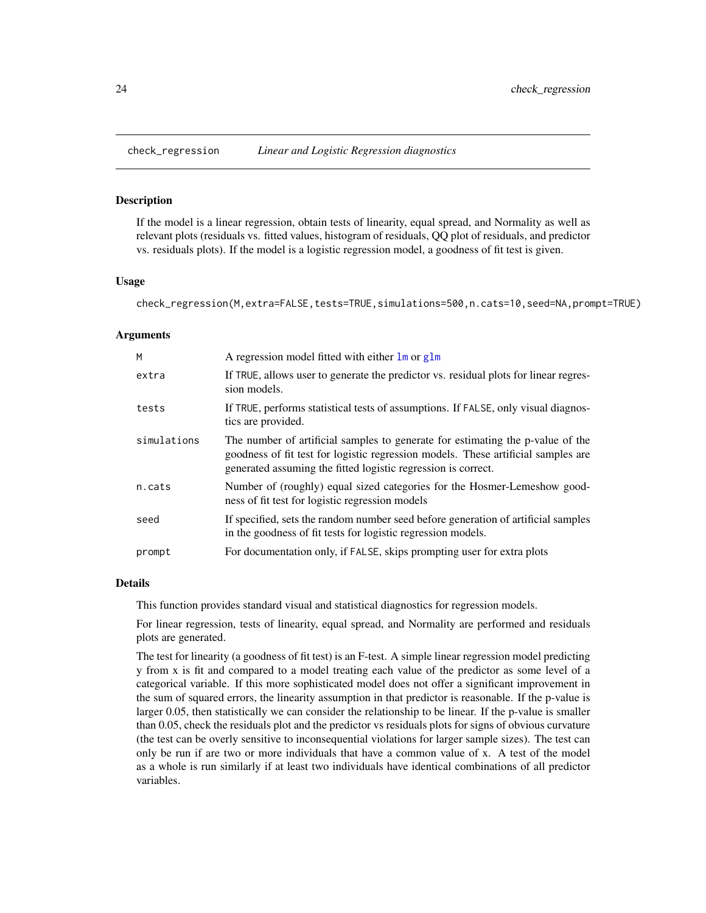## check_regression *Linear and Logistic Regression diagnostics*

### Description

If the model is a linear regression, obtain tests of linearity, equal spread, and Normality as well as relevant plots (residuals vs. fitted values, histogram of residuals, QQ plot of residuals, and predictor vs. residuals plots). If the model is a logistic regression model, a goodness of fit test is given.

### Usage

```
check_regression(M,extra=FALSE,tests=TRUE,simulations=500,n.cats=10,seed=NA,prompt=TRUE)
```

### Arguments

| | |
|---|---|
| M | A regression model fitted with either lm or glm |
| extra | If TRUE, allows user to generate the predictor vs. residual plots for linear regression models. |
| tests | If TRUE, performs statistical tests of assumptions. If FALSE, only visual diagnostics are provided. |
| simulations | The number of artificial samples to generate for estimating the p-value of the goodness of fit test for logistic regression models. These artificial samples are generated assuming the fitted logistic regression is correct. |
| n.cats | Number of (roughly) equal sized categories for the Hosmer-Lemeshow goodness of fit test for logistic regression models |
| seed | If specified, sets the random number seed before generation of artificial samples in the goodness of fit tests for logistic regression models. |
| prompt | For documentation only, if FALSE, skips prompting user for extra plots |

### Details

This function provides standard visual and statistical diagnostics for regression models.

For linear regression, tests of linearity, equal spread, and Normality are performed and residuals plots are generated.

The test for linearity (a goodness of fit test) is an F-test. A simple linear regression model predicting y from x is fit and compared to a model treating each value of the predictor as some level of a categorical variable. If this more sophisticated model does not offer a significant improvement in the sum of squared errors, the linearity assumption in that predictor is reasonable. If the p-value is larger 0.05, then statistically we can consider the relationship to be linear. If the p-value is smaller than 0.05, check the residuals plot and the predictor vs residuals plots for signs of obvious curvature (the test can be overly sensitive to inconsequential violations for larger sample sizes). The test can only be run if are two or more individuals that have a common value of x. A test of the model as a whole is run similarly if at least two individuals have identical combinations of all predictor variables.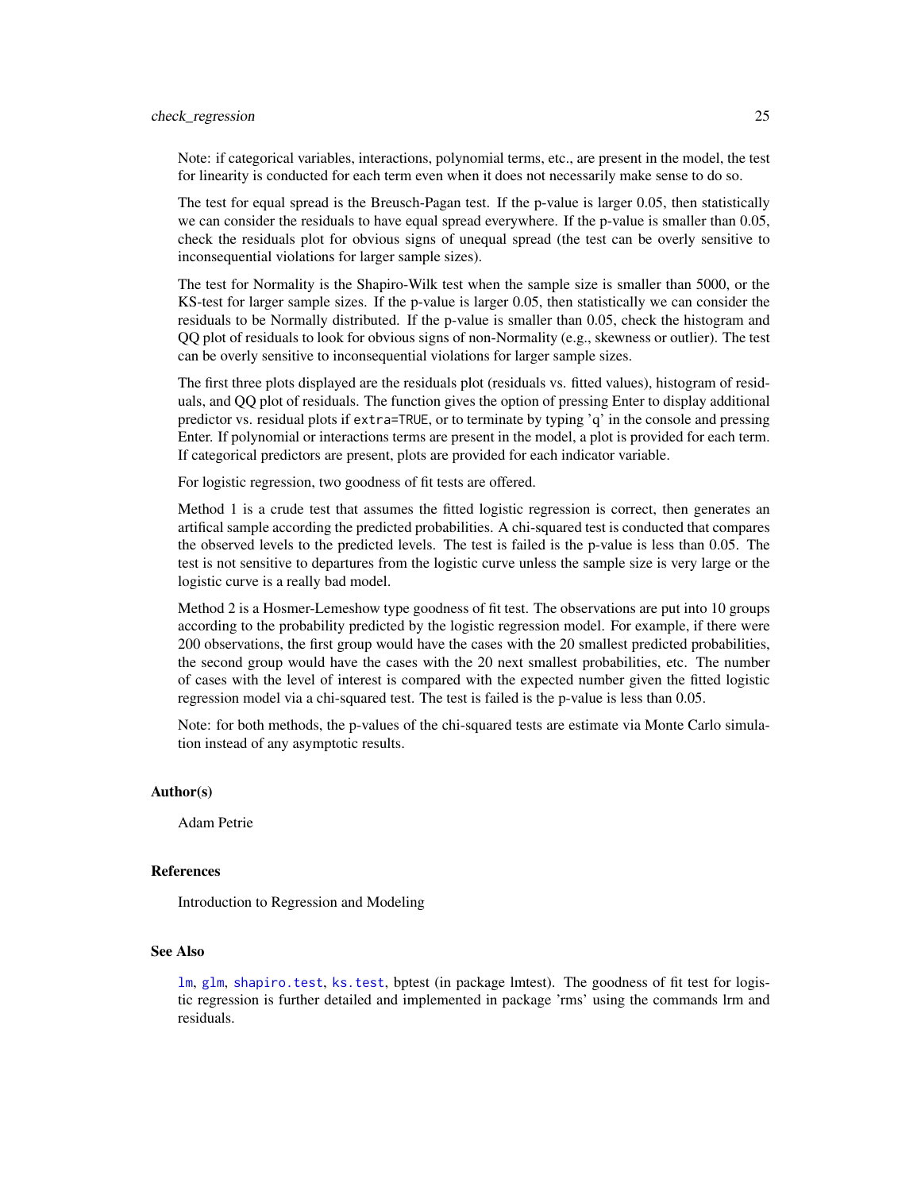Note: if categorical variables, interactions, polynomial terms, etc., are present in the model, the test for linearity is conducted for each term even when it does not necessarily make sense to do so.

The test for equal spread is the Breusch-Pagan test. If the p-value is larger 0.05, then statistically we can consider the residuals to have equal spread everywhere. If the p-value is smaller than 0.05, check the residuals plot for obvious signs of unequal spread (the test can be overly sensitive to inconsequential violations for larger sample sizes).

The test for Normality is the Shapiro-Wilk test when the sample size is smaller than 5000, or the KS-test for larger sample sizes. If the p-value is larger 0.05, then statistically we can consider the residuals to be Normally distributed. If the p-value is smaller than 0.05, check the histogram and QQ plot of residuals to look for obvious signs of non-Normality (e.g., skewness or outlier). The test can be overly sensitive to inconsequential violations for larger sample sizes.

The first three plots displayed are the residuals plot (residuals vs. fitted values), histogram of residuals, and QQ plot of residuals. The function gives the option of pressing Enter to display additional predictor vs. residual plots if `extra=TRUE`, or to terminate by typing 'q' in the console and pressing Enter. If polynomial or interactions terms are present in the model, a plot is provided for each term. If categorical predictors are present, plots are provided for each indicator variable.

For logistic regression, two goodness of fit tests are offered.

Method 1 is a crude test that assumes the fitted logistic regression is correct, then generates an artifical sample according the predicted probabilities. A chi-squared test is conducted that compares the observed levels to the predicted levels. The test is failed is the p-value is less than 0.05. The test is not sensitive to departures from the logistic curve unless the sample size is very large or the logistic curve is a really bad model.

Method 2 is a Hosmer-Lemeshow type goodness of fit test. The observations are put into 10 groups according to the probability predicted by the logistic regression model. For example, if there were 200 observations, the first group would have the cases with the 20 smallest predicted probabilities, the second group would have the cases with the 20 next smallest probabilities, etc. The number of cases with the level of interest is compared with the expected number given the fitted logistic regression model via a chi-squared test. The test is failed is the p-value is less than 0.05.

Note: for both methods, the p-values of the chi-squared tests are estimate via Monte Carlo simulation instead of any asymptotic results.

### Author(s)

Adam Petrie

### References

Introduction to Regression and Modeling

### See Also

`lm`, `glm`, `shapiro.test`, `ks.test`, bptest (in package lmtest). The goodness of fit test for logistic regression is further detailed and implemented in package 'rms' using the commands lrm and residuals.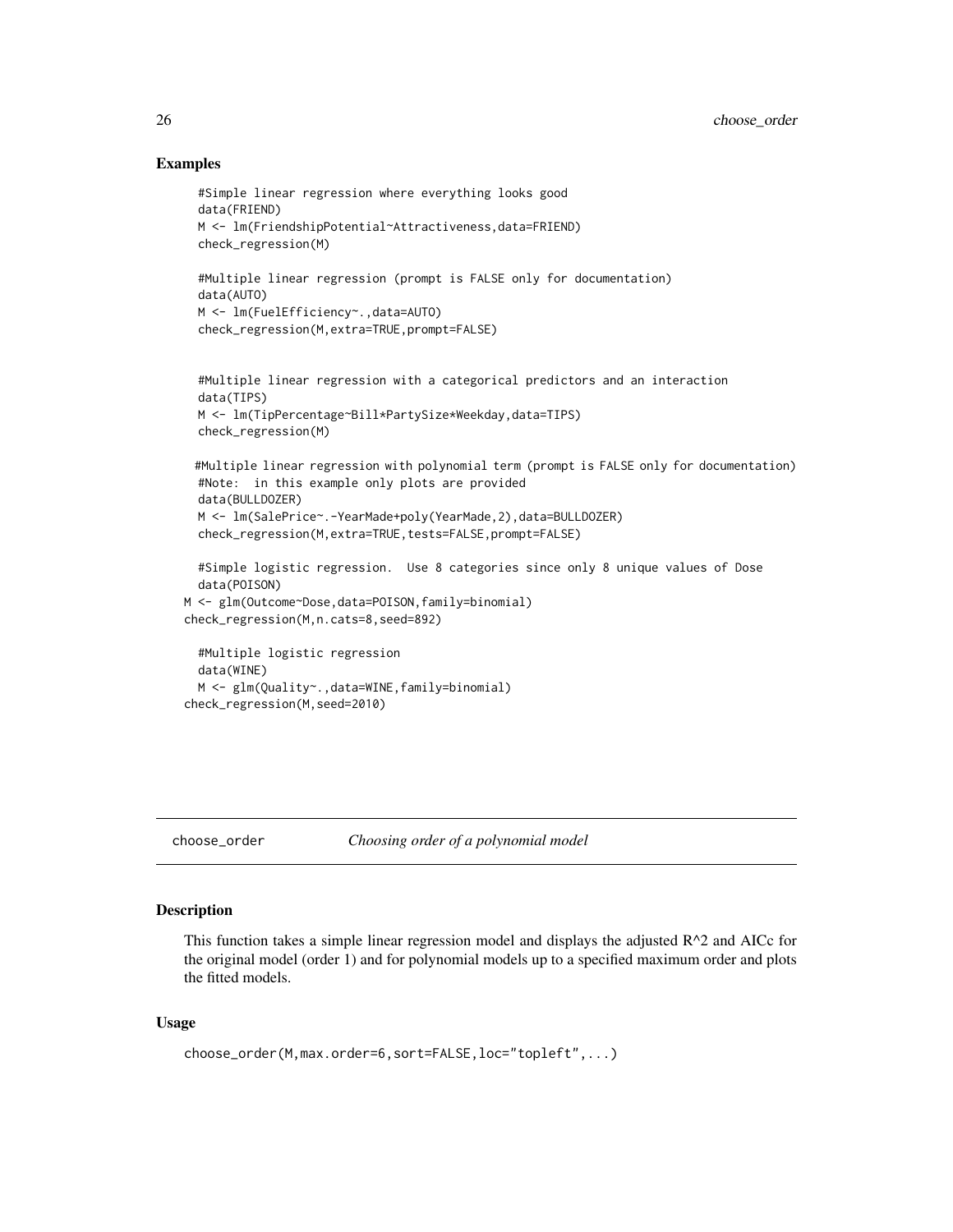## Examples

```
#Simple linear regression where everything looks good
data(FRIEND)
M <- lm(FriendshipPotential~Attractiveness,data=FRIEND)
check_regression(M)

#Multiple linear regression (prompt is FALSE only for documentation)
data(AUTO)
M <- lm(FuelEfficiency~.,data=AUTO)
check_regression(M,extra=TRUE,prompt=FALSE)


#Multiple linear regression with a categorical predictors and an interaction
data(TIPS)
M <- lm(TipPercentage~Bill*PartySize*Weekday,data=TIPS)
check_regression(M)

#Multiple linear regression with polynomial term (prompt is FALSE only for documentation)
#Note:  in this example only plots are provided
data(BULLDOZER)
M <- lm(SalePrice~.-YearMade+poly(YearMade,2),data=BULLDOZER)
check_regression(M,extra=TRUE,tests=FALSE,prompt=FALSE)

#Simple logistic regression.  Use 8 categories since only 8 unique values of Dose
data(POISON)
M <- glm(Outcome~Dose,data=POISON,family=binomial)
check_regression(M,n.cats=8,seed=892)

#Multiple logistic regression
data(WINE)
M <- glm(Quality~.,data=WINE,family=binomial)
check_regression(M,seed=2010)
```

---

# choose_order *Choosing order of a polynomial model*

## Description

This function takes a simple linear regression model and displays the adjusted R^2 and AICc for the original model (order 1) and for polynomial models up to a specified maximum order and plots the fitted models.

## Usage

```
choose_order(M,max.order=6,sort=FALSE,loc="topleft",...)
```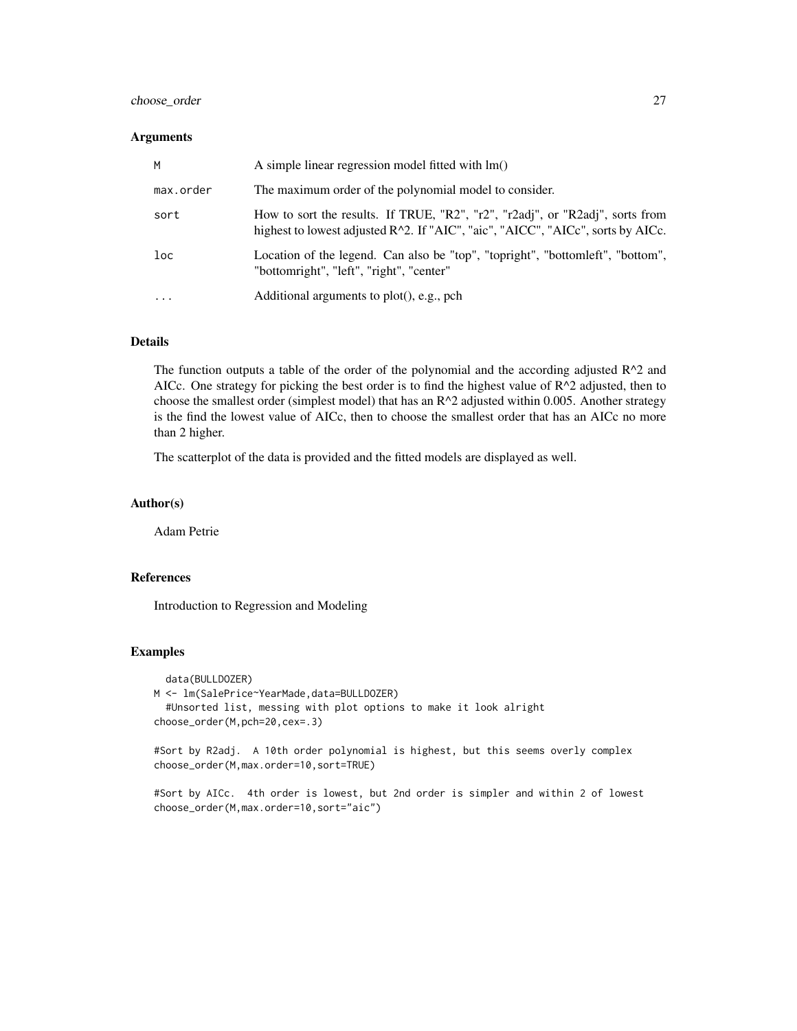## Arguments

| | |
|---|---|
| M | A simple linear regression model fitted with lm() |
| max.order | The maximum order of the polynomial model to consider. |
| sort | How to sort the results. If TRUE, "R2", "r2", "r2adj", or "R2adj", sorts from highest to lowest adjusted R^2. If "AIC", "aic", "AICC", "AICc", sorts by AICc. |
| loc | Location of the legend. Can also be "top", "topright", "bottomleft", "bottom", "bottomright", "left", "right", "center" |
| ... | Additional arguments to plot(), e.g., pch |

## Details

The function outputs a table of the order of the polynomial and the according adjusted R^2 and AICc. One strategy for picking the best order is to find the highest value of R^2 adjusted, then to choose the smallest order (simplest model) that has an R^2 adjusted within 0.005. Another strategy is the find the lowest value of AICc, then to choose the smallest order that has an AICc no more than 2 higher.

The scatterplot of the data is provided and the fitted models are displayed as well.

## Author(s)

Adam Petrie

## References

Introduction to Regression and Modeling

## Examples

```
  data(BULLDOZER)
M <- lm(SalePrice~YearMade,data=BULLDOZER)
  #Unsorted list, messing with plot options to make it look alright
choose_order(M,pch=20,cex=.3)

#Sort by R2adj.  A 10th order polynomial is highest, but this seems overly complex
choose_order(M,max.order=10,sort=TRUE)

#Sort by AICc.  4th order is lowest, but 2nd order is simpler and within 2 of lowest
choose_order(M,max.order=10,sort="aic")
```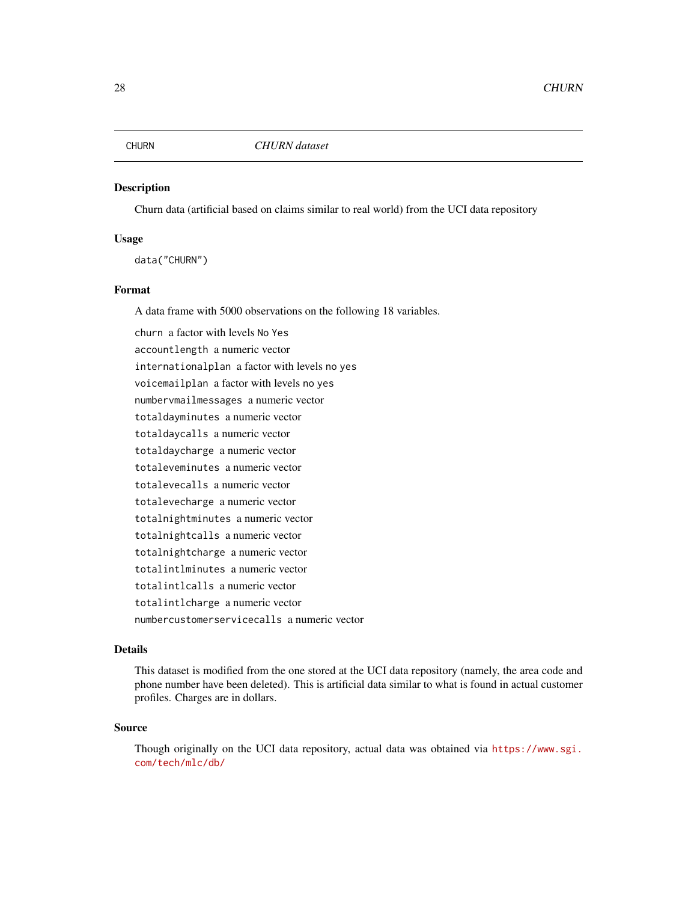| CHURN | *CHURN dataset* |
|---|---|

## Description

Churn data (artificial based on claims similar to real world) from the UCI data repository

## Usage

```
data("CHURN")
```

## Format

A data frame with 5000 observations on the following 18 variables.

- `churn` a factor with levels `No` `Yes`
- `accountlength` a numeric vector
- `internationalplan` a factor with levels `no` `yes`
- `voicemailplan` a factor with levels `no` `yes`
- `numbervmailmessages` a numeric vector
- `totaldayminutes` a numeric vector
- `totaldaycalls` a numeric vector
- `totaldaycharge` a numeric vector
- `totaleveminutes` a numeric vector
- `totalevecalls` a numeric vector
- `totalevecharge` a numeric vector
- `totalnightminutes` a numeric vector
- `totalnightcalls` a numeric vector
- `totalnightcharge` a numeric vector
- `totalintlminutes` a numeric vector
- `totalintlcalls` a numeric vector
- `totalintlcharge` a numeric vector
- `numbercustomerservicecalls` a numeric vector

## Details

This dataset is modified from the one stored at the UCI data repository (namely, the area code and phone number have been deleted). This is artificial data similar to what is found in actual customer profiles. Charges are in dollars.

## Source

Though originally on the UCI data repository, actual data was obtained via https://www.sgi.com/tech/mlc/db/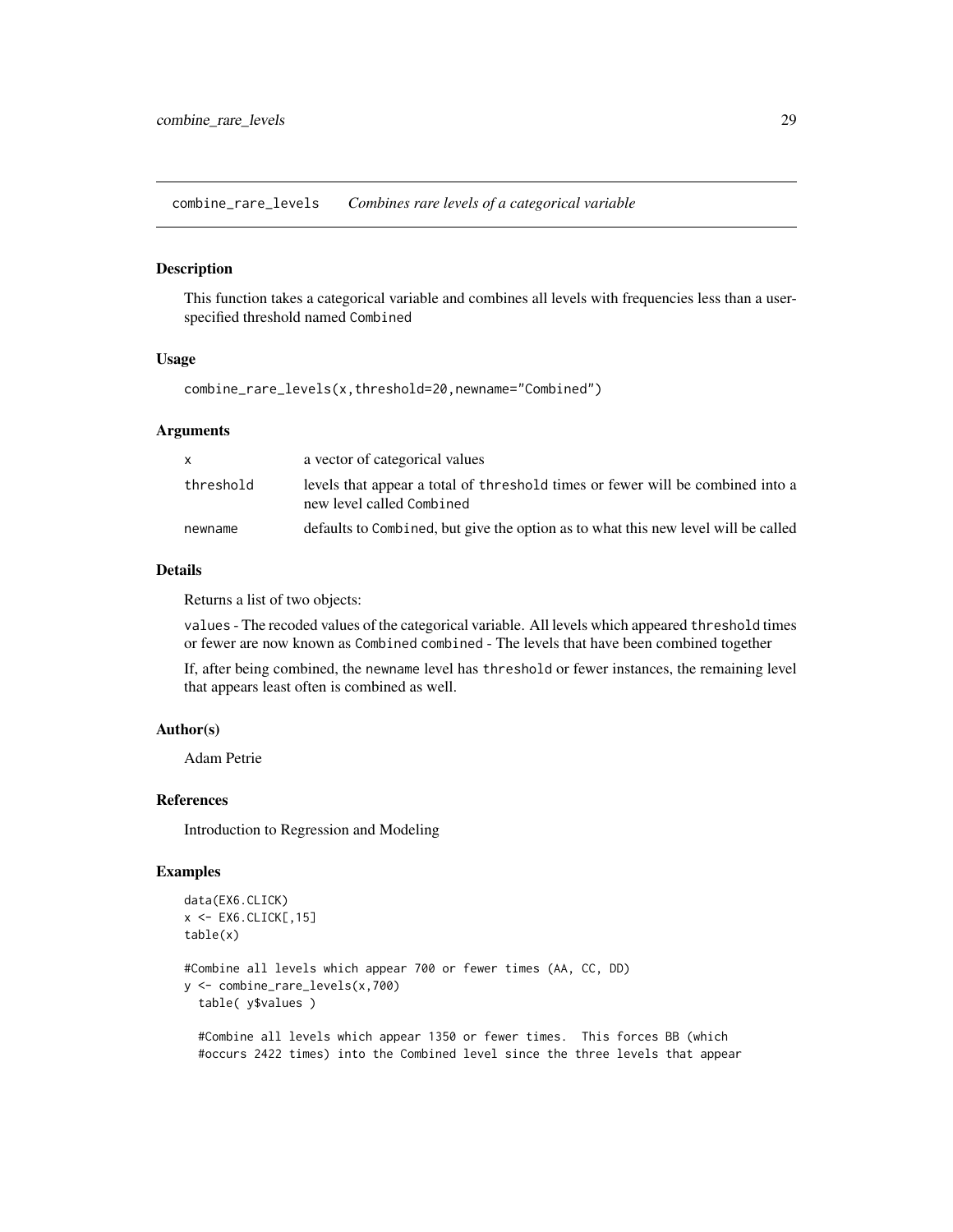# combine_rare_levels *Combines rare levels of a categorical variable*

## Description

This function takes a categorical variable and combines all levels with frequencies less than a user-specified threshold named `Combined`

## Usage

```
combine_rare_levels(x,threshold=20,newname="Combined")
```

## Arguments

| | |
|---|---|
| x | a vector of categorical values |
| threshold | levels that appear a total of `threshold` times or fewer will be combined into a new level called `Combined` |
| newname | defaults to `Combined`, but give the option as to what this new level will be called |

## Details

Returns a list of two objects:

`values` - The recoded values of the categorical variable. All levels which appeared `threshold` times or fewer are now known as `Combined` `combined` - The levels that have been combined together

If, after being combined, the `newname` level has `threshold` or fewer instances, the remaining level that appears least often is combined as well.

## Author(s)

Adam Petrie

## References

Introduction to Regression and Modeling

## Examples

```
data(EX6.CLICK)
x <- EX6.CLICK[,15]
table(x)

#Combine all levels which appear 700 or fewer times (AA, CC, DD)
y <- combine_rare_levels(x,700)
  table( y$values )

  #Combine all levels which appear 1350 or fewer times.  This forces BB (which
  #occurs 2422 times) into the Combined level since the three levels that appear
```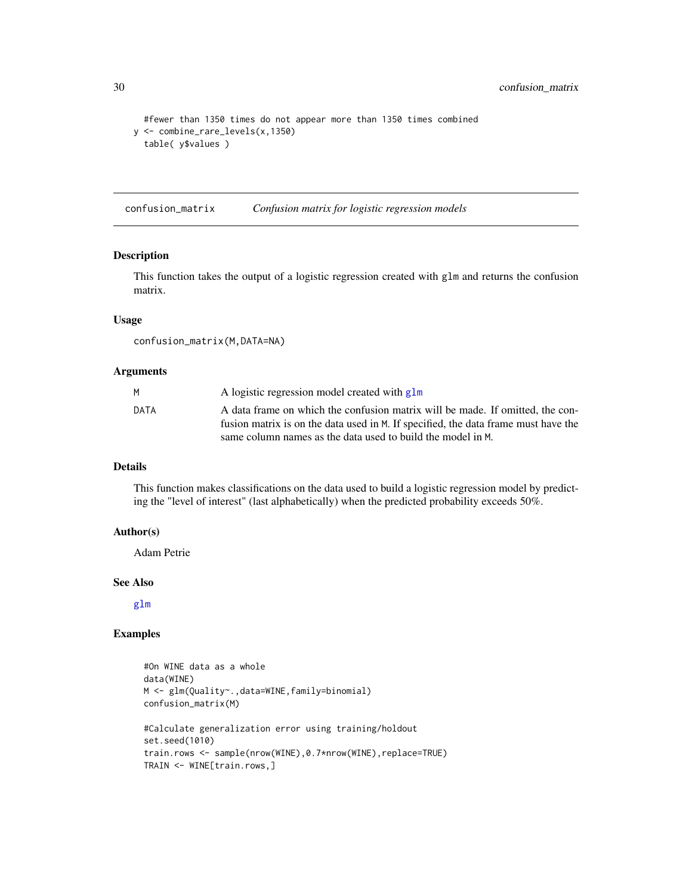```
  #fewer than 1350 times do not appear more than 1350 times combined
y <- combine_rare_levels(x,1350)
  table( y$values )
```

## confusion_matrix *Confusion matrix for logistic regression models*

### Description

This function takes the output of a logistic regression created with glm and returns the confusion matrix.

### Usage

```
confusion_matrix(M,DATA=NA)
```

### Arguments

| | |
|---|---|
| M | A logistic regression model created with glm |
| DATA | A data frame on which the confusion matrix will be made. If omitted, the confusion matrix is on the data used in M. If specified, the data frame must have the same column names as the data used to build the model in M. |

### Details

This function makes classifications on the data used to build a logistic regression model by predicting the "level of interest" (last alphabetically) when the predicted probability exceeds 50%.

### Author(s)

Adam Petrie

### See Also

glm

### Examples

```
#On WINE data as a whole
data(WINE)
M <- glm(Quality~.,data=WINE,family=binomial)
confusion_matrix(M)

#Calculate generalization error using training/holdout
set.seed(1010)
train.rows <- sample(nrow(WINE),0.7*nrow(WINE),replace=TRUE)
TRAIN <- WINE[train.rows,]
```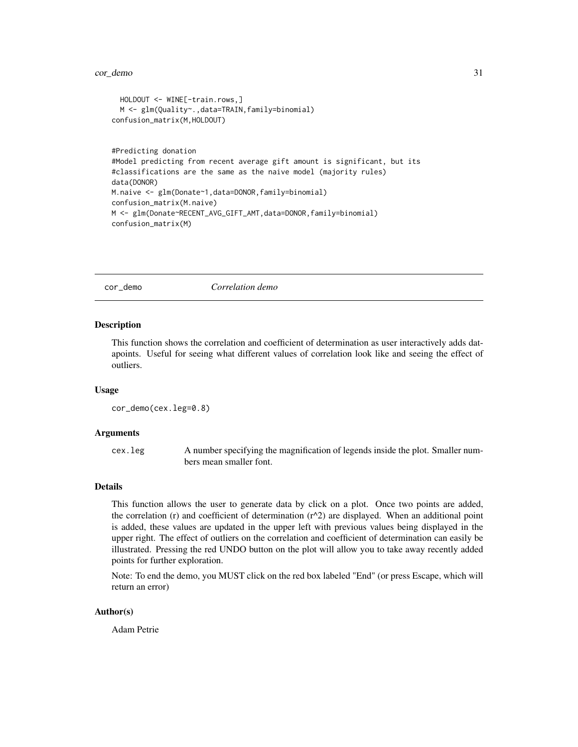```
  HOLDOUT <- WINE[-train.rows,]
  M <- glm(Quality~.,data=TRAIN,family=binomial)
confusion_matrix(M,HOLDOUT)


#Predicting donation
#Model predicting from recent average gift amount is significant, but its
#classifications are the same as the naive model (majority rules)
data(DONOR)
M.naive <- glm(Donate~1,data=DONOR,family=binomial)
confusion_matrix(M.naive)
M <- glm(Donate~RECENT_AVG_GIFT_AMT,data=DONOR,family=binomial)
confusion_matrix(M)
```

---

## cor_demo *Correlation demo*

### Description

This function shows the correlation and coefficient of determination as user interactively adds datapoints. Useful for seeing what different values of correlation look like and seeing the effect of outliers.

### Usage

```
cor_demo(cex.leg=0.8)
```

### Arguments

| | |
|---|---|
| cex.leg | A number specifying the magnification of legends inside the plot. Smaller numbers mean smaller font. |

### Details

This function allows the user to generate data by click on a plot. Once two points are added, the correlation (r) and coefficient of determination (r^2) are displayed. When an additional point is added, these values are updated in the upper left with previous values being displayed in the upper right. The effect of outliers on the correlation and coefficient of determination can easily be illustrated. Pressing the red UNDO button on the plot will allow you to take away recently added points for further exploration.

Note: To end the demo, you MUST click on the red box labeled "End" (or press Escape, which will return an error)

### Author(s)

Adam Petrie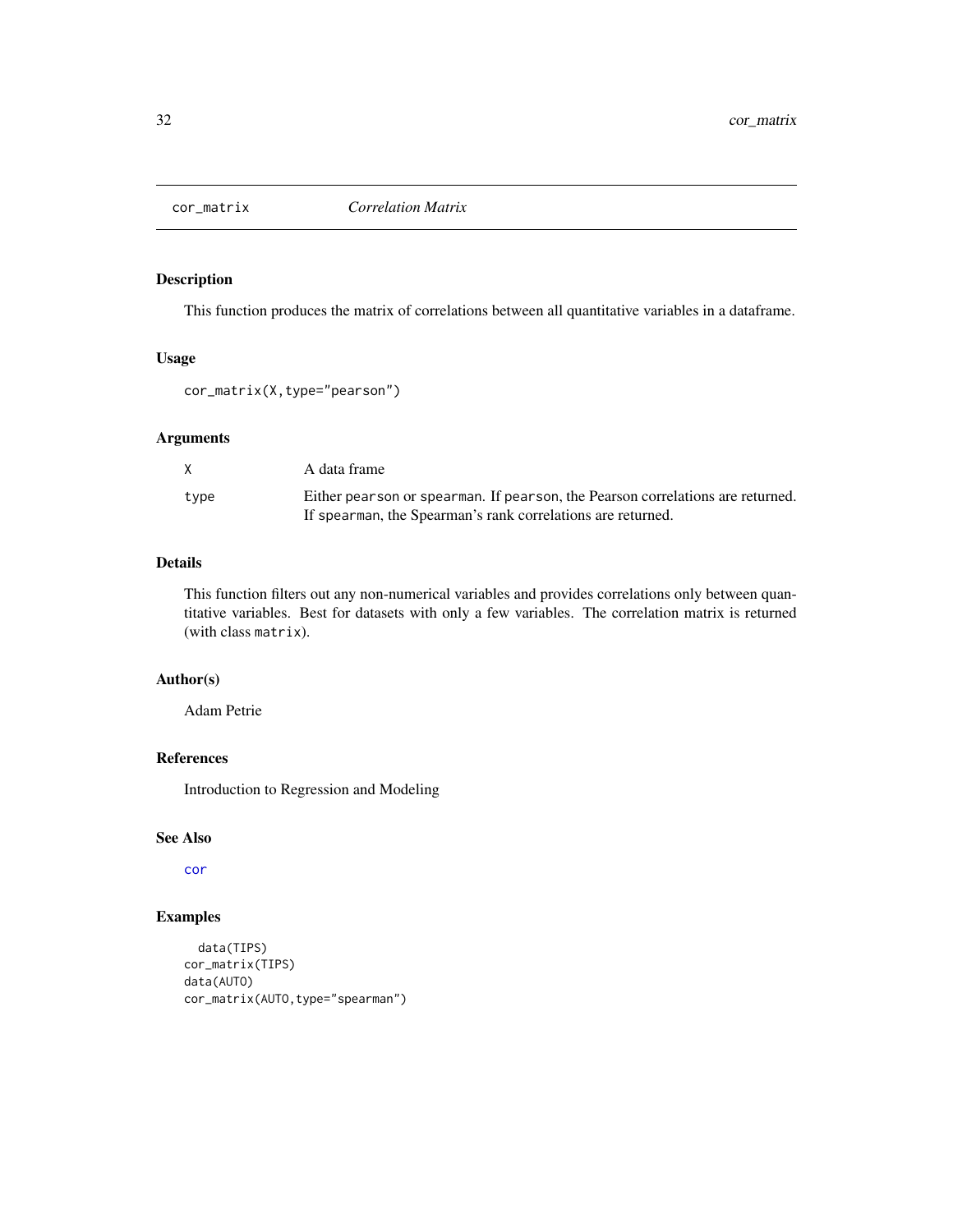cor_matrix *Correlation Matrix*

## Description

This function produces the matrix of correlations between all quantitative variables in a dataframe.

## Usage

```
cor_matrix(X,type="pearson")
```

## Arguments

| | |
|---|---|
| X | A data frame |
| type | Either `pearson` or `spearman`. If `pearson`, the Pearson correlations are returned. If `spearman`, the Spearman's rank correlations are returned. |

## Details

This function filters out any non-numerical variables and provides correlations only between quantitative variables. Best for datasets with only a few variables. The correlation matrix is returned (with class `matrix`).

## Author(s)

Adam Petrie

## References

Introduction to Regression and Modeling

## See Also

`cor`

## Examples

```
  data(TIPS)
cor_matrix(TIPS)
data(AUTO)
cor_matrix(AUTO,type="spearman")
```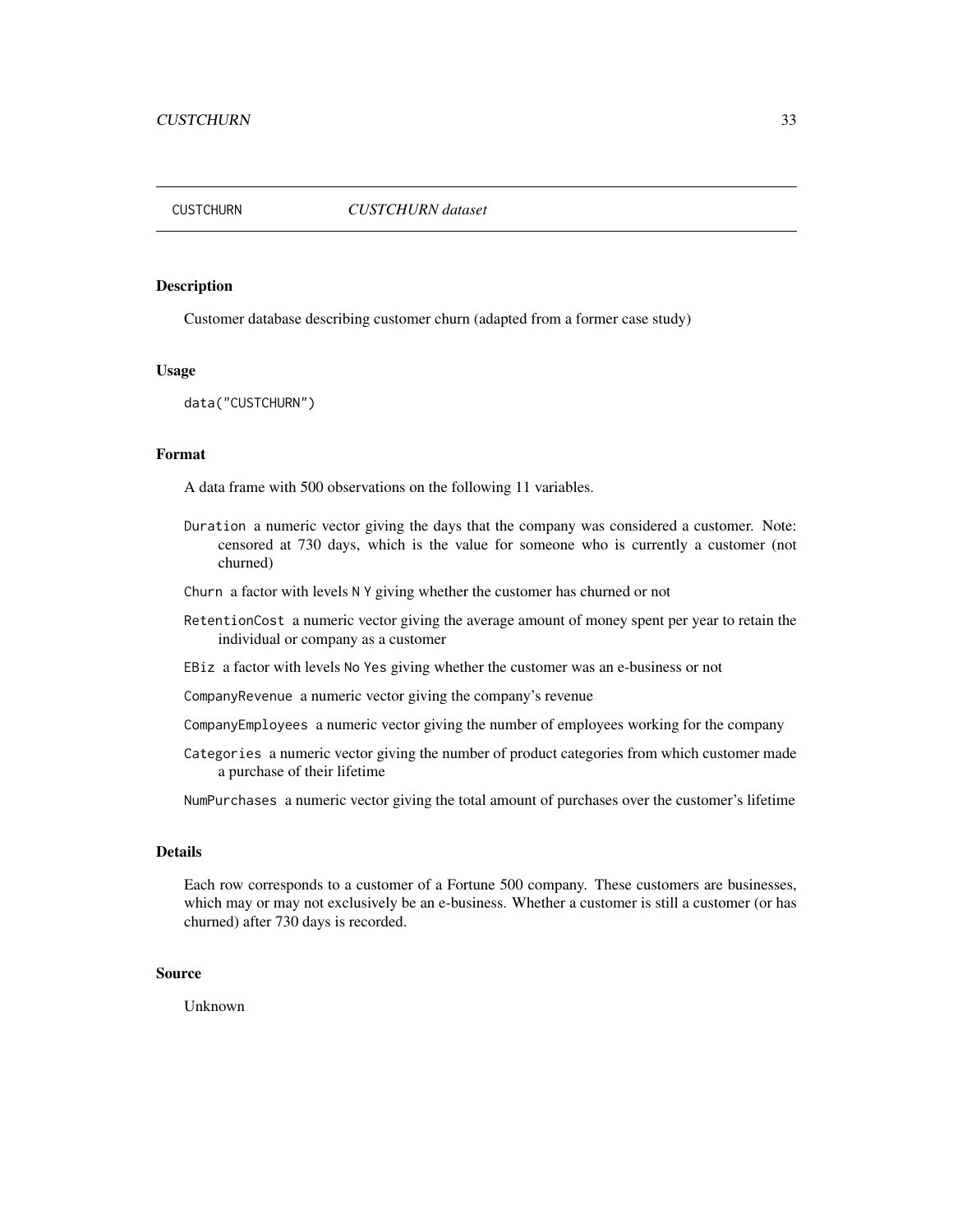# CUSTCHURN *CUSTCHURN dataset*

## Description

Customer database describing customer churn (adapted from a former case study)

## Usage

```
data("CUSTCHURN")
```

## Format

A data frame with 500 observations on the following 11 variables.

- `Duration` a numeric vector giving the days that the company was considered a customer. Note: censored at 730 days, which is the value for someone who is currently a customer (not churned)
- `Churn` a factor with levels `N` `Y` giving whether the customer has churned or not
- `RetentionCost` a numeric vector giving the average amount of money spent per year to retain the individual or company as a customer
- `EBiz` a factor with levels `No` `Yes` giving whether the customer was an e-business or not
- `CompanyRevenue` a numeric vector giving the company's revenue
- `CompanyEmployees` a numeric vector giving the number of employees working for the company
- `Categories` a numeric vector giving the number of product categories from which customer made a purchase of their lifetime
- `NumPurchases` a numeric vector giving the total amount of purchases over the customer's lifetime

## Details

Each row corresponds to a customer of a Fortune 500 company. These customers are businesses, which may or may not exclusively be an e-business. Whether a customer is still a customer (or has churned) after 730 days is recorded.

## Source

Unknown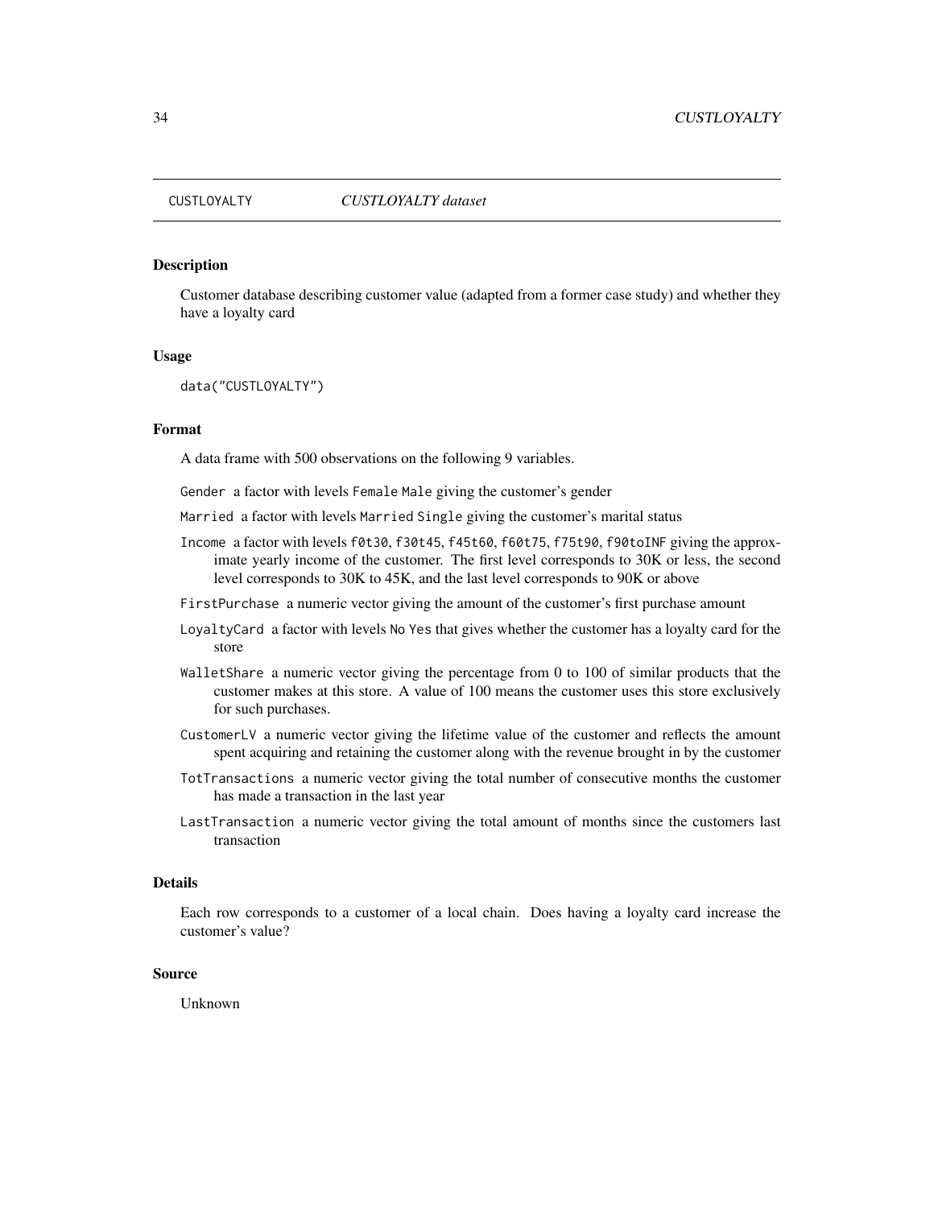CUSTLOYALTY *CUSTLOYALTY dataset*

## Description

Customer database describing customer value (adapted from a former case study) and whether they have a loyalty card

## Usage

```
data("CUSTLOYALTY")
```

## Format

A data frame with 500 observations on the following 9 variables.

- `Gender` a factor with levels `Female` `Male` giving the customer's gender
- `Married` a factor with levels `Married` `Single` giving the customer's marital status
- `Income` a factor with levels `f0t30`, `f30t45`, `f45t60`, `f60t75`, `f75t90`, `f90toINF` giving the approximate yearly income of the customer. The first level corresponds to 30K or less, the second level corresponds to 30K to 45K, and the last level corresponds to 90K or above
- `FirstPurchase` a numeric vector giving the amount of the customer's first purchase amount
- `LoyaltyCard` a factor with levels `No` `Yes` that gives whether the customer has a loyalty card for the store
- `WalletShare` a numeric vector giving the percentage from 0 to 100 of similar products that the customer makes at this store. A value of 100 means the customer uses this store exclusively for such purchases.
- `CustomerLV` a numeric vector giving the lifetime value of the customer and reflects the amount spent acquiring and retaining the customer along with the revenue brought in by the customer
- `TotTransactions` a numeric vector giving the total number of consecutive months the customer has made a transaction in the last year
- `LastTransaction` a numeric vector giving the total amount of months since the customers last transaction

## Details

Each row corresponds to a customer of a local chain. Does having a loyalty card increase the customer's value?

## Source

Unknown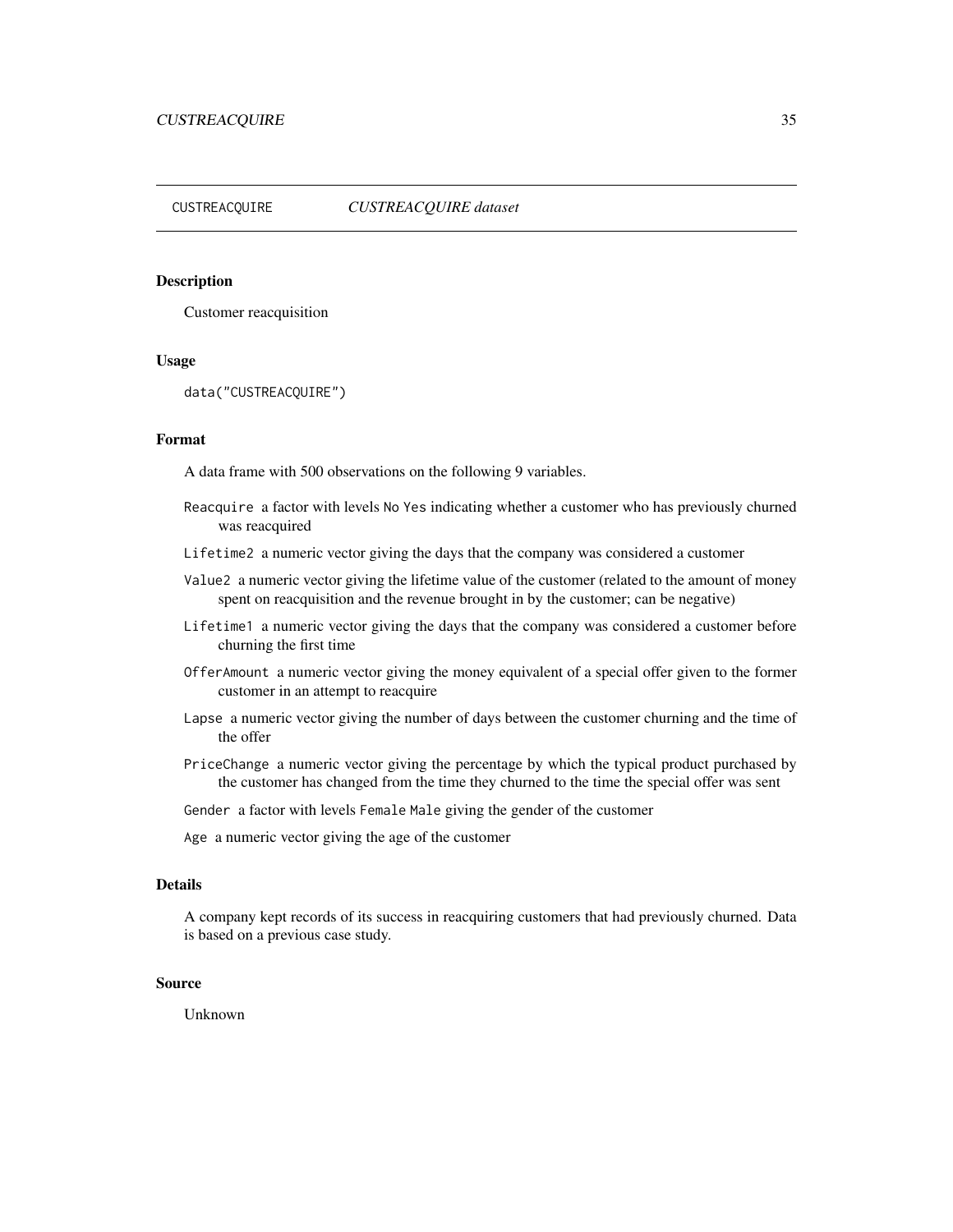## CUSTREACQUIRE — *CUSTREACQUIRE dataset*

### Description

Customer reacquisition

### Usage

```
data("CUSTREACQUIRE")
```

### Format

A data frame with 500 observations on the following 9 variables.

- `Reacquire` a factor with levels `No` `Yes` indicating whether a customer who has previously churned was reacquired
- `Lifetime2` a numeric vector giving the days that the company was considered a customer
- `Value2` a numeric vector giving the lifetime value of the customer (related to the amount of money spent on reacquisition and the revenue brought in by the customer; can be negative)
- `Lifetime1` a numeric vector giving the days that the company was considered a customer before churning the first time
- `OfferAmount` a numeric vector giving the money equivalent of a special offer given to the former customer in an attempt to reacquire
- `Lapse` a numeric vector giving the number of days between the customer churning and the time of the offer
- `PriceChange` a numeric vector giving the percentage by which the typical product purchased by the customer has changed from the time they churned to the time the special offer was sent
- `Gender` a factor with levels `Female` `Male` giving the gender of the customer
- `Age` a numeric vector giving the age of the customer

### Details

A company kept records of its success in reacquiring customers that had previously churned. Data is based on a previous case study.

### Source

Unknown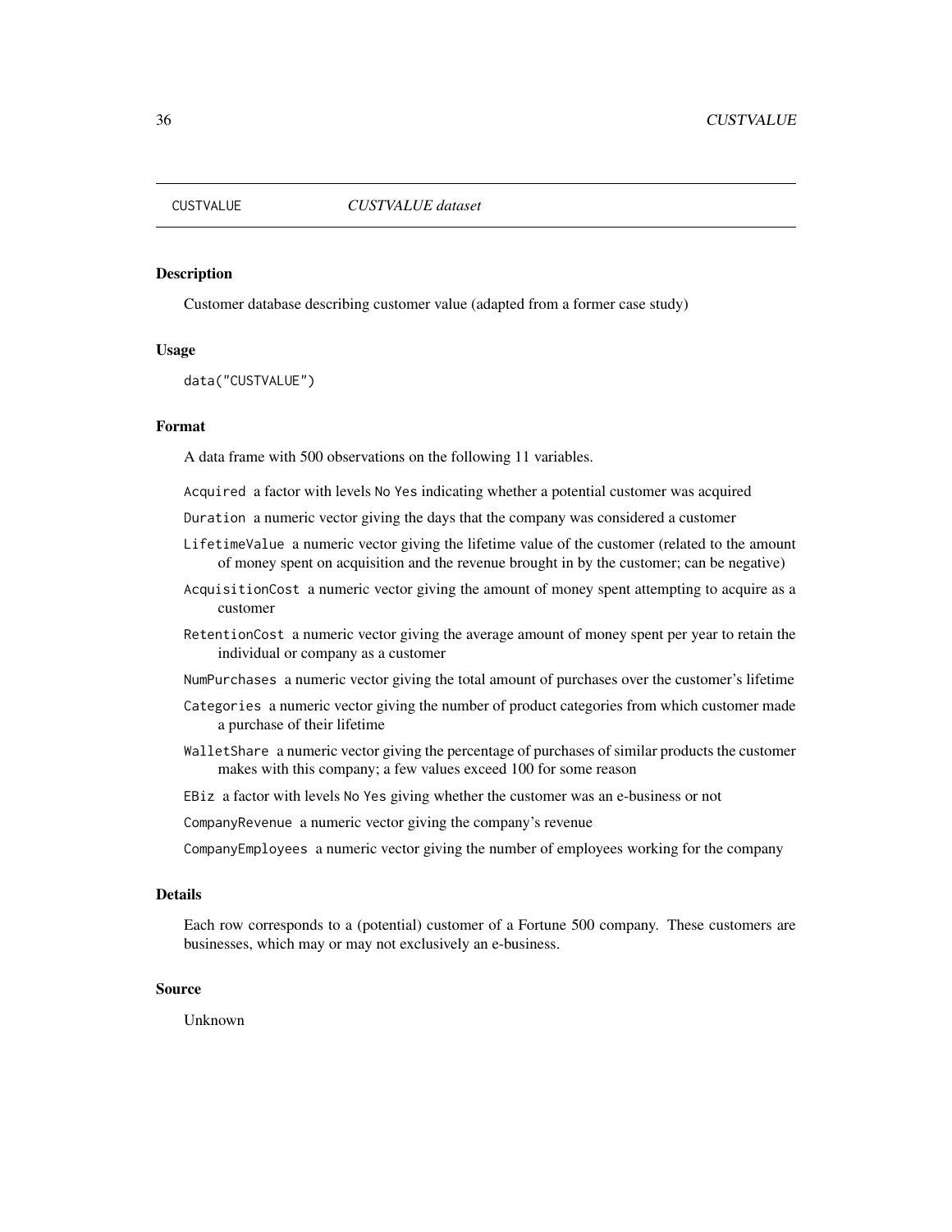CUSTVALUE *CUSTVALUE dataset*

## Description

Customer database describing customer value (adapted from a former case study)

## Usage

```
data("CUSTVALUE")
```

## Format

A data frame with 500 observations on the following 11 variables.

- `Acquired` a factor with levels `No` `Yes` indicating whether a potential customer was acquired
- `Duration` a numeric vector giving the days that the company was considered a customer
- `LifetimeValue` a numeric vector giving the lifetime value of the customer (related to the amount of money spent on acquisition and the revenue brought in by the customer; can be negative)
- `AcquisitionCost` a numeric vector giving the amount of money spent attempting to acquire as a customer
- `RetentionCost` a numeric vector giving the average amount of money spent per year to retain the individual or company as a customer
- `NumPurchases` a numeric vector giving the total amount of purchases over the customer's lifetime
- `Categories` a numeric vector giving the number of product categories from which customer made a purchase of their lifetime
- `WalletShare` a numeric vector giving the percentage of purchases of similar products the customer makes with this company; a few values exceed 100 for some reason
- `EBiz` a factor with levels `No` `Yes` giving whether the customer was an e-business or not
- `CompanyRevenue` a numeric vector giving the company's revenue
- `CompanyEmployees` a numeric vector giving the number of employees working for the company

## Details

Each row corresponds to a (potential) customer of a Fortune 500 company. These customers are businesses, which may or may not exclusively an e-business.

## Source

Unknown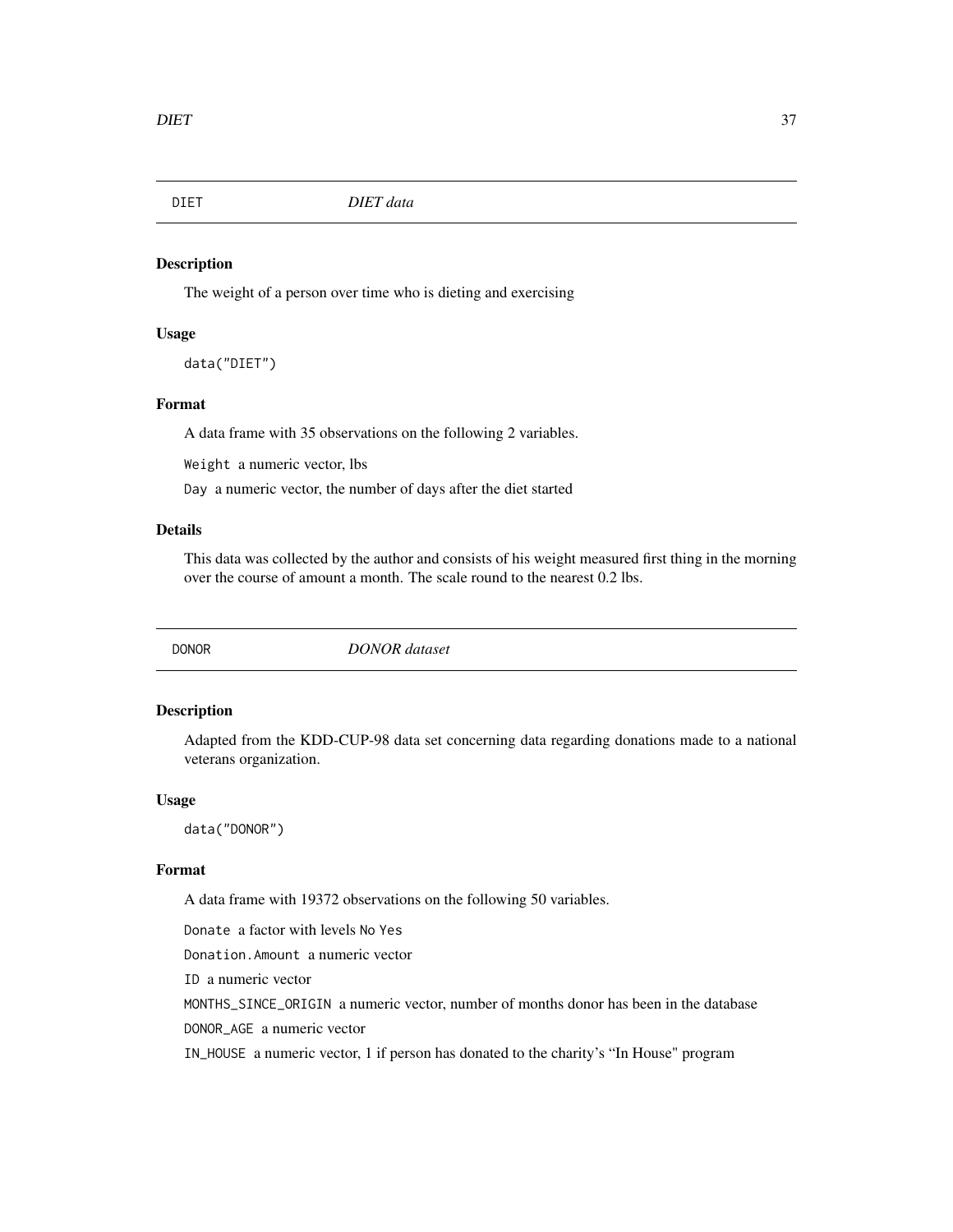## DIET *DIET data*

### Description

The weight of a person over time who is dieting and exercising

### Usage

```
data("DIET")
```

### Format

A data frame with 35 observations on the following 2 variables.

`Weight` a numeric vector, lbs

`Day` a numeric vector, the number of days after the diet started

### Details

This data was collected by the author and consists of his weight measured first thing in the morning over the course of amount a month. The scale round to the nearest 0.2 lbs.

## DONOR *DONOR dataset*

### Description

Adapted from the KDD-CUP-98 data set concerning data regarding donations made to a national veterans organization.

### Usage

```
data("DONOR")
```

### Format

A data frame with 19372 observations on the following 50 variables.

`Donate` a factor with levels `No` `Yes`

`Donation.Amount` a numeric vector

`ID` a numeric vector

`MONTHS_SINCE_ORIGIN` a numeric vector, number of months donor has been in the database

`DONOR_AGE` a numeric vector

`IN_HOUSE` a numeric vector, 1 if person has donated to the charity's "In House" program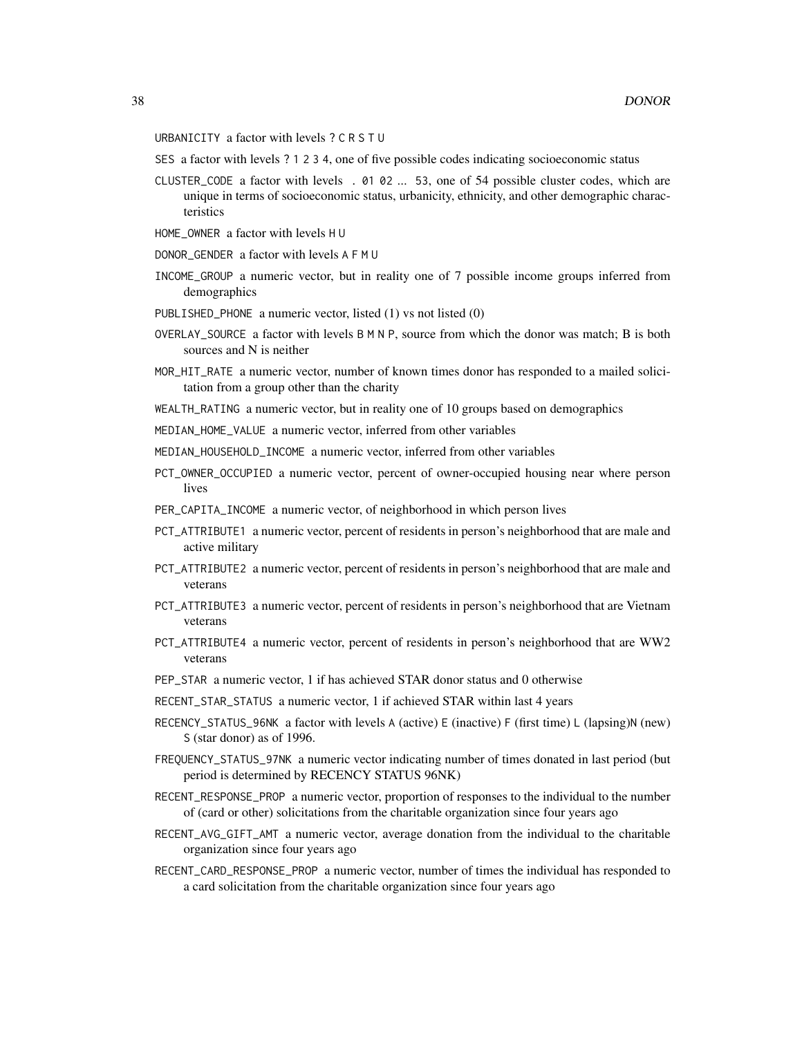URBANICITY a factor with levels ? C R S T U

SES a factor with levels ? 1 2 3 4, one of five possible codes indicating socioeconomic status

CLUSTER_CODE a factor with levels . 01 02 ... 53, one of 54 possible cluster codes, which are unique in terms of socioeconomic status, urbanicity, ethnicity, and other demographic characteristics

HOME_OWNER a factor with levels H U

DONOR_GENDER a factor with levels A F M U

INCOME_GROUP a numeric vector, but in reality one of 7 possible income groups inferred from demographics

PUBLISHED_PHONE a numeric vector, listed (1) vs not listed (0)

OVERLAY_SOURCE a factor with levels B M N P, source from which the donor was match; B is both sources and N is neither

MOR_HIT_RATE a numeric vector, number of known times donor has responded to a mailed solicitation from a group other than the charity

WEALTH_RATING a numeric vector, but in reality one of 10 groups based on demographics

MEDIAN_HOME_VALUE a numeric vector, inferred from other variables

MEDIAN_HOUSEHOLD_INCOME a numeric vector, inferred from other variables

PCT_OWNER_OCCUPIED a numeric vector, percent of owner-occupied housing near where person lives

PER_CAPITA_INCOME a numeric vector, of neighborhood in which person lives

PCT_ATTRIBUTE1 a numeric vector, percent of residents in person's neighborhood that are male and active military

PCT_ATTRIBUTE2 a numeric vector, percent of residents in person's neighborhood that are male and veterans

PCT_ATTRIBUTE3 a numeric vector, percent of residents in person's neighborhood that are Vietnam veterans

PCT_ATTRIBUTE4 a numeric vector, percent of residents in person's neighborhood that are WW2 veterans

PEP_STAR a numeric vector, 1 if has achieved STAR donor status and 0 otherwise

RECENT_STAR_STATUS a numeric vector, 1 if achieved STAR within last 4 years

RECENCY_STATUS_96NK a factor with levels A (active) E (inactive) F (first time) L (lapsing)N (new) S (star donor) as of 1996.

FREQUENCY_STATUS_97NK a numeric vector indicating number of times donated in last period (but period is determined by RECENCY STATUS 96NK)

RECENT_RESPONSE_PROP a numeric vector, proportion of responses to the individual to the number of (card or other) solicitations from the charitable organization since four years ago

RECENT_AVG_GIFT_AMT a numeric vector, average donation from the individual to the charitable organization since four years ago

RECENT_CARD_RESPONSE_PROP a numeric vector, number of times the individual has responded to a card solicitation from the charitable organization since four years ago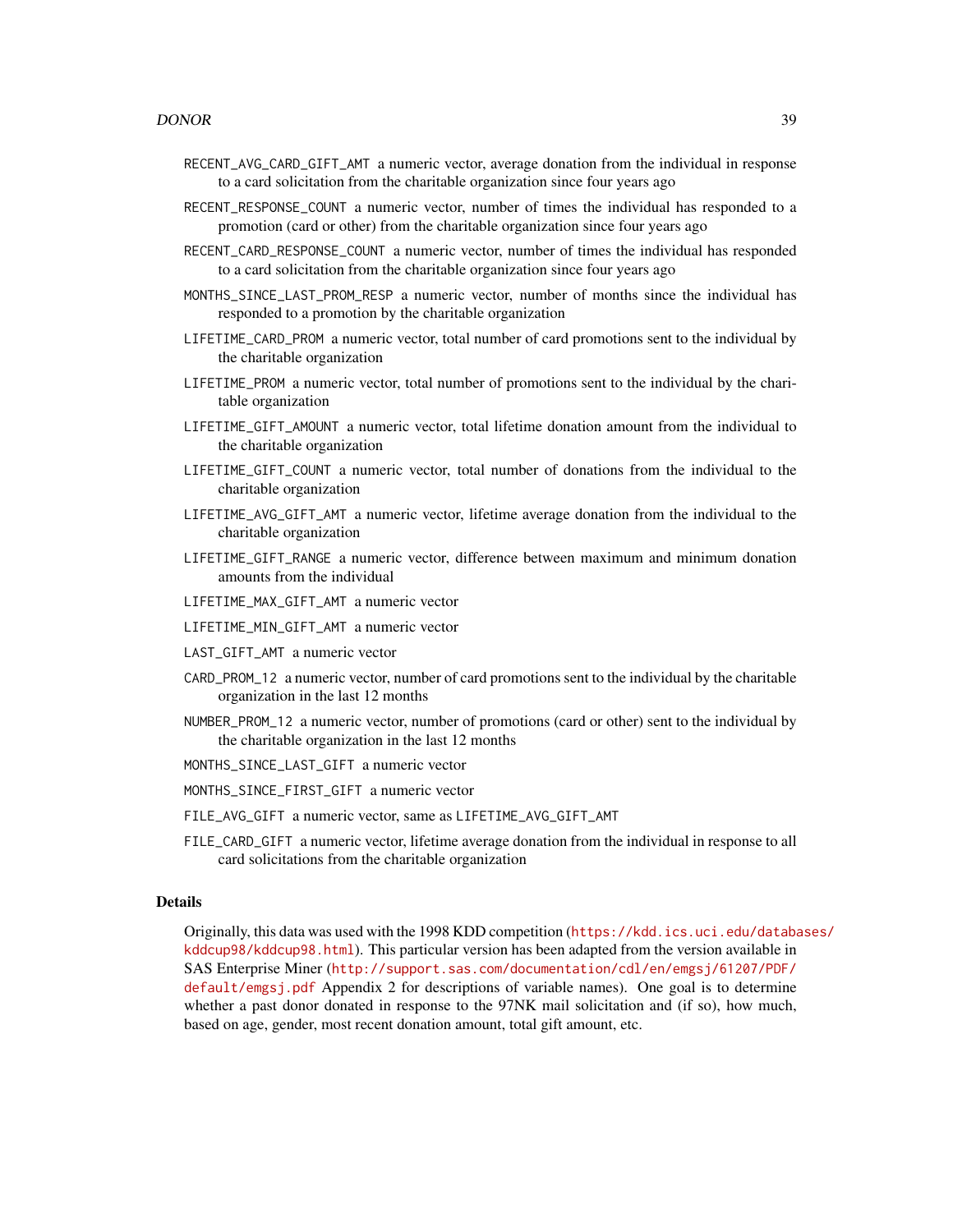RECENT_AVG_CARD_GIFT_AMT a numeric vector, average donation from the individual in response to a card solicitation from the charitable organization since four years ago

RECENT_RESPONSE_COUNT a numeric vector, number of times the individual has responded to a promotion (card or other) from the charitable organization since four years ago

RECENT_CARD_RESPONSE_COUNT a numeric vector, number of times the individual has responded to a card solicitation from the charitable organization since four years ago

MONTHS_SINCE_LAST_PROM_RESP a numeric vector, number of months since the individual has responded to a promotion by the charitable organization

LIFETIME_CARD_PROM a numeric vector, total number of card promotions sent to the individual by the charitable organization

LIFETIME_PROM a numeric vector, total number of promotions sent to the individual by the charitable organization

LIFETIME_GIFT_AMOUNT a numeric vector, total lifetime donation amount from the individual to the charitable organization

LIFETIME_GIFT_COUNT a numeric vector, total number of donations from the individual to the charitable organization

LIFETIME_AVG_GIFT_AMT a numeric vector, lifetime average donation from the individual to the charitable organization

LIFETIME_GIFT_RANGE a numeric vector, difference between maximum and minimum donation amounts from the individual

LIFETIME_MAX_GIFT_AMT a numeric vector

LIFETIME_MIN_GIFT_AMT a numeric vector

LAST_GIFT_AMT a numeric vector

CARD_PROM_12 a numeric vector, number of card promotions sent to the individual by the charitable organization in the last 12 months

NUMBER_PROM_12 a numeric vector, number of promotions (card or other) sent to the individual by the charitable organization in the last 12 months

MONTHS_SINCE_LAST_GIFT a numeric vector

MONTHS_SINCE_FIRST_GIFT a numeric vector

FILE_AVG_GIFT a numeric vector, same as LIFETIME_AVG_GIFT_AMT

FILE_CARD_GIFT a numeric vector, lifetime average donation from the individual in response to all card solicitations from the charitable organization

### Details

Originally, this data was used with the 1998 KDD competition (https://kdd.ics.uci.edu/databases/kddcup98/kddcup98.html). This particular version has been adapted from the version available in SAS Enterprise Miner (http://support.sas.com/documentation/cdl/en/emgsj/61207/PDF/default/emgsj.pdf Appendix 2 for descriptions of variable names). One goal is to determine whether a past donor donated in response to the 97NK mail solicitation and (if so), how much, based on age, gender, most recent donation amount, total gift amount, etc.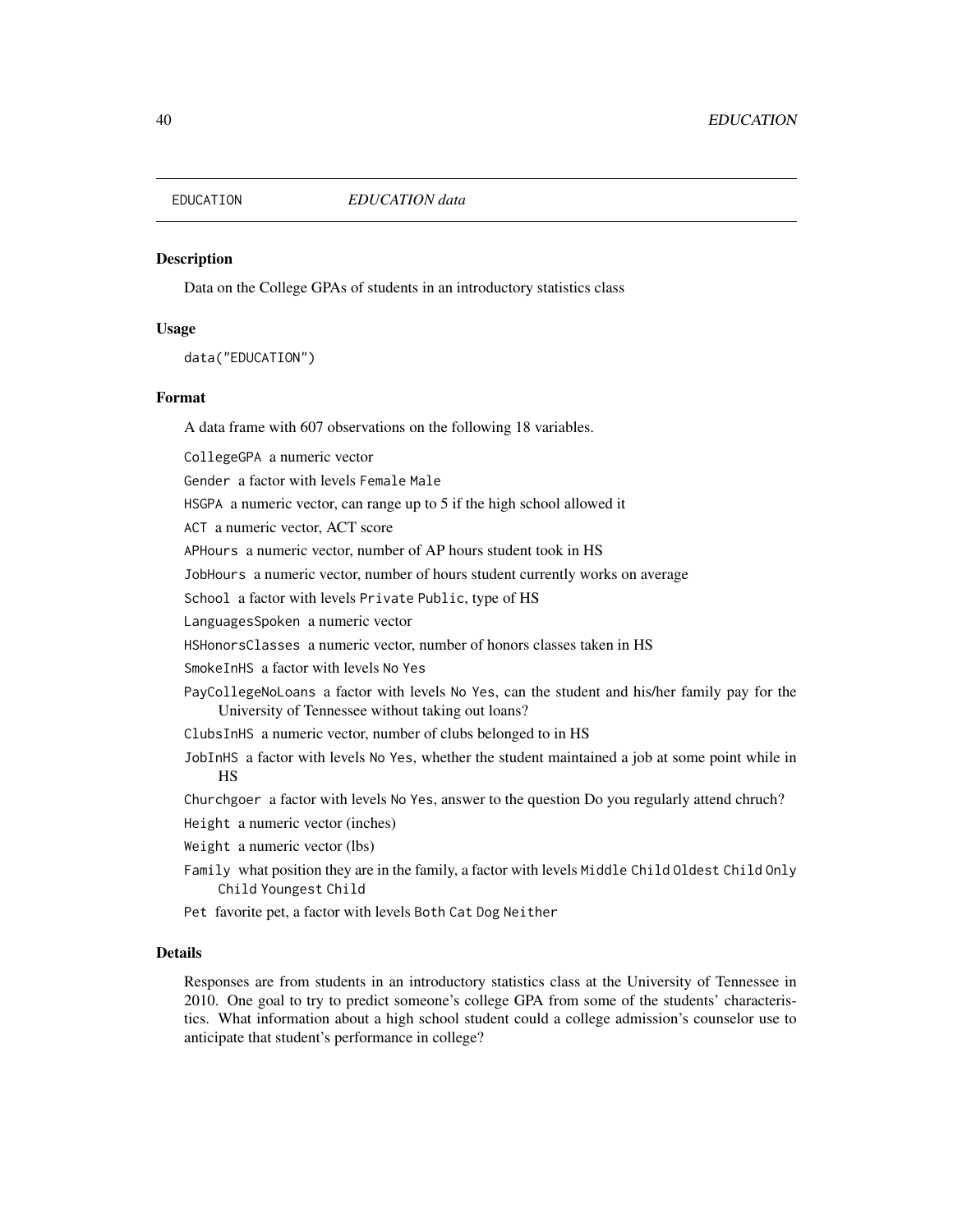EDUCATION    *EDUCATION data*

## Description

Data on the College GPAs of students in an introductory statistics class

## Usage

```
data("EDUCATION")
```

## Format

A data frame with 607 observations on the following 18 variables.

- `CollegeGPA` a numeric vector
- `Gender` a factor with levels `Female` `Male`
- `HSGPA` a numeric vector, can range up to 5 if the high school allowed it
- `ACT` a numeric vector, ACT score
- `APHours` a numeric vector, number of AP hours student took in HS
- `JobHours` a numeric vector, number of hours student currently works on average
- `School` a factor with levels `Private` `Public`, type of HS
- `LanguagesSpoken` a numeric vector
- `HSHonorsClasses` a numeric vector, number of honors classes taken in HS
- `SmokeInHS` a factor with levels `No` `Yes`
- `PayCollegeNoLoans` a factor with levels `No` `Yes`, can the student and his/her family pay for the University of Tennessee without taking out loans?
- `ClubsInHS` a numeric vector, number of clubs belonged to in HS
- `JobInHS` a factor with levels `No` `Yes`, whether the student maintained a job at some point while in HS
- `Churchgoer` a factor with levels `No` `Yes`, answer to the question Do you regularly attend chruch?
- `Height` a numeric vector (inches)
- `Weight` a numeric vector (lbs)
- `Family` what position they are in the family, a factor with levels `Middle Child` `Oldest Child` `Only Child` `Youngest Child`
- `Pet` favorite pet, a factor with levels `Both` `Cat` `Dog` `Neither`

## Details

Responses are from students in an introductory statistics class at the University of Tennessee in 2010. One goal to try to predict someone's college GPA from some of the students' characteristics. What information about a high school student could a college admission's counselor use to anticipate that student's performance in college?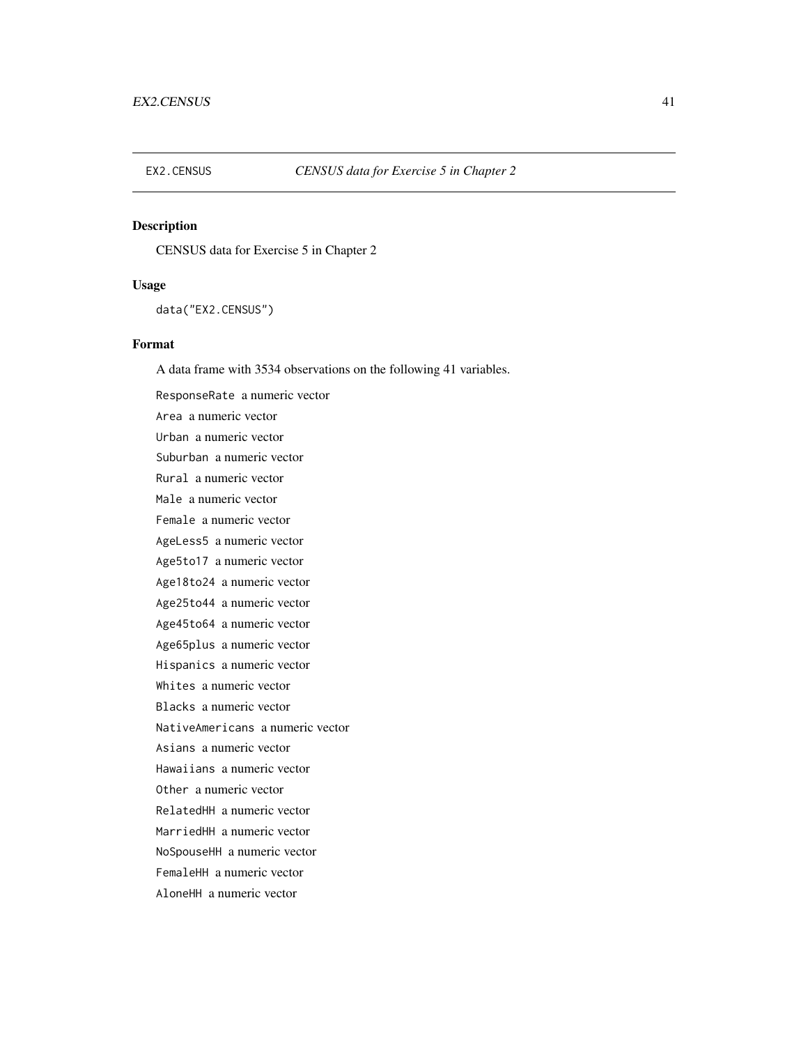EX2.CENSUS    *CENSUS data for Exercise 5 in Chapter 2*

## Description

CENSUS data for Exercise 5 in Chapter 2

## Usage

```
data("EX2.CENSUS")
```

## Format

A data frame with 3534 observations on the following 41 variables.

`ResponseRate` a numeric vector
`Area` a numeric vector
`Urban` a numeric vector
`Suburban` a numeric vector
`Rural` a numeric vector
`Male` a numeric vector
`Female` a numeric vector
`AgeLess5` a numeric vector
`Age5to17` a numeric vector
`Age18to24` a numeric vector
`Age25to44` a numeric vector
`Age45to64` a numeric vector
`Age65plus` a numeric vector
`Hispanics` a numeric vector
`Whites` a numeric vector
`Blacks` a numeric vector
`NativeAmericans` a numeric vector
`Asians` a numeric vector
`Hawaiians` a numeric vector
`Other` a numeric vector
`RelatedHH` a numeric vector
`MarriedHH` a numeric vector
`NoSpouseHH` a numeric vector
`FemaleHH` a numeric vector
`AloneHH` a numeric vector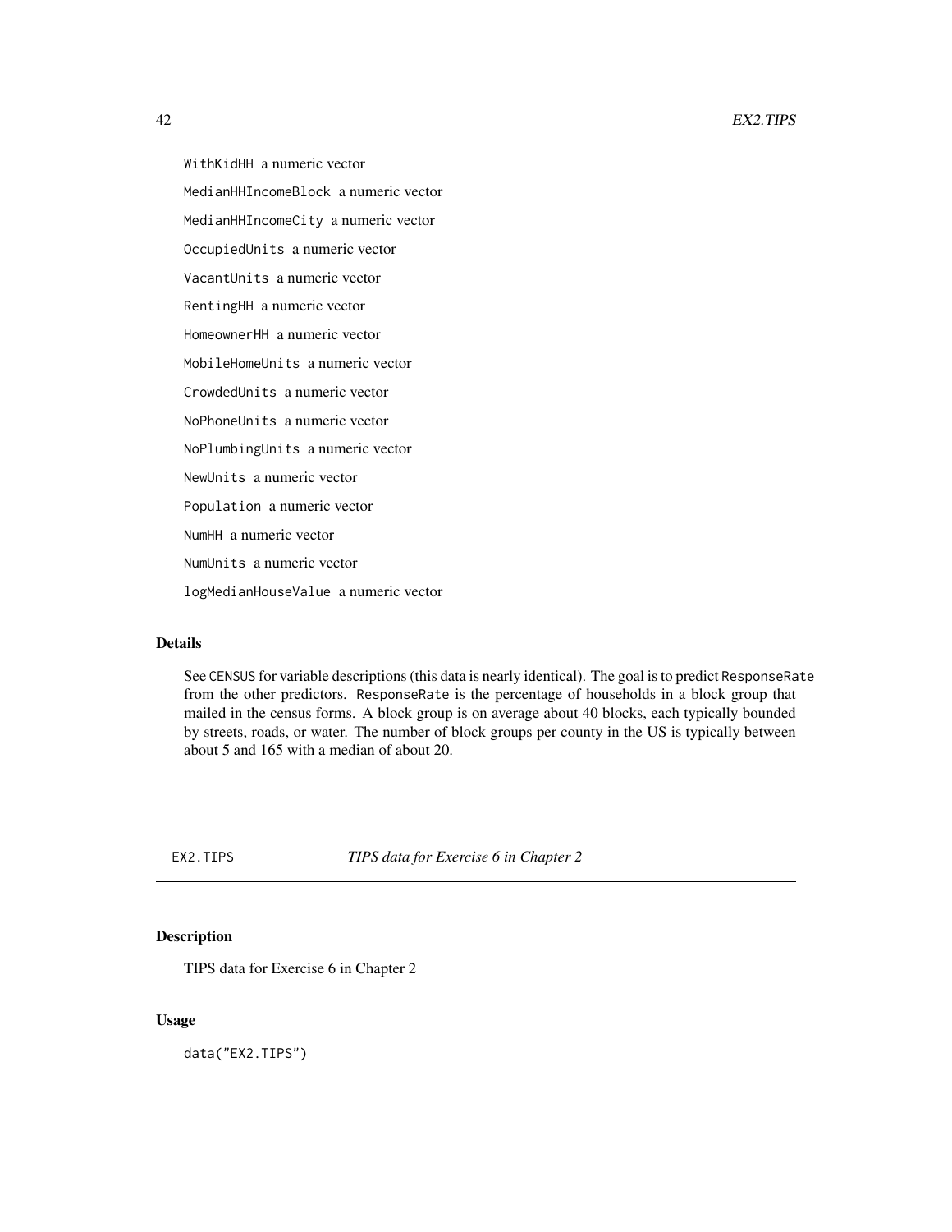`WithKidHH` a numeric vector

`MedianHHIncomeBlock` a numeric vector

`MedianHHIncomeCity` a numeric vector

`OccupiedUnits` a numeric vector

`VacantUnits` a numeric vector

`RentingHH` a numeric vector

`HomeownerHH` a numeric vector

`MobileHomeUnits` a numeric vector

`CrowdedUnits` a numeric vector

`NoPhoneUnits` a numeric vector

`NoPlumbingUnits` a numeric vector

`NewUnits` a numeric vector

`Population` a numeric vector

`NumHH` a numeric vector

`NumUnits` a numeric vector

`logMedianHouseValue` a numeric vector

### Details

See `CENSUS` for variable descriptions (this data is nearly identical). The goal is to predict `ResponseRate` from the other predictors. `ResponseRate` is the percentage of households in a block group that mailed in the census forms. A block group is on average about 40 blocks, each typically bounded by streets, roads, or water. The number of block groups per county in the US is typically between about 5 and 165 with a median of about 20.

---

## EX2.TIPS *TIPS data for Exercise 6 in Chapter 2*

---

### Description

TIPS data for Exercise 6 in Chapter 2

### Usage

```
data("EX2.TIPS")
```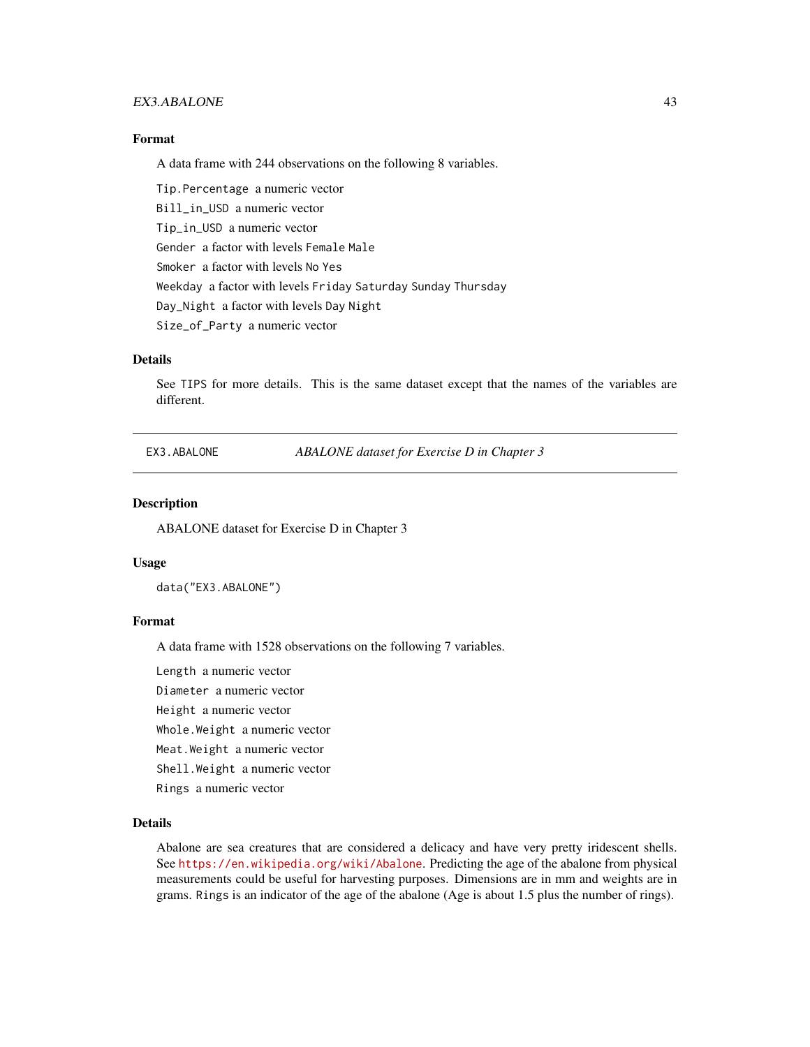### Format

A data frame with 244 observations on the following 8 variables.

`Tip.Percentage` a numeric vector

`Bill_in_USD` a numeric vector

`Tip_in_USD` a numeric vector

`Gender` a factor with levels `Female` `Male`

`Smoker` a factor with levels `No` `Yes`

`Weekday` a factor with levels `Friday` `Saturday` `Sunday` `Thursday`

`Day_Night` a factor with levels `Day` `Night`

`Size_of_Party` a numeric vector

### Details

See `TIPS` for more details. This is the same dataset except that the names of the variables are different.

---

## EX3.ABALONE *ABALONE dataset for Exercise D in Chapter 3*

---

### Description

ABALONE dataset for Exercise D in Chapter 3

### Usage

```
data("EX3.ABALONE")
```

### Format

A data frame with 1528 observations on the following 7 variables.

`Length` a numeric vector

`Diameter` a numeric vector

`Height` a numeric vector

`Whole.Weight` a numeric vector

`Meat.Weight` a numeric vector

`Shell.Weight` a numeric vector

`Rings` a numeric vector

### Details

Abalone are sea creatures that are considered a delicacy and have very pretty iridescent shells. See https://en.wikipedia.org/wiki/Abalone. Predicting the age of the abalone from physical measurements could be useful for harvesting purposes. Dimensions are in mm and weights are in grams. `Rings` is an indicator of the age of the abalone (Age is about 1.5 plus the number of rings).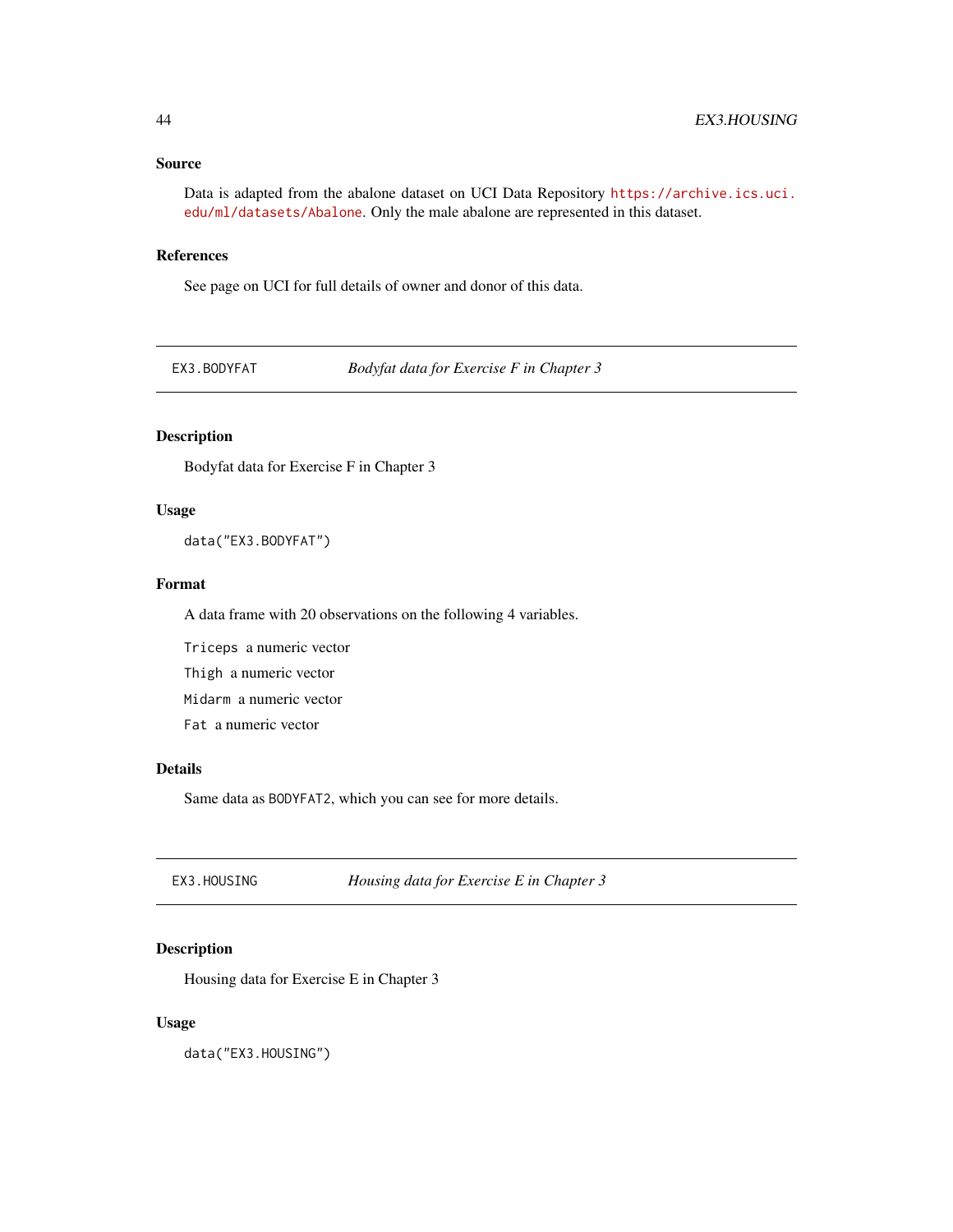### Source

Data is adapted from the abalone dataset on UCI Data Repository https://archive.ics.uci.edu/ml/datasets/Abalone. Only the male abalone are represented in this dataset.

### References

See page on UCI for full details of owner and donor of this data.

---

## EX3.BODYFAT *Bodyfat data for Exercise F in Chapter 3*

---

### Description

Bodyfat data for Exercise F in Chapter 3

### Usage

```
data("EX3.BODYFAT")
```

### Format

A data frame with 20 observations on the following 4 variables.

`Triceps` a numeric vector

`Thigh` a numeric vector

`Midarm` a numeric vector

`Fat` a numeric vector

### Details

Same data as `BODYFAT2`, which you can see for more details.

---

## EX3.HOUSING *Housing data for Exercise E in Chapter 3*

---

### Description

Housing data for Exercise E in Chapter 3

### Usage

```
data("EX3.HOUSING")
```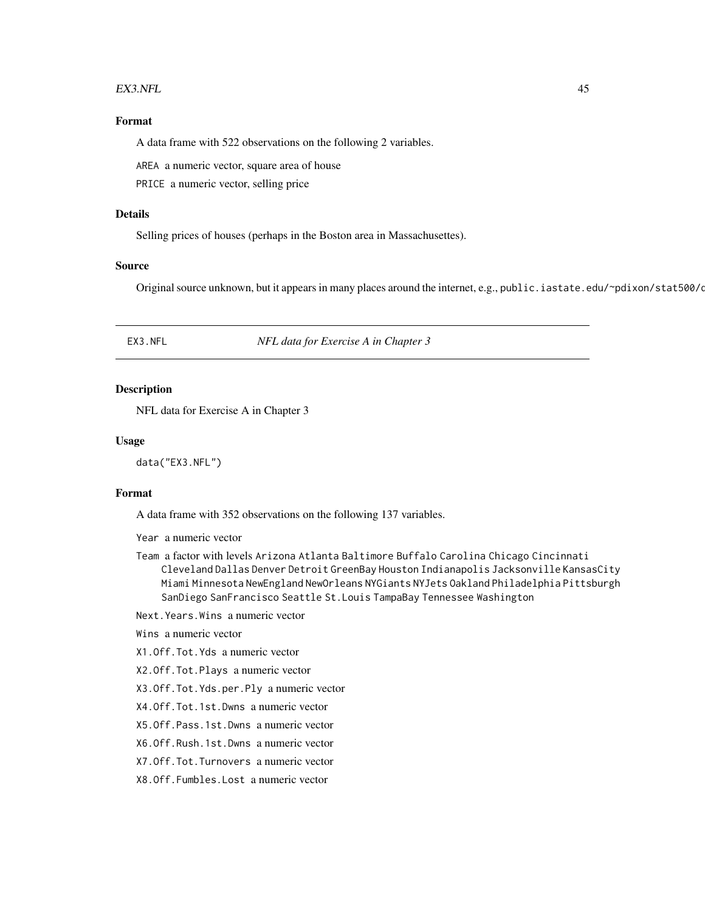### Format

A data frame with 522 observations on the following 2 variables.

`AREA` a numeric vector, square area of house

`PRICE` a numeric vector, selling price

### Details

Selling prices of houses (perhaps in the Boston area in Massachusettes).

### Source

Original source unknown, but it appears in many places around the internet, e.g., `public.iastate.edu/~pdixon/stat500/c`

---

## EX3.NFL — *NFL data for Exercise A in Chapter 3*

### Description

NFL data for Exercise A in Chapter 3

### Usage

```
data("EX3.NFL")
```

### Format

A data frame with 352 observations on the following 137 variables.

`Year` a numeric vector

`Team` a factor with levels `Arizona` `Atlanta` `Baltimore` `Buffalo` `Carolina` `Chicago` `Cincinnati` `Cleveland` `Dallas` `Denver` `Detroit` `GreenBay` `Houston` `Indianapolis` `Jacksonville` `KansasCity` `Miami` `Minnesota` `NewEngland` `NewOrleans` `NYGiants` `NYJets` `Oakland` `Philadelphia` `Pittsburgh` `SanDiego` `SanFrancisco` `Seattle` `St.Louis` `TampaBay` `Tennessee` `Washington`

`Next.Years.Wins` a numeric vector

`Wins` a numeric vector

`X1.Off.Tot.Yds` a numeric vector

`X2.Off.Tot.Plays` a numeric vector

`X3.Off.Tot.Yds.per.Ply` a numeric vector

`X4.Off.Tot.1st.Dwns` a numeric vector

`X5.Off.Pass.1st.Dwns` a numeric vector

`X6.Off.Rush.1st.Dwns` a numeric vector

`X7.Off.Tot.Turnovers` a numeric vector

`X8.Off.Fumbles.Lost` a numeric vector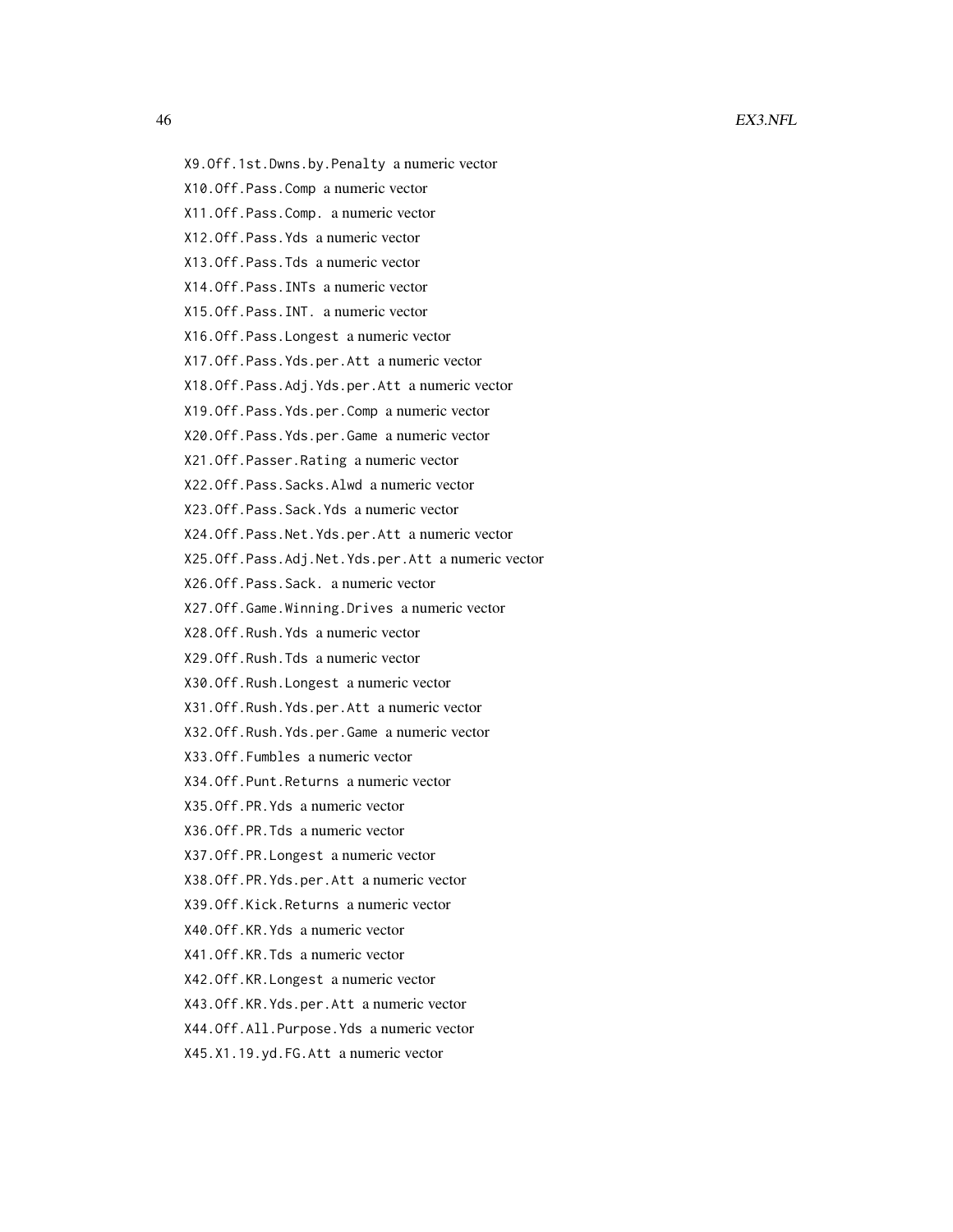`X9.Off.1st.Dwns.by.Penalty` a numeric vector

`X10.Off.Pass.Comp` a numeric vector

`X11.Off.Pass.Comp.` a numeric vector

`X12.Off.Pass.Yds` a numeric vector

`X13.Off.Pass.Tds` a numeric vector

`X14.Off.Pass.INTs` a numeric vector

`X15.Off.Pass.INT.` a numeric vector

`X16.Off.Pass.Longest` a numeric vector

`X17.Off.Pass.Yds.per.Att` a numeric vector

`X18.Off.Pass.Adj.Yds.per.Att` a numeric vector

`X19.Off.Pass.Yds.per.Comp` a numeric vector

`X20.Off.Pass.Yds.per.Game` a numeric vector

`X21.Off.Passer.Rating` a numeric vector

`X22.Off.Pass.Sacks.Alwd` a numeric vector

`X23.Off.Pass.Sack.Yds` a numeric vector

`X24.Off.Pass.Net.Yds.per.Att` a numeric vector

`X25.Off.Pass.Adj.Net.Yds.per.Att` a numeric vector

`X26.Off.Pass.Sack.` a numeric vector

`X27.Off.Game.Winning.Drives` a numeric vector

`X28.Off.Rush.Yds` a numeric vector

`X29.Off.Rush.Tds` a numeric vector

`X30.Off.Rush.Longest` a numeric vector

`X31.Off.Rush.Yds.per.Att` a numeric vector

`X32.Off.Rush.Yds.per.Game` a numeric vector

`X33.Off.Fumbles` a numeric vector

`X34.Off.Punt.Returns` a numeric vector

`X35.Off.PR.Yds` a numeric vector

`X36.Off.PR.Tds` a numeric vector

`X37.Off.PR.Longest` a numeric vector

`X38.Off.PR.Yds.per.Att` a numeric vector

`X39.Off.Kick.Returns` a numeric vector

`X40.Off.KR.Yds` a numeric vector

`X41.Off.KR.Tds` a numeric vector

`X42.Off.KR.Longest` a numeric vector

`X43.Off.KR.Yds.per.Att` a numeric vector

`X44.Off.All.Purpose.Yds` a numeric vector

`X45.X1.19.yd.FG.Att` a numeric vector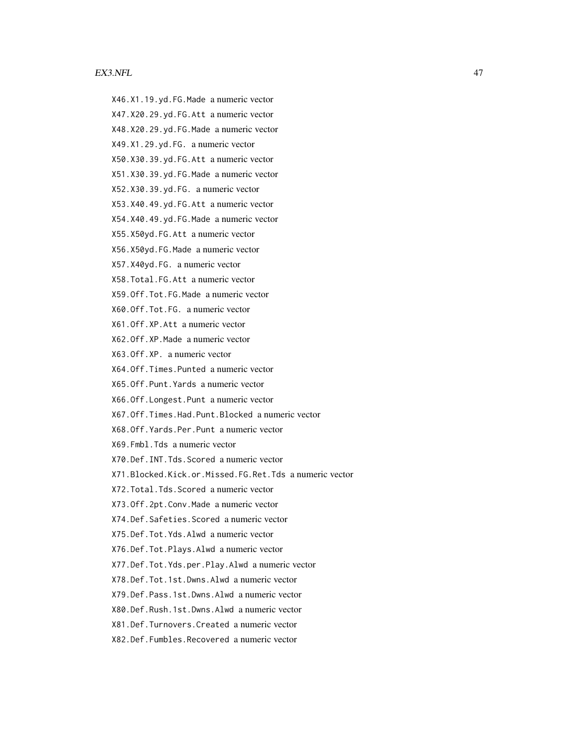`X46.X1.19.yd.FG.Made` a numeric vector

`X47.X20.29.yd.FG.Att` a numeric vector

`X48.X20.29.yd.FG.Made` a numeric vector

`X49.X1.29.yd.FG.` a numeric vector

`X50.X30.39.yd.FG.Att` a numeric vector

`X51.X30.39.yd.FG.Made` a numeric vector

`X52.X30.39.yd.FG.` a numeric vector

`X53.X40.49.yd.FG.Att` a numeric vector

`X54.X40.49.yd.FG.Made` a numeric vector

`X55.X50yd.FG.Att` a numeric vector

`X56.X50yd.FG.Made` a numeric vector

`X57.X40yd.FG.` a numeric vector

`X58.Total.FG.Att` a numeric vector

`X59.Off.Tot.FG.Made` a numeric vector

`X60.Off.Tot.FG.` a numeric vector

`X61.Off.XP.Att` a numeric vector

`X62.Off.XP.Made` a numeric vector

`X63.Off.XP.` a numeric vector

`X64.Off.Times.Punted` a numeric vector

`X65.Off.Punt.Yards` a numeric vector

`X66.Off.Longest.Punt` a numeric vector

`X67.Off.Times.Had.Punt.Blocked` a numeric vector

`X68.Off.Yards.Per.Punt` a numeric vector

`X69.Fmbl.Tds` a numeric vector

`X70.Def.INT.Tds.Scored` a numeric vector

`X71.Blocked.Kick.or.Missed.FG.Ret.Tds` a numeric vector

`X72.Total.Tds.Scored` a numeric vector

`X73.Off.2pt.Conv.Made` a numeric vector

`X74.Def.Safeties.Scored` a numeric vector

`X75.Def.Tot.Yds.Alwd` a numeric vector

`X76.Def.Tot.Plays.Alwd` a numeric vector

`X77.Def.Tot.Yds.per.Play.Alwd` a numeric vector

`X78.Def.Tot.1st.Dwns.Alwd` a numeric vector

`X79.Def.Pass.1st.Dwns.Alwd` a numeric vector

`X80.Def.Rush.1st.Dwns.Alwd` a numeric vector

`X81.Def.Turnovers.Created` a numeric vector

`X82.Def.Fumbles.Recovered` a numeric vector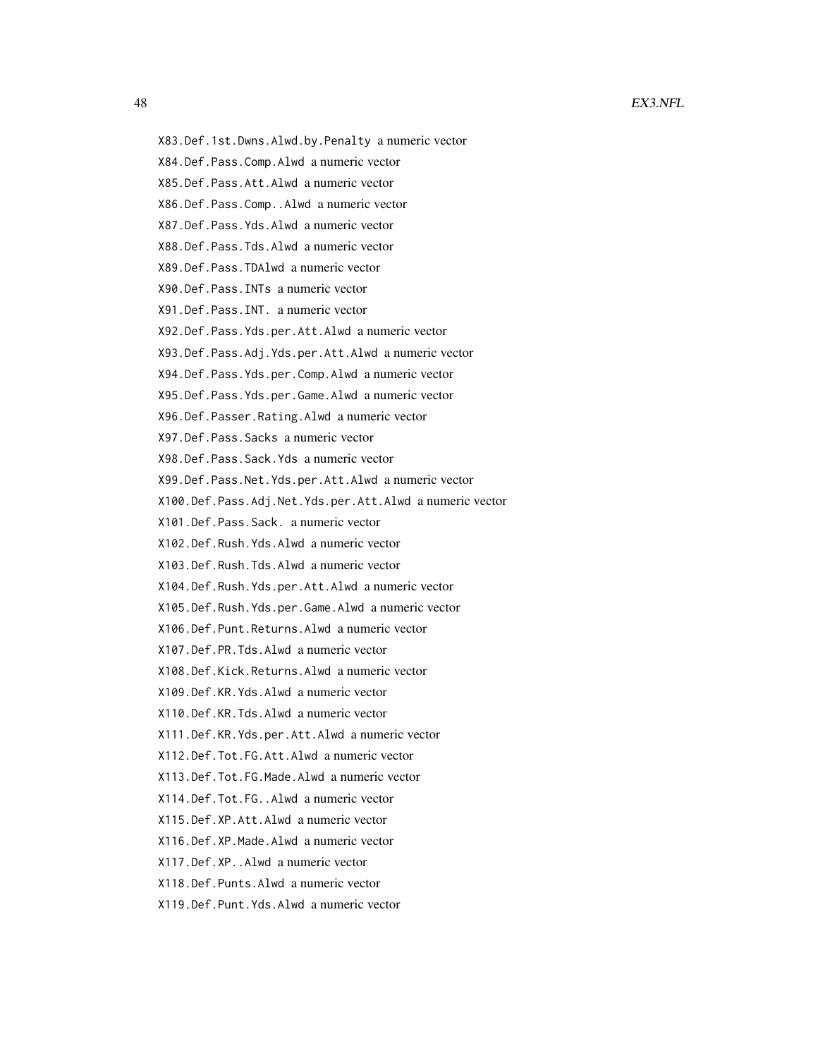`X83.Def.1st.Dwns.Alwd.by.Penalty` a numeric vector

`X84.Def.Pass.Comp.Alwd` a numeric vector

`X85.Def.Pass.Att.Alwd` a numeric vector

`X86.Def.Pass.Comp..Alwd` a numeric vector

`X87.Def.Pass.Yds.Alwd` a numeric vector

`X88.Def.Pass.Tds.Alwd` a numeric vector

`X89.Def.Pass.TDAlwd` a numeric vector

`X90.Def.Pass.INTs` a numeric vector

`X91.Def.Pass.INT.` a numeric vector

`X92.Def.Pass.Yds.per.Att.Alwd` a numeric vector

`X93.Def.Pass.Adj.Yds.per.Att.Alwd` a numeric vector

`X94.Def.Pass.Yds.per.Comp.Alwd` a numeric vector

`X95.Def.Pass.Yds.per.Game.Alwd` a numeric vector

`X96.Def.Passer.Rating.Alwd` a numeric vector

`X97.Def.Pass.Sacks` a numeric vector

`X98.Def.Pass.Sack.Yds` a numeric vector

`X99.Def.Pass.Net.Yds.per.Att.Alwd` a numeric vector

`X100.Def.Pass.Adj.Net.Yds.per.Att.Alwd` a numeric vector

`X101.Def.Pass.Sack.` a numeric vector

`X102.Def.Rush.Yds.Alwd` a numeric vector

`X103.Def.Rush.Tds.Alwd` a numeric vector

`X104.Def.Rush.Yds.per.Att.Alwd` a numeric vector

`X105.Def.Rush.Yds.per.Game.Alwd` a numeric vector

`X106.Def.Punt.Returns.Alwd` a numeric vector

`X107.Def.PR.Tds.Alwd` a numeric vector

`X108.Def.Kick.Returns.Alwd` a numeric vector

`X109.Def.KR.Yds.Alwd` a numeric vector

`X110.Def.KR.Tds.Alwd` a numeric vector

`X111.Def.KR.Yds.per.Att.Alwd` a numeric vector

`X112.Def.Tot.FG.Att.Alwd` a numeric vector

`X113.Def.Tot.FG.Made.Alwd` a numeric vector

`X114.Def.Tot.FG..Alwd` a numeric vector

`X115.Def.XP.Att.Alwd` a numeric vector

`X116.Def.XP.Made.Alwd` a numeric vector

`X117.Def.XP..Alwd` a numeric vector

`X118.Def.Punts.Alwd` a numeric vector

`X119.Def.Punt.Yds.Alwd` a numeric vector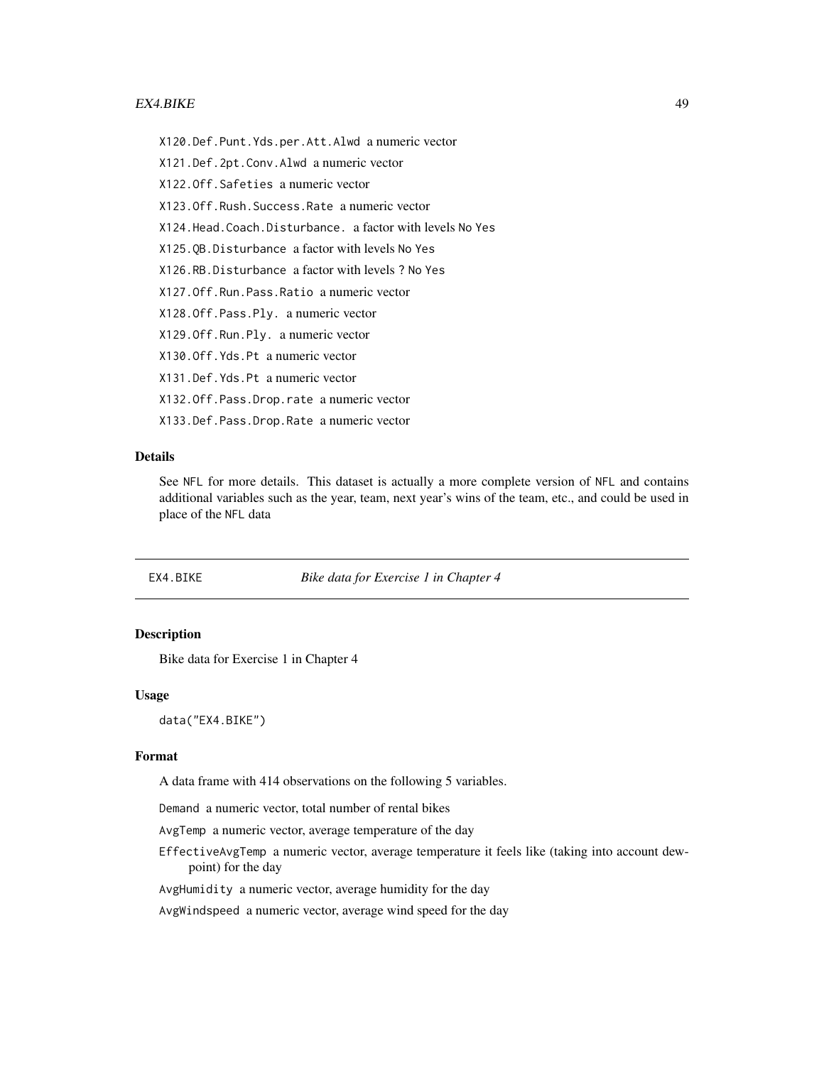X120.Def.Punt.Yds.per.Att.Alwd a numeric vector

X121.Def.2pt.Conv.Alwd a numeric vector

X122.Off.Safeties a numeric vector

X123.Off.Rush.Success.Rate a numeric vector

X124.Head.Coach.Disturbance. a factor with levels No Yes

X125.QB.Disturbance a factor with levels No Yes

X126.RB.Disturbance a factor with levels ? No Yes

X127.Off.Run.Pass.Ratio a numeric vector

X128.Off.Pass.Ply. a numeric vector

X129.Off.Run.Ply. a numeric vector

X130.Off.Yds.Pt a numeric vector

X131.Def.Yds.Pt a numeric vector

X132.Off.Pass.Drop.rate a numeric vector

X133.Def.Pass.Drop.Rate a numeric vector

### Details

See NFL for more details. This dataset is actually a more complete version of NFL and contains additional variables such as the year, team, next year's wins of the team, etc., and could be used in place of the NFL data

---

## EX4.BIKE *Bike data for Exercise 1 in Chapter 4*

---

### Description

Bike data for Exercise 1 in Chapter 4

### Usage

```
data("EX4.BIKE")
```

### Format

A data frame with 414 observations on the following 5 variables.

Demand a numeric vector, total number of rental bikes

AvgTemp a numeric vector, average temperature of the day

EffectiveAvgTemp a numeric vector, average temperature it feels like (taking into account dewpoint) for the day

AvgHumidity a numeric vector, average humidity for the day

AvgWindspeed a numeric vector, average wind speed for the day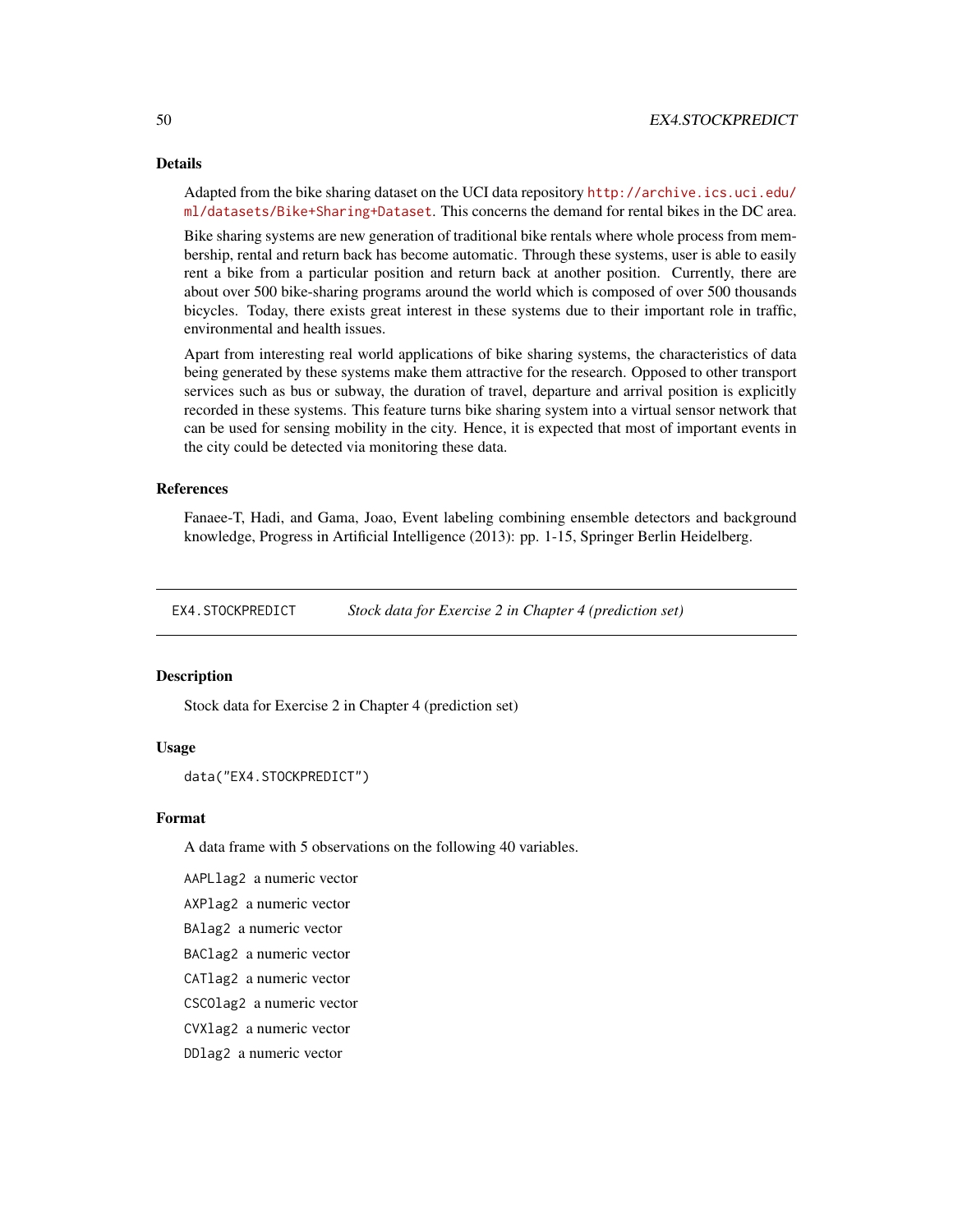### Details

Adapted from the bike sharing dataset on the UCI data repository http://archive.ics.uci.edu/ml/datasets/Bike+Sharing+Dataset. This concerns the demand for rental bikes in the DC area.

Bike sharing systems are new generation of traditional bike rentals where whole process from membership, rental and return back has become automatic. Through these systems, user is able to easily rent a bike from a particular position and return back at another position. Currently, there are about over 500 bike-sharing programs around the world which is composed of over 500 thousands bicycles. Today, there exists great interest in these systems due to their important role in traffic, environmental and health issues.

Apart from interesting real world applications of bike sharing systems, the characteristics of data being generated by these systems make them attractive for the research. Opposed to other transport services such as bus or subway, the duration of travel, departure and arrival position is explicitly recorded in these systems. This feature turns bike sharing system into a virtual sensor network that can be used for sensing mobility in the city. Hence, it is expected that most of important events in the city could be detected via monitoring these data.

### References

Fanaee-T, Hadi, and Gama, Joao, Event labeling combining ensemble detectors and background knowledge, Progress in Artificial Intelligence (2013): pp. 1-15, Springer Berlin Heidelberg.

---

## EX4.STOCKPREDICT *Stock data for Exercise 2 in Chapter 4 (prediction set)*

---

### Description

Stock data for Exercise 2 in Chapter 4 (prediction set)

### Usage

```
data("EX4.STOCKPREDICT")
```

### Format

A data frame with 5 observations on the following 40 variables.

`AAPLlag2` a numeric vector

`AXPlag2` a numeric vector

`BAlag2` a numeric vector

`BAClag2` a numeric vector

`CATlag2` a numeric vector

`CSCOlag2` a numeric vector

`CVXlag2` a numeric vector

`DDlag2` a numeric vector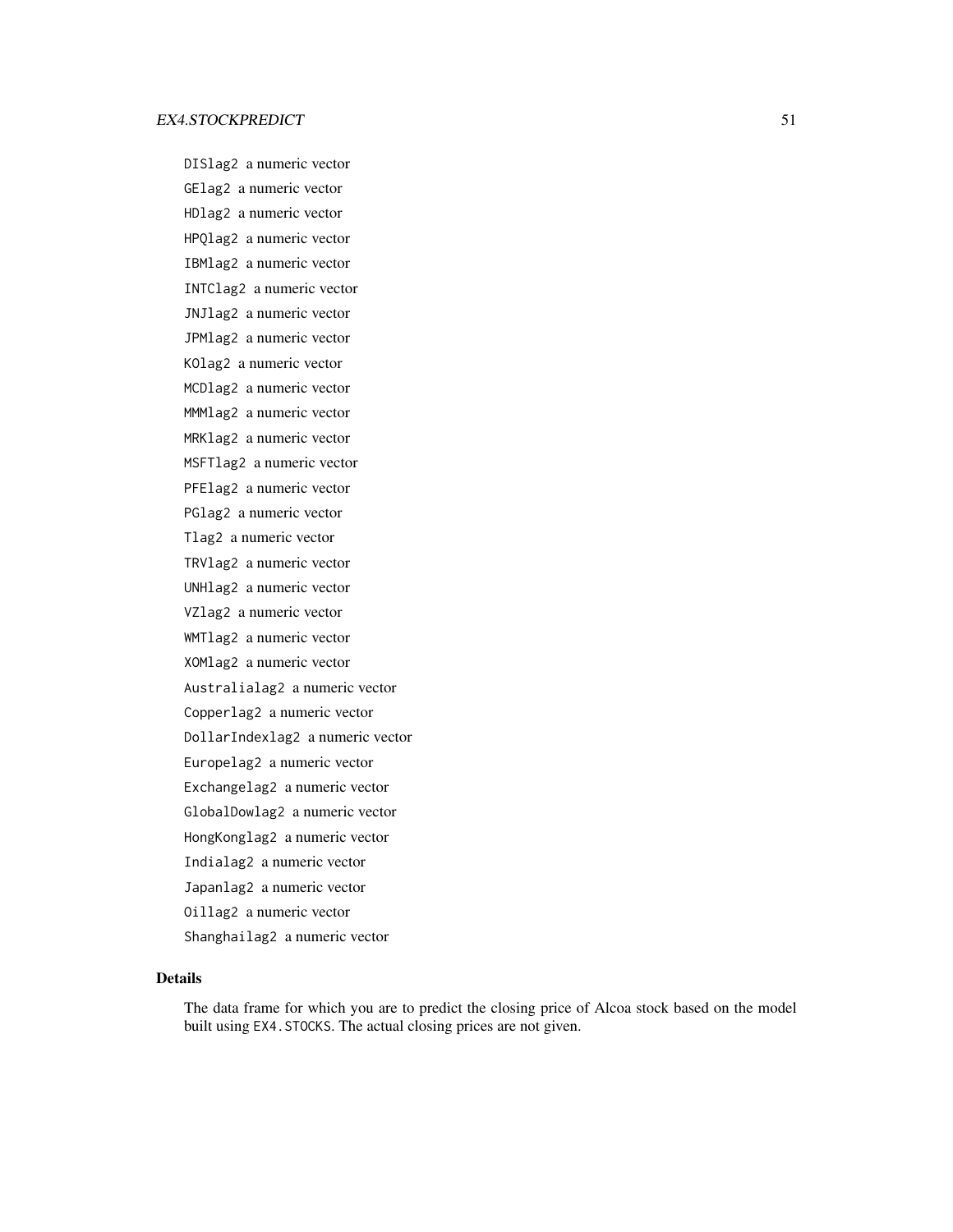DISlag2 a numeric vector

GElag2 a numeric vector

HDlag2 a numeric vector

HPQlag2 a numeric vector

IBMlag2 a numeric vector

INTClag2 a numeric vector

JNJlag2 a numeric vector

JPMlag2 a numeric vector

KOlag2 a numeric vector

MCDlag2 a numeric vector

MMMlag2 a numeric vector

MRKlag2 a numeric vector

MSFTlag2 a numeric vector

PFElag2 a numeric vector

PGlag2 a numeric vector

Tlag2 a numeric vector

TRVlag2 a numeric vector

UNHlag2 a numeric vector

VZlag2 a numeric vector

WMTlag2 a numeric vector

XOMlag2 a numeric vector

Australialag2 a numeric vector

Copperlag2 a numeric vector

DollarIndexlag2 a numeric vector

Europelag2 a numeric vector

Exchangelag2 a numeric vector

GlobalDowlag2 a numeric vector

HongKonglag2 a numeric vector

Indialag2 a numeric vector

Japanlag2 a numeric vector

Oillag2 a numeric vector

Shanghailag2 a numeric vector

## Details

The data frame for which you are to predict the closing price of Alcoa stock based on the model built using EX4.STOCKS. The actual closing prices are not given.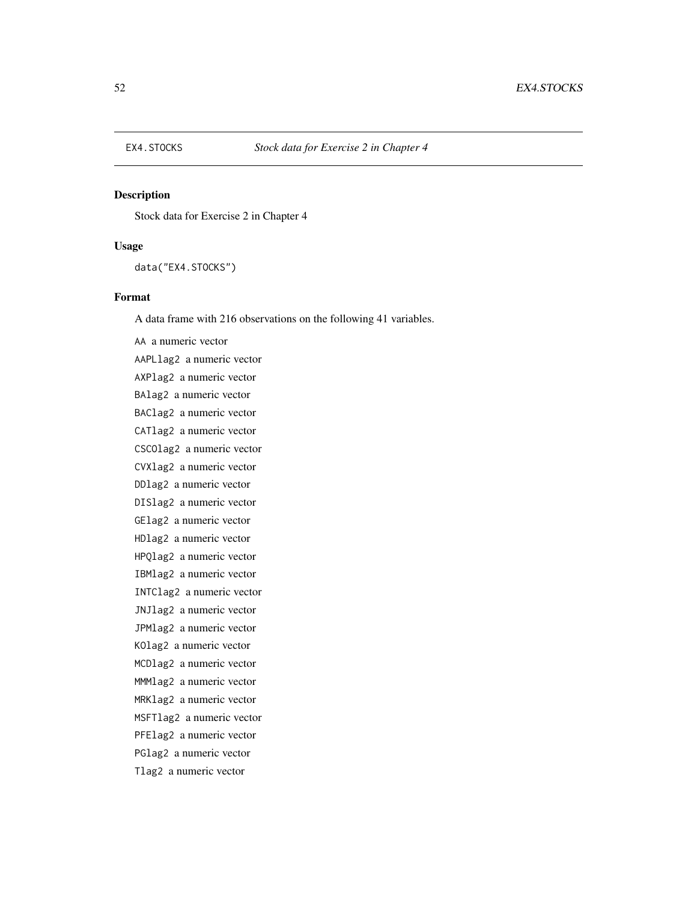EX4.STOCKS *Stock data for Exercise 2 in Chapter 4*

## Description

Stock data for Exercise 2 in Chapter 4

## Usage

```
data("EX4.STOCKS")
```

## Format

A data frame with 216 observations on the following 41 variables.

AA a numeric vector

AAPLlag2 a numeric vector

AXPlag2 a numeric vector

BAlag2 a numeric vector

BAClag2 a numeric vector

CATlag2 a numeric vector

CSCOlag2 a numeric vector

CVXlag2 a numeric vector

DDlag2 a numeric vector

DISlag2 a numeric vector

GElag2 a numeric vector

HDlag2 a numeric vector

HPQlag2 a numeric vector

IBMlag2 a numeric vector

INTClag2 a numeric vector

JNJlag2 a numeric vector

JPMlag2 a numeric vector

KOlag2 a numeric vector

MCDlag2 a numeric vector

MMMlag2 a numeric vector

MRKlag2 a numeric vector

MSFTlag2 a numeric vector

PFElag2 a numeric vector

PGlag2 a numeric vector

Tlag2 a numeric vector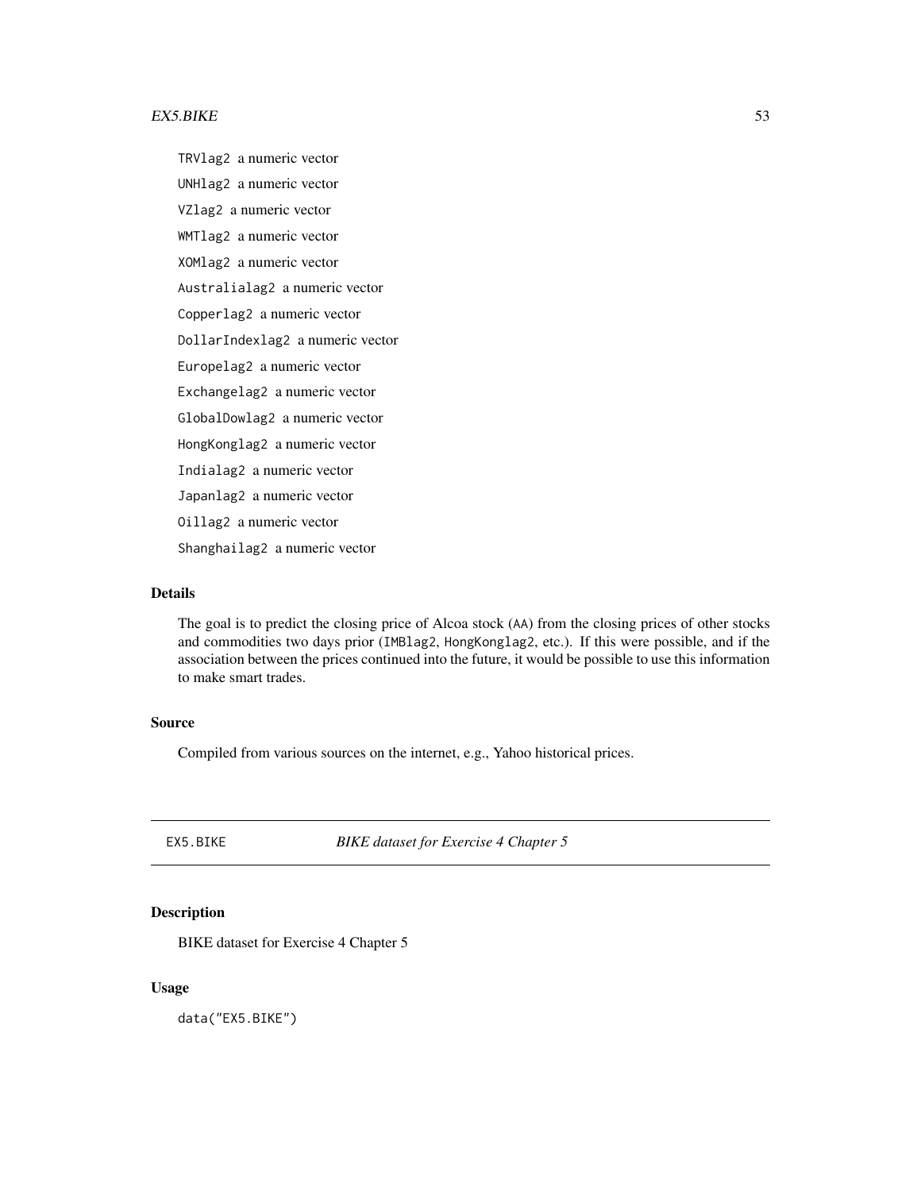TRVlag2 a numeric vector

UNHlag2 a numeric vector

VZlag2 a numeric vector

WMTlag2 a numeric vector

XOMlag2 a numeric vector

Australialag2 a numeric vector

Copperlag2 a numeric vector

DollarIndexlag2 a numeric vector

Europelag2 a numeric vector

Exchangelag2 a numeric vector

GlobalDowlag2 a numeric vector

HongKonglag2 a numeric vector

Indialag2 a numeric vector

Japanlag2 a numeric vector

Oillag2 a numeric vector

Shanghailag2 a numeric vector

### Details

The goal is to predict the closing price of Alcoa stock (AA) from the closing prices of other stocks and commodities two days prior (IMBlag2, HongKonglag2, etc.). If this were possible, and if the association between the prices continued into the future, it would be possible to use this information to make smart trades.

### Source

Compiled from various sources on the internet, e.g., Yahoo historical prices.

---

## EX5.BIKE *BIKE dataset for Exercise 4 Chapter 5*

---

### Description

BIKE dataset for Exercise 4 Chapter 5

### Usage

```
data("EX5.BIKE")
```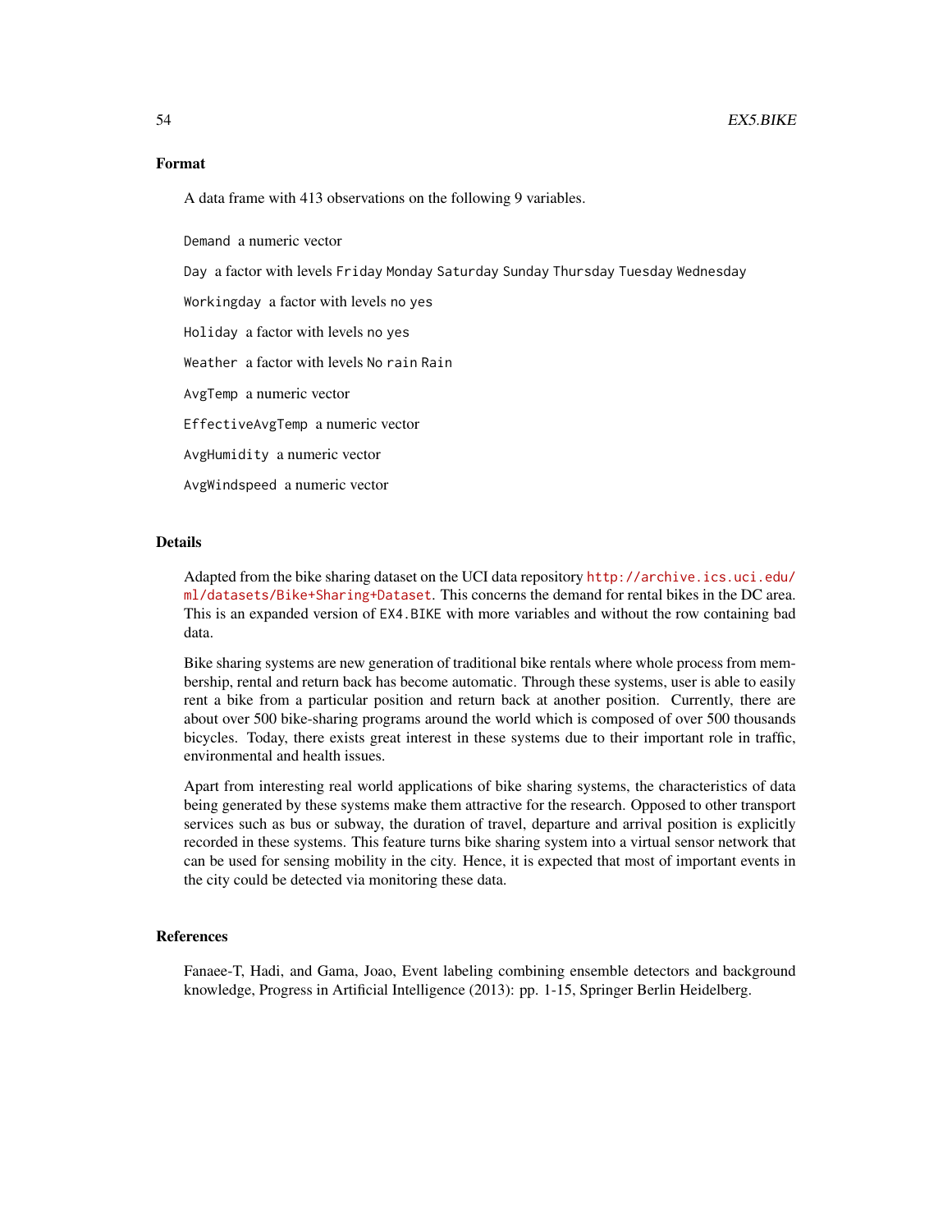### Format

A data frame with 413 observations on the following 9 variables.

`Demand` a numeric vector

`Day` a factor with levels `Friday` `Monday` `Saturday` `Sunday` `Thursday` `Tuesday` `Wednesday`

`Workingday` a factor with levels `no` `yes`

`Holiday` a factor with levels `no` `yes`

`Weather` a factor with levels `No rain` `Rain`

`AvgTemp` a numeric vector

`EffectiveAvgTemp` a numeric vector

`AvgHumidity` a numeric vector

`AvgWindspeed` a numeric vector

### Details

Adapted from the bike sharing dataset on the UCI data repository http://archive.ics.uci.edu/ml/datasets/Bike+Sharing+Dataset. This concerns the demand for rental bikes in the DC area. This is an expanded version of `EX4.BIKE` with more variables and without the row containing bad data.

Bike sharing systems are new generation of traditional bike rentals where whole process from membership, rental and return back has become automatic. Through these systems, user is able to easily rent a bike from a particular position and return back at another position. Currently, there are about over 500 bike-sharing programs around the world which is composed of over 500 thousands bicycles. Today, there exists great interest in these systems due to their important role in traffic, environmental and health issues.

Apart from interesting real world applications of bike sharing systems, the characteristics of data being generated by these systems make them attractive for the research. Opposed to other transport services such as bus or subway, the duration of travel, departure and arrival position is explicitly recorded in these systems. This feature turns bike sharing system into a virtual sensor network that can be used for sensing mobility in the city. Hence, it is expected that most of important events in the city could be detected via monitoring these data.

### References

Fanaee-T, Hadi, and Gama, Joao, Event labeling combining ensemble detectors and background knowledge, Progress in Artificial Intelligence (2013): pp. 1-15, Springer Berlin Heidelberg.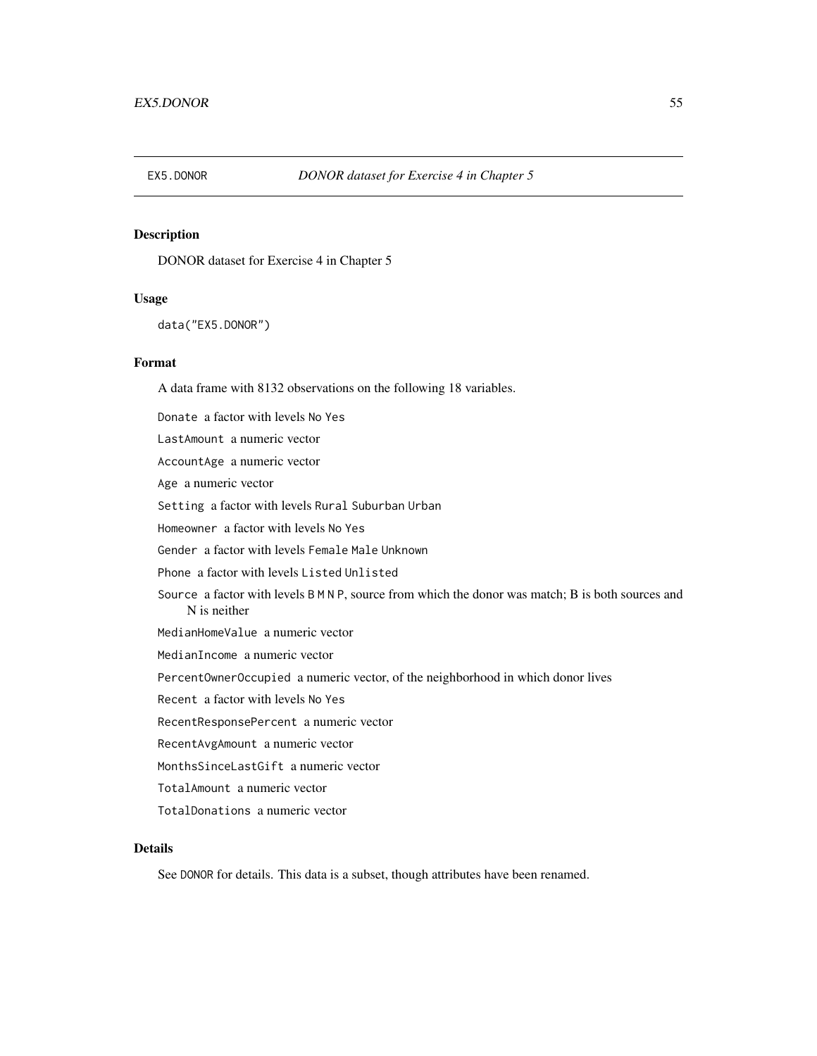EX5.DONOR *DONOR dataset for Exercise 4 in Chapter 5*

## Description

DONOR dataset for Exercise 4 in Chapter 5

## Usage

```
data("EX5.DONOR")
```

## Format

A data frame with 8132 observations on the following 18 variables.

`Donate` a factor with levels `No` `Yes`

`LastAmount` a numeric vector

`AccountAge` a numeric vector

`Age` a numeric vector

`Setting` a factor with levels `Rural` `Suburban` `Urban`

`Homeowner` a factor with levels `No` `Yes`

`Gender` a factor with levels `Female` `Male` `Unknown`

`Phone` a factor with levels `Listed` `Unlisted`

`Source` a factor with levels `B` `M` `N` `P`, source from which the donor was match; B is both sources and N is neither

`MedianHomeValue` a numeric vector

`MedianIncome` a numeric vector

`PercentOwnerOccupied` a numeric vector, of the neighborhood in which donor lives

`Recent` a factor with levels `No` `Yes`

`RecentResponsePercent` a numeric vector

`RecentAvgAmount` a numeric vector

`MonthsSinceLastGift` a numeric vector

`TotalAmount` a numeric vector

`TotalDonations` a numeric vector

## Details

See `DONOR` for details. This data is a subset, though attributes have been renamed.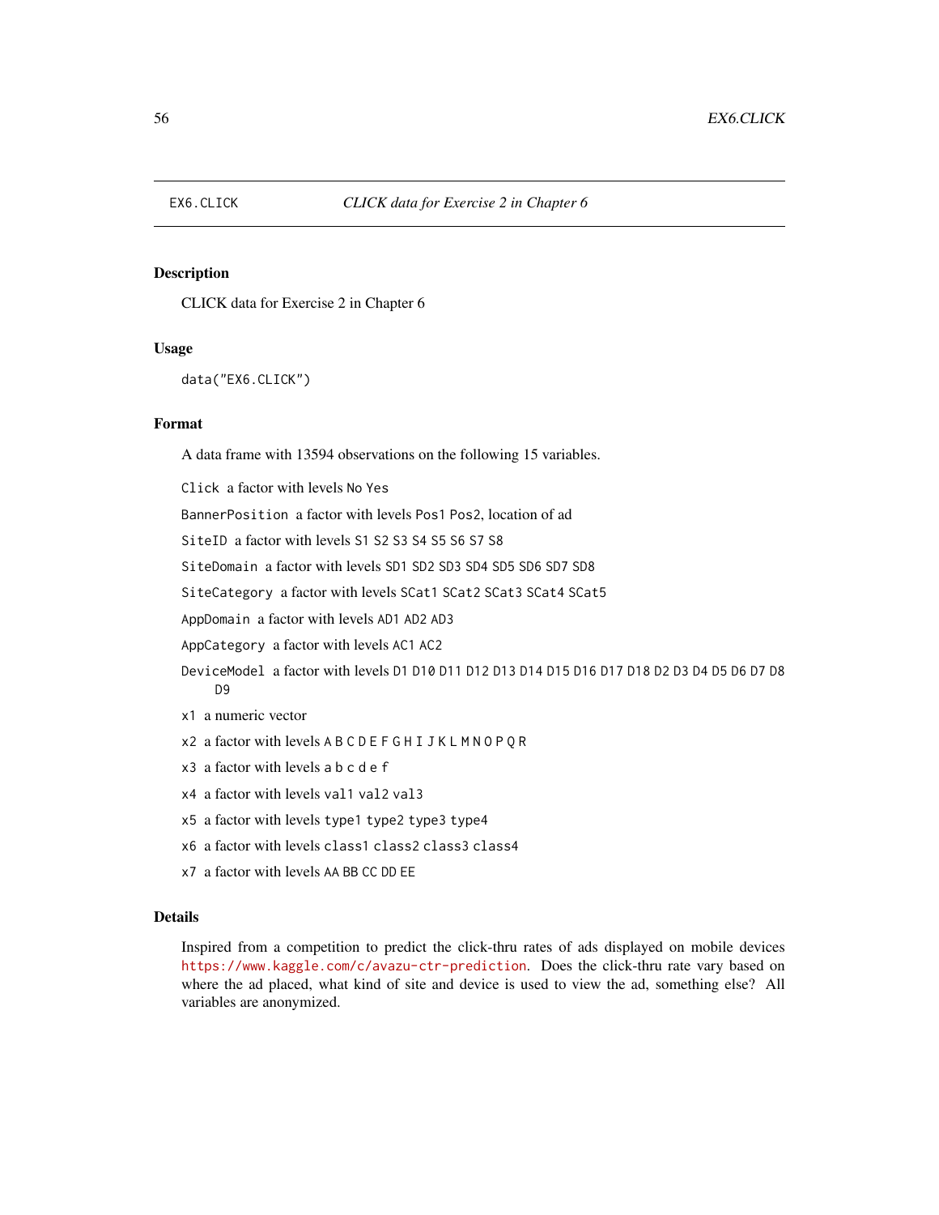EX6.CLICK *CLICK data for Exercise 2 in Chapter 6*

## Description

CLICK data for Exercise 2 in Chapter 6

## Usage

```
data("EX6.CLICK")
```

## Format

A data frame with 13594 observations on the following 15 variables.

`Click` a factor with levels `No` `Yes`

`BannerPosition` a factor with levels `Pos1` `Pos2`, location of ad

`SiteID` a factor with levels `S1` `S2` `S3` `S4` `S5` `S6` `S7` `S8`

`SiteDomain` a factor with levels `SD1` `SD2` `SD3` `SD4` `SD5` `SD6` `SD7` `SD8`

`SiteCategory` a factor with levels `SCat1` `SCat2` `SCat3` `SCat4` `SCat5`

`AppDomain` a factor with levels `AD1` `AD2` `AD3`

`AppCategory` a factor with levels `AC1` `AC2`

`DeviceModel` a factor with levels `D1` `D10` `D11` `D12` `D13` `D14` `D15` `D16` `D17` `D18` `D2` `D3` `D4` `D5` `D6` `D7` `D8` `D9`

`x1` a numeric vector

`x2` a factor with levels `A` `B` `C` `D` `E` `F` `G` `H` `I` `J` `K` `L` `M` `N` `O` `P` `Q` `R`

`x3` a factor with levels `a` `b` `c` `d` `e` `f`

`x4` a factor with levels `val1` `val2` `val3`

`x5` a factor with levels `type1` `type2` `type3` `type4`

`x6` a factor with levels `class1` `class2` `class3` `class4`

`x7` a factor with levels `AA` `BB` `CC` `DD` `EE`

## Details

Inspired from a competition to predict the click-thru rates of ads displayed on mobile devices https://www.kaggle.com/c/avazu-ctr-prediction. Does the click-thru rate vary based on where the ad placed, what kind of site and device is used to view the ad, something else? All variables are anonymized.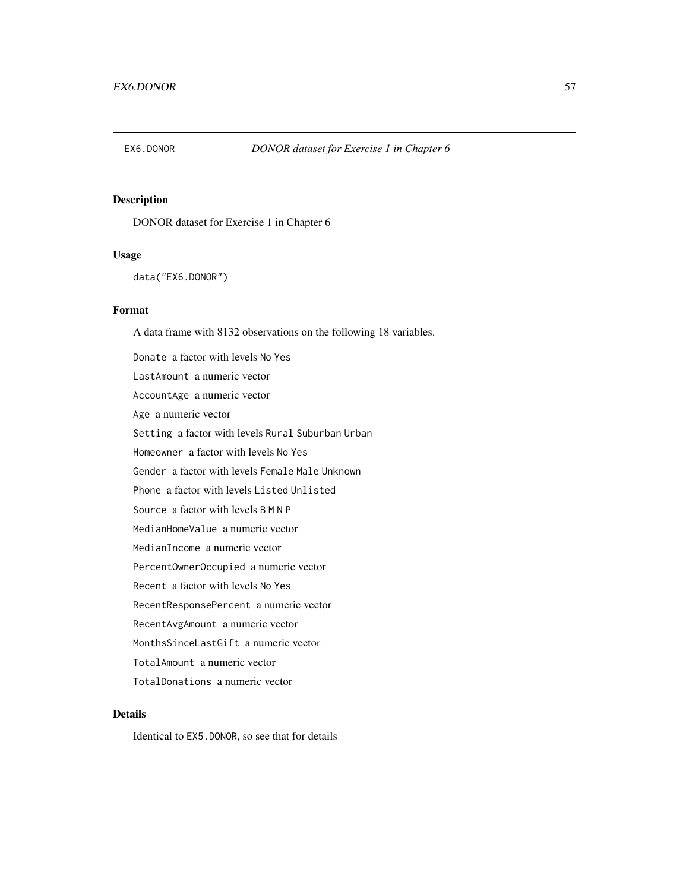EX6.DONOR *DONOR dataset for Exercise 1 in Chapter 6*

## Description

DONOR dataset for Exercise 1 in Chapter 6

## Usage

```
data("EX6.DONOR")
```

## Format

A data frame with 8132 observations on the following 18 variables.

- `Donate` a factor with levels `No` `Yes`
- `LastAmount` a numeric vector
- `AccountAge` a numeric vector
- `Age` a numeric vector
- `Setting` a factor with levels `Rural` `Suburban` `Urban`
- `Homeowner` a factor with levels `No` `Yes`
- `Gender` a factor with levels `Female` `Male` `Unknown`
- `Phone` a factor with levels `Listed` `Unlisted`
- `Source` a factor with levels `B` `M` `N` `P`
- `MedianHomeValue` a numeric vector
- `MedianIncome` a numeric vector
- `PercentOwnerOccupied` a numeric vector
- `Recent` a factor with levels `No` `Yes`
- `RecentResponsePercent` a numeric vector
- `RecentAvgAmount` a numeric vector
- `MonthsSinceLastGift` a numeric vector
- `TotalAmount` a numeric vector
- `TotalDonations` a numeric vector

## Details

Identical to `EX5.DONOR`, so see that for details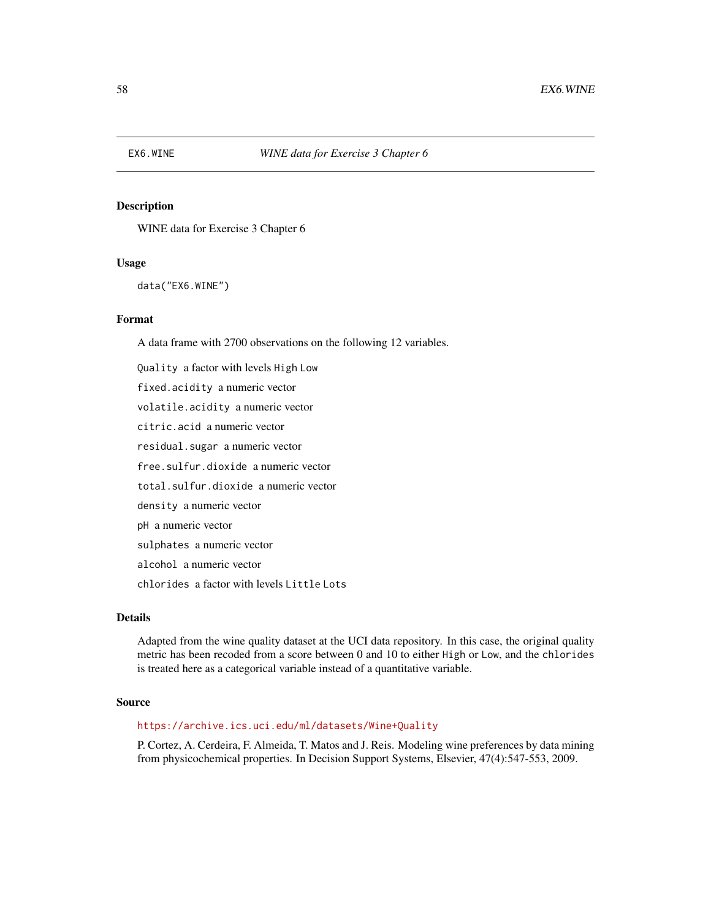EX6.WINE *WINE data for Exercise 3 Chapter 6*

## Description

WINE data for Exercise 3 Chapter 6

## Usage

```
data("EX6.WINE")
```

## Format

A data frame with 2700 observations on the following 12 variables.

`Quality` a factor with levels `High` `Low`

`fixed.acidity` a numeric vector

`volatile.acidity` a numeric vector

`citric.acid` a numeric vector

`residual.sugar` a numeric vector

`free.sulfur.dioxide` a numeric vector

`total.sulfur.dioxide` a numeric vector

`density` a numeric vector

`pH` a numeric vector

`sulphates` a numeric vector

`alcohol` a numeric vector

`chlorides` a factor with levels `Little` `Lots`

## Details

Adapted from the wine quality dataset at the UCI data repository. In this case, the original quality metric has been recoded from a score between 0 and 10 to either `High` or `Low`, and the `chlorides` is treated here as a categorical variable instead of a quantitative variable.

## Source

https://archive.ics.uci.edu/ml/datasets/Wine+Quality

P. Cortez, A. Cerdeira, F. Almeida, T. Matos and J. Reis. Modeling wine preferences by data mining from physicochemical properties. In Decision Support Systems, Elsevier, 47(4):547-553, 2009.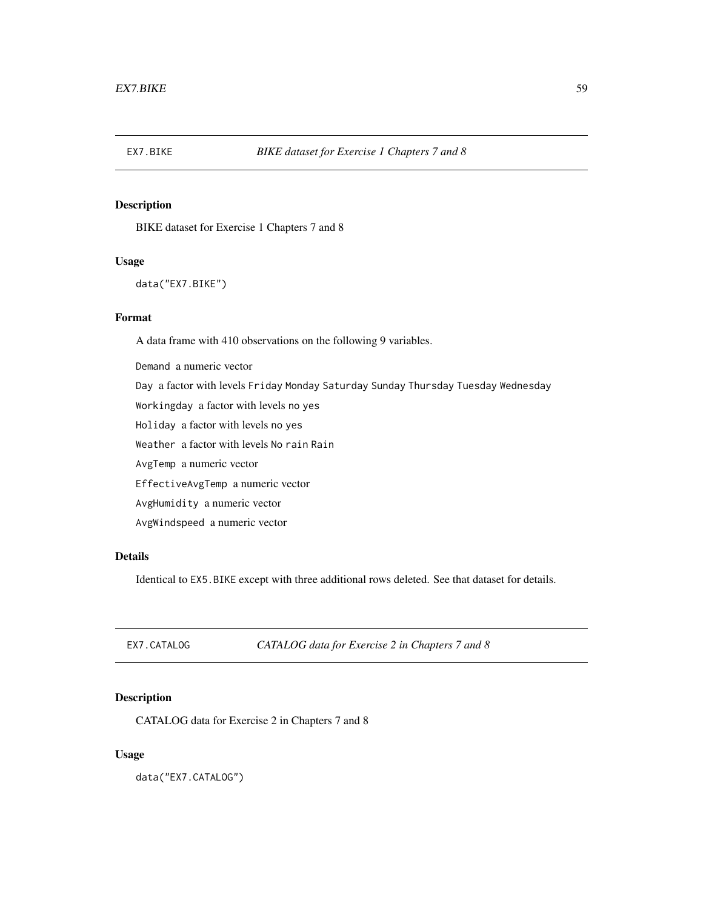## EX7.BIKE — *BIKE dataset for Exercise 1 Chapters 7 and 8*

### Description

BIKE dataset for Exercise 1 Chapters 7 and 8

### Usage

```
data("EX7.BIKE")
```

### Format

A data frame with 410 observations on the following 9 variables.

- `Demand` a numeric vector
- `Day` a factor with levels `Friday` `Monday` `Saturday` `Sunday` `Thursday` `Tuesday` `Wednesday`
- `Workingday` a factor with levels `no` `yes`
- `Holiday` a factor with levels `no` `yes`
- `Weather` a factor with levels `No rain` `Rain`
- `AvgTemp` a numeric vector
- `EffectiveAvgTemp` a numeric vector
- `AvgHumidity` a numeric vector
- `AvgWindspeed` a numeric vector

### Details

Identical to `EX5.BIKE` except with three additional rows deleted. See that dataset for details.

## EX7.CATALOG — *CATALOG data for Exercise 2 in Chapters 7 and 8*

### Description

CATALOG data for Exercise 2 in Chapters 7 and 8

### Usage

```
data("EX7.CATALOG")
```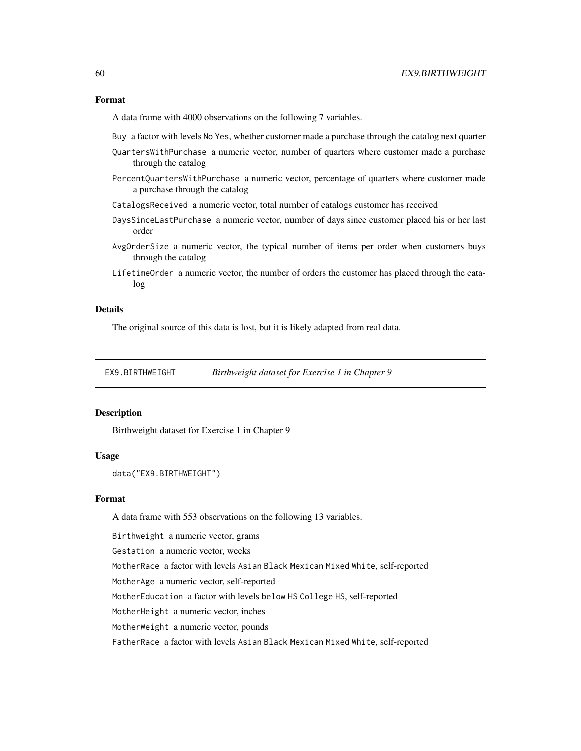### Format

A data frame with 4000 observations on the following 7 variables.

`Buy` a factor with levels `No` `Yes`, whether customer made a purchase through the catalog next quarter

`QuartersWithPurchase` a numeric vector, number of quarters where customer made a purchase through the catalog

`PercentQuartersWithPurchase` a numeric vector, percentage of quarters where customer made a purchase through the catalog

`CatalogsReceived` a numeric vector, total number of catalogs customer has received

`DaysSinceLastPurchase` a numeric vector, number of days since customer placed his or her last order

`AvgOrderSize` a numeric vector, the typical number of items per order when customers buys through the catalog

`LifetimeOrder` a numeric vector, the number of orders the customer has placed through the catalog

### Details

The original source of this data is lost, but it is likely adapted from real data.

---

## EX9.BIRTHWEIGHT — *Birthweight dataset for Exercise 1 in Chapter 9*

---

### Description

Birthweight dataset for Exercise 1 in Chapter 9

### Usage

```
data("EX9.BIRTHWEIGHT")
```

### Format

A data frame with 553 observations on the following 13 variables.

`Birthweight` a numeric vector, grams

`Gestation` a numeric vector, weeks

`MotherRace` a factor with levels `Asian` `Black` `Mexican` `Mixed` `White`, self-reported

`MotherAge` a numeric vector, self-reported

`MotherEducation` a factor with levels `below HS` `College` `HS`, self-reported

`MotherHeight` a numeric vector, inches

`MotherWeight` a numeric vector, pounds

`FatherRace` a factor with levels `Asian` `Black` `Mexican` `Mixed` `White`, self-reported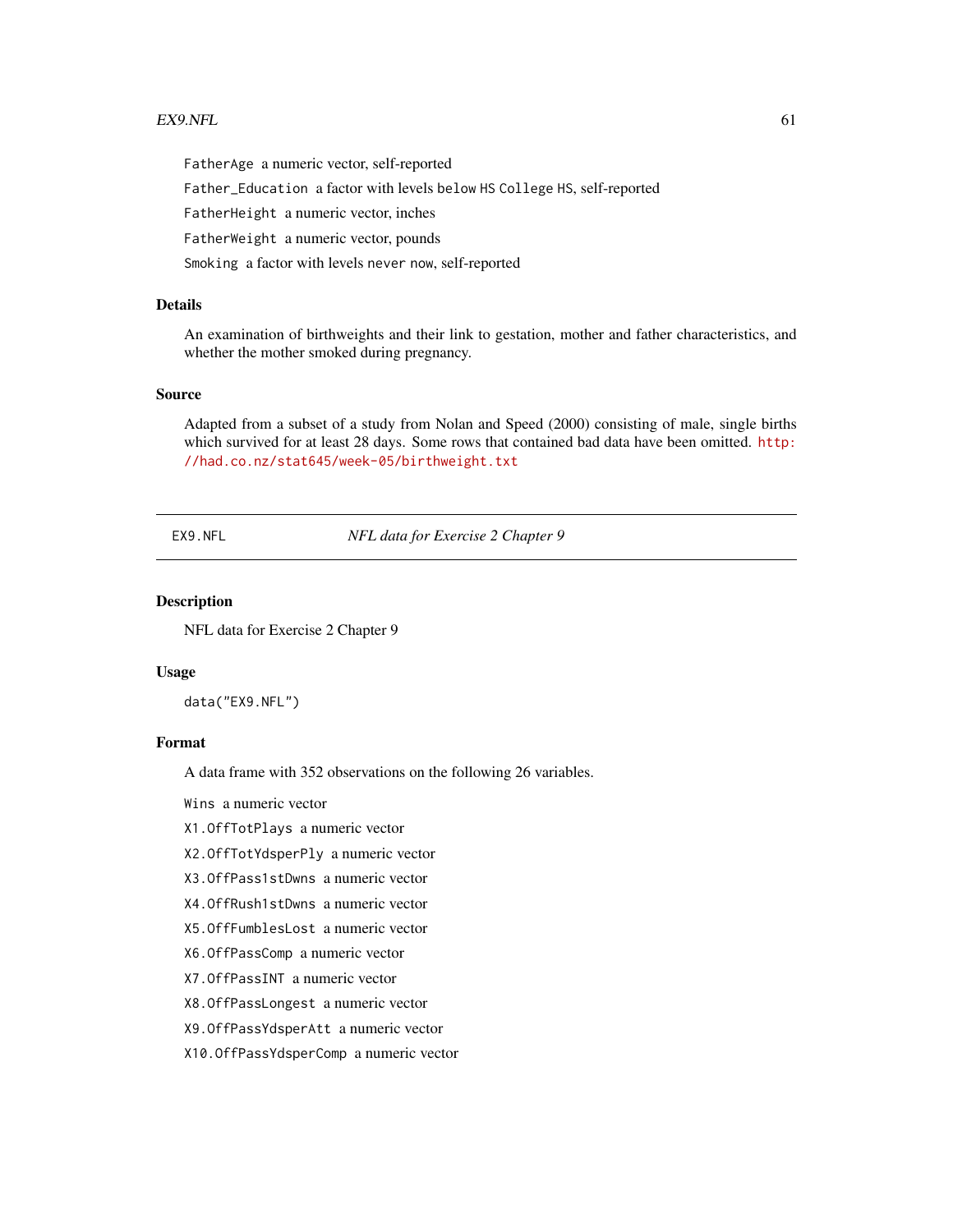FatherAge a numeric vector, self-reported

Father_Education a factor with levels below HS College HS, self-reported

FatherHeight a numeric vector, inches

FatherWeight a numeric vector, pounds

Smoking a factor with levels never now, self-reported

## Details

An examination of birthweights and their link to gestation, mother and father characteristics, and whether the mother smoked during pregnancy.

## Source

Adapted from a subset of a study from Nolan and Speed (2000) consisting of male, single births which survived for at least 28 days. Some rows that contained bad data have been omitted. http://had.co.nz/stat645/week-05/birthweight.txt

---

EX9.NFL *NFL data for Exercise 2 Chapter 9*

---

## Description

NFL data for Exercise 2 Chapter 9

## Usage

```
data("EX9.NFL")
```

## Format

A data frame with 352 observations on the following 26 variables.

Wins a numeric vector

X1.OffTotPlays a numeric vector

X2.OffTotYdsperPly a numeric vector

X3.OffPass1stDwns a numeric vector

X4.OffRush1stDwns a numeric vector

X5.OffFumblesLost a numeric vector

X6.OffPassComp a numeric vector

X7.OffPassINT a numeric vector

X8.OffPassLongest a numeric vector

X9.OffPassYdsperAtt a numeric vector

X10.OffPassYdsperComp a numeric vector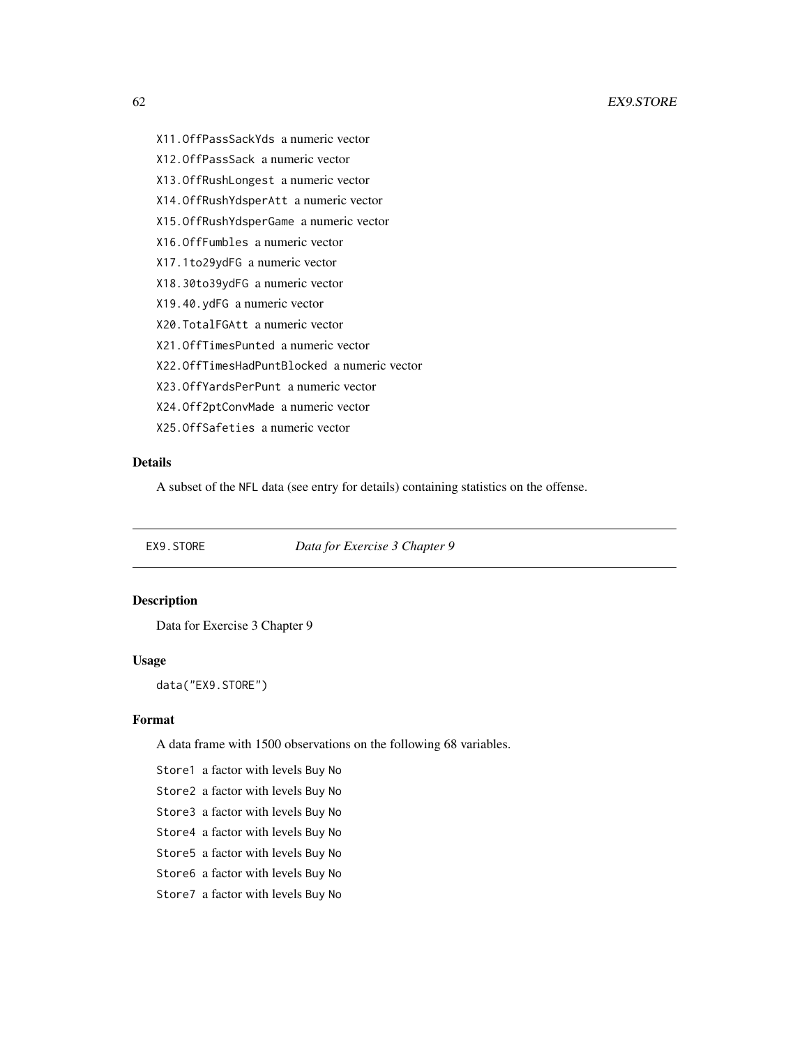X11.OffPassSackYds a numeric vector

X12.OffPassSack a numeric vector

X13.OffRushLongest a numeric vector

X14.OffRushYdsperAtt a numeric vector

X15.OffRushYdsperGame a numeric vector

X16.OffFumbles a numeric vector

X17.1to29ydFG a numeric vector

X18.30to39ydFG a numeric vector

X19.40.ydFG a numeric vector

X20.TotalFGAtt a numeric vector

X21.OffTimesPunted a numeric vector

X22.OffTimesHadPuntBlocked a numeric vector

X23.OffYardsPerPunt a numeric vector

X24.Off2ptConvMade a numeric vector

X25.OffSafeties a numeric vector

### Details

A subset of the NFL data (see entry for details) containing statistics on the offense.

---

## EX9.STORE *Data for Exercise 3 Chapter 9*

---

### Description

Data for Exercise 3 Chapter 9

### Usage

```
data("EX9.STORE")
```

### Format

A data frame with 1500 observations on the following 68 variables.

Store1 a factor with levels Buy No

Store2 a factor with levels Buy No

Store3 a factor with levels Buy No

Store4 a factor with levels Buy No

Store5 a factor with levels Buy No

Store6 a factor with levels Buy No

Store7 a factor with levels Buy No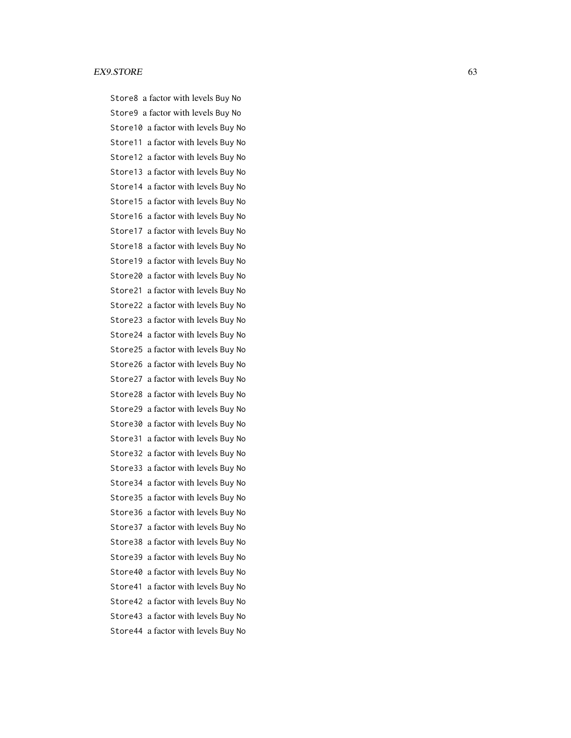`Store8` a factor with levels `Buy` `No`

`Store9` a factor with levels `Buy` `No`

`Store10` a factor with levels `Buy` `No`

`Store11` a factor with levels `Buy` `No`

`Store12` a factor with levels `Buy` `No`

`Store13` a factor with levels `Buy` `No`

`Store14` a factor with levels `Buy` `No`

`Store15` a factor with levels `Buy` `No`

`Store16` a factor with levels `Buy` `No`

`Store17` a factor with levels `Buy` `No`

`Store18` a factor with levels `Buy` `No`

`Store19` a factor with levels `Buy` `No`

`Store20` a factor with levels `Buy` `No`

`Store21` a factor with levels `Buy` `No`

`Store22` a factor with levels `Buy` `No`

`Store23` a factor with levels `Buy` `No`

`Store24` a factor with levels `Buy` `No`

`Store25` a factor with levels `Buy` `No`

`Store26` a factor with levels `Buy` `No`

`Store27` a factor with levels `Buy` `No`

`Store28` a factor with levels `Buy` `No`

`Store29` a factor with levels `Buy` `No`

`Store30` a factor with levels `Buy` `No`

`Store31` a factor with levels `Buy` `No`

`Store32` a factor with levels `Buy` `No`

`Store33` a factor with levels `Buy` `No`

`Store34` a factor with levels `Buy` `No`

`Store35` a factor with levels `Buy` `No`

`Store36` a factor with levels `Buy` `No`

`Store37` a factor with levels `Buy` `No`

`Store38` a factor with levels `Buy` `No`

`Store39` a factor with levels `Buy` `No`

`Store40` a factor with levels `Buy` `No`

`Store41` a factor with levels `Buy` `No`

`Store42` a factor with levels `Buy` `No`

`Store43` a factor with levels `Buy` `No`

`Store44` a factor with levels `Buy` `No`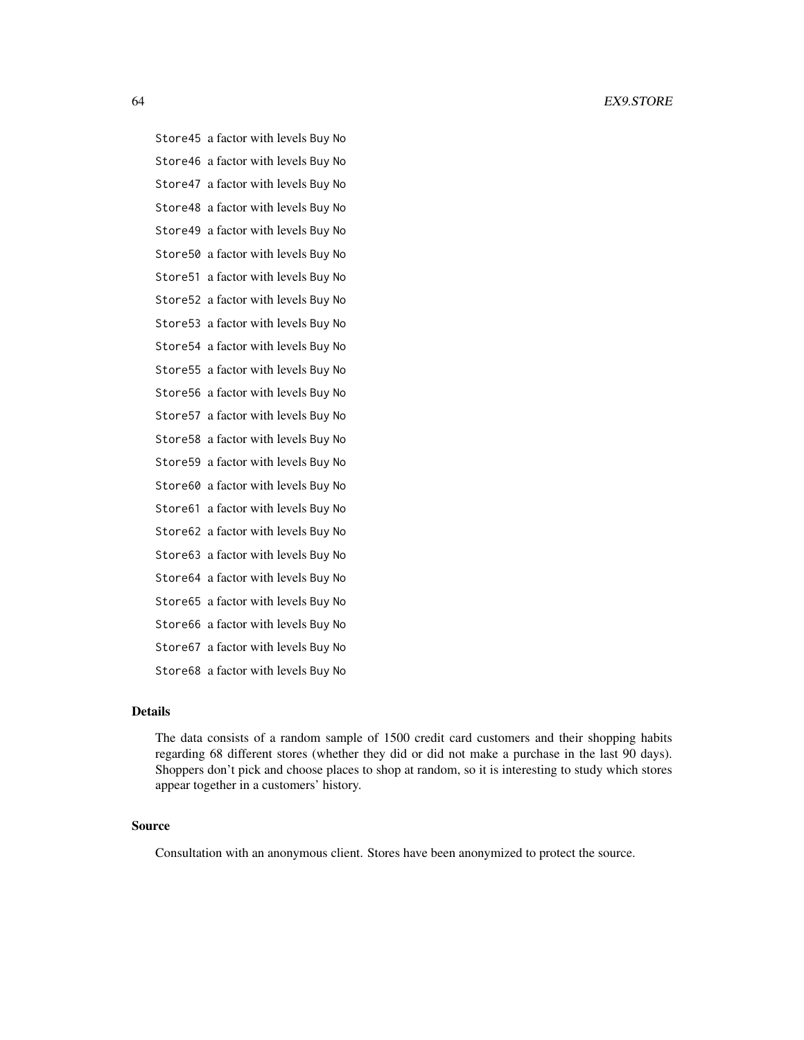`Store45` a factor with levels `Buy` `No`

`Store46` a factor with levels `Buy` `No`

`Store47` a factor with levels `Buy` `No`

`Store48` a factor with levels `Buy` `No`

`Store49` a factor with levels `Buy` `No`

`Store50` a factor with levels `Buy` `No`

`Store51` a factor with levels `Buy` `No`

`Store52` a factor with levels `Buy` `No`

`Store53` a factor with levels `Buy` `No`

`Store54` a factor with levels `Buy` `No`

`Store55` a factor with levels `Buy` `No`

`Store56` a factor with levels `Buy` `No`

`Store57` a factor with levels `Buy` `No`

`Store58` a factor with levels `Buy` `No`

`Store59` a factor with levels `Buy` `No`

`Store60` a factor with levels `Buy` `No`

`Store61` a factor with levels `Buy` `No`

`Store62` a factor with levels `Buy` `No`

`Store63` a factor with levels `Buy` `No`

`Store64` a factor with levels `Buy` `No`

`Store65` a factor with levels `Buy` `No`

`Store66` a factor with levels `Buy` `No`

`Store67` a factor with levels `Buy` `No`

`Store68` a factor with levels `Buy` `No`

## Details

The data consists of a random sample of 1500 credit card customers and their shopping habits regarding 68 different stores (whether they did or did not make a purchase in the last 90 days). Shoppers don't pick and choose places to shop at random, so it is interesting to study which stores appear together in a customers' history.

## Source

Consultation with an anonymous client. Stores have been anonymized to protect the source.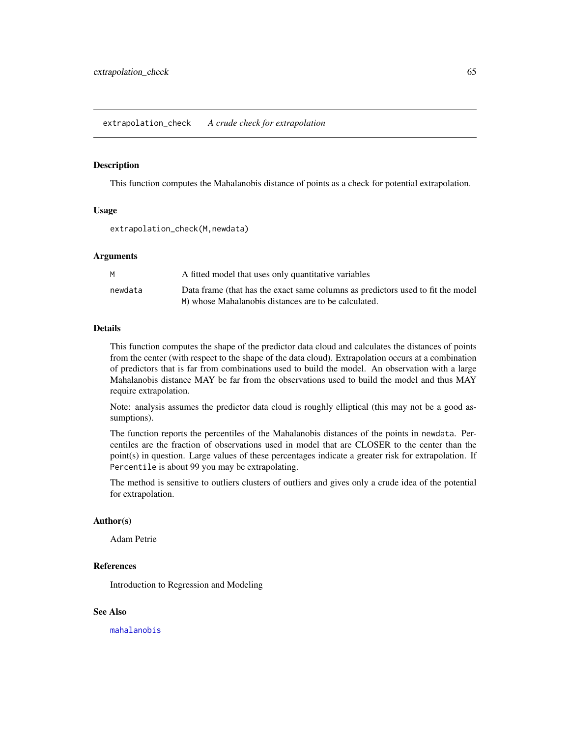## extrapolation_check *A crude check for extrapolation*

### Description

This function computes the Mahalanobis distance of points as a check for potential extrapolation.

### Usage

```
extrapolation_check(M,newdata)
```

### Arguments

| | |
|---|---|
| M | A fitted model that uses only quantitative variables |
| newdata | Data frame (that has the exact same columns as predictors used to fit the model M) whose Mahalanobis distances are to be calculated. |

### Details

This function computes the shape of the predictor data cloud and calculates the distances of points from the center (with respect to the shape of the data cloud). Extrapolation occurs at a combination of predictors that is far from combinations used to build the model. An observation with a large Mahalanobis distance MAY be far from the observations used to build the model and thus MAY require extrapolation.

Note: analysis assumes the predictor data cloud is roughly elliptical (this may not be a good assumptions).

The function reports the percentiles of the Mahalanobis distances of the points in newdata. Percentiles are the fraction of observations used in model that are CLOSER to the center than the point(s) in question. Large values of these percentages indicate a greater risk for extrapolation. If Percentile is about 99 you may be extrapolating.

The method is sensitive to outliers clusters of outliers and gives only a crude idea of the potential for extrapolation.

### Author(s)

Adam Petrie

### References

Introduction to Regression and Modeling

### See Also

mahalanobis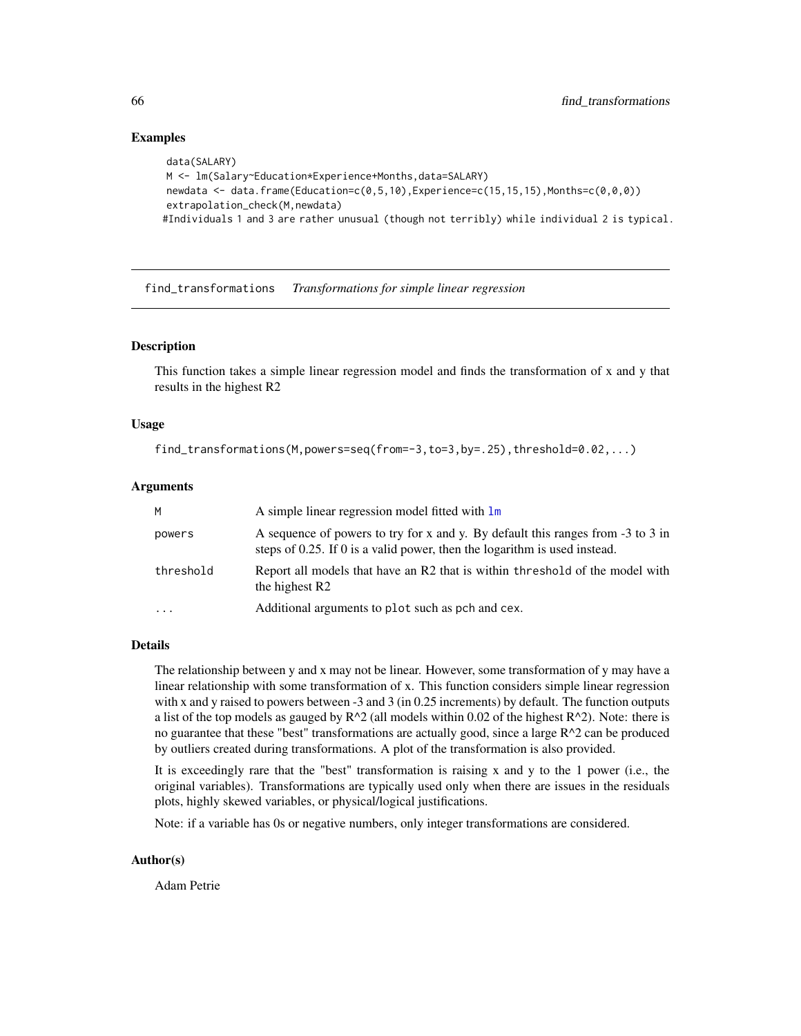### Examples

```
data(SALARY)
M <- lm(Salary~Education*Experience+Months,data=SALARY)
newdata <- data.frame(Education=c(0,5,10),Experience=c(15,15,15),Months=c(0,0,0))
extrapolation_check(M,newdata)
#Individuals 1 and 3 are rather unusual (though not terribly) while individual 2 is typical.
```

---

## find_transformations *Transformations for simple linear regression*

---

### Description

This function takes a simple linear regression model and finds the transformation of x and y that results in the highest R2

### Usage

```
find_transformations(M,powers=seq(from=-3,to=3,by=.25),threshold=0.02,...)
```

### Arguments

| | |
|---|---|
| M | A simple linear regression model fitted with lm |
| powers | A sequence of powers to try for x and y. By default this ranges from -3 to 3 in steps of 0.25. If 0 is a valid power, then the logarithm is used instead. |
| threshold | Report all models that have an R2 that is within threshold of the model with the highest R2 |
| ... | Additional arguments to plot such as pch and cex. |

### Details

The relationship between y and x may not be linear. However, some transformation of y may have a linear relationship with some transformation of x. This function considers simple linear regression with x and y raised to powers between -3 and 3 (in 0.25 increments) by default. The function outputs a list of the top models as gauged by R^2 (all models within 0.02 of the highest R^2). Note: there is no guarantee that these "best" transformations are actually good, since a large R^2 can be produced by outliers created during transformations. A plot of the transformation is also provided.

It is exceedingly rare that the "best" transformation is raising x and y to the 1 power (i.e., the original variables). Transformations are typically used only when there are issues in the residuals plots, highly skewed variables, or physical/logical justifications.

Note: if a variable has 0s or negative numbers, only integer transformations are considered.

### Author(s)

Adam Petrie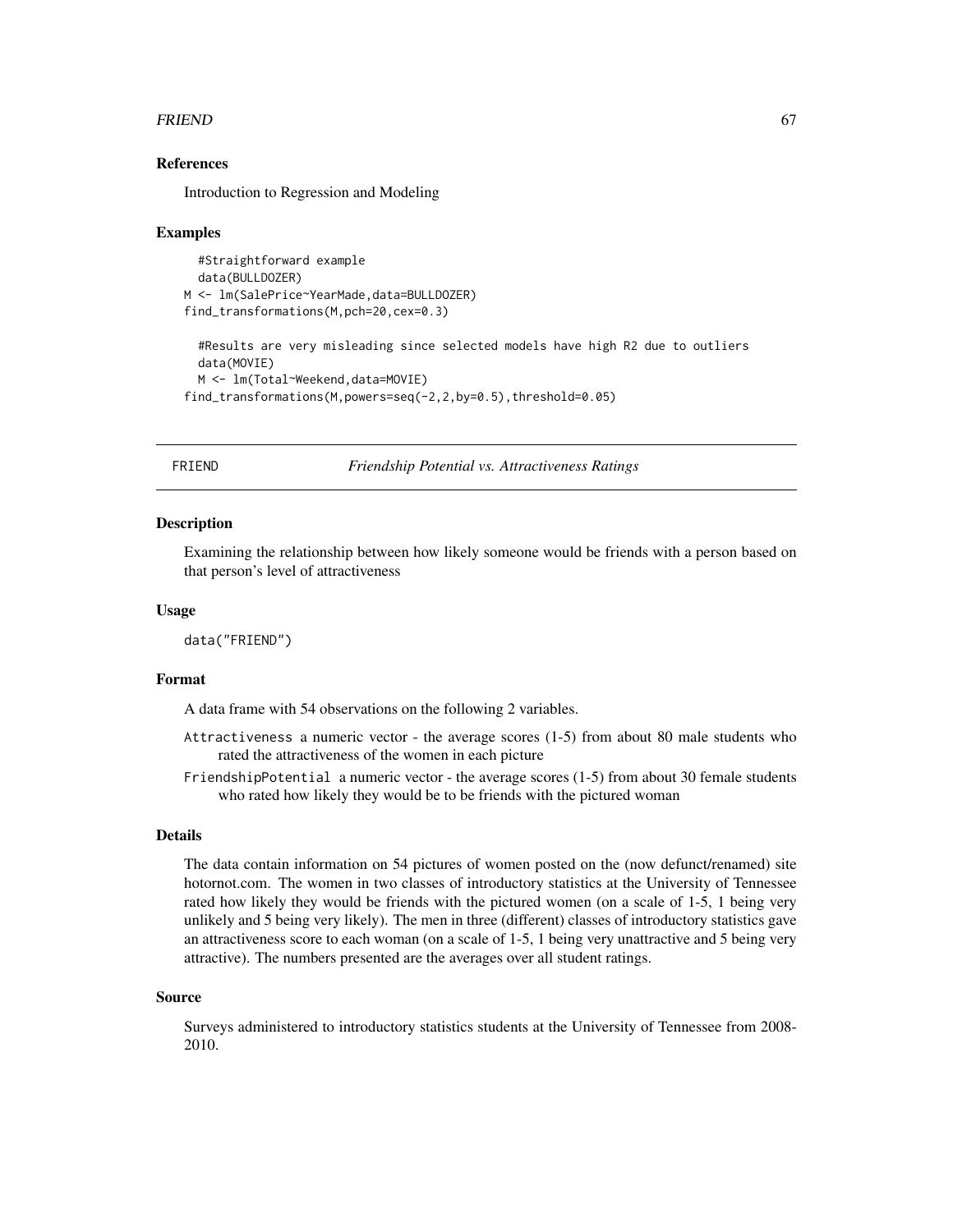### References

Introduction to Regression and Modeling

### Examples

```
  #Straightforward example
  data(BULLDOZER)
M <- lm(SalePrice~YearMade,data=BULLDOZER)
find_transformations(M,pch=20,cex=0.3)

  #Results are very misleading since selected models have high R2 due to outliers
  data(MOVIE)
  M <- lm(Total~Weekend,data=MOVIE)
find_transformations(M,powers=seq(-2,2,by=0.5),threshold=0.05)
```

---

## FRIEND — *Friendship Potential vs. Attractiveness Ratings*

---

### Description

Examining the relationship between how likely someone would be friends with a person based on that person's level of attractiveness

### Usage

```
data("FRIEND")
```

### Format

A data frame with 54 observations on the following 2 variables.

- `Attractiveness` a numeric vector - the average scores (1-5) from about 80 male students who rated the attractiveness of the women in each picture
- `FriendshipPotential` a numeric vector - the average scores (1-5) from about 30 female students who rated how likely they would be to be friends with the pictured woman

### Details

The data contain information on 54 pictures of women posted on the (now defunct/renamed) site hotornot.com. The women in two classes of introductory statistics at the University of Tennessee rated how likely they would be friends with the pictured women (on a scale of 1-5, 1 being very unlikely and 5 being very likely). The men in three (different) classes of introductory statistics gave an attractiveness score to each woman (on a scale of 1-5, 1 being very unattractive and 5 being very attractive). The numbers presented are the averages over all student ratings.

### Source

Surveys administered to introductory statistics students at the University of Tennessee from 2008-2010.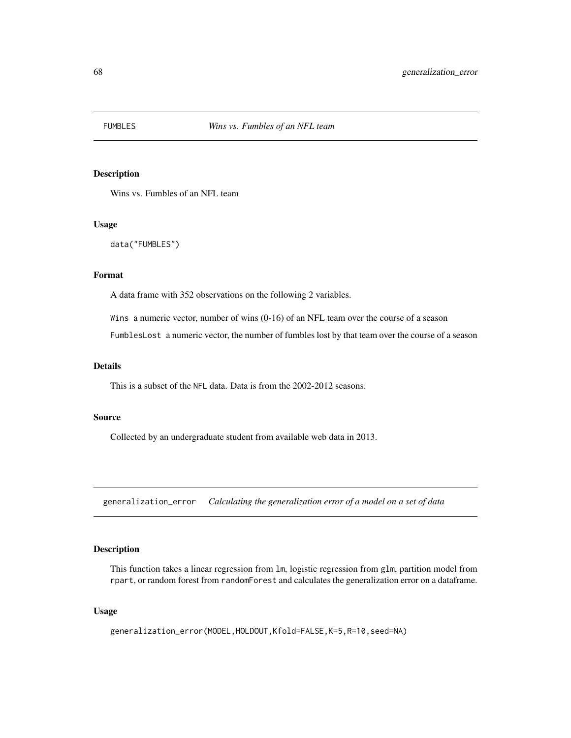## FUMBLES *Wins vs. Fumbles of an NFL team*

### Description

Wins vs. Fumbles of an NFL team

### Usage

```
data("FUMBLES")
```

### Format

A data frame with 352 observations on the following 2 variables.

`Wins` a numeric vector, number of wins (0-16) of an NFL team over the course of a season

`FumblesLost` a numeric vector, the number of fumbles lost by that team over the course of a season

### Details

This is a subset of the `NFL` data. Data is from the 2002-2012 seasons.

### Source

Collected by an undergraduate student from available web data in 2013.

## generalization_error *Calculating the generalization error of a model on a set of data*

### Description

This function takes a linear regression from `lm`, logistic regression from `glm`, partition model from `rpart`, or random forest from `randomForest` and calculates the generalization error on a dataframe.

### Usage

```
generalization_error(MODEL,HOLDOUT,Kfold=FALSE,K=5,R=10,seed=NA)
```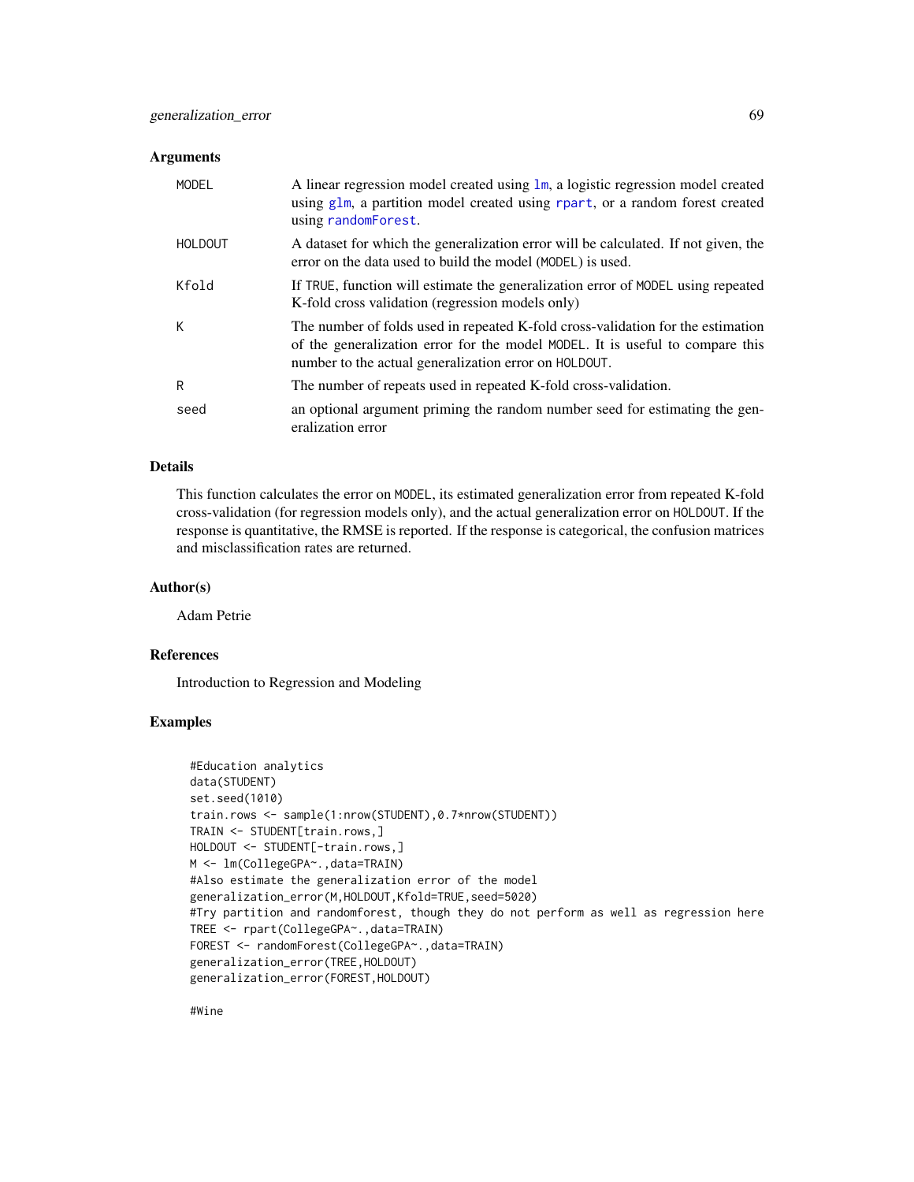### Arguments

| | |
|---|---|
| MODEL | A linear regression model created using `lm`, a logistic regression model created using `glm`, a partition model created using `rpart`, or a random forest created using `randomForest`. |
| HOLDOUT | A dataset for which the generalization error will be calculated. If not given, the error on the data used to build the model (MODEL) is used. |
| Kfold | If TRUE, function will estimate the generalization error of MODEL using repeated K-fold cross validation (regression models only) |
| K | The number of folds used in repeated K-fold cross-validation for the estimation of the generalization error for the model MODEL. It is useful to compare this number to the actual generalization error on HOLDOUT. |
| R | The number of repeats used in repeated K-fold cross-validation. |
| seed | an optional argument priming the random number seed for estimating the generalization error |

### Details

This function calculates the error on MODEL, its estimated generalization error from repeated K-fold cross-validation (for regression models only), and the actual generalization error on HOLDOUT. If the response is quantitative, the RMSE is reported. If the response is categorical, the confusion matrices and misclassification rates are returned.

### Author(s)

Adam Petrie

### References

Introduction to Regression and Modeling

### Examples

```
#Education analytics
data(STUDENT)
set.seed(1010)
train.rows <- sample(1:nrow(STUDENT),0.7*nrow(STUDENT))
TRAIN <- STUDENT[train.rows,]
HOLDOUT <- STUDENT[-train.rows,]
M <- lm(CollegeGPA~.,data=TRAIN)
#Also estimate the generalization error of the model
generalization_error(M,HOLDOUT,Kfold=TRUE,seed=5020)
#Try partition and randomforest, though they do not perform as well as regression here
TREE <- rpart(CollegeGPA~.,data=TRAIN)
FOREST <- randomForest(CollegeGPA~.,data=TRAIN)
generalization_error(TREE,HOLDOUT)
generalization_error(FOREST,HOLDOUT)

#Wine
```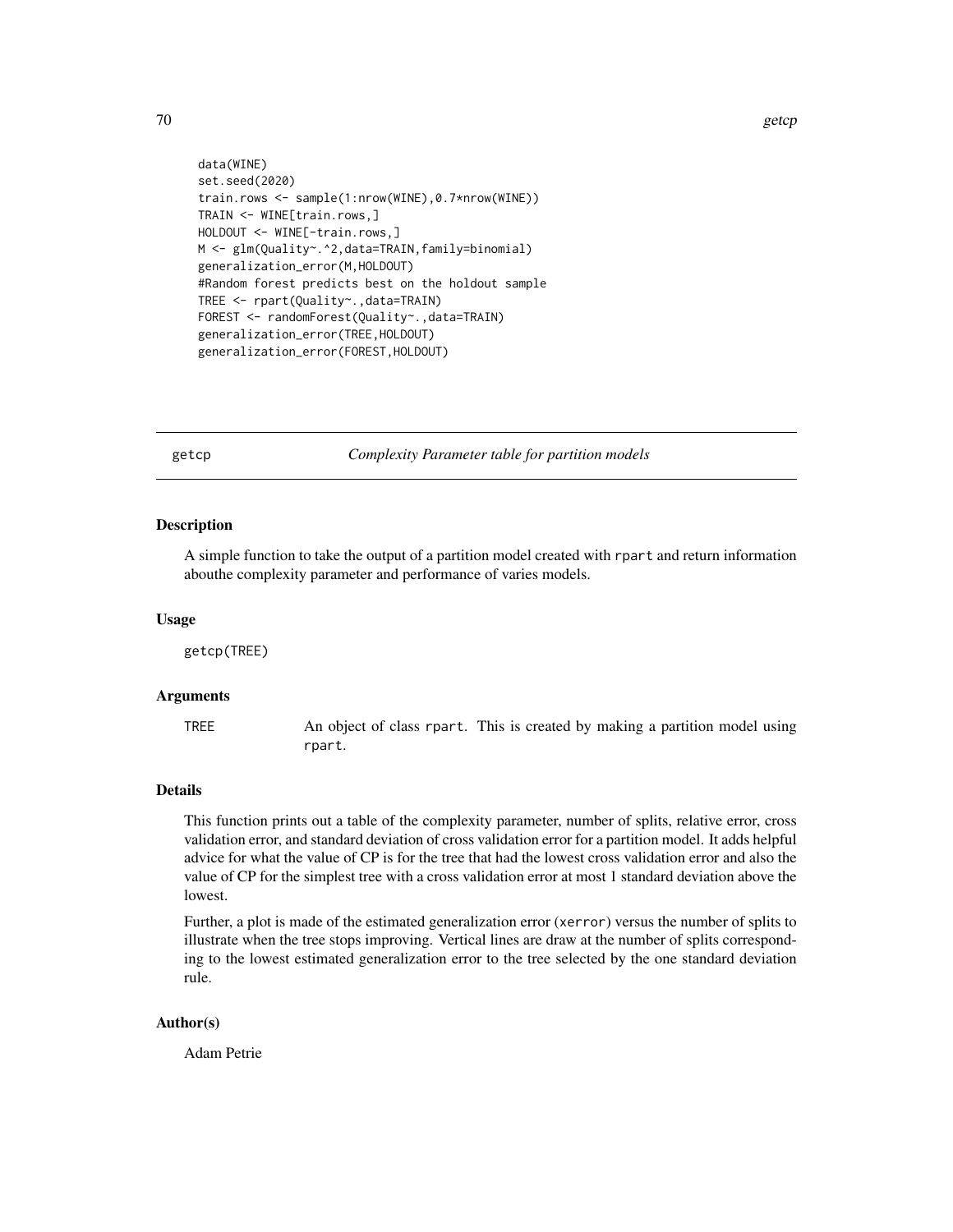```
data(WINE)
set.seed(2020)
train.rows <- sample(1:nrow(WINE),0.7*nrow(WINE))
TRAIN <- WINE[train.rows,]
HOLDOUT <- WINE[-train.rows,]
M <- glm(Quality~.^2,data=TRAIN,family=binomial)
generalization_error(M,HOLDOUT)
#Random forest predicts best on the holdout sample
TREE <- rpart(Quality~.,data=TRAIN)
FOREST <- randomForest(Quality~.,data=TRAIN)
generalization_error(TREE,HOLDOUT)
generalization_error(FOREST,HOLDOUT)
```

---

## getcp — *Complexity Parameter table for partition models*

### Description

A simple function to take the output of a partition model created with `rpart` and return information abouthe complexity parameter and performance of varies models.

### Usage

```
getcp(TREE)
```

### Arguments

| | |
|---|---|
| `TREE` | An object of class `rpart`. This is created by making a partition model using `rpart`. |

### Details

This function prints out a table of the complexity parameter, number of splits, relative error, cross validation error, and standard deviation of cross validation error for a partition model. It adds helpful advice for what the value of CP is for the tree that had the lowest cross validation error and also the value of CP for the simplest tree with a cross validation error at most 1 standard deviation above the lowest.

Further, a plot is made of the estimated generalization error (`xerror`) versus the number of splits to illustrate when the tree stops improving. Vertical lines are draw at the number of splits corresponding to the lowest estimated generalization error to the tree selected by the one standard deviation rule.

### Author(s)

Adam Petrie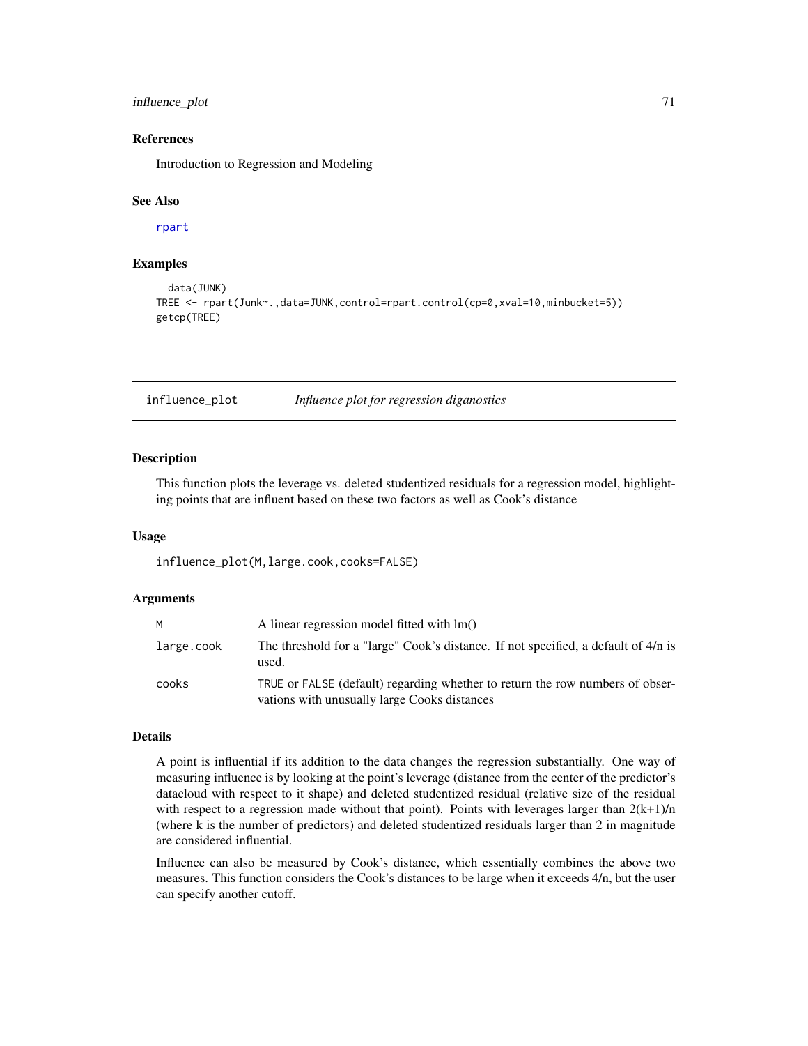### References

Introduction to Regression and Modeling

### See Also

rpart

### Examples

```
  data(JUNK)
TREE <- rpart(Junk~.,data=JUNK,control=rpart.control(cp=0,xval=10,minbucket=5))
getcp(TREE)
```

---

## influence_plot — *Influence plot for regression diganostics*

### Description

This function plots the leverage vs. deleted studentized residuals for a regression model, highlighting points that are influent based on these two factors as well as Cook's distance

### Usage

```
influence_plot(M,large.cook,cooks=FALSE)
```

### Arguments

| | |
|---|---|
| M | A linear regression model fitted with lm() |
| large.cook | The threshold for a "large" Cook's distance. If not specified, a default of 4/n is used. |
| cooks | TRUE or FALSE (default) regarding whether to return the row numbers of observations with unusually large Cooks distances |

### Details

A point is influential if its addition to the data changes the regression substantially. One way of measuring influence is by looking at the point's leverage (distance from the center of the predictor's datacloud with respect to it shape) and deleted studentized residual (relative size of the residual with respect to a regression made without that point). Points with leverages larger than $2(k+1)/n$ (where k is the number of predictors) and deleted studentized residuals larger than 2 in magnitude are considered influential.

Influence can also be measured by Cook's distance, which essentially combines the above two measures. This function considers the Cook's distances to be large when it exceeds $4/n$, but the user can specify another cutoff.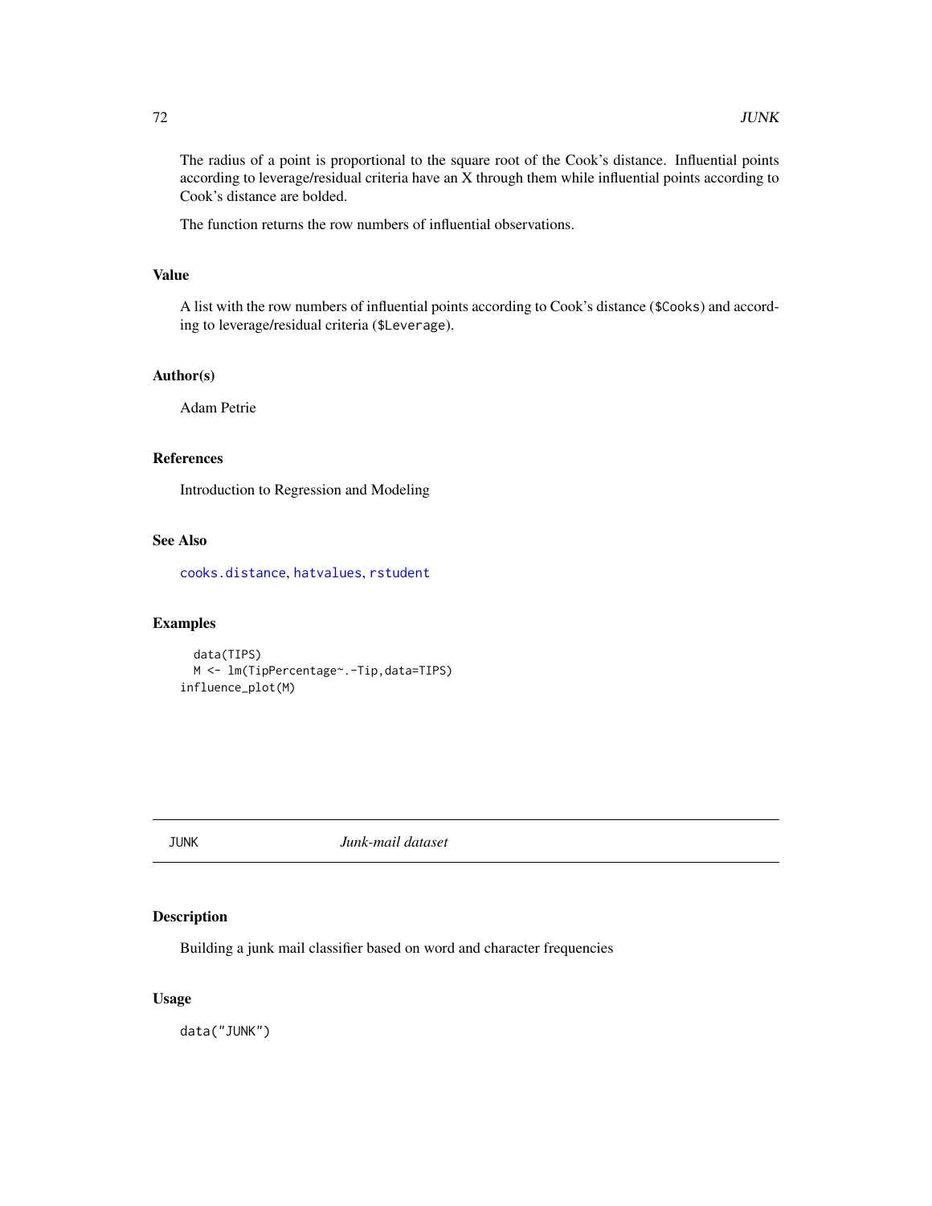The radius of a point is proportional to the square root of the Cook's distance. Influential points according to leverage/residual criteria have an X through them while influential points according to Cook's distance are bolded.

The function returns the row numbers of influential observations.

### Value

A list with the row numbers of influential points according to Cook's distance (`$Cooks`) and according to leverage/residual criteria (`$Leverage`).

### Author(s)

Adam Petrie

### References

Introduction to Regression and Modeling

### See Also

`cooks.distance`, `hatvalues`, `rstudent`

### Examples

```
  data(TIPS)
  M <- lm(TipPercentage~.-Tip,data=TIPS)
influence_plot(M)
```

---

## JUNK *Junk-mail dataset*

---

### Description

Building a junk mail classifier based on word and character frequencies

### Usage

```
data("JUNK")
```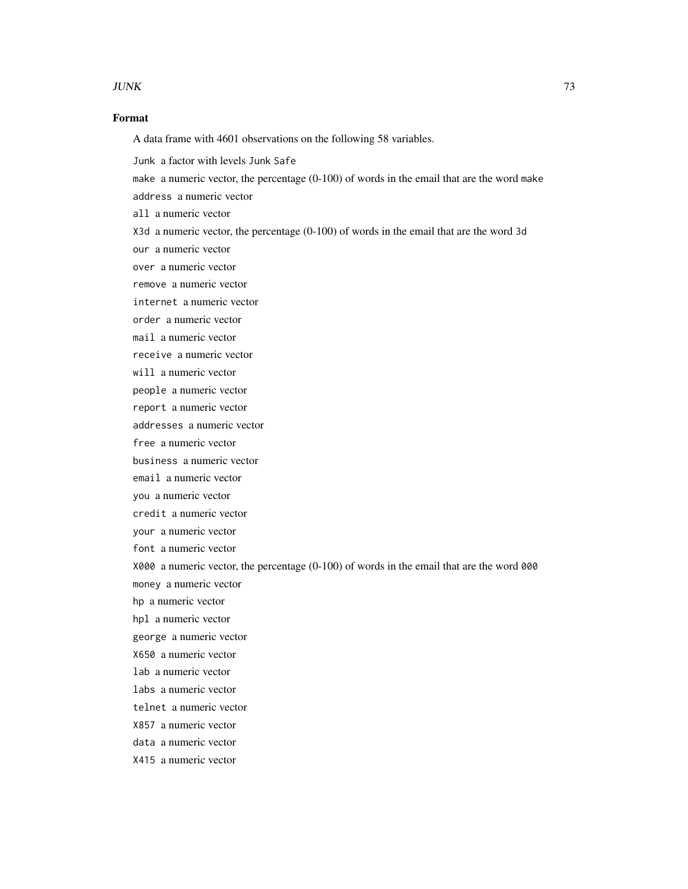### Format

A data frame with 4601 observations on the following 58 variables.

`Junk` a factor with levels `Junk` `Safe`

`make` a numeric vector, the percentage (0-100) of words in the email that are the word `make`

`address` a numeric vector

`all` a numeric vector

`X3d` a numeric vector, the percentage (0-100) of words in the email that are the word `3d`

`our` a numeric vector

`over` a numeric vector

`remove` a numeric vector

`internet` a numeric vector

`order` a numeric vector

`mail` a numeric vector

`receive` a numeric vector

`will` a numeric vector

`people` a numeric vector

`report` a numeric vector

`addresses` a numeric vector

`free` a numeric vector

`business` a numeric vector

`email` a numeric vector

`you` a numeric vector

`credit` a numeric vector

`your` a numeric vector

`font` a numeric vector

`X000` a numeric vector, the percentage (0-100) of words in the email that are the word `000`

`money` a numeric vector

`hp` a numeric vector

`hpl` a numeric vector

`george` a numeric vector

`X650` a numeric vector

`lab` a numeric vector

`labs` a numeric vector

`telnet` a numeric vector

`X857` a numeric vector

`data` a numeric vector

`X415` a numeric vector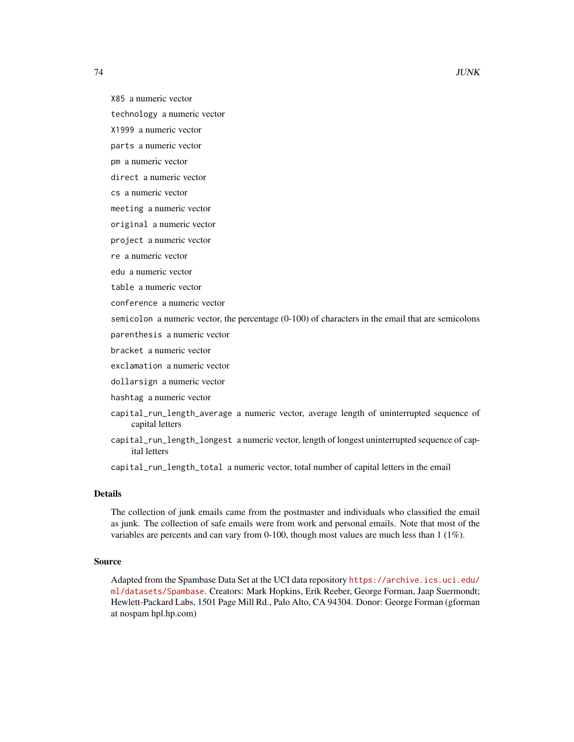X85 a numeric vector

technology a numeric vector

X1999 a numeric vector

parts a numeric vector

pm a numeric vector

direct a numeric vector

cs a numeric vector

meeting a numeric vector

original a numeric vector

project a numeric vector

re a numeric vector

edu a numeric vector

table a numeric vector

conference a numeric vector

semicolon a numeric vector, the percentage (0-100) of characters in the email that are semicolons

parenthesis a numeric vector

bracket a numeric vector

exclamation a numeric vector

dollarsign a numeric vector

hashtag a numeric vector

capital_run_length_average a numeric vector, average length of uninterrupted sequence of capital letters

capital_run_length_longest a numeric vector, length of longest uninterrupted sequence of capital letters

capital_run_length_total a numeric vector, total number of capital letters in the email

## Details

The collection of junk emails came from the postmaster and individuals who classified the email as junk. The collection of safe emails were from work and personal emails. Note that most of the variables are percents and can vary from 0-100, though most values are much less than 1 (1%).

## Source

Adapted from the Spambase Data Set at the UCI data repository https://archive.ics.uci.edu/ml/datasets/Spambase. Creators: Mark Hopkins, Erik Reeber, George Forman, Jaap Suermondt; Hewlett-Packard Labs, 1501 Page Mill Rd., Palo Alto, CA 94304. Donor: George Forman (gforman at nospam hpl.hp.com)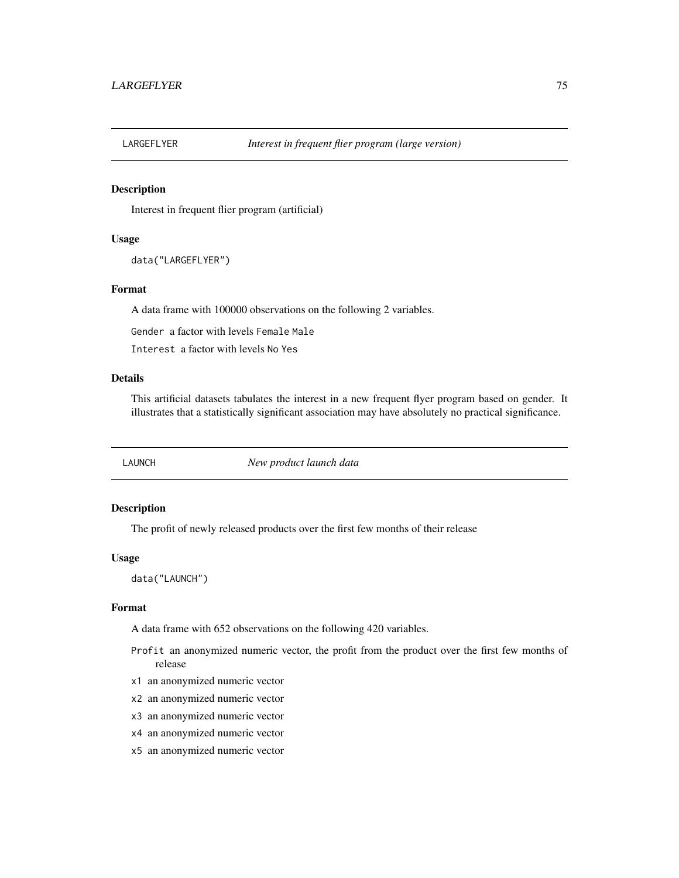## LARGEFLYER — *Interest in frequent flier program (large version)*

### Description

Interest in frequent flier program (artificial)

### Usage

```
data("LARGEFLYER")
```

### Format

A data frame with 100000 observations on the following 2 variables.

`Gender` a factor with levels `Female` `Male`

`Interest` a factor with levels `No` `Yes`

### Details

This artificial datasets tabulates the interest in a new frequent flyer program based on gender. It illustrates that a statistically significant association may have absolutely no practical significance.

## LAUNCH — *New product launch data*

### Description

The profit of newly released products over the first few months of their release

### Usage

```
data("LAUNCH")
```

### Format

A data frame with 652 observations on the following 420 variables.

`Profit` an anonymized numeric vector, the profit from the product over the first few months of release

`x1` an anonymized numeric vector

`x2` an anonymized numeric vector

`x3` an anonymized numeric vector

`x4` an anonymized numeric vector

`x5` an anonymized numeric vector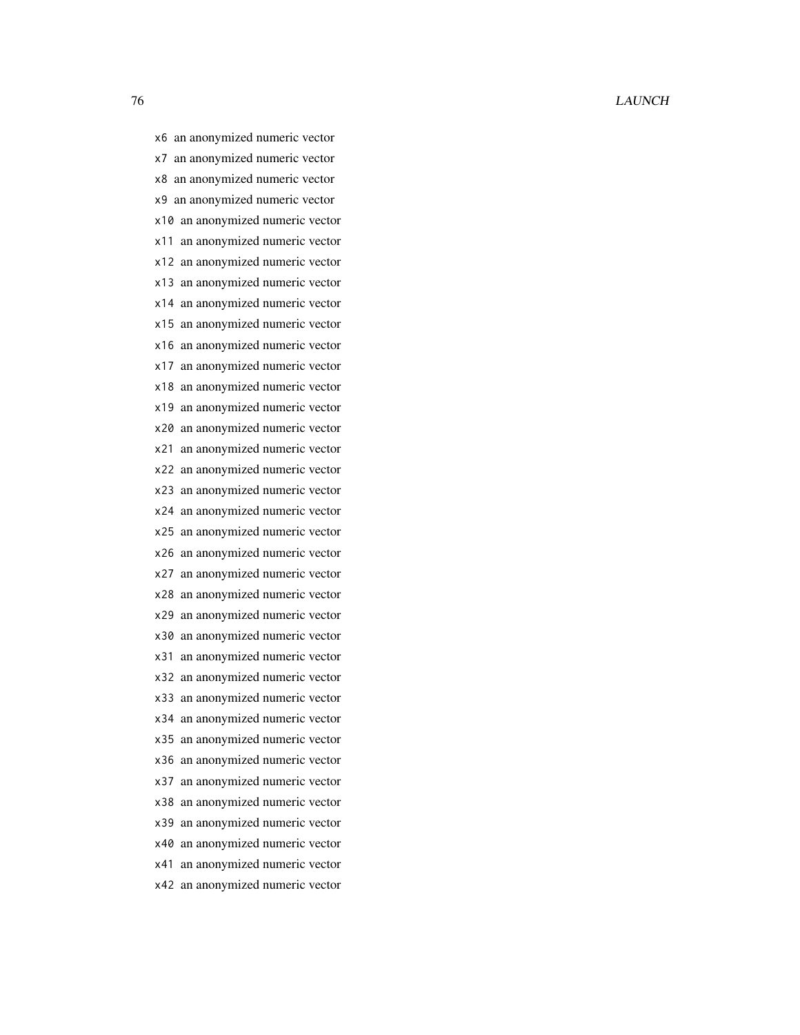x6 an anonymized numeric vector

x7 an anonymized numeric vector

x8 an anonymized numeric vector

x9 an anonymized numeric vector

x10 an anonymized numeric vector

x11 an anonymized numeric vector

x12 an anonymized numeric vector

x13 an anonymized numeric vector

x14 an anonymized numeric vector

x15 an anonymized numeric vector

x16 an anonymized numeric vector

x17 an anonymized numeric vector

x18 an anonymized numeric vector

x19 an anonymized numeric vector

x20 an anonymized numeric vector

x21 an anonymized numeric vector

x22 an anonymized numeric vector

x23 an anonymized numeric vector

x24 an anonymized numeric vector

x25 an anonymized numeric vector

x26 an anonymized numeric vector

x27 an anonymized numeric vector

x28 an anonymized numeric vector

x29 an anonymized numeric vector

x30 an anonymized numeric vector

x31 an anonymized numeric vector

x32 an anonymized numeric vector

x33 an anonymized numeric vector

x34 an anonymized numeric vector

x35 an anonymized numeric vector

x36 an anonymized numeric vector

x37 an anonymized numeric vector

x38 an anonymized numeric vector

x39 an anonymized numeric vector

x40 an anonymized numeric vector

x41 an anonymized numeric vector

x42 an anonymized numeric vector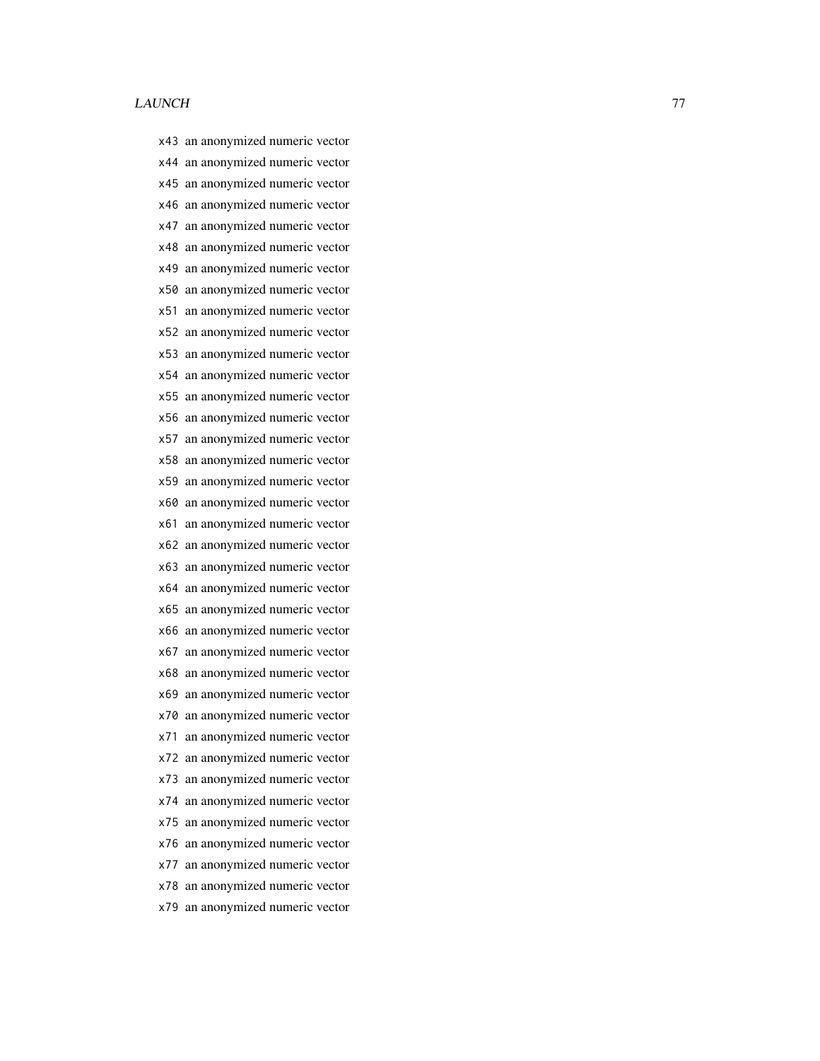x43 an anonymized numeric vector

x44 an anonymized numeric vector

x45 an anonymized numeric vector

x46 an anonymized numeric vector

x47 an anonymized numeric vector

x48 an anonymized numeric vector

x49 an anonymized numeric vector

x50 an anonymized numeric vector

x51 an anonymized numeric vector

x52 an anonymized numeric vector

x53 an anonymized numeric vector

x54 an anonymized numeric vector

x55 an anonymized numeric vector

x56 an anonymized numeric vector

x57 an anonymized numeric vector

x58 an anonymized numeric vector

x59 an anonymized numeric vector

x60 an anonymized numeric vector

x61 an anonymized numeric vector

x62 an anonymized numeric vector

x63 an anonymized numeric vector

x64 an anonymized numeric vector

x65 an anonymized numeric vector

x66 an anonymized numeric vector

x67 an anonymized numeric vector

x68 an anonymized numeric vector

x69 an anonymized numeric vector

x70 an anonymized numeric vector

x71 an anonymized numeric vector

x72 an anonymized numeric vector

x73 an anonymized numeric vector

x74 an anonymized numeric vector

x75 an anonymized numeric vector

x76 an anonymized numeric vector

x77 an anonymized numeric vector

x78 an anonymized numeric vector

x79 an anonymized numeric vector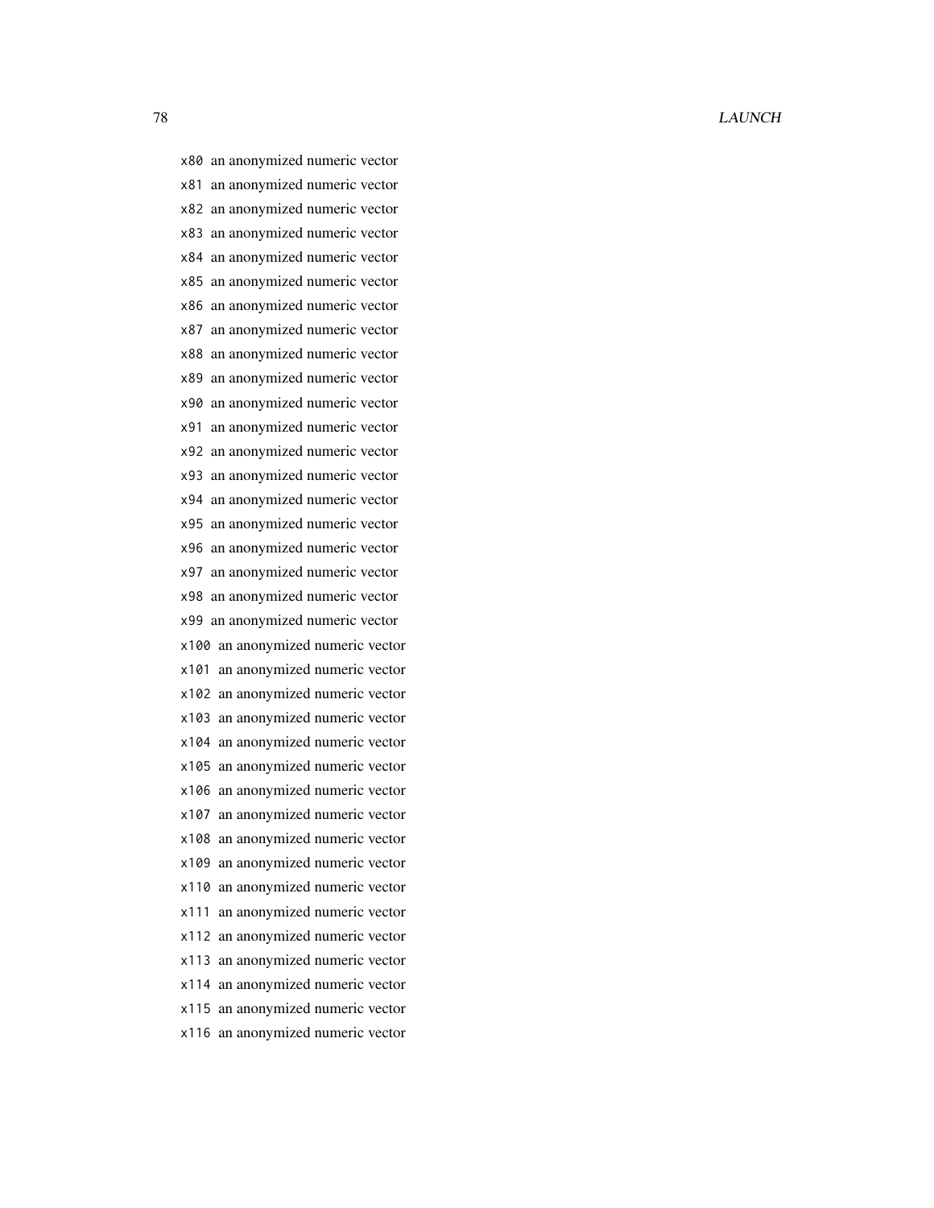`x80` an anonymized numeric vector

`x81` an anonymized numeric vector

`x82` an anonymized numeric vector

`x83` an anonymized numeric vector

`x84` an anonymized numeric vector

`x85` an anonymized numeric vector

`x86` an anonymized numeric vector

`x87` an anonymized numeric vector

`x88` an anonymized numeric vector

`x89` an anonymized numeric vector

`x90` an anonymized numeric vector

`x91` an anonymized numeric vector

`x92` an anonymized numeric vector

`x93` an anonymized numeric vector

`x94` an anonymized numeric vector

`x95` an anonymized numeric vector

`x96` an anonymized numeric vector

`x97` an anonymized numeric vector

`x98` an anonymized numeric vector

`x99` an anonymized numeric vector

`x100` an anonymized numeric vector

`x101` an anonymized numeric vector

`x102` an anonymized numeric vector

`x103` an anonymized numeric vector

`x104` an anonymized numeric vector

`x105` an anonymized numeric vector

`x106` an anonymized numeric vector

`x107` an anonymized numeric vector

`x108` an anonymized numeric vector

`x109` an anonymized numeric vector

`x110` an anonymized numeric vector

`x111` an anonymized numeric vector

`x112` an anonymized numeric vector

`x113` an anonymized numeric vector

`x114` an anonymized numeric vector

`x115` an anonymized numeric vector

`x116` an anonymized numeric vector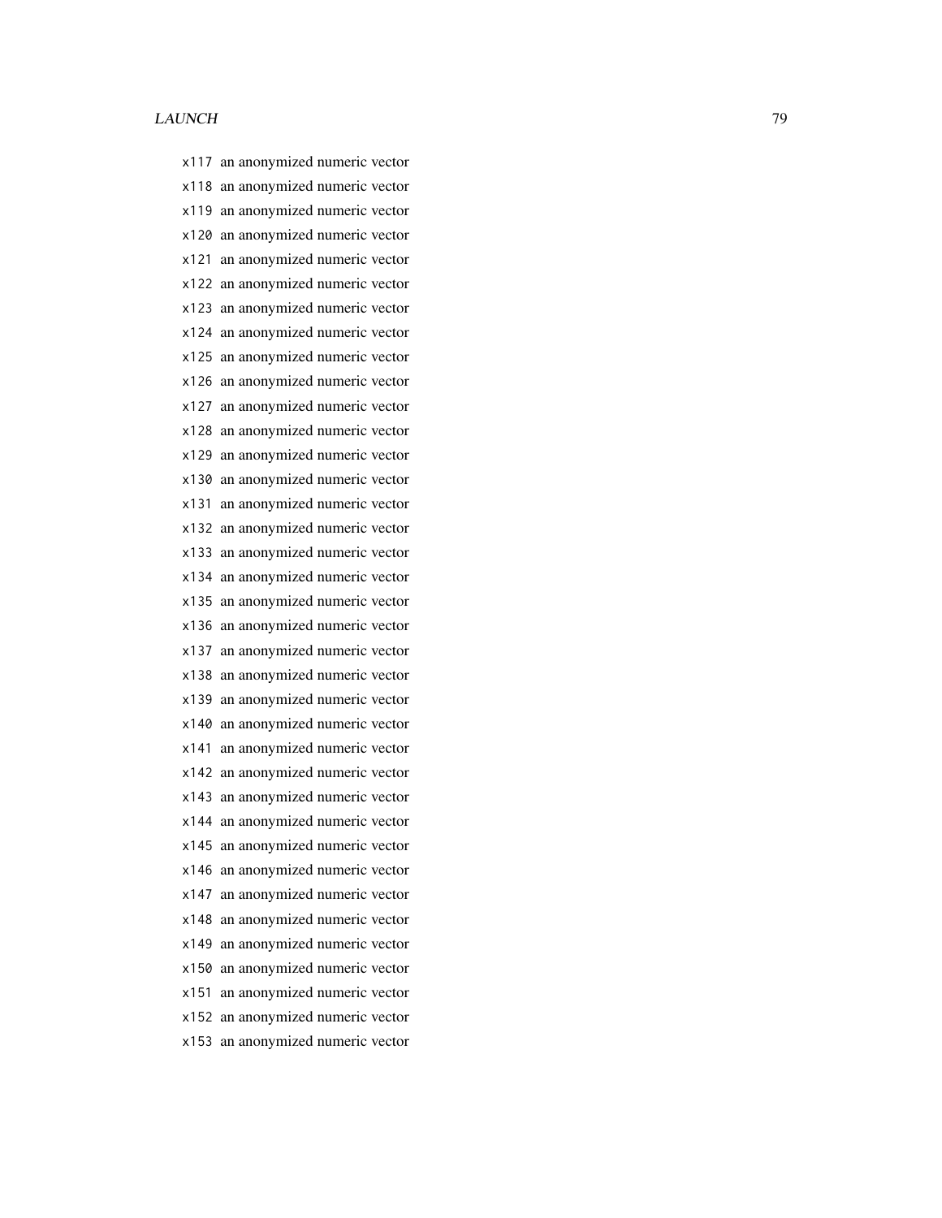`x117` an anonymized numeric vector

`x118` an anonymized numeric vector

`x119` an anonymized numeric vector

`x120` an anonymized numeric vector

`x121` an anonymized numeric vector

`x122` an anonymized numeric vector

`x123` an anonymized numeric vector

`x124` an anonymized numeric vector

`x125` an anonymized numeric vector

`x126` an anonymized numeric vector

`x127` an anonymized numeric vector

`x128` an anonymized numeric vector

`x129` an anonymized numeric vector

`x130` an anonymized numeric vector

`x131` an anonymized numeric vector

`x132` an anonymized numeric vector

`x133` an anonymized numeric vector

`x134` an anonymized numeric vector

`x135` an anonymized numeric vector

`x136` an anonymized numeric vector

`x137` an anonymized numeric vector

`x138` an anonymized numeric vector

`x139` an anonymized numeric vector

`x140` an anonymized numeric vector

`x141` an anonymized numeric vector

`x142` an anonymized numeric vector

`x143` an anonymized numeric vector

`x144` an anonymized numeric vector

`x145` an anonymized numeric vector

`x146` an anonymized numeric vector

`x147` an anonymized numeric vector

`x148` an anonymized numeric vector

`x149` an anonymized numeric vector

`x150` an anonymized numeric vector

`x151` an anonymized numeric vector

`x152` an anonymized numeric vector

`x153` an anonymized numeric vector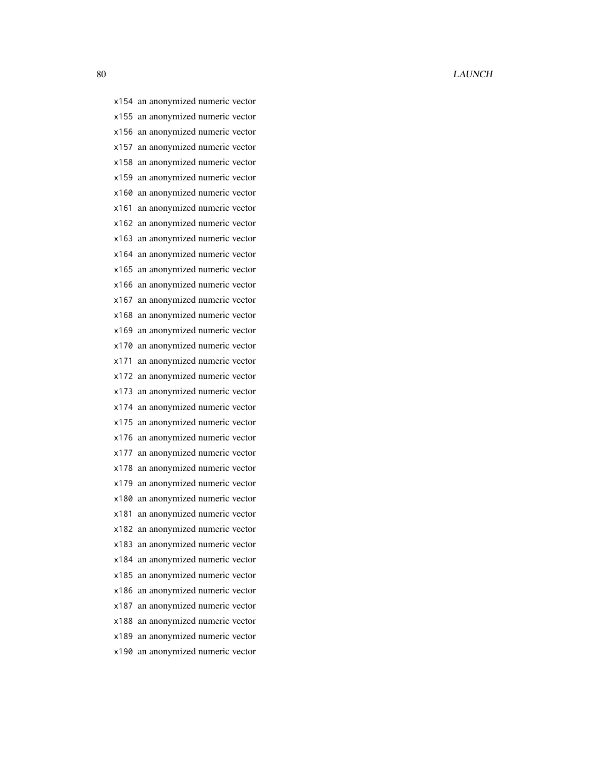`x154` an anonymized numeric vector

`x155` an anonymized numeric vector

`x156` an anonymized numeric vector

`x157` an anonymized numeric vector

`x158` an anonymized numeric vector

`x159` an anonymized numeric vector

`x160` an anonymized numeric vector

`x161` an anonymized numeric vector

`x162` an anonymized numeric vector

`x163` an anonymized numeric vector

`x164` an anonymized numeric vector

`x165` an anonymized numeric vector

`x166` an anonymized numeric vector

`x167` an anonymized numeric vector

`x168` an anonymized numeric vector

`x169` an anonymized numeric vector

`x170` an anonymized numeric vector

`x171` an anonymized numeric vector

`x172` an anonymized numeric vector

`x173` an anonymized numeric vector

`x174` an anonymized numeric vector

`x175` an anonymized numeric vector

`x176` an anonymized numeric vector

`x177` an anonymized numeric vector

`x178` an anonymized numeric vector

`x179` an anonymized numeric vector

`x180` an anonymized numeric vector

`x181` an anonymized numeric vector

`x182` an anonymized numeric vector

`x183` an anonymized numeric vector

`x184` an anonymized numeric vector

`x185` an anonymized numeric vector

`x186` an anonymized numeric vector

`x187` an anonymized numeric vector

`x188` an anonymized numeric vector

`x189` an anonymized numeric vector

`x190` an anonymized numeric vector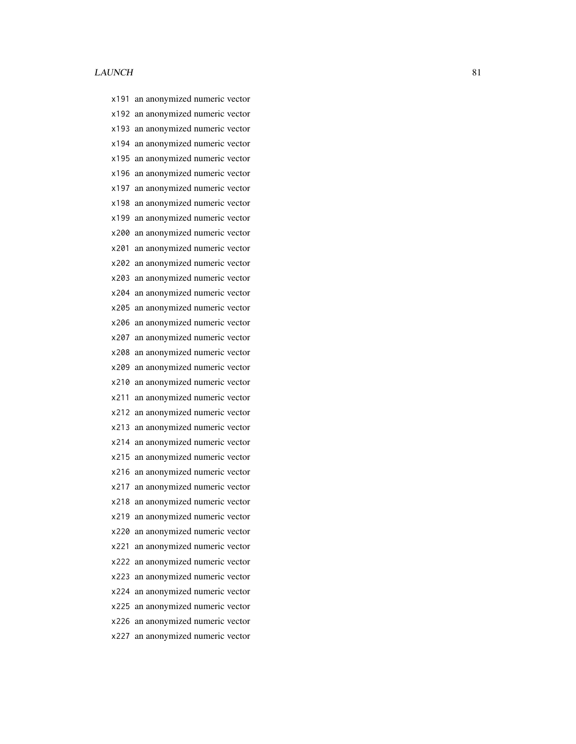x191 an anonymized numeric vector
x192 an anonymized numeric vector
x193 an anonymized numeric vector
x194 an anonymized numeric vector
x195 an anonymized numeric vector
x196 an anonymized numeric vector
x197 an anonymized numeric vector
x198 an anonymized numeric vector
x199 an anonymized numeric vector
x200 an anonymized numeric vector
x201 an anonymized numeric vector
x202 an anonymized numeric vector
x203 an anonymized numeric vector
x204 an anonymized numeric vector
x205 an anonymized numeric vector
x206 an anonymized numeric vector
x207 an anonymized numeric vector
x208 an anonymized numeric vector
x209 an anonymized numeric vector
x210 an anonymized numeric vector
x211 an anonymized numeric vector
x212 an anonymized numeric vector
x213 an anonymized numeric vector
x214 an anonymized numeric vector
x215 an anonymized numeric vector
x216 an anonymized numeric vector
x217 an anonymized numeric vector
x218 an anonymized numeric vector
x219 an anonymized numeric vector
x220 an anonymized numeric vector
x221 an anonymized numeric vector
x222 an anonymized numeric vector
x223 an anonymized numeric vector
x224 an anonymized numeric vector
x225 an anonymized numeric vector
x226 an anonymized numeric vector
x227 an anonymized numeric vector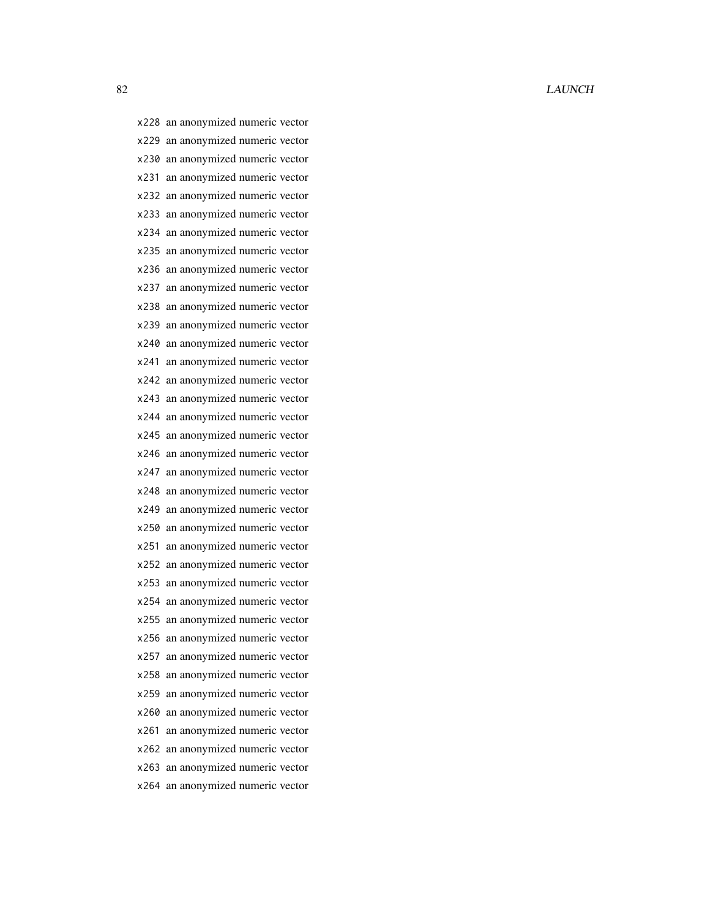x228 an anonymized numeric vector

x229 an anonymized numeric vector

x230 an anonymized numeric vector

x231 an anonymized numeric vector

x232 an anonymized numeric vector

x233 an anonymized numeric vector

x234 an anonymized numeric vector

x235 an anonymized numeric vector

x236 an anonymized numeric vector

x237 an anonymized numeric vector

x238 an anonymized numeric vector

x239 an anonymized numeric vector

x240 an anonymized numeric vector

x241 an anonymized numeric vector

x242 an anonymized numeric vector

x243 an anonymized numeric vector

x244 an anonymized numeric vector

x245 an anonymized numeric vector

x246 an anonymized numeric vector

x247 an anonymized numeric vector

x248 an anonymized numeric vector

x249 an anonymized numeric vector

x250 an anonymized numeric vector

x251 an anonymized numeric vector

x252 an anonymized numeric vector

x253 an anonymized numeric vector

x254 an anonymized numeric vector

x255 an anonymized numeric vector

x256 an anonymized numeric vector

x257 an anonymized numeric vector

x258 an anonymized numeric vector

x259 an anonymized numeric vector

x260 an anonymized numeric vector

x261 an anonymized numeric vector

x262 an anonymized numeric vector

x263 an anonymized numeric vector

x264 an anonymized numeric vector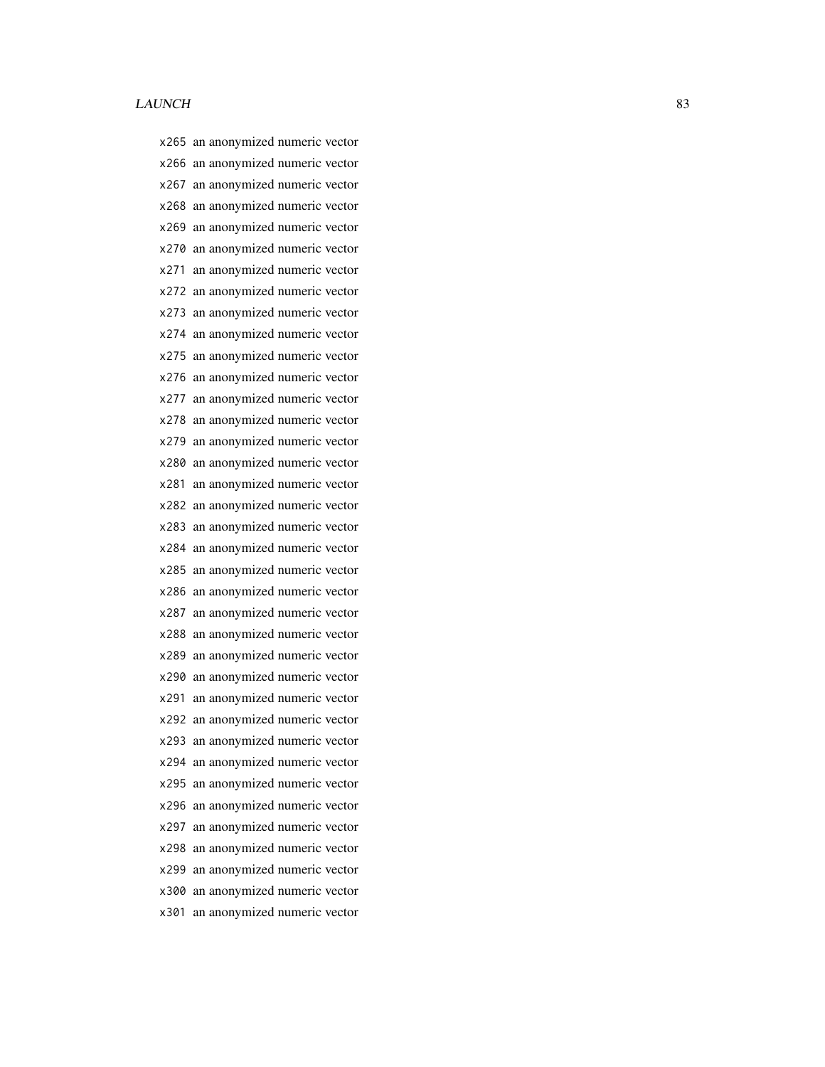x265 an anonymized numeric vector

x266 an anonymized numeric vector

x267 an anonymized numeric vector

x268 an anonymized numeric vector

x269 an anonymized numeric vector

x270 an anonymized numeric vector

x271 an anonymized numeric vector

x272 an anonymized numeric vector

x273 an anonymized numeric vector

x274 an anonymized numeric vector

x275 an anonymized numeric vector

x276 an anonymized numeric vector

x277 an anonymized numeric vector

x278 an anonymized numeric vector

x279 an anonymized numeric vector

x280 an anonymized numeric vector

x281 an anonymized numeric vector

x282 an anonymized numeric vector

x283 an anonymized numeric vector

x284 an anonymized numeric vector

x285 an anonymized numeric vector

x286 an anonymized numeric vector

x287 an anonymized numeric vector

x288 an anonymized numeric vector

x289 an anonymized numeric vector

x290 an anonymized numeric vector

x291 an anonymized numeric vector

x292 an anonymized numeric vector

x293 an anonymized numeric vector

x294 an anonymized numeric vector

x295 an anonymized numeric vector

x296 an anonymized numeric vector

x297 an anonymized numeric vector

x298 an anonymized numeric vector

x299 an anonymized numeric vector

x300 an anonymized numeric vector

x301 an anonymized numeric vector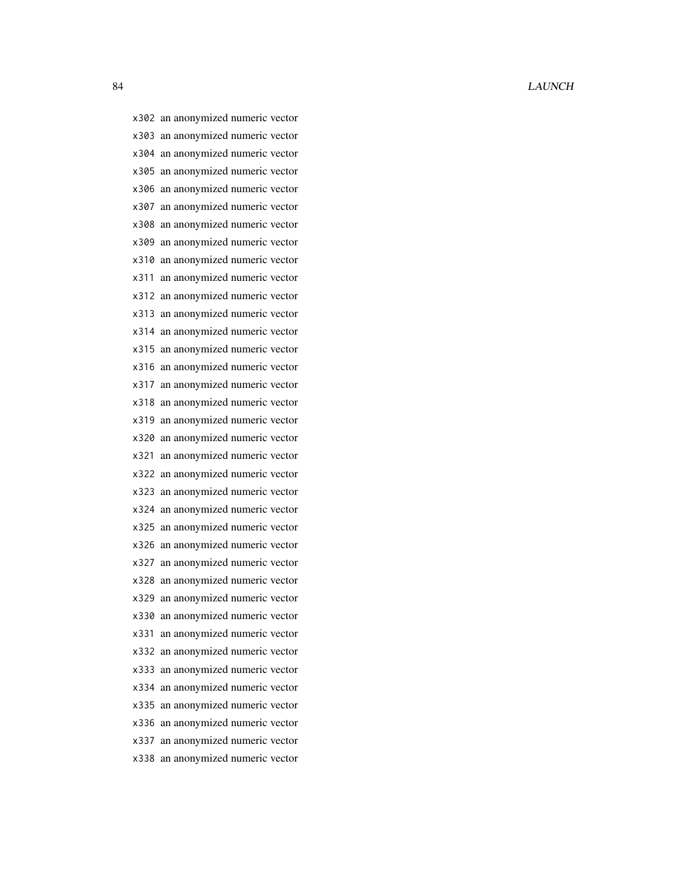x302 an anonymized numeric vector

x303 an anonymized numeric vector

x304 an anonymized numeric vector

x305 an anonymized numeric vector

x306 an anonymized numeric vector

x307 an anonymized numeric vector

x308 an anonymized numeric vector

x309 an anonymized numeric vector

x310 an anonymized numeric vector

x311 an anonymized numeric vector

x312 an anonymized numeric vector

x313 an anonymized numeric vector

x314 an anonymized numeric vector

x315 an anonymized numeric vector

x316 an anonymized numeric vector

x317 an anonymized numeric vector

x318 an anonymized numeric vector

x319 an anonymized numeric vector

x320 an anonymized numeric vector

x321 an anonymized numeric vector

x322 an anonymized numeric vector

x323 an anonymized numeric vector

x324 an anonymized numeric vector

x325 an anonymized numeric vector

x326 an anonymized numeric vector

x327 an anonymized numeric vector

x328 an anonymized numeric vector

x329 an anonymized numeric vector

x330 an anonymized numeric vector

x331 an anonymized numeric vector

x332 an anonymized numeric vector

x333 an anonymized numeric vector

x334 an anonymized numeric vector

x335 an anonymized numeric vector

x336 an anonymized numeric vector

x337 an anonymized numeric vector

x338 an anonymized numeric vector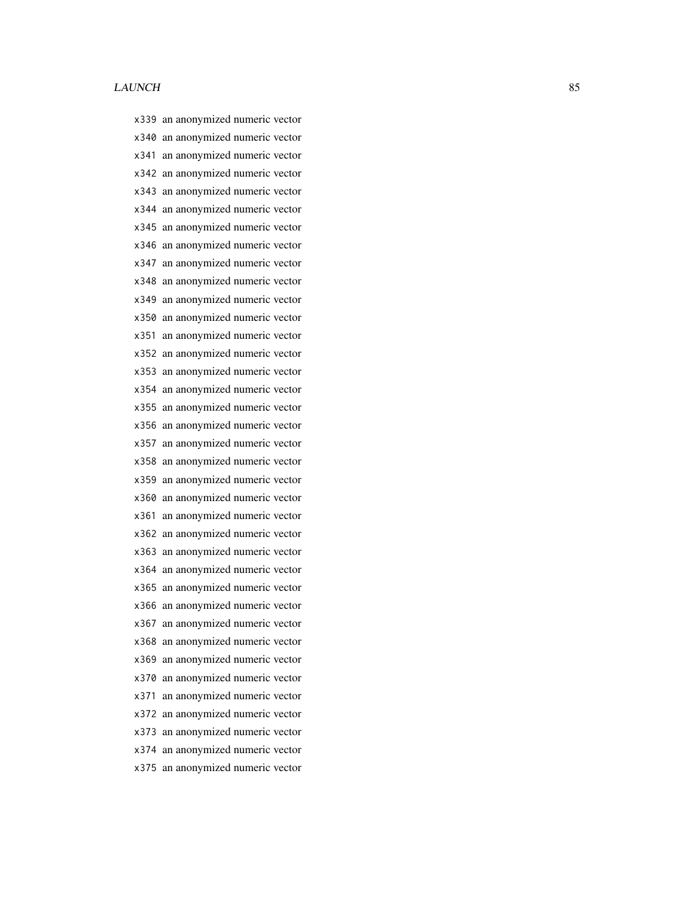`x339` an anonymized numeric vector

`x340` an anonymized numeric vector

`x341` an anonymized numeric vector

`x342` an anonymized numeric vector

`x343` an anonymized numeric vector

`x344` an anonymized numeric vector

`x345` an anonymized numeric vector

`x346` an anonymized numeric vector

`x347` an anonymized numeric vector

`x348` an anonymized numeric vector

`x349` an anonymized numeric vector

`x350` an anonymized numeric vector

`x351` an anonymized numeric vector

`x352` an anonymized numeric vector

`x353` an anonymized numeric vector

`x354` an anonymized numeric vector

`x355` an anonymized numeric vector

`x356` an anonymized numeric vector

`x357` an anonymized numeric vector

`x358` an anonymized numeric vector

`x359` an anonymized numeric vector

`x360` an anonymized numeric vector

`x361` an anonymized numeric vector

`x362` an anonymized numeric vector

`x363` an anonymized numeric vector

`x364` an anonymized numeric vector

`x365` an anonymized numeric vector

`x366` an anonymized numeric vector

`x367` an anonymized numeric vector

`x368` an anonymized numeric vector

`x369` an anonymized numeric vector

`x370` an anonymized numeric vector

`x371` an anonymized numeric vector

`x372` an anonymized numeric vector

`x373` an anonymized numeric vector

`x374` an anonymized numeric vector

`x375` an anonymized numeric vector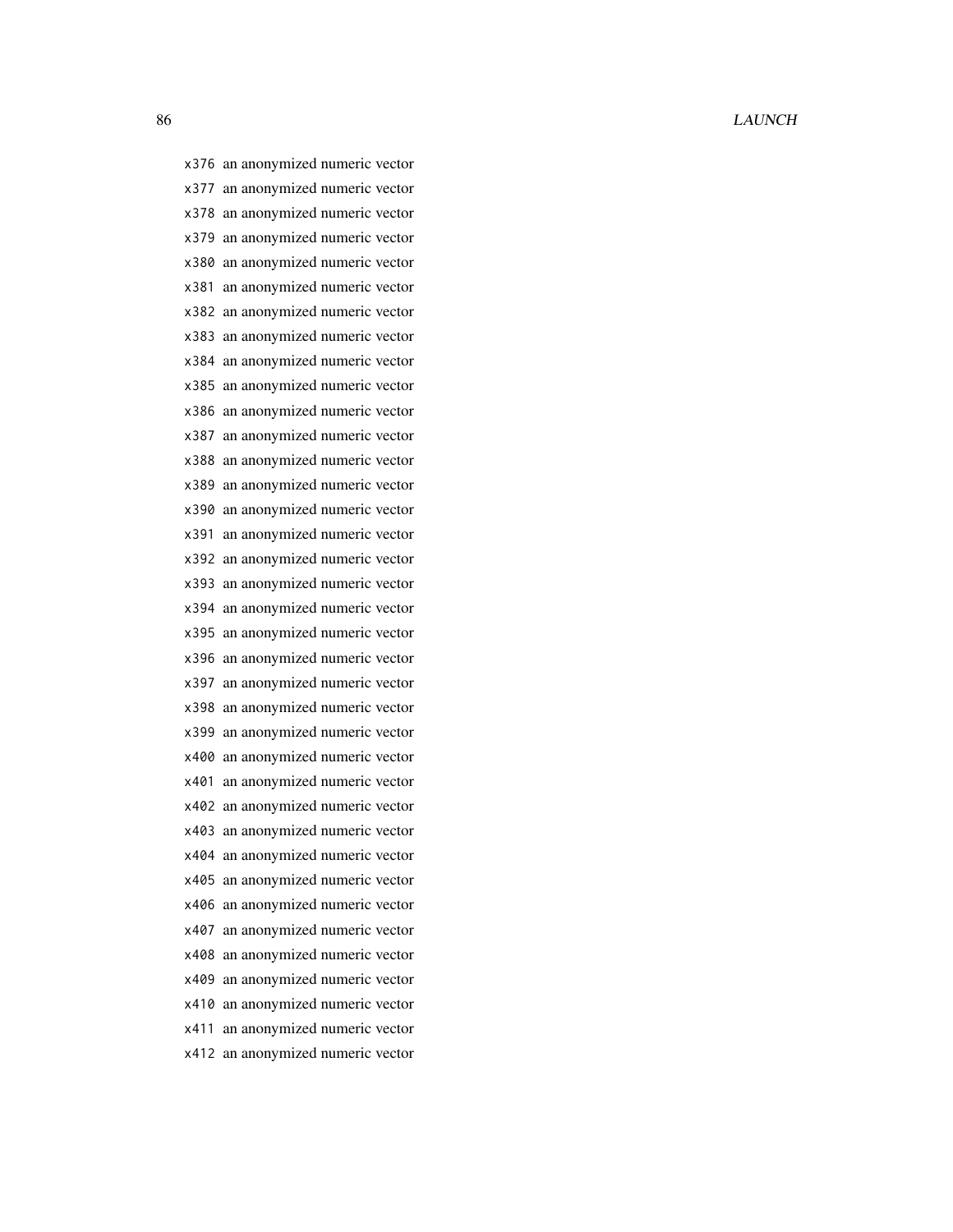`x376` an anonymized numeric vector
`x377` an anonymized numeric vector
`x378` an anonymized numeric vector
`x379` an anonymized numeric vector
`x380` an anonymized numeric vector
`x381` an anonymized numeric vector
`x382` an anonymized numeric vector
`x383` an anonymized numeric vector
`x384` an anonymized numeric vector
`x385` an anonymized numeric vector
`x386` an anonymized numeric vector
`x387` an anonymized numeric vector
`x388` an anonymized numeric vector
`x389` an anonymized numeric vector
`x390` an anonymized numeric vector
`x391` an anonymized numeric vector
`x392` an anonymized numeric vector
`x393` an anonymized numeric vector
`x394` an anonymized numeric vector
`x395` an anonymized numeric vector
`x396` an anonymized numeric vector
`x397` an anonymized numeric vector
`x398` an anonymized numeric vector
`x399` an anonymized numeric vector
`x400` an anonymized numeric vector
`x401` an anonymized numeric vector
`x402` an anonymized numeric vector
`x403` an anonymized numeric vector
`x404` an anonymized numeric vector
`x405` an anonymized numeric vector
`x406` an anonymized numeric vector
`x407` an anonymized numeric vector
`x408` an anonymized numeric vector
`x409` an anonymized numeric vector
`x410` an anonymized numeric vector
`x411` an anonymized numeric vector
`x412` an anonymized numeric vector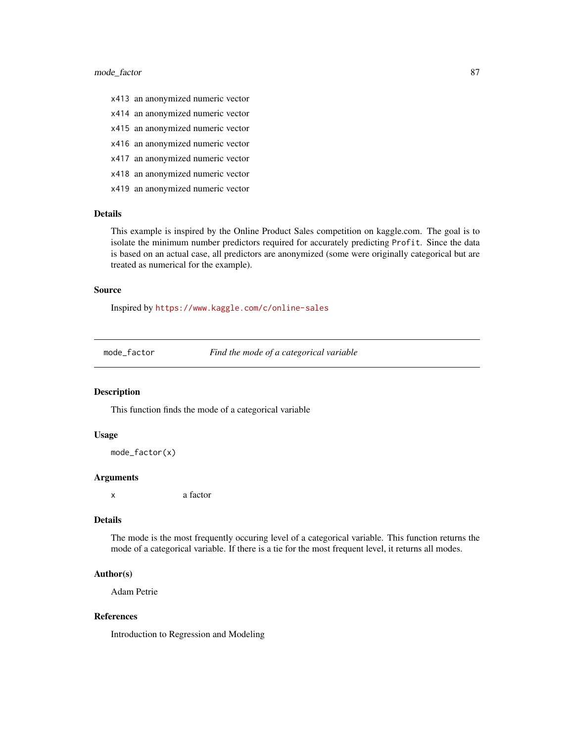x413 an anonymized numeric vector

x414 an anonymized numeric vector

x415 an anonymized numeric vector

x416 an anonymized numeric vector

x417 an anonymized numeric vector

x418 an anonymized numeric vector

x419 an anonymized numeric vector

### Details

This example is inspired by the Online Product Sales competition on kaggle.com. The goal is to isolate the minimum number predictors required for accurately predicting `Profit`. Since the data is based on an actual case, all predictors are anonymized (some were originally categorical but are treated as numerical for the example).

### Source

Inspired by https://www.kaggle.com/c/online-sales

---

## mode_factor *Find the mode of a categorical variable*

---

### Description

This function finds the mode of a categorical variable

### Usage

```
mode_factor(x)
```

### Arguments

| | |
|---|---|
| x | a factor |

### Details

The mode is the most frequently occuring level of a categorical variable. This function returns the mode of a categorical variable. If there is a tie for the most frequent level, it returns all modes.

### Author(s)

Adam Petrie

### References

Introduction to Regression and Modeling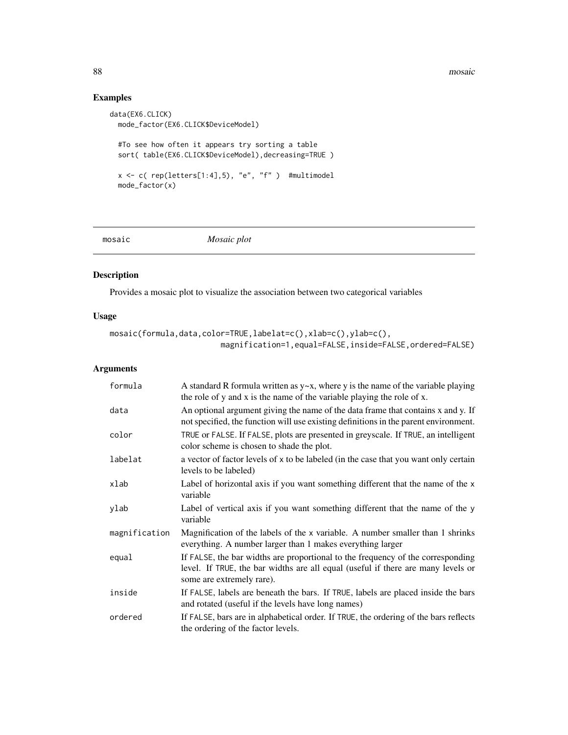## Examples

```
data(EX6.CLICK)
  mode_factor(EX6.CLICK$DeviceModel)

  #To see how often it appears try sorting a table
  sort( table(EX6.CLICK$DeviceModel),decreasing=TRUE )

  x <- c( rep(letters[1:4],5), "e", "f" )  #multimodel
  mode_factor(x)
```

---

# mosaic — *Mosaic plot*

## Description

Provides a mosaic plot to visualize the association between two categorical variables

## Usage

```
mosaic(formula,data,color=TRUE,labelat=c(),xlab=c(),ylab=c(),
                        magnification=1,equal=FALSE,inside=FALSE,ordered=FALSE)
```

## Arguments

| | |
|---|---|
| formula | A standard R formula written as y~x, where y is the name of the variable playing the role of y and x is the name of the variable playing the role of x. |
| data | An optional argument giving the name of the data frame that contains x and y. If not specified, the function will use existing definitions in the parent environment. |
| color | TRUE or FALSE. If FALSE, plots are presented in greyscale. If TRUE, an intelligent color scheme is chosen to shade the plot. |
| labelat | a vector of factor levels of x to be labeled (in the case that you want only certain levels to be labeled) |
| xlab | Label of horizontal axis if you want something different that the name of the x variable |
| ylab | Label of vertical axis if you want something different that the name of the y variable |
| magnification | Magnification of the labels of the x variable. A number smaller than 1 shrinks everything. A number larger than 1 makes everything larger |
| equal | If FALSE, the bar widths are proportional to the frequency of the corresponding level. If TRUE, the bar widths are all equal (useful if there are many levels or some are extremely rare). |
| inside | If FALSE, labels are beneath the bars. If TRUE, labels are placed inside the bars and rotated (useful if the levels have long names) |
| ordered | If FALSE, bars are in alphabetical order. If TRUE, the ordering of the bars reflects the ordering of the factor levels. |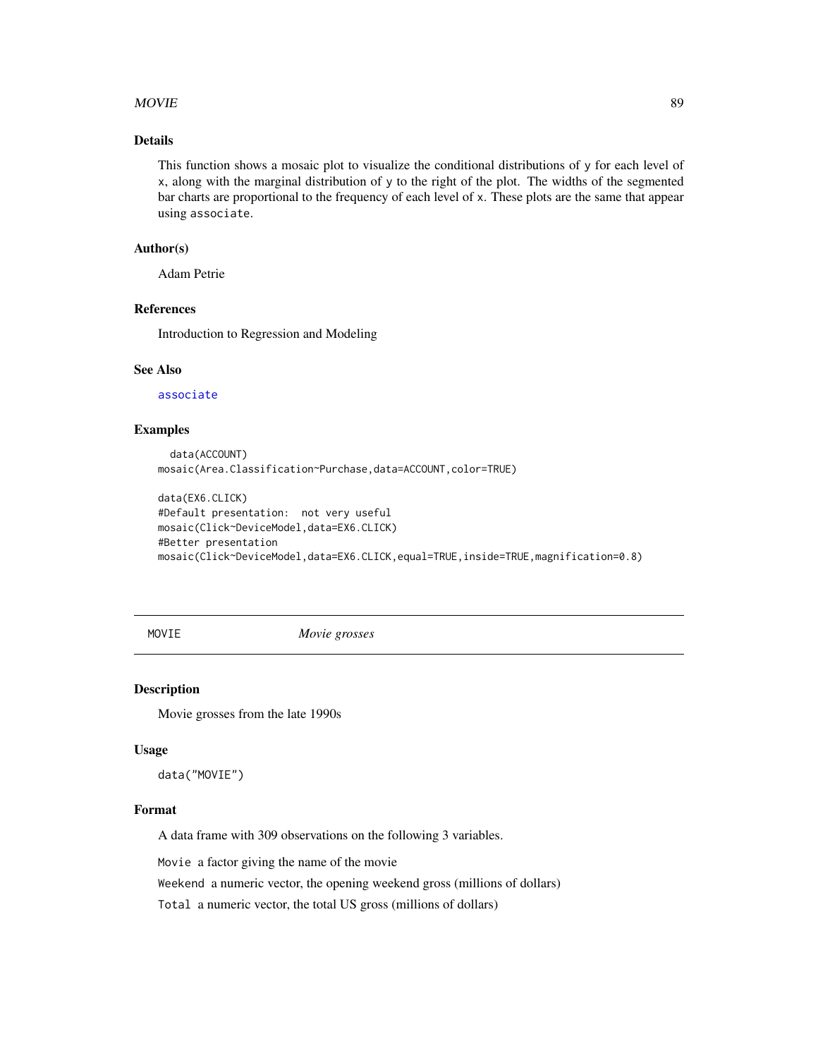### Details

This function shows a mosaic plot to visualize the conditional distributions of y for each level of x, along with the marginal distribution of y to the right of the plot. The widths of the segmented bar charts are proportional to the frequency of each level of x. These plots are the same that appear using `associate`.

### Author(s)

Adam Petrie

### References

Introduction to Regression and Modeling

### See Also

`associate`

### Examples

```
  data(ACCOUNT)
mosaic(Area.Classification~Purchase,data=ACCOUNT,color=TRUE)

data(EX6.CLICK)
#Default presentation:  not very useful
mosaic(Click~DeviceModel,data=EX6.CLICK)
#Better presentation
mosaic(Click~DeviceModel,data=EX6.CLICK,equal=TRUE,inside=TRUE,magnification=0.8)
```

---

## MOVIE &nbsp;&nbsp;&nbsp;&nbsp;&nbsp;&nbsp; *Movie grosses*

---

### Description

Movie grosses from the late 1990s

### Usage

```
data("MOVIE")
```

### Format

A data frame with 309 observations on the following 3 variables.

`Movie` a factor giving the name of the movie

`Weekend` a numeric vector, the opening weekend gross (millions of dollars)

`Total` a numeric vector, the total US gross (millions of dollars)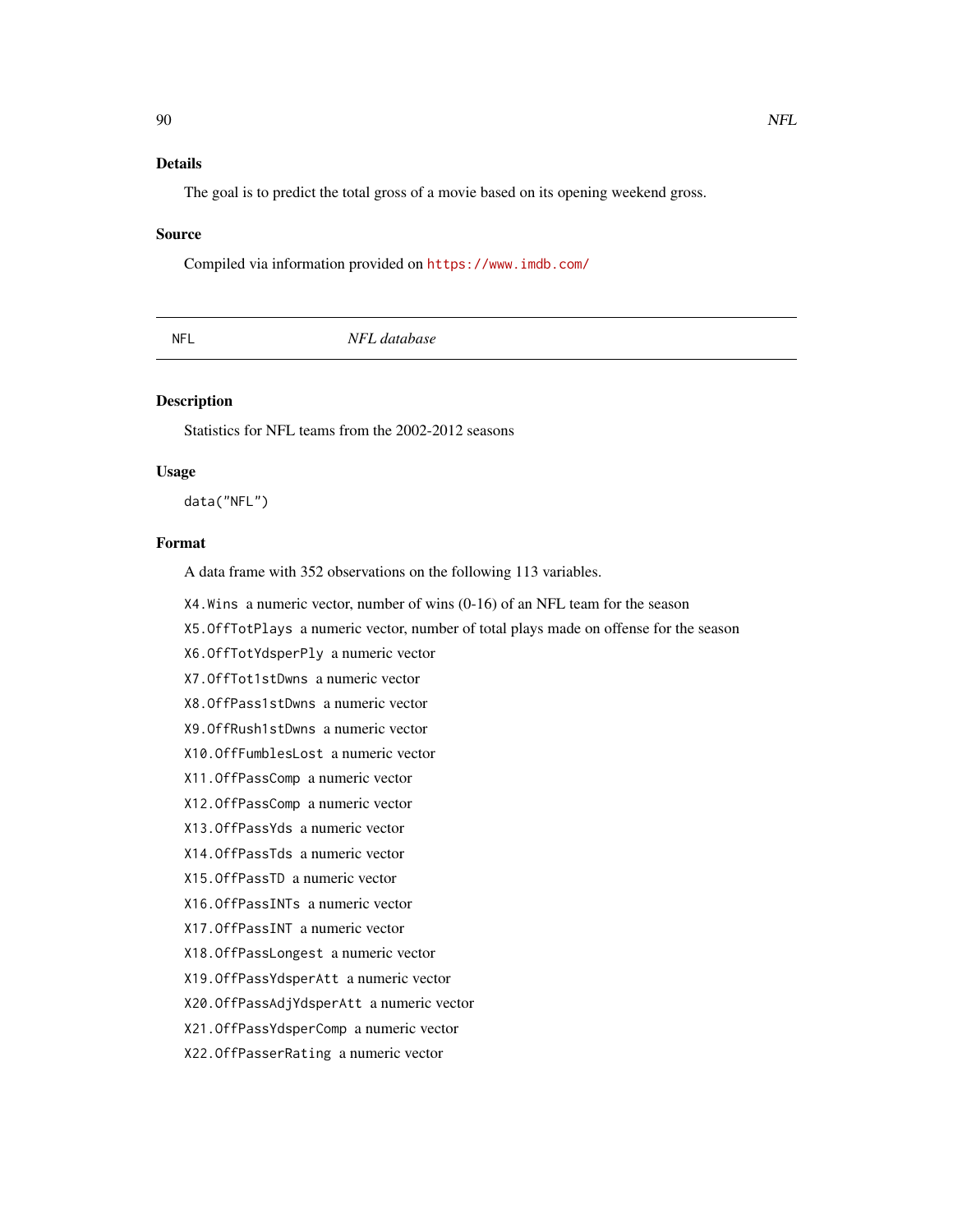## Details

The goal is to predict the total gross of a movie based on its opening weekend gross.

## Source

Compiled via information provided on https://www.imdb.com/

---

`NFL` *NFL database*

---

## Description

Statistics for NFL teams from the 2002-2012 seasons

## Usage

```
data("NFL")
```

## Format

A data frame with 352 observations on the following 113 variables.

`X4.Wins` a numeric vector, number of wins (0-16) of an NFL team for the season

`X5.OffTotPlays` a numeric vector, number of total plays made on offense for the season

`X6.OffTotYdsperPly` a numeric vector

`X7.OffTot1stDwns` a numeric vector

`X8.OffPass1stDwns` a numeric vector

`X9.OffRush1stDwns` a numeric vector

`X10.OffFumblesLost` a numeric vector

`X11.OffPassComp` a numeric vector

`X12.OffPassComp` a numeric vector

`X13.OffPassYds` a numeric vector

`X14.OffPassTds` a numeric vector

`X15.OffPassTD` a numeric vector

`X16.OffPassINTs` a numeric vector

`X17.OffPassINT` a numeric vector

`X18.OffPassLongest` a numeric vector

`X19.OffPassYdsperAtt` a numeric vector

`X20.OffPassAdjYdsperAtt` a numeric vector

`X21.OffPassYdsperComp` a numeric vector

`X22.OffPasserRating` a numeric vector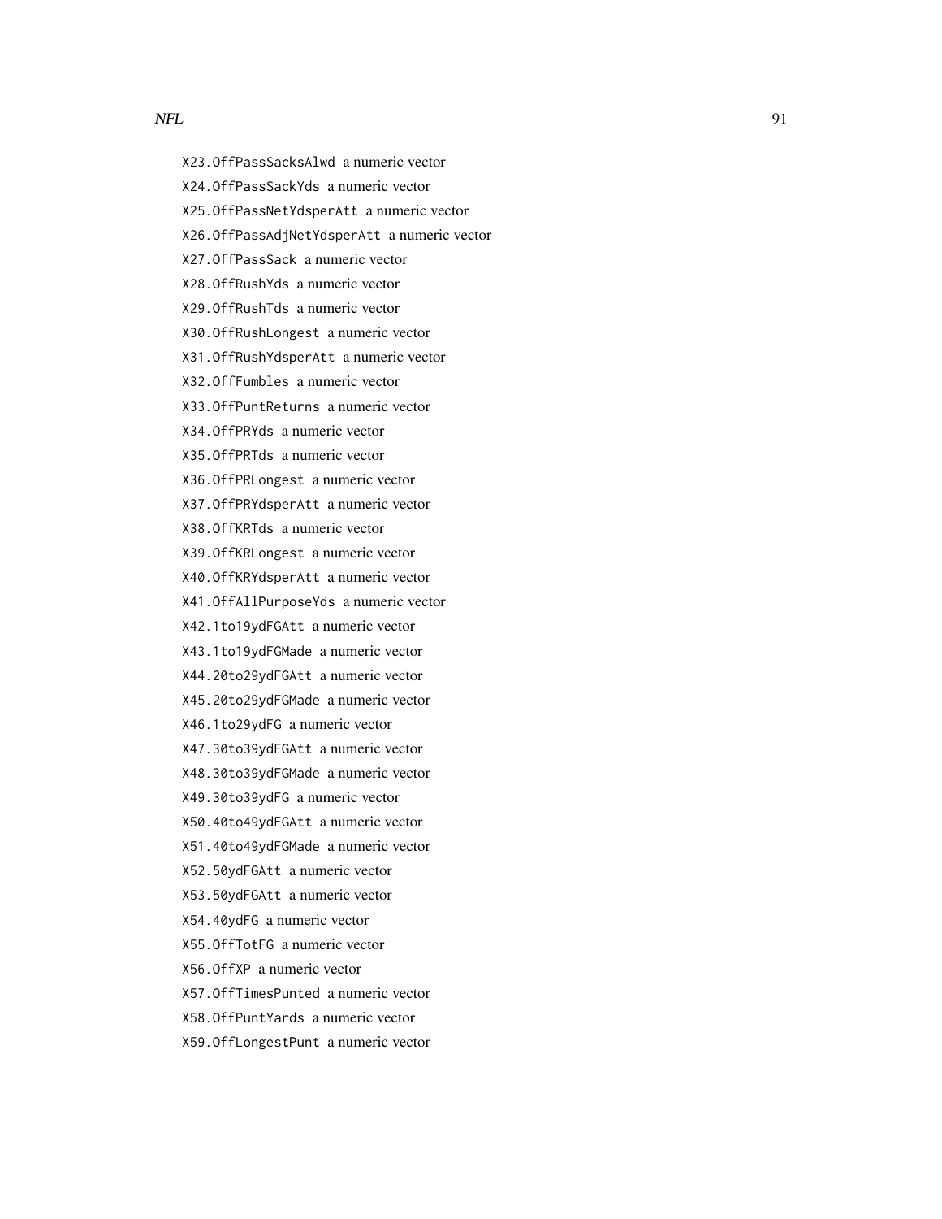`X23.OffPassSacksAlwd` a numeric vector

`X24.OffPassSackYds` a numeric vector

`X25.OffPassNetYdsperAtt` a numeric vector

`X26.OffPassAdjNetYdsperAtt` a numeric vector

`X27.OffPassSack` a numeric vector

`X28.OffRushYds` a numeric vector

`X29.OffRushTds` a numeric vector

`X30.OffRushLongest` a numeric vector

`X31.OffRushYdsperAtt` a numeric vector

`X32.OffFumbles` a numeric vector

`X33.OffPuntReturns` a numeric vector

`X34.OffPRYds` a numeric vector

`X35.OffPRTds` a numeric vector

`X36.OffPRLongest` a numeric vector

`X37.OffPRYdsperAtt` a numeric vector

`X38.OffKRTds` a numeric vector

`X39.OffKRLongest` a numeric vector

`X40.OffKRYdsperAtt` a numeric vector

`X41.OffAllPurposeYds` a numeric vector

`X42.1to19ydFGAtt` a numeric vector

`X43.1to19ydFGMade` a numeric vector

`X44.20to29ydFGAtt` a numeric vector

`X45.20to29ydFGMade` a numeric vector

`X46.1to29ydFG` a numeric vector

`X47.30to39ydFGAtt` a numeric vector

`X48.30to39ydFGMade` a numeric vector

`X49.30to39ydFG` a numeric vector

`X50.40to49ydFGAtt` a numeric vector

`X51.40to49ydFGMade` a numeric vector

`X52.50ydFGAtt` a numeric vector

`X53.50ydFGAtt` a numeric vector

`X54.40ydFG` a numeric vector

`X55.OffTotFG` a numeric vector

`X56.OffXP` a numeric vector

`X57.OffTimesPunted` a numeric vector

`X58.OffPuntYards` a numeric vector

`X59.OffLongestPunt` a numeric vector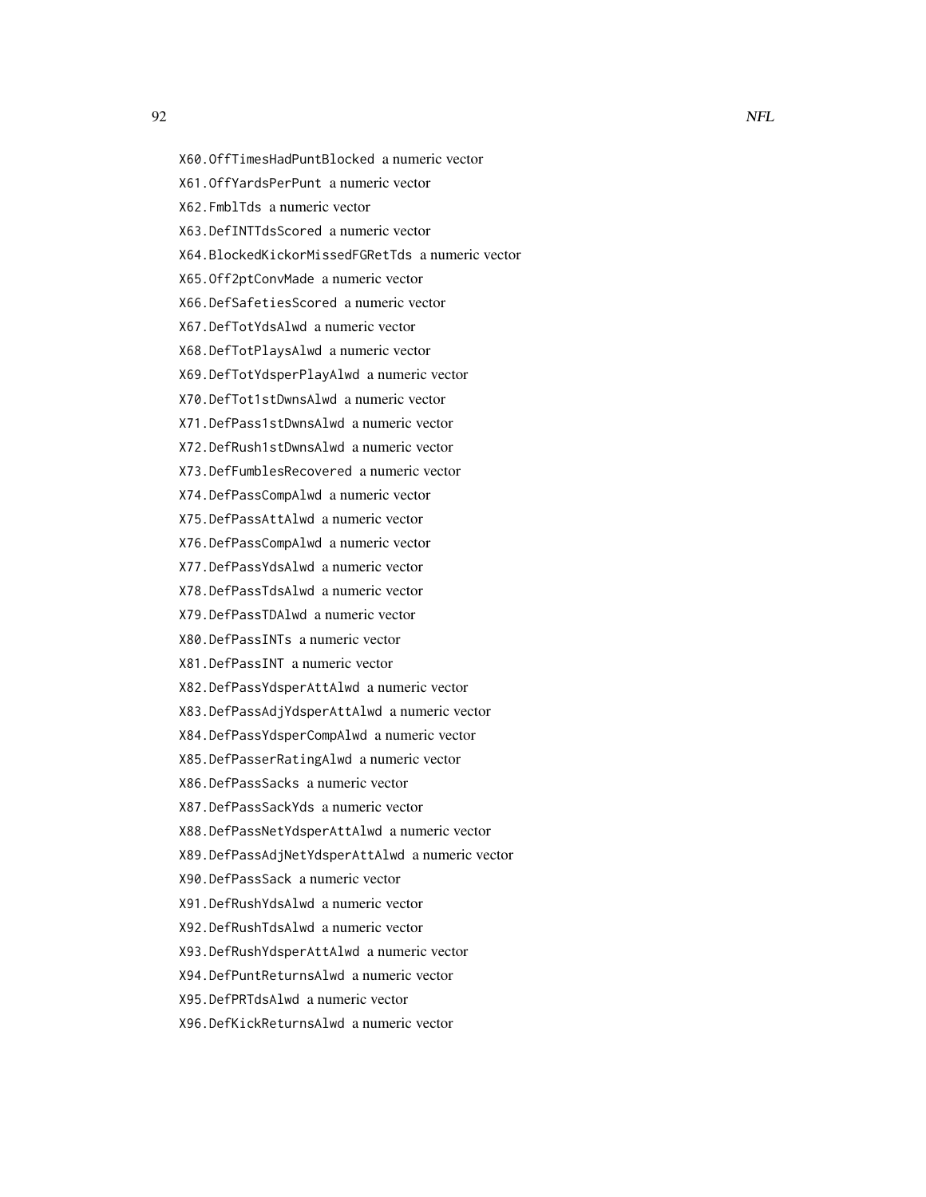X60.OffTimesHadPuntBlocked a numeric vector

X61.OffYardsPerPunt a numeric vector

X62.FmblTds a numeric vector

X63.DefINTTdsScored a numeric vector

X64.BlockedKickorMissedFGRetTds a numeric vector

X65.Off2ptConvMade a numeric vector

X66.DefSafetiesScored a numeric vector

X67.DefTotYdsAlwd a numeric vector

X68.DefTotPlaysAlwd a numeric vector

X69.DefTotYdsperPlayAlwd a numeric vector

X70.DefTot1stDwnsAlwd a numeric vector

X71.DefPass1stDwnsAlwd a numeric vector

X72.DefRush1stDwnsAlwd a numeric vector

X73.DefFumblesRecovered a numeric vector

X74.DefPassCompAlwd a numeric vector

X75.DefPassAttAlwd a numeric vector

X76.DefPassCompAlwd a numeric vector

X77.DefPassYdsAlwd a numeric vector

X78.DefPassTdsAlwd a numeric vector

X79.DefPassTDAlwd a numeric vector

X80.DefPassINTs a numeric vector

X81.DefPassINT a numeric vector

X82.DefPassYdsperAttAlwd a numeric vector

X83.DefPassAdjYdsperAttAlwd a numeric vector

X84.DefPassYdsperCompAlwd a numeric vector

X85.DefPasserRatingAlwd a numeric vector

X86.DefPassSacks a numeric vector

X87.DefPassSackYds a numeric vector

X88.DefPassNetYdsperAttAlwd a numeric vector

X89.DefPassAdjNetYdsperAttAlwd a numeric vector

X90.DefPassSack a numeric vector

X91.DefRushYdsAlwd a numeric vector

X92.DefRushTdsAlwd a numeric vector

X93.DefRushYdsperAttAlwd a numeric vector

X94.DefPuntReturnsAlwd a numeric vector

X95.DefPRTdsAlwd a numeric vector

X96.DefKickReturnsAlwd a numeric vector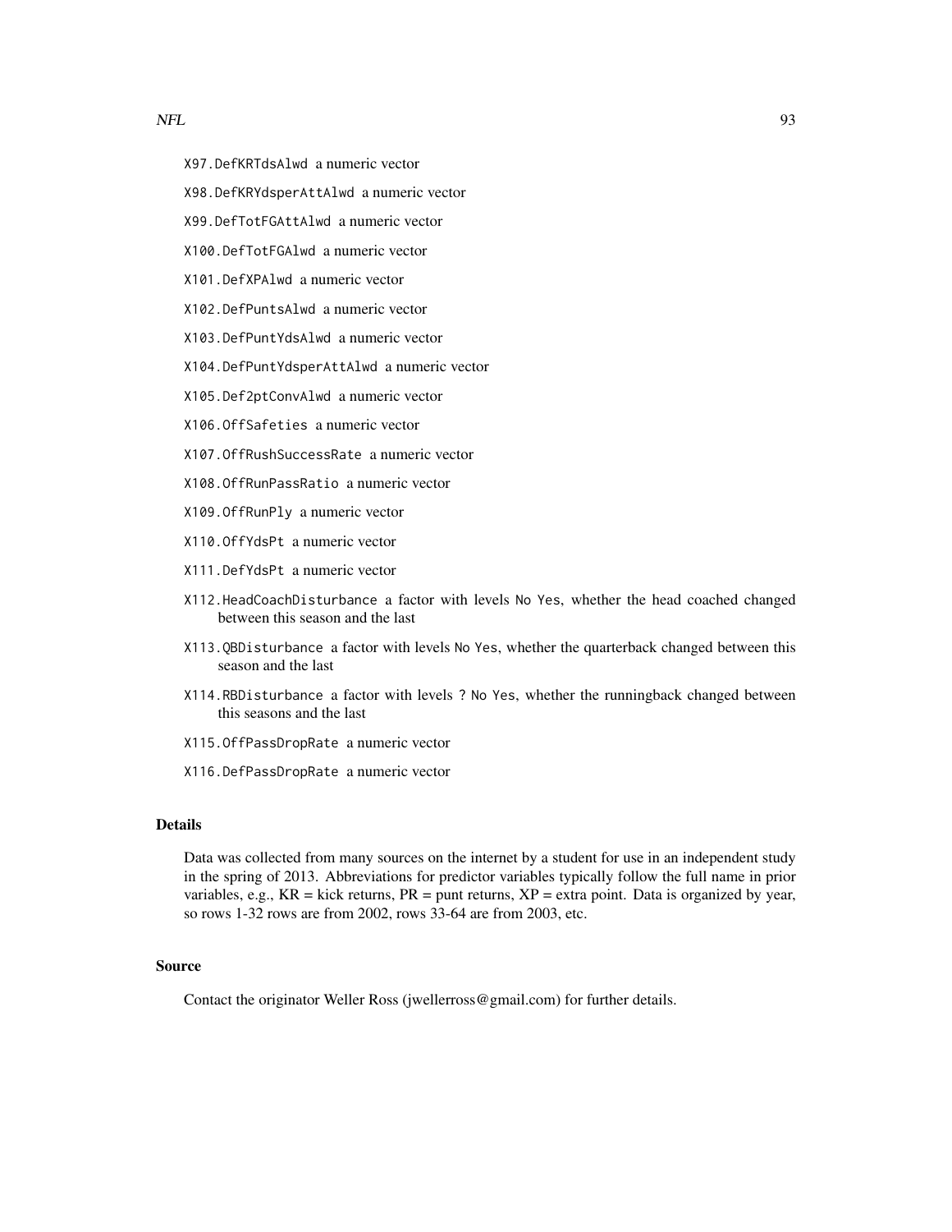X97.DefKRTdsAlwd a numeric vector

X98.DefKRYdsperAttAlwd a numeric vector

X99.DefTotFGAttAlwd a numeric vector

X100.DefTotFGAlwd a numeric vector

X101.DefXPAlwd a numeric vector

X102.DefPuntsAlwd a numeric vector

X103.DefPuntYdsAlwd a numeric vector

X104.DefPuntYdsperAttAlwd a numeric vector

X105.Def2ptConvAlwd a numeric vector

X106.OffSafeties a numeric vector

X107.OffRushSuccessRate a numeric vector

X108.OffRunPassRatio a numeric vector

X109.OffRunPly a numeric vector

X110.OffYdsPt a numeric vector

X111.DefYdsPt a numeric vector

X112.HeadCoachDisturbance a factor with levels No Yes, whether the head coached changed between this season and the last

X113.QBDisturbance a factor with levels No Yes, whether the quarterback changed between this season and the last

X114.RBDisturbance a factor with levels ? No Yes, whether the runningback changed between this seasons and the last

X115.OffPassDropRate a numeric vector

X116.DefPassDropRate a numeric vector

## Details

Data was collected from many sources on the internet by a student for use in an independent study in the spring of 2013. Abbreviations for predictor variables typically follow the full name in prior variables, e.g., KR = kick returns, PR = punt returns, XP = extra point. Data is organized by year, so rows 1-32 rows are from 2002, rows 33-64 are from 2003, etc.

## Source

Contact the originator Weller Ross (jwellerross@gmail.com) for further details.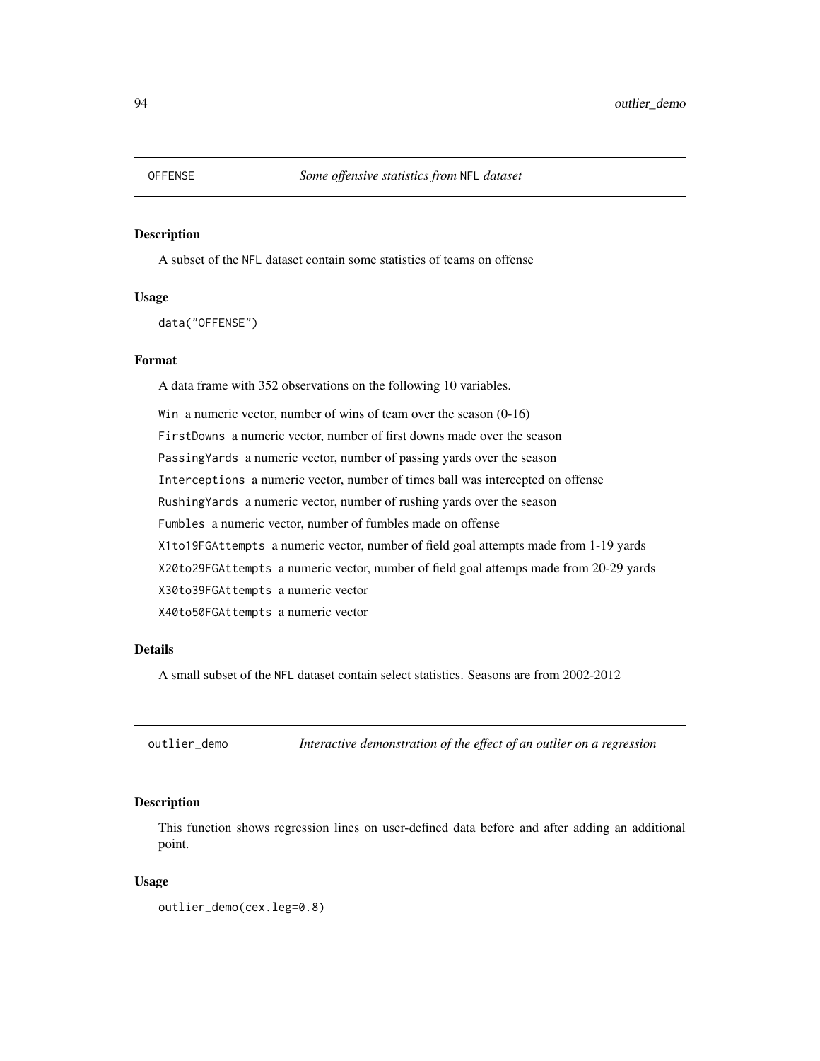## OFFENSE *Some offensive statistics from* NFL *dataset*

### Description

A subset of the NFL dataset contain some statistics of teams on offense

### Usage

```
data("OFFENSE")
```

### Format

A data frame with 352 observations on the following 10 variables.

- `Win` a numeric vector, number of wins of team over the season (0-16)
- `FirstDowns` a numeric vector, number of first downs made over the season
- `PassingYards` a numeric vector, number of passing yards over the season
- `Interceptions` a numeric vector, number of times ball was intercepted on offense
- `RushingYards` a numeric vector, number of rushing yards over the season
- `Fumbles` a numeric vector, number of fumbles made on offense
- `X1to19FGAttempts` a numeric vector, number of field goal attempts made from 1-19 yards
- `X20to29FGAttempts` a numeric vector, number of field goal attemps made from 20-29 yards
- `X30to39FGAttempts` a numeric vector
- `X40to50FGAttempts` a numeric vector

### Details

A small subset of the NFL dataset contain select statistics. Seasons are from 2002-2012

## outlier_demo *Interactive demonstration of the effect of an outlier on a regression*

### Description

This function shows regression lines on user-defined data before and after adding an additional point.

### Usage

```
outlier_demo(cex.leg=0.8)
```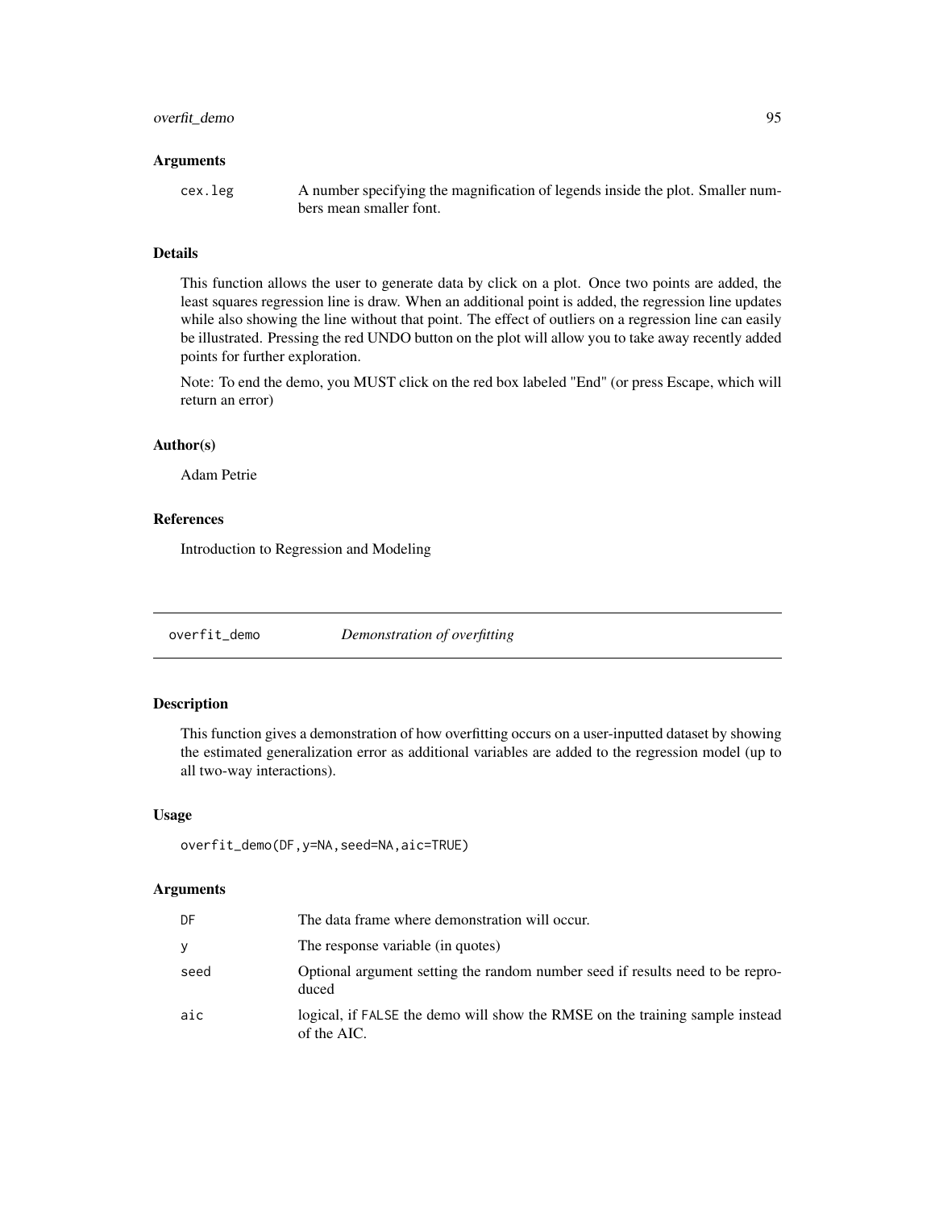### Arguments

| | |
|---|---|
| `cex.leg` | A number specifying the magnification of legends inside the plot. Smaller numbers mean smaller font. |

### Details

This function allows the user to generate data by click on a plot. Once two points are added, the least squares regression line is draw. When an additional point is added, the regression line updates while also showing the line without that point. The effect of outliers on a regression line can easily be illustrated. Pressing the red UNDO button on the plot will allow you to take away recently added points for further exploration.

Note: To end the demo, you MUST click on the red box labeled "End" (or press Escape, which will return an error)

### Author(s)

Adam Petrie

### References

Introduction to Regression and Modeling

---

## overfit_demo — *Demonstration of overfitting*

---

### Description

This function gives a demonstration of how overfitting occurs on a user-inputted dataset by showing the estimated generalization error as additional variables are added to the regression model (up to all two-way interactions).

### Usage

```
overfit_demo(DF,y=NA,seed=NA,aic=TRUE)
```

### Arguments

| | |
|---|---|
| `DF` | The data frame where demonstration will occur. |
| `y` | The response variable (in quotes) |
| `seed` | Optional argument setting the random number seed if results need to be reproduced |
| `aic` | logical, if `FALSE` the demo will show the RMSE on the training sample instead of the AIC. |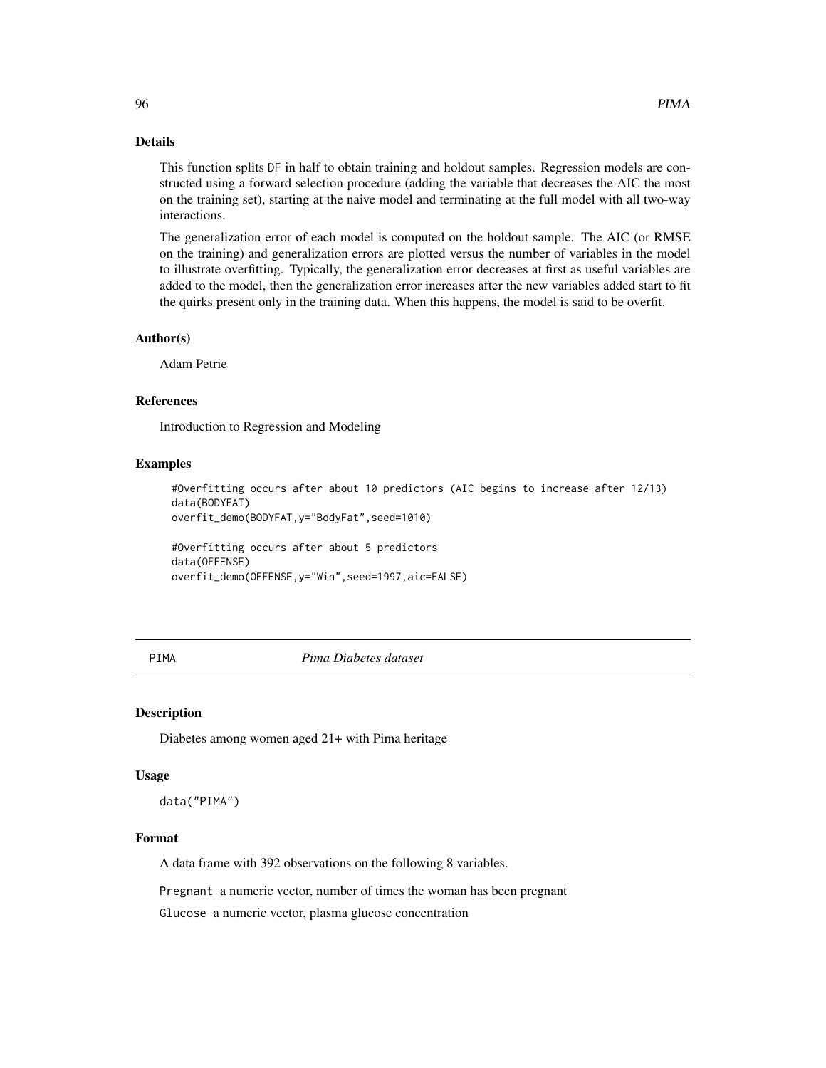### Details

This function splits `DF` in half to obtain training and holdout samples. Regression models are constructed using a forward selection procedure (adding the variable that decreases the AIC the most on the training set), starting at the naive model and terminating at the full model with all two-way interactions.

The generalization error of each model is computed on the holdout sample. The AIC (or RMSE on the training) and generalization errors are plotted versus the number of variables in the model to illustrate overfitting. Typically, the generalization error decreases at first as useful variables are added to the model, then the generalization error increases after the new variables added start to fit the quirks present only in the training data. When this happens, the model is said to be overfit.

### Author(s)

Adam Petrie

### References

Introduction to Regression and Modeling

### Examples

```
#Overfitting occurs after about 10 predictors (AIC begins to increase after 12/13)
data(BODYFAT)
overfit_demo(BODYFAT,y="BodyFat",seed=1010)

#Overfitting occurs after about 5 predictors
data(OFFENSE)
overfit_demo(OFFENSE,y="Win",seed=1997,aic=FALSE)
```

---

## PIMA *Pima Diabetes dataset*

---

### Description

Diabetes among women aged 21+ with Pima heritage

### Usage

```
data("PIMA")
```

### Format

A data frame with 392 observations on the following 8 variables.

`Pregnant` a numeric vector, number of times the woman has been pregnant

`Glucose` a numeric vector, plasma glucose concentration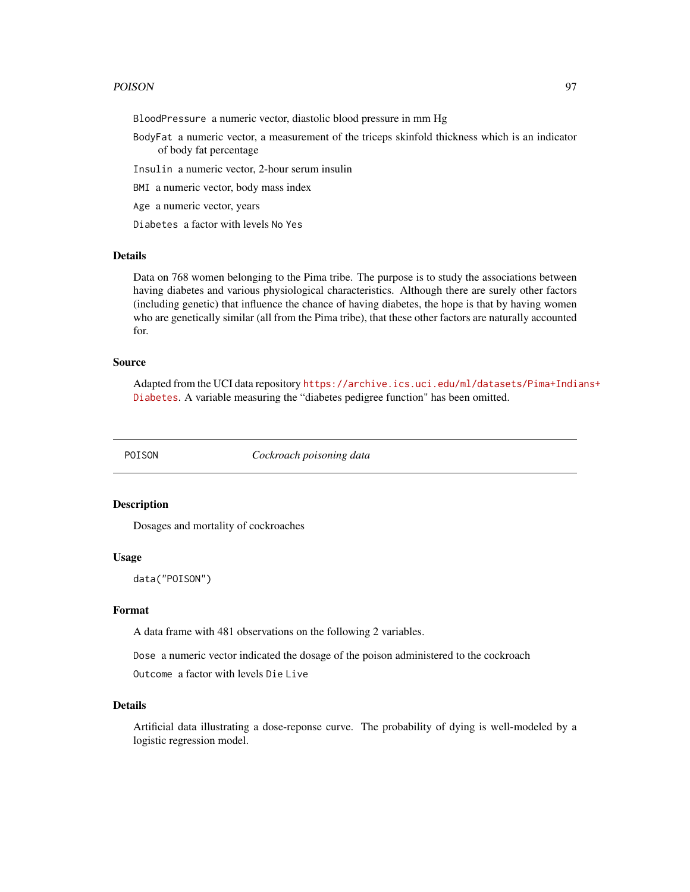`BloodPressure` a numeric vector, diastolic blood pressure in mm Hg

`BodyFat` a numeric vector, a measurement of the triceps skinfold thickness which is an indicator of body fat percentage

`Insulin` a numeric vector, 2-hour serum insulin

`BMI` a numeric vector, body mass index

`Age` a numeric vector, years

`Diabetes` a factor with levels `No` `Yes`

### Details

Data on 768 women belonging to the Pima tribe. The purpose is to study the associations between having diabetes and various physiological characteristics. Although there are surely other factors (including genetic) that influence the chance of having diabetes, the hope is that by having women who are genetically similar (all from the Pima tribe), that these other factors are naturally accounted for.

### Source

Adapted from the UCI data repository https://archive.ics.uci.edu/ml/datasets/Pima+Indians+Diabetes. A variable measuring the "diabetes pedigree function" has been omitted.

---

## POISON *Cockroach poisoning data*

---

### Description

Dosages and mortality of cockroaches

### Usage

```
data("POISON")
```

### Format

A data frame with 481 observations on the following 2 variables.

`Dose` a numeric vector indicated the dosage of the poison administered to the cockroach

`Outcome` a factor with levels `Die` `Live`

### Details

Artificial data illustrating a dose-reponse curve. The probability of dying is well-modeled by a logistic regression model.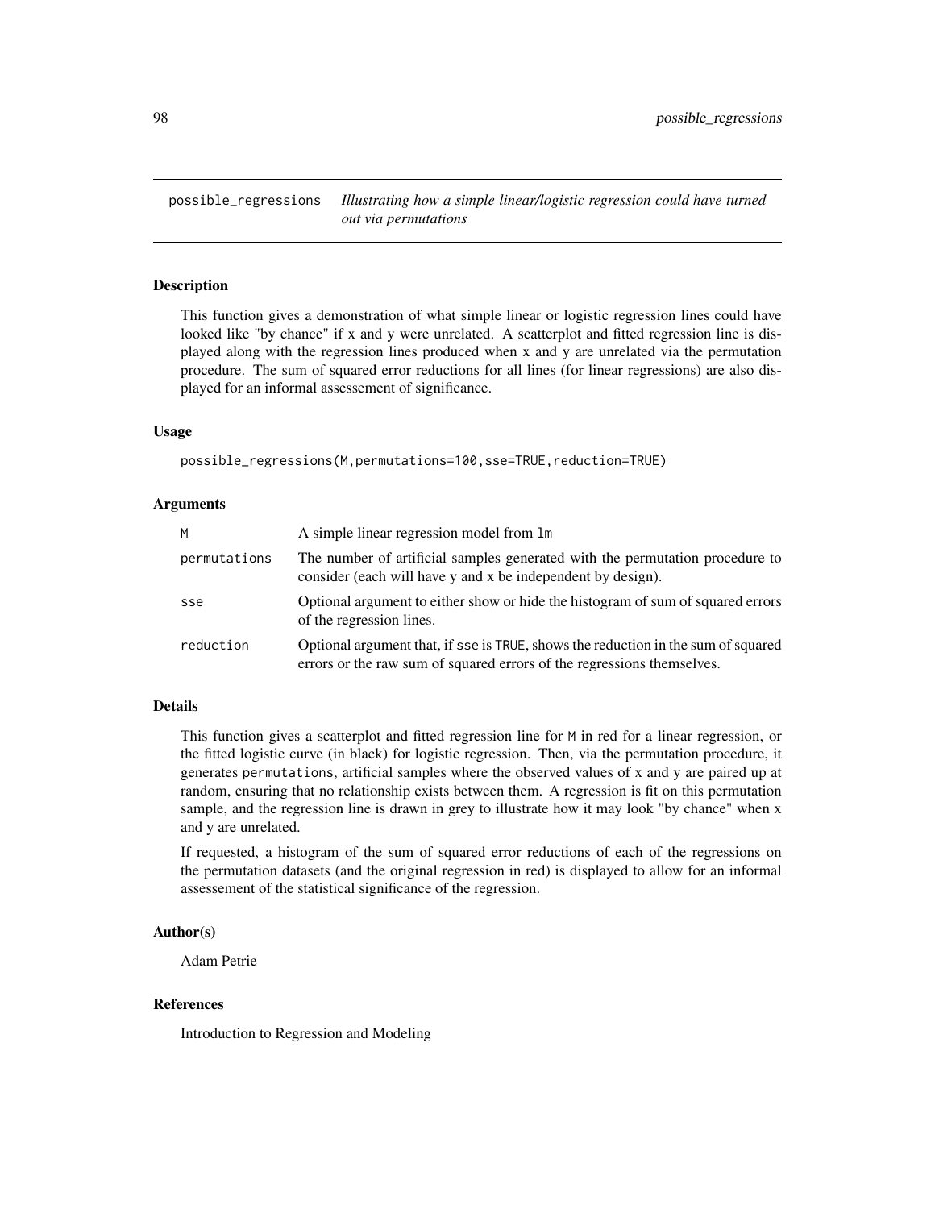possible_regressions *Illustrating how a simple linear/logistic regression could have turned out via permutations*

## Description

This function gives a demonstration of what simple linear or logistic regression lines could have looked like "by chance" if x and y were unrelated. A scatterplot and fitted regression line is displayed along with the regression lines produced when x and y are unrelated via the permutation procedure. The sum of squared error reductions for all lines (for linear regressions) are also displayed for an informal assessement of significance.

## Usage

```
possible_regressions(M,permutations=100,sse=TRUE,reduction=TRUE)
```

## Arguments

| | |
|---|---|
| M | A simple linear regression model from `lm` |
| permutations | The number of artificial samples generated with the permutation procedure to consider (each will have y and x be independent by design). |
| sse | Optional argument to either show or hide the histogram of sum of squared errors of the regression lines. |
| reduction | Optional argument that, if `sse` is `TRUE`, shows the reduction in the sum of squared errors or the raw sum of squared errors of the regressions themselves. |

## Details

This function gives a scatterplot and fitted regression line for `M` in red for a linear regression, or the fitted logistic curve (in black) for logistic regression. Then, via the permutation procedure, it generates `permutations`, artificial samples where the observed values of x and y are paired up at random, ensuring that no relationship exists between them. A regression is fit on this permutation sample, and the regression line is drawn in grey to illustrate how it may look "by chance" when x and y are unrelated.

If requested, a histogram of the sum of squared error reductions of each of the regressions on the permutation datasets (and the original regression in red) is displayed to allow for an informal assessement of the statistical significance of the regression.

## Author(s)

Adam Petrie

## References

Introduction to Regression and Modeling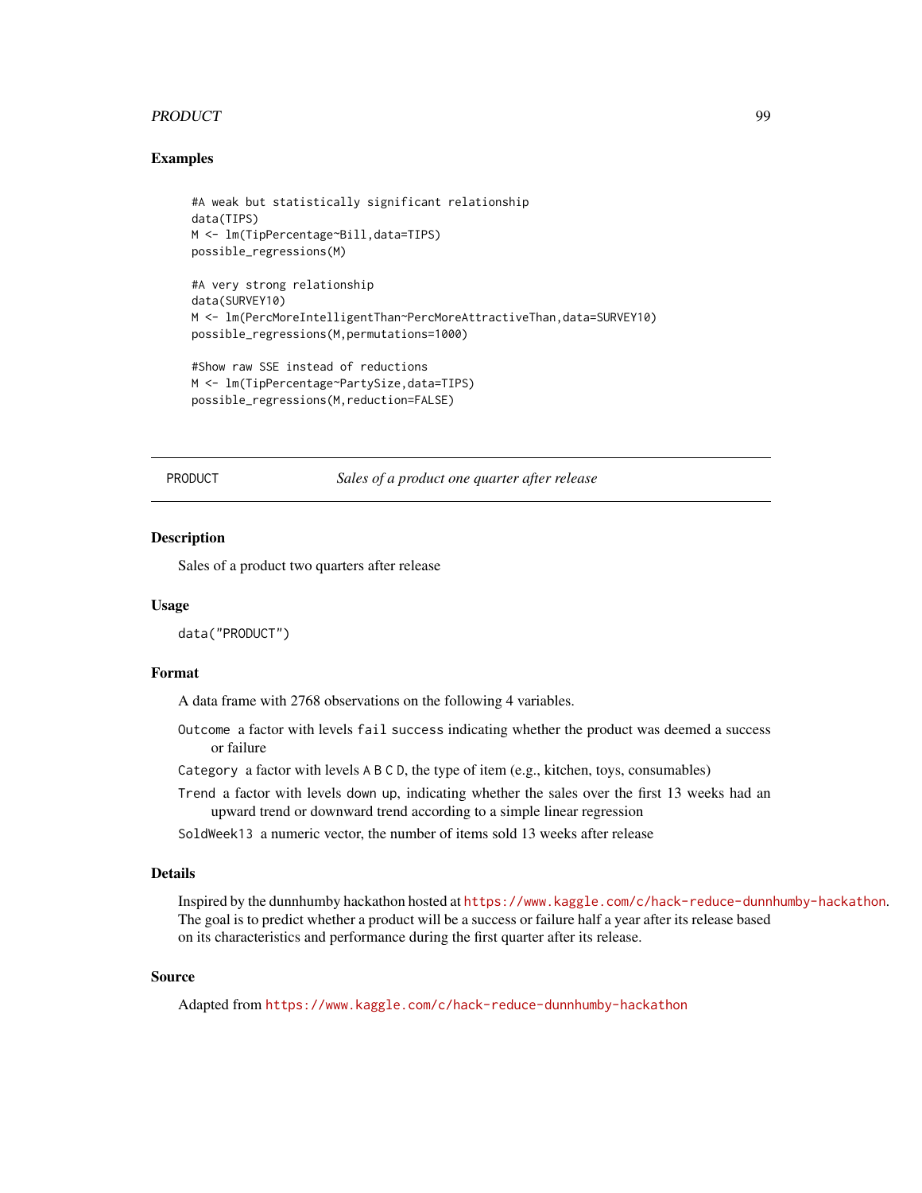### Examples

```
#A weak but statistically significant relationship
data(TIPS)
M <- lm(TipPercentage~Bill,data=TIPS)
possible_regressions(M)

#A very strong relationship
data(SURVEY10)
M <- lm(PercMoreIntelligentThan~PercMoreAttractiveThan,data=SURVEY10)
possible_regressions(M,permutations=1000)

#Show raw SSE instead of reductions
M <- lm(TipPercentage~PartySize,data=TIPS)
possible_regressions(M,reduction=FALSE)
```

---

## PRODUCT — *Sales of a product one quarter after release*

---

### Description

Sales of a product two quarters after release

### Usage

```
data("PRODUCT")
```

### Format

A data frame with 2768 observations on the following 4 variables.

- `Outcome` a factor with levels `fail` `success` indicating whether the product was deemed a success or failure
- `Category` a factor with levels `A` `B` `C` `D`, the type of item (e.g., kitchen, toys, consumables)
- `Trend` a factor with levels `down` `up`, indicating whether the sales over the first 13 weeks had an upward trend or downward trend according to a simple linear regression
- `SoldWeek13` a numeric vector, the number of items sold 13 weeks after release

### Details

Inspired by the dunnhumby hackathon hosted at https://www.kaggle.com/c/hack-reduce-dunnhumby-hackathon. The goal is to predict whether a product will be a success or failure half a year after its release based on its characteristics and performance during the first quarter after its release.

### Source

Adapted from https://www.kaggle.com/c/hack-reduce-dunnhumby-hackathon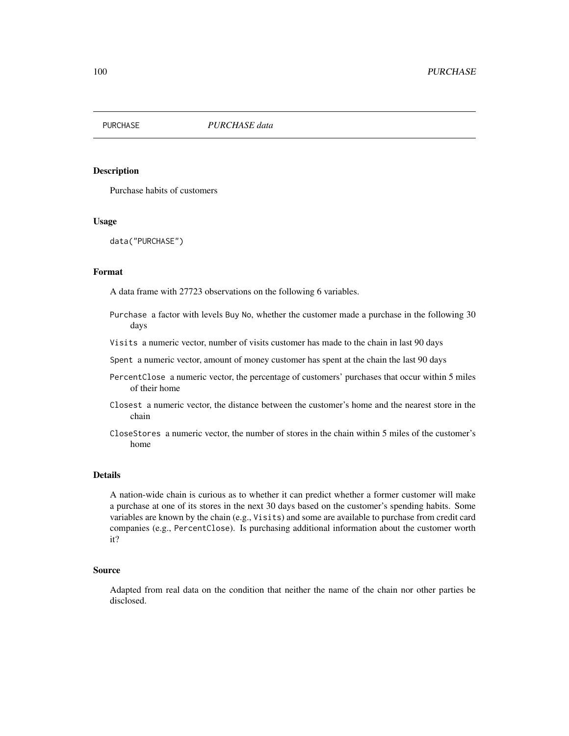PURCHASE *PURCHASE data*

## Description

Purchase habits of customers

## Usage

```
data("PURCHASE")
```

## Format

A data frame with 27723 observations on the following 6 variables.

- `Purchase` a factor with levels `Buy` `No`, whether the customer made a purchase in the following 30 days
- `Visits` a numeric vector, number of visits customer has made to the chain in last 90 days
- `Spent` a numeric vector, amount of money customer has spent at the chain the last 90 days
- `PercentClose` a numeric vector, the percentage of customers' purchases that occur within 5 miles of their home
- `Closest` a numeric vector, the distance between the customer's home and the nearest store in the chain
- `CloseStores` a numeric vector, the number of stores in the chain within 5 miles of the customer's home

## Details

A nation-wide chain is curious as to whether it can predict whether a former customer will make a purchase at one of its stores in the next 30 days based on the customer's spending habits. Some variables are known by the chain (e.g., `Visits`) and some are available to purchase from credit card companies (e.g., `PercentClose`). Is purchasing additional information about the customer worth it?

## Source

Adapted from real data on the condition that neither the name of the chain nor other parties be disclosed.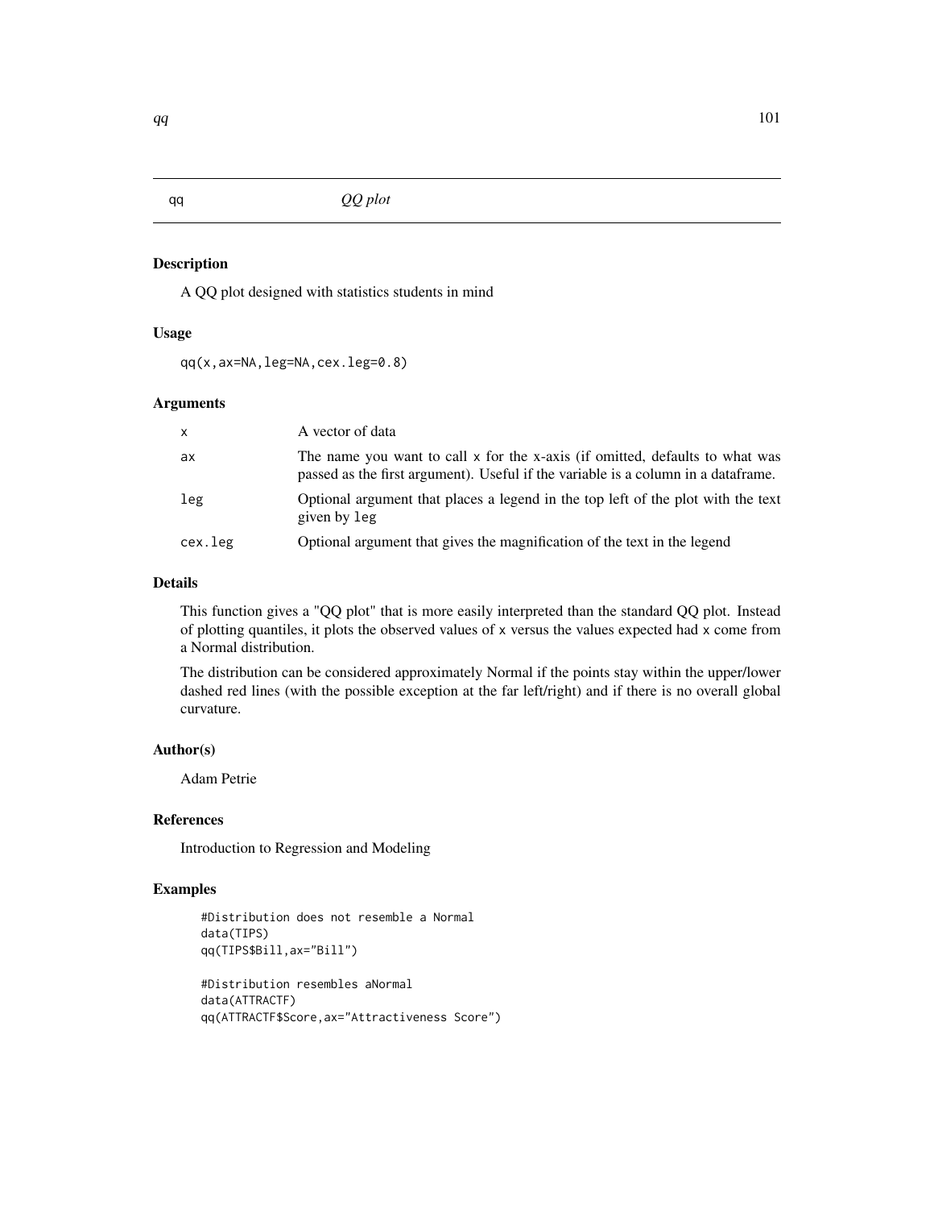## qq — *QQ plot*

### Description

A QQ plot designed with statistics students in mind

### Usage

```
qq(x,ax=NA,leg=NA,cex.leg=0.8)
```

### Arguments

| | |
|---|---|
| x | A vector of data |
| ax | The name you want to call x for the x-axis (if omitted, defaults to what was passed as the first argument). Useful if the variable is a column in a dataframe. |
| leg | Optional argument that places a legend in the top left of the plot with the text given by leg |
| cex.leg | Optional argument that gives the magnification of the text in the legend |

### Details

This function gives a "QQ plot" that is more easily interpreted than the standard QQ plot. Instead of plotting quantiles, it plots the observed values of x versus the values expected had x come from a Normal distribution.

The distribution can be considered approximately Normal if the points stay within the upper/lower dashed red lines (with the possible exception at the far left/right) and if there is no overall global curvature.

### Author(s)

Adam Petrie

### References

Introduction to Regression and Modeling

### Examples

```
#Distribution does not resemble a Normal
data(TIPS)
qq(TIPS$Bill,ax="Bill")

#Distribution resembles aNormal
data(ATTRACTF)
qq(ATTRACTF$Score,ax="Attractiveness Score")
```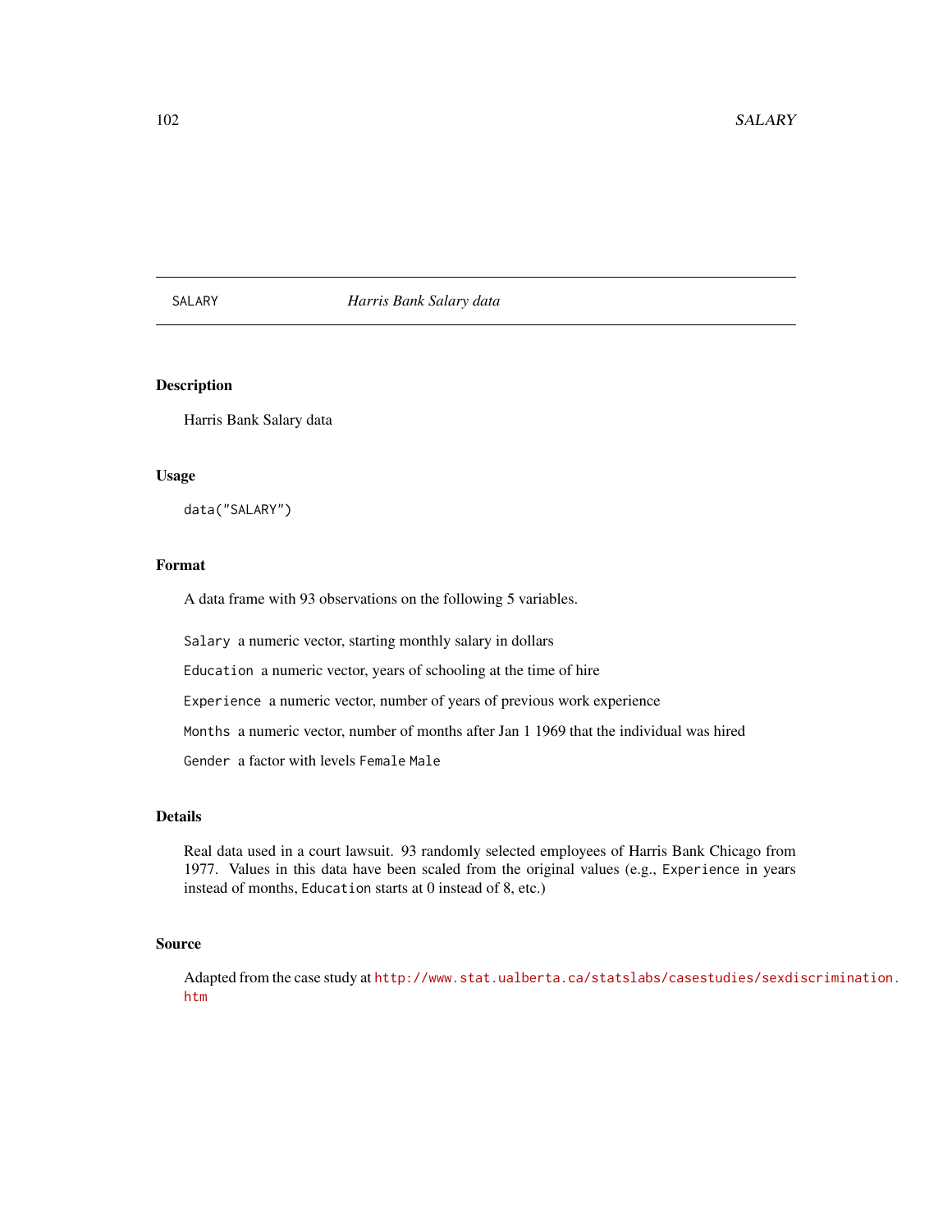SALARY *Harris Bank Salary data*

## Description

Harris Bank Salary data

## Usage

```
data("SALARY")
```

## Format

A data frame with 93 observations on the following 5 variables.

`Salary` a numeric vector, starting monthly salary in dollars

`Education` a numeric vector, years of schooling at the time of hire

`Experience` a numeric vector, number of years of previous work experience

`Months` a numeric vector, number of months after Jan 1 1969 that the individual was hired

`Gender` a factor with levels `Female` `Male`

## Details

Real data used in a court lawsuit. 93 randomly selected employees of Harris Bank Chicago from 1977. Values in this data have been scaled from the original values (e.g., `Experience` in years instead of months, `Education` starts at 0 instead of 8, etc.)

## Source

Adapted from the case study at http://www.stat.ualberta.ca/statslabs/casestudies/sexdiscrimination.htm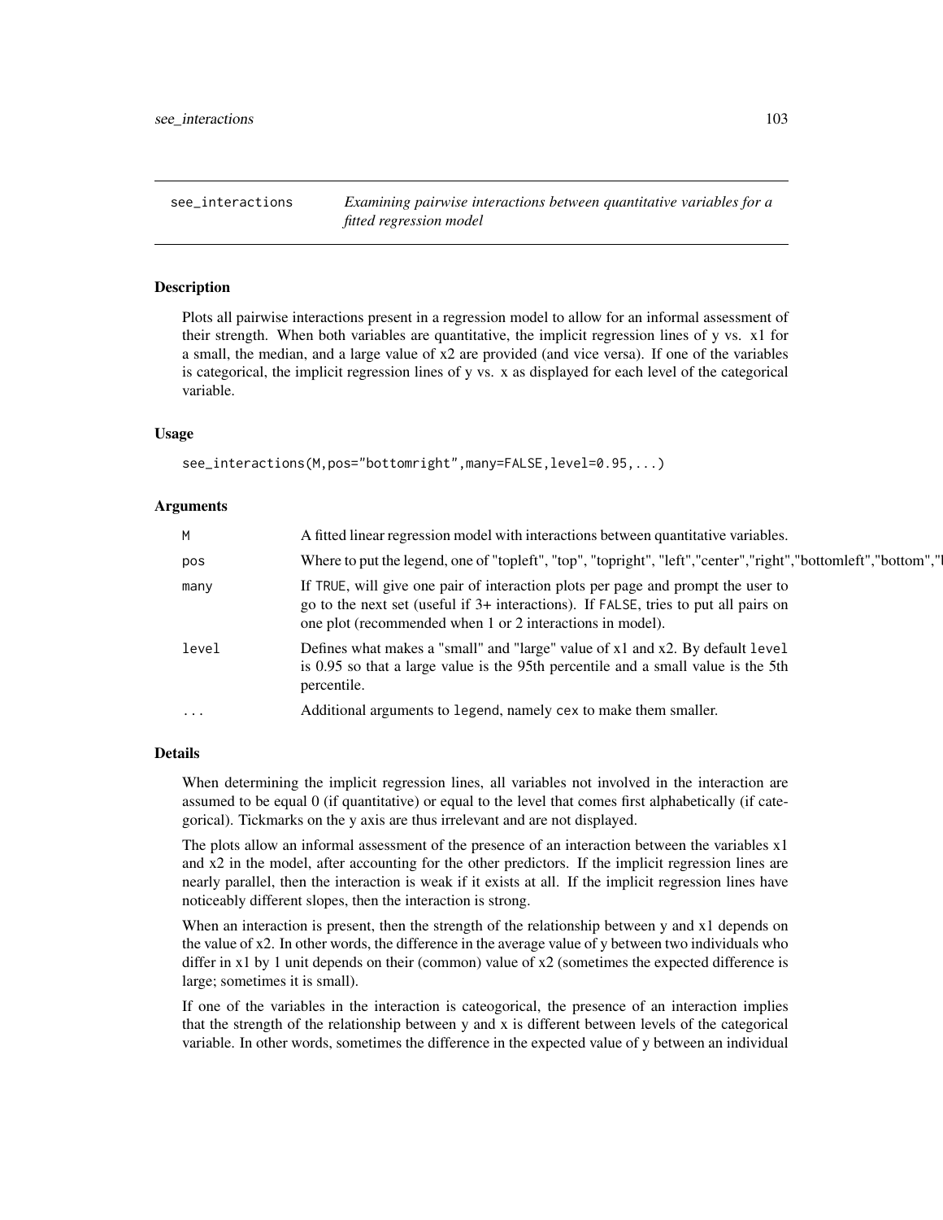# see_interactions

*Examining pairwise interactions between quantitative variables for a fitted regression model*

## Description

Plots all pairwise interactions present in a regression model to allow for an informal assessment of their strength. When both variables are quantitative, the implicit regression lines of y vs. x1 for a small, the median, and a large value of x2 are provided (and vice versa). If one of the variables is categorical, the implicit regression lines of y vs. x as displayed for each level of the categorical variable.

## Usage

```
see_interactions(M,pos="bottomright",many=FALSE,level=0.95,...)
```

## Arguments

| | |
|---|---|
| M | A fitted linear regression model with interactions between quantitative variables. |
| pos | Where to put the legend, one of "topleft", "top", "topright", "left","center","right","bottomleft","bottom"," |
| many | If TRUE, will give one pair of interaction plots per page and prompt the user to go to the next set (useful if 3+ interactions). If FALSE, tries to put all pairs on one plot (recommended when 1 or 2 interactions in model). |
| level | Defines what makes a "small" and "large" value of x1 and x2. By default level is 0.95 so that a large value is the 95th percentile and a small value is the 5th percentile. |
| ... | Additional arguments to legend, namely cex to make them smaller. |

## Details

When determining the implicit regression lines, all variables not involved in the interaction are assumed to be equal 0 (if quantitative) or equal to the level that comes first alphabetically (if categorical). Tickmarks on the y axis are thus irrelevant and are not displayed.

The plots allow an informal assessment of the presence of an interaction between the variables x1 and x2 in the model, after accounting for the other predictors. If the implicit regression lines are nearly parallel, then the interaction is weak if it exists at all. If the implicit regression lines have noticeably different slopes, then the interaction is strong.

When an interaction is present, then the strength of the relationship between y and x1 depends on the value of x2. In other words, the difference in the average value of y between two individuals who differ in x1 by 1 unit depends on their (common) value of x2 (sometimes the expected difference is large; sometimes it is small).

If one of the variables in the interaction is cateogorical, the presence of an interaction implies that the strength of the relationship between y and x is different between levels of the categorical variable. In other words, sometimes the difference in the expected value of y between an individual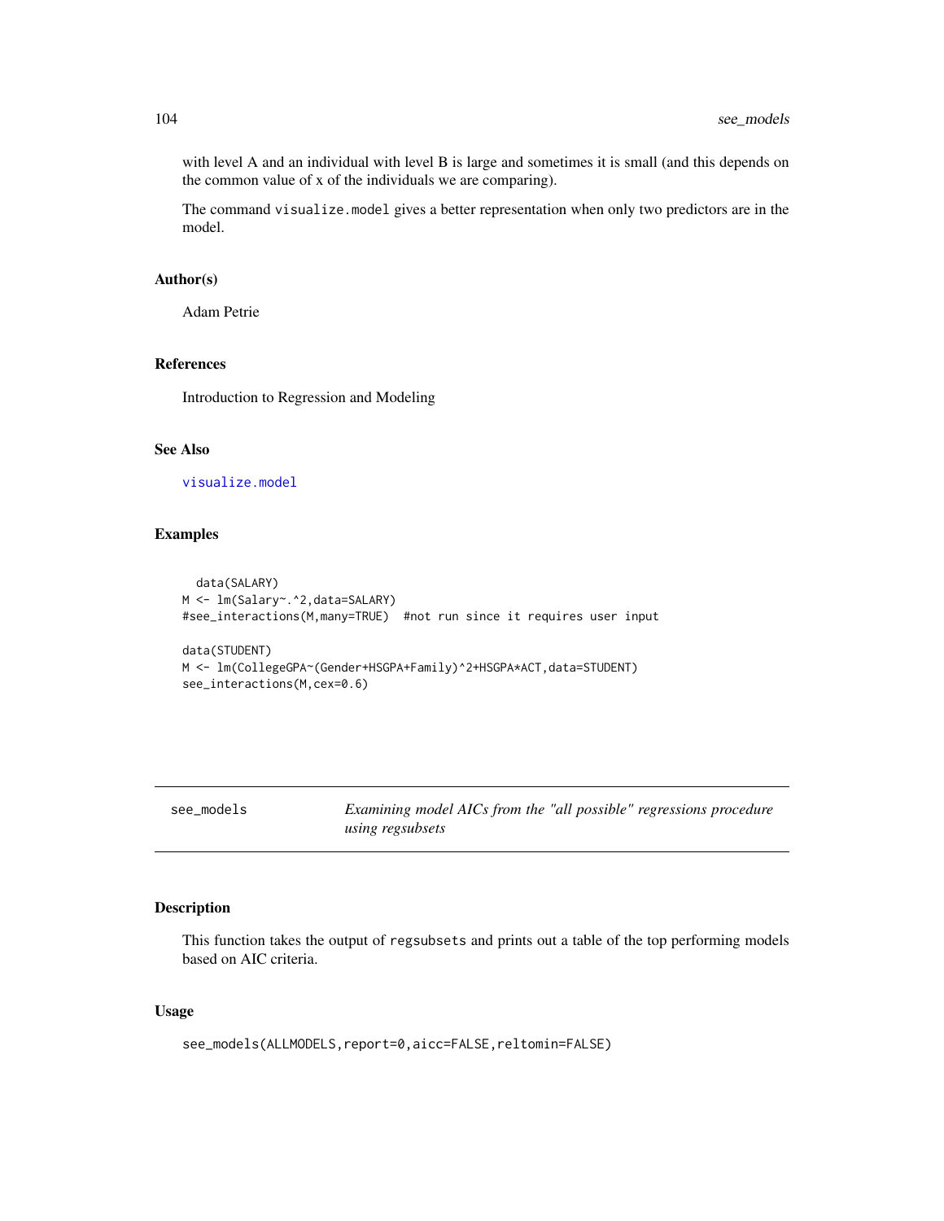with level A and an individual with level B is large and sometimes it is small (and this depends on the common value of x of the individuals we are comparing).

The command visualize.model gives a better representation when only two predictors are in the model.

### Author(s)

Adam Petrie

### References

Introduction to Regression and Modeling

### See Also

visualize.model

### Examples

```
  data(SALARY)
M <- lm(Salary~.^2,data=SALARY)
#see_interactions(M,many=TRUE)  #not run since it requires user input

data(STUDENT)
M <- lm(CollegeGPA~(Gender+HSGPA+Family)^2+HSGPA*ACT,data=STUDENT)
see_interactions(M,cex=0.6)
```

---

## see_models — *Examining model AICs from the "all possible" regressions procedure using regsubsets*

---

### Description

This function takes the output of regsubsets and prints out a table of the top performing models based on AIC criteria.

### Usage

```
see_models(ALLMODELS,report=0,aicc=FALSE,reltomin=FALSE)
```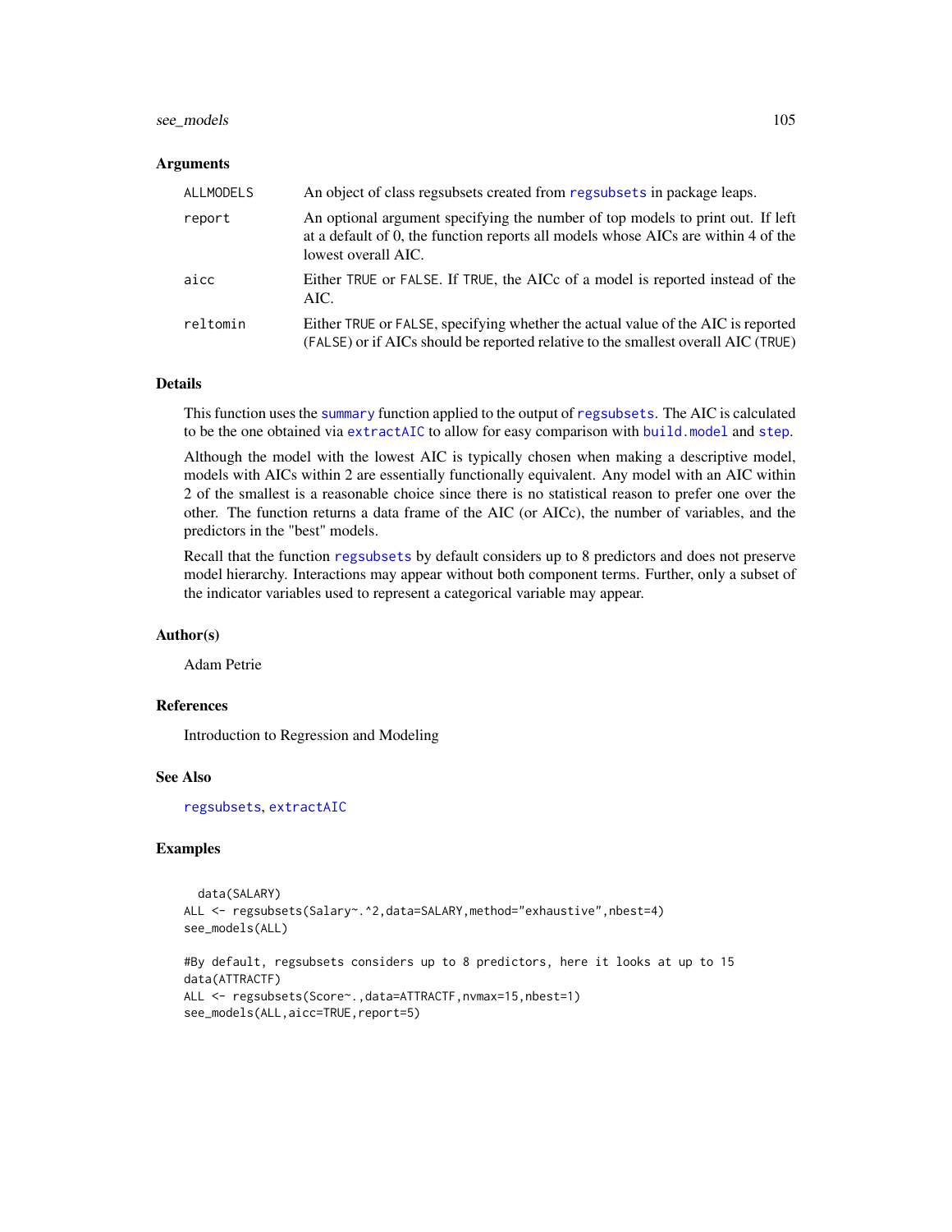## Arguments

| | |
|---|---|
| ALLMODELS | An object of class regsubsets created from regsubsets in package leaps. |
| report | An optional argument specifying the number of top models to print out. If left at a default of 0, the function reports all models whose AICs are within 4 of the lowest overall AIC. |
| aicc | Either TRUE or FALSE. If TRUE, the AICc of a model is reported instead of the AIC. |
| reltomin | Either TRUE or FALSE, specifying whether the actual value of the AIC is reported (FALSE) or if AICs should be reported relative to the smallest overall AIC (TRUE) |

## Details

This function uses the summary function applied to the output of regsubsets. The AIC is calculated to be the one obtained via extractAIC to allow for easy comparison with build.model and step.

Although the model with the lowest AIC is typically chosen when making a descriptive model, models with AICs within 2 are essentially functionally equivalent. Any model with an AIC within 2 of the smallest is a reasonable choice since there is no statistical reason to prefer one over the other. The function returns a data frame of the AIC (or AICc), the number of variables, and the predictors in the "best" models.

Recall that the function regsubsets by default considers up to 8 predictors and does not preserve model hierarchy. Interactions may appear without both component terms. Further, only a subset of the indicator variables used to represent a categorical variable may appear.

## Author(s)

Adam Petrie

## References

Introduction to Regression and Modeling

## See Also

regsubsets, extractAIC

## Examples

```
  data(SALARY)
ALL <- regsubsets(Salary~.^2,data=SALARY,method="exhaustive",nbest=4)
see_models(ALL)

#By default, regsubsets considers up to 8 predictors, here it looks at up to 15
data(ATTRACTF)
ALL <- regsubsets(Score~.,data=ATTRACTF,nvmax=15,nbest=1)
see_models(ALL,aicc=TRUE,report=5)
```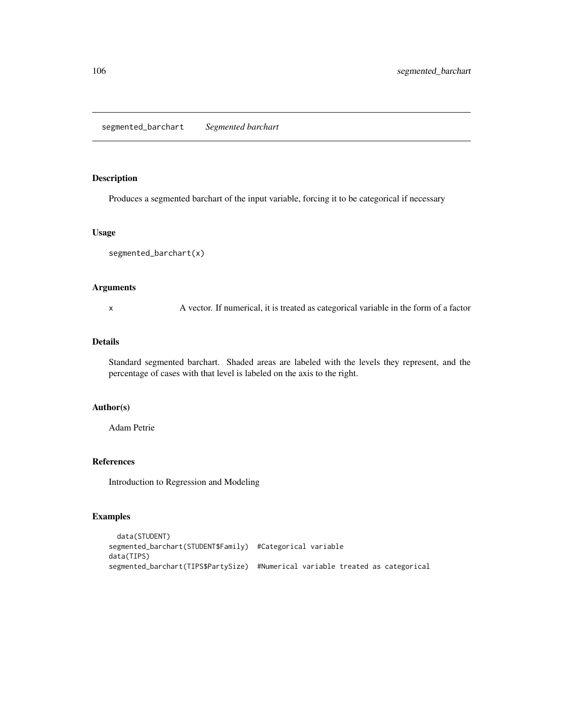## segmented_barchart    *Segmented barchart*

### Description

Produces a segmented barchart of the input variable, forcing it to be categorical if necessary

### Usage

```
segmented_barchart(x)
```

### Arguments

x    A vector. If numerical, it is treated as categorical variable in the form of a factor

### Details

Standard segmented barchart. Shaded areas are labeled with the levels they represent, and the percentage of cases with that level is labeled on the axis to the right.

### Author(s)

Adam Petrie

### References

Introduction to Regression and Modeling

### Examples

```
  data(STUDENT)
segmented_barchart(STUDENT$Family)  #Categorical variable
data(TIPS)
segmented_barchart(TIPS$PartySize)  #Numerical variable treated as categorical
```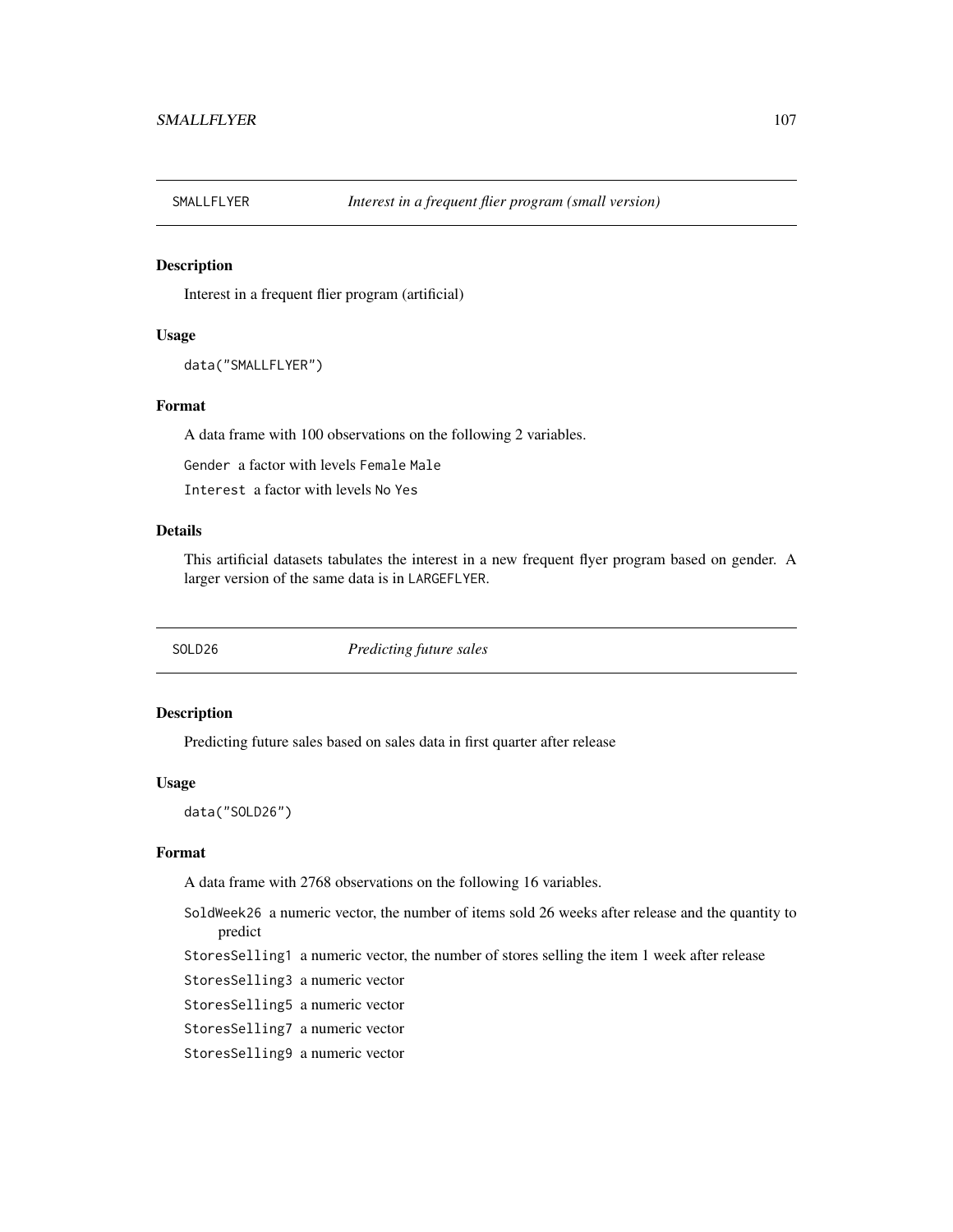## SMALLFLYER — *Interest in a frequent flier program (small version)*

### Description

Interest in a frequent flier program (artificial)

### Usage

```
data("SMALLFLYER")
```

### Format

A data frame with 100 observations on the following 2 variables.

`Gender` a factor with levels `Female` `Male`

`Interest` a factor with levels `No` `Yes`

### Details

This artificial datasets tabulates the interest in a new frequent flyer program based on gender. A larger version of the same data is in `LARGEFLYER`.

## SOLD26 — *Predicting future sales*

### Description

Predicting future sales based on sales data in first quarter after release

### Usage

```
data("SOLD26")
```

### Format

A data frame with 2768 observations on the following 16 variables.

`SoldWeek26` a numeric vector, the number of items sold 26 weeks after release and the quantity to predict

`StoresSelling1` a numeric vector, the number of stores selling the item 1 week after release

`StoresSelling3` a numeric vector

`StoresSelling5` a numeric vector

`StoresSelling7` a numeric vector

`StoresSelling9` a numeric vector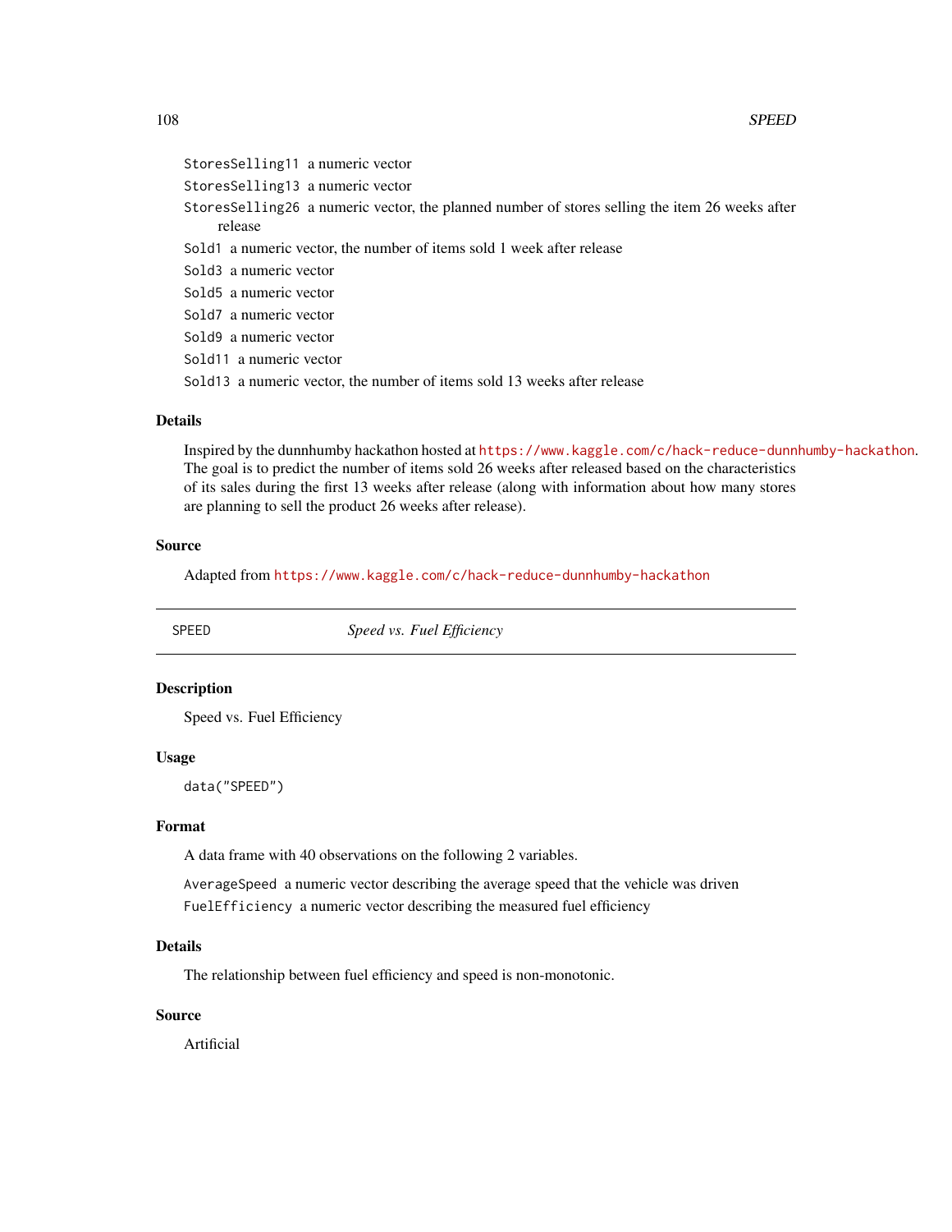StoresSelling11 a numeric vector

StoresSelling13 a numeric vector

StoresSelling26 a numeric vector, the planned number of stores selling the item 26 weeks after release

Sold1 a numeric vector, the number of items sold 1 week after release

Sold3 a numeric vector

Sold5 a numeric vector

Sold7 a numeric vector

Sold9 a numeric vector

Sold11 a numeric vector

Sold13 a numeric vector, the number of items sold 13 weeks after release

### Details

Inspired by the dunnhumby hackathon hosted at https://www.kaggle.com/c/hack-reduce-dunnhumby-hackathon. The goal is to predict the number of items sold 26 weeks after released based on the characteristics of its sales during the first 13 weeks after release (along with information about how many stores are planning to sell the product 26 weeks after release).

### Source

Adapted from https://www.kaggle.com/c/hack-reduce-dunnhumby-hackathon

---

## SPEED *Speed vs. Fuel Efficiency*

---

### Description

Speed vs. Fuel Efficiency

### Usage

```
data("SPEED")
```

### Format

A data frame with 40 observations on the following 2 variables.

AverageSpeed a numeric vector describing the average speed that the vehicle was driven

FuelEfficiency a numeric vector describing the measured fuel efficiency

### Details

The relationship between fuel efficiency and speed is non-monotonic.

### Source

Artificial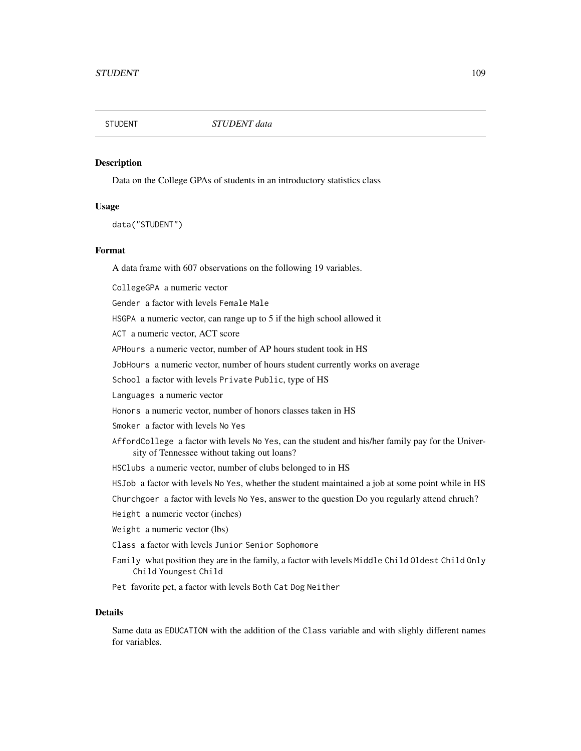STUDENT *STUDENT data*

### Description

Data on the College GPAs of students in an introductory statistics class

### Usage

```
data("STUDENT")
```

### Format

A data frame with 607 observations on the following 19 variables.

- `CollegeGPA` a numeric vector
- `Gender` a factor with levels `Female` `Male`
- `HSGPA` a numeric vector, can range up to 5 if the high school allowed it
- `ACT` a numeric vector, ACT score
- `APHours` a numeric vector, number of AP hours student took in HS
- `JobHours` a numeric vector, number of hours student currently works on average
- `School` a factor with levels `Private` `Public`, type of HS
- `Languages` a numeric vector
- `Honors` a numeric vector, number of honors classes taken in HS
- `Smoker` a factor with levels `No` `Yes`
- `AffordCollege` a factor with levels `No` `Yes`, can the student and his/her family pay for the University of Tennessee without taking out loans?
- `HSClubs` a numeric vector, number of clubs belonged to in HS
- `HSJob` a factor with levels `No` `Yes`, whether the student maintained a job at some point while in HS
- `Churchgoer` a factor with levels `No` `Yes`, answer to the question Do you regularly attend chruch?
- `Height` a numeric vector (inches)
- `Weight` a numeric vector (lbs)
- `Class` a factor with levels `Junior` `Senior` `Sophomore`
- `Family` what position they are in the family, a factor with levels `Middle Child` `Oldest Child` `Only Child` `Youngest Child`
- `Pet` favorite pet, a factor with levels `Both` `Cat` `Dog` `Neither`

### Details

Same data as `EDUCATION` with the addition of the `Class` variable and with slighly different names for variables.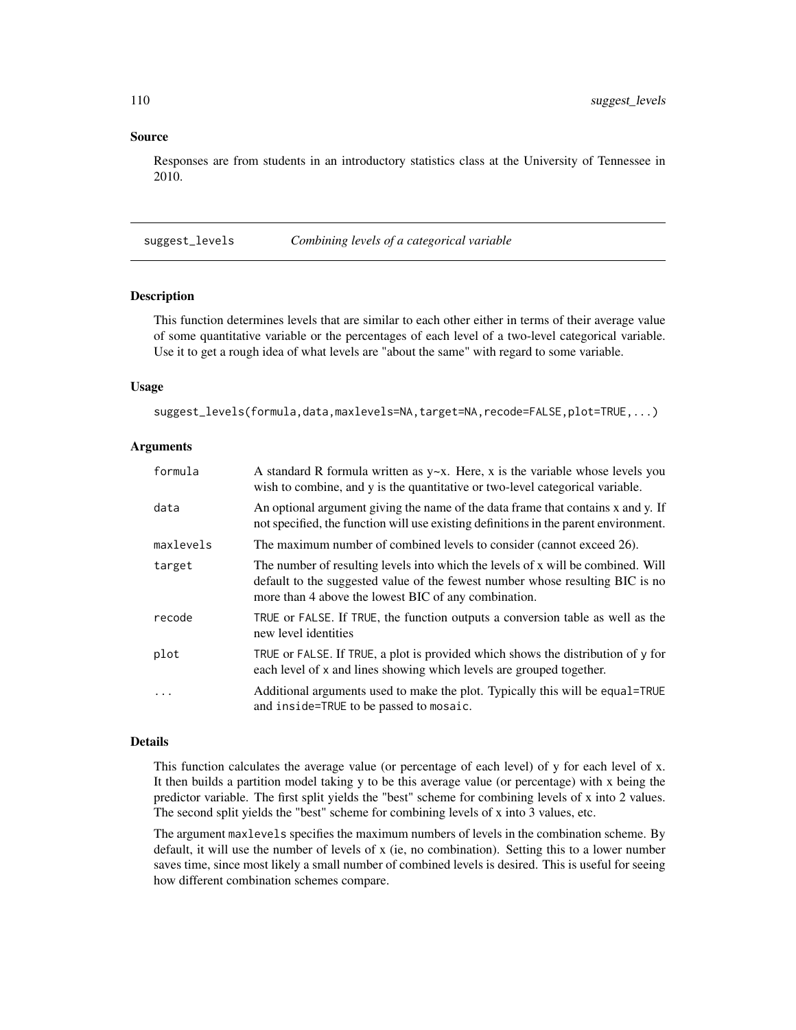## Source

Responses are from students in an introductory statistics class at the University of Tennessee in 2010.

---

# suggest_levels — *Combining levels of a categorical variable*

## Description

This function determines levels that are similar to each other either in terms of their average value of some quantitative variable or the percentages of each level of a two-level categorical variable. Use it to get a rough idea of what levels are "about the same" with regard to some variable.

## Usage

```
suggest_levels(formula,data,maxlevels=NA,target=NA,recode=FALSE,plot=TRUE,...)
```

## Arguments

| | |
|---|---|
| `formula` | A standard R formula written as y~x. Here, x is the variable whose levels you wish to combine, and y is the quantitative or two-level categorical variable. |
| `data` | An optional argument giving the name of the data frame that contains x and y. If not specified, the function will use existing definitions in the parent environment. |
| `maxlevels` | The maximum number of combined levels to consider (cannot exceed 26). |
| `target` | The number of resulting levels into which the levels of x will be combined. Will default to the suggested value of the fewest number whose resulting BIC is no more than 4 above the lowest BIC of any combination. |
| `recode` | `TRUE` or `FALSE`. If `TRUE`, the function outputs a conversion table as well as the new level identities |
| `plot` | `TRUE` or `FALSE`. If `TRUE`, a plot is provided which shows the distribution of `y` for each level of `x` and lines showing which levels are grouped together. |
| `...` | Additional arguments used to make the plot. Typically this will be `equal=TRUE` and `inside=TRUE` to be passed to `mosaic`. |

## Details

This function calculates the average value (or percentage of each level) of y for each level of x. It then builds a partition model taking y to be this average value (or percentage) with x being the predictor variable. The first split yields the "best" scheme for combining levels of x into 2 values. The second split yields the "best" scheme for combining levels of x into 3 values, etc.

The argument `maxlevels` specifies the maximum numbers of levels in the combination scheme. By default, it will use the number of levels of x (ie, no combination). Setting this to a lower number saves time, since most likely a small number of combined levels is desired. This is useful for seeing how different combination schemes compare.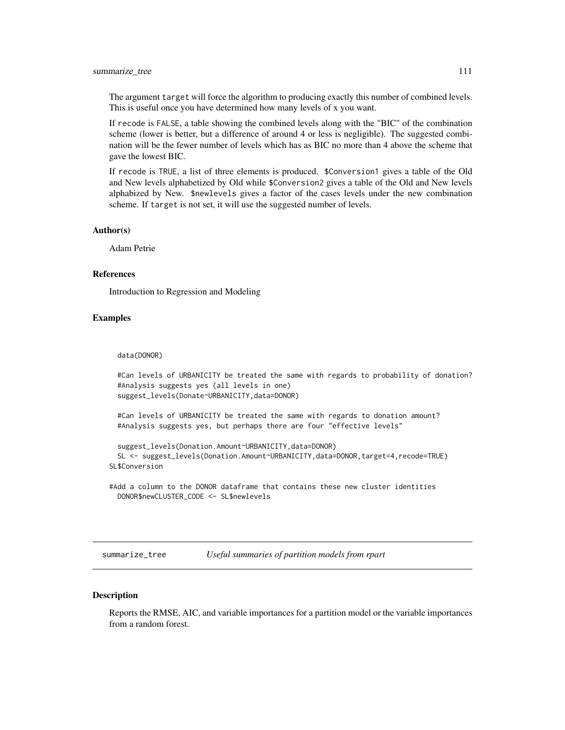The argument target will force the algorithm to producing exactly this number of combined levels. This is useful once you have determined how many levels of x you want.

If recode is FALSE, a table showing the combined levels along with the "BIC" of the combination scheme (lower is better, but a difference of around 4 or less is negligible). The suggested combination will be the fewer number of levels which has as BIC no more than 4 above the scheme that gave the lowest BIC.

If recode is TRUE, a list of three elements is produced. $Conversion1 gives a table of the Old and New levels alphabetized by Old while $Conversion2 gives a table of the Old and New levels alphabized by New. $newlevels gives a factor of the cases levels under the new combination scheme. If target is not set, it will use the suggested number of levels.

### Author(s)

Adam Petrie

### References

Introduction to Regression and Modeling

### Examples

```
  data(DONOR)

  #Can levels of URBANICITY be treated the same with regards to probability of donation?
  #Analysis suggests yes (all levels in one)
  suggest_levels(Donate~URBANICITY,data=DONOR)

  #Can levels of URBANICITY be treated the same with regards to donation amount?
  #Analysis suggests yes, but perhaps there are four "effective levels"

  suggest_levels(Donation.Amount~URBANICITY,data=DONOR)
  SL <- suggest_levels(Donation.Amount~URBANICITY,data=DONOR,target=4,recode=TRUE)
SL$Conversion

#Add a column to the DONOR dataframe that contains these new cluster identities
  DONOR$newCLUSTER_CODE <- SL$newlevels
```

---

## summarize_tree *Useful summaries of partition models from rpart*

### Description

Reports the RMSE, AIC, and variable importances for a partition model or the variable importances from a random forest.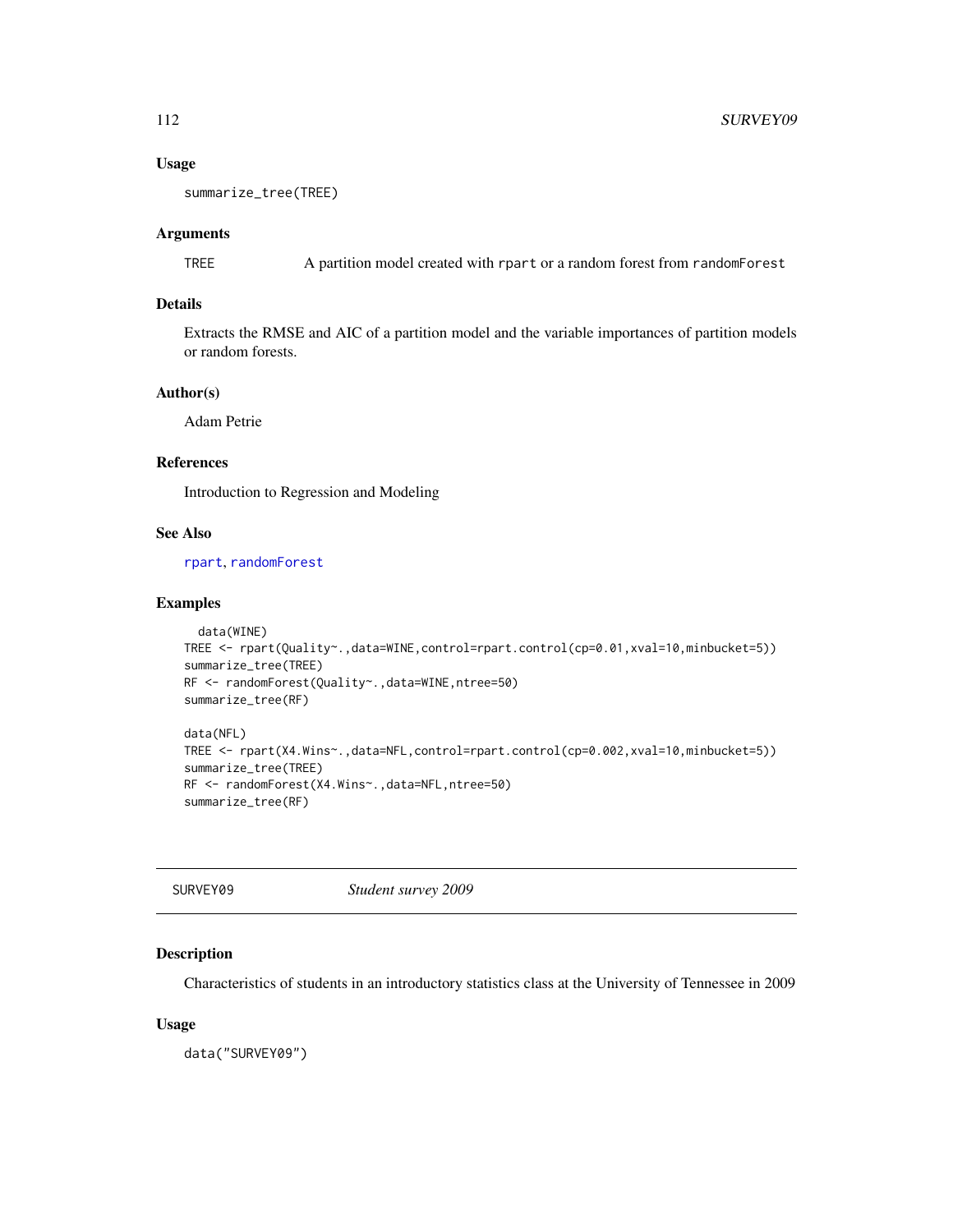### Usage

```
summarize_tree(TREE)
```

### Arguments

| | |
|---|---|
| TREE | A partition model created with rpart or a random forest from randomForest |

### Details

Extracts the RMSE and AIC of a partition model and the variable importances of partition models or random forests.

### Author(s)

Adam Petrie

### References

Introduction to Regression and Modeling

### See Also

rpart, randomForest

### Examples

```
  data(WINE)
TREE <- rpart(Quality~.,data=WINE,control=rpart.control(cp=0.01,xval=10,minbucket=5))
summarize_tree(TREE)
RF <- randomForest(Quality~.,data=WINE,ntree=50)
summarize_tree(RF)

data(NFL)
TREE <- rpart(X4.Wins~.,data=NFL,control=rpart.control(cp=0.002,xval=10,minbucket=5))
summarize_tree(TREE)
RF <- randomForest(X4.Wins~.,data=NFL,ntree=50)
summarize_tree(RF)
```

---

## SURVEY09 *Student survey 2009*

### Description

Characteristics of students in an introductory statistics class at the University of Tennessee in 2009

### Usage

```
data("SURVEY09")
```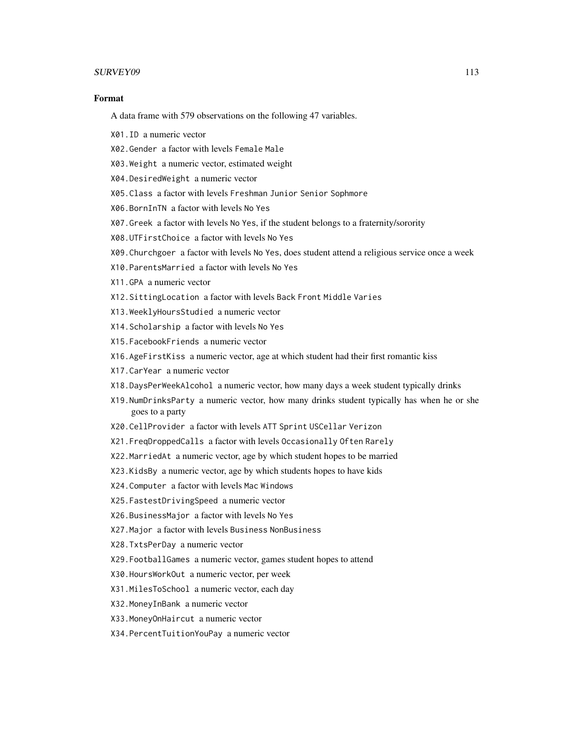### Format

A data frame with 579 observations on the following 47 variables.

`X01.ID` a numeric vector

`X02.Gender` a factor with levels `Female` `Male`

`X03.Weight` a numeric vector, estimated weight

`X04.DesiredWeight` a numeric vector

`X05.Class` a factor with levels `Freshman` `Junior` `Senior` `Sophmore`

`X06.BornInTN` a factor with levels `No` `Yes`

`X07.Greek` a factor with levels `No` `Yes`, if the student belongs to a fraternity/sorority

`X08.UTFirstChoice` a factor with levels `No` `Yes`

`X09.Churchgoer` a factor with levels `No` `Yes`, does student attend a religious service once a week

`X10.ParentsMarried` a factor with levels `No` `Yes`

`X11.GPA` a numeric vector

`X12.SittingLocation` a factor with levels `Back` `Front` `Middle` `Varies`

`X13.WeeklyHoursStudied` a numeric vector

`X14.Scholarship` a factor with levels `No` `Yes`

`X15.FacebookFriends` a numeric vector

`X16.AgeFirstKiss` a numeric vector, age at which student had their first romantic kiss

`X17.CarYear` a numeric vector

`X18.DaysPerWeekAlcohol` a numeric vector, how many days a week student typically drinks

`X19.NumDrinksParty` a numeric vector, how many drinks student typically has when he or she goes to a party

`X20.CellProvider` a factor with levels `ATT` `Sprint` `USCellar` `Verizon`

`X21.FreqDroppedCalls` a factor with levels `Occasionally` `Often` `Rarely`

`X22.MarriedAt` a numeric vector, age by which student hopes to be married

`X23.KidsBy` a numeric vector, age by which students hopes to have kids

`X24.Computer` a factor with levels `Mac` `Windows`

`X25.FastestDrivingSpeed` a numeric vector

`X26.BusinessMajor` a factor with levels `No` `Yes`

`X27.Major` a factor with levels `Business` `NonBusiness`

`X28.TxtsPerDay` a numeric vector

`X29.FootballGames` a numeric vector, games student hopes to attend

`X30.HoursWorkOut` a numeric vector, per week

`X31.MilesToSchool` a numeric vector, each day

`X32.MoneyInBank` a numeric vector

`X33.MoneyOnHaircut` a numeric vector

`X34.PercentTuitionYouPay` a numeric vector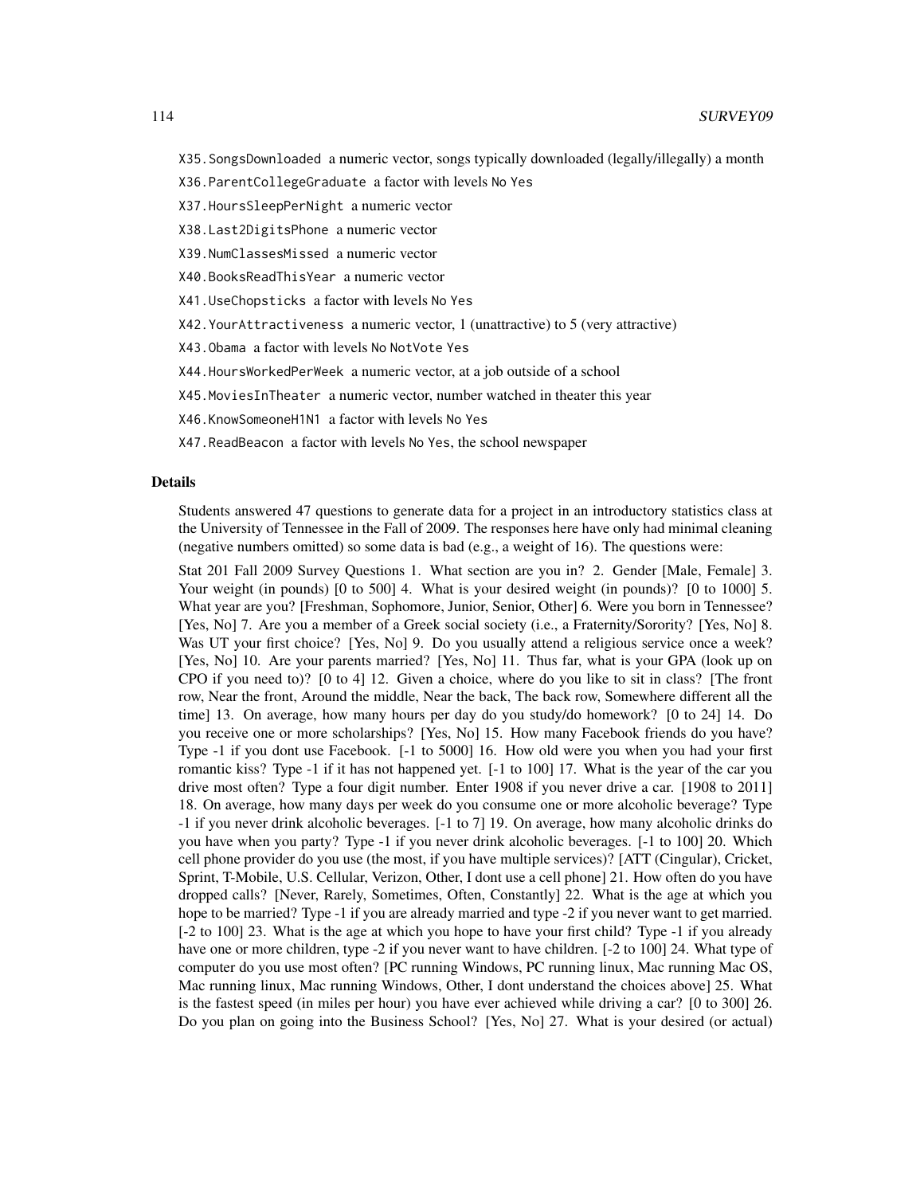X35.SongsDownloaded a numeric vector, songs typically downloaded (legally/illegally) a month

X36.ParentCollegeGraduate a factor with levels No Yes

X37.HoursSleepPerNight a numeric vector

X38.Last2DigitsPhone a numeric vector

X39.NumClassesMissed a numeric vector

X40.BooksReadThisYear a numeric vector

X41.UseChopsticks a factor with levels No Yes

X42.YourAttractiveness a numeric vector, 1 (unattractive) to 5 (very attractive)

X43.Obama a factor with levels No NotVote Yes

X44.HoursWorkedPerWeek a numeric vector, at a job outside of a school

X45.MoviesInTheater a numeric vector, number watched in theater this year

X46.KnowSomeoneH1N1 a factor with levels No Yes

X47.ReadBeacon a factor with levels No Yes, the school newspaper

## Details

Students answered 47 questions to generate data for a project in an introductory statistics class at the University of Tennessee in the Fall of 2009. The responses here have only had minimal cleaning (negative numbers omitted) so some data is bad (e.g., a weight of 16). The questions were:

Stat 201 Fall 2009 Survey Questions 1. What section are you in? 2. Gender [Male, Female] 3. Your weight (in pounds) [0 to 500] 4. What is your desired weight (in pounds)? [0 to 1000] 5. What year are you? [Freshman, Sophomore, Junior, Senior, Other] 6. Were you born in Tennessee? [Yes, No] 7. Are you a member of a Greek social society (i.e., a Fraternity/Sorority? [Yes, No] 8. Was UT your first choice? [Yes, No] 9. Do you usually attend a religious service once a week? [Yes, No] 10. Are your parents married? [Yes, No] 11. Thus far, what is your GPA (look up on CPO if you need to)? [0 to 4] 12. Given a choice, where do you like to sit in class? [The front row, Near the front, Around the middle, Near the back, The back row, Somewhere different all the time] 13. On average, how many hours per day do you study/do homework? [0 to 24] 14. Do you receive one or more scholarships? [Yes, No] 15. How many Facebook friends do you have? Type -1 if you dont use Facebook. [-1 to 5000] 16. How old were you when you had your first romantic kiss? Type -1 if it has not happened yet. [-1 to 100] 17. What is the year of the car you drive most often? Type a four digit number. Enter 1908 if you never drive a car. [1908 to 2011] 18. On average, how many days per week do you consume one or more alcoholic beverage? Type -1 if you never drink alcoholic beverages. [-1 to 7] 19. On average, how many alcoholic drinks do you have when you party? Type -1 if you never drink alcoholic beverages. [-1 to 100] 20. Which cell phone provider do you use (the most, if you have multiple services)? [ATT (Cingular), Cricket, Sprint, T-Mobile, U.S. Cellular, Verizon, Other, I dont use a cell phone] 21. How often do you have dropped calls? [Never, Rarely, Sometimes, Often, Constantly] 22. What is the age at which you hope to be married? Type -1 if you are already married and type -2 if you never want to get married. [-2 to 100] 23. What is the age at which you hope to have your first child? Type -1 if you already have one or more children, type -2 if you never want to have children. [-2 to 100] 24. What type of computer do you use most often? [PC running Windows, PC running linux, Mac running Mac OS, Mac running linux, Mac running Windows, Other, I dont understand the choices above] 25. What is the fastest speed (in miles per hour) you have ever achieved while driving a car? [0 to 300] 26. Do you plan on going into the Business School? [Yes, No] 27. What is your desired (or actual)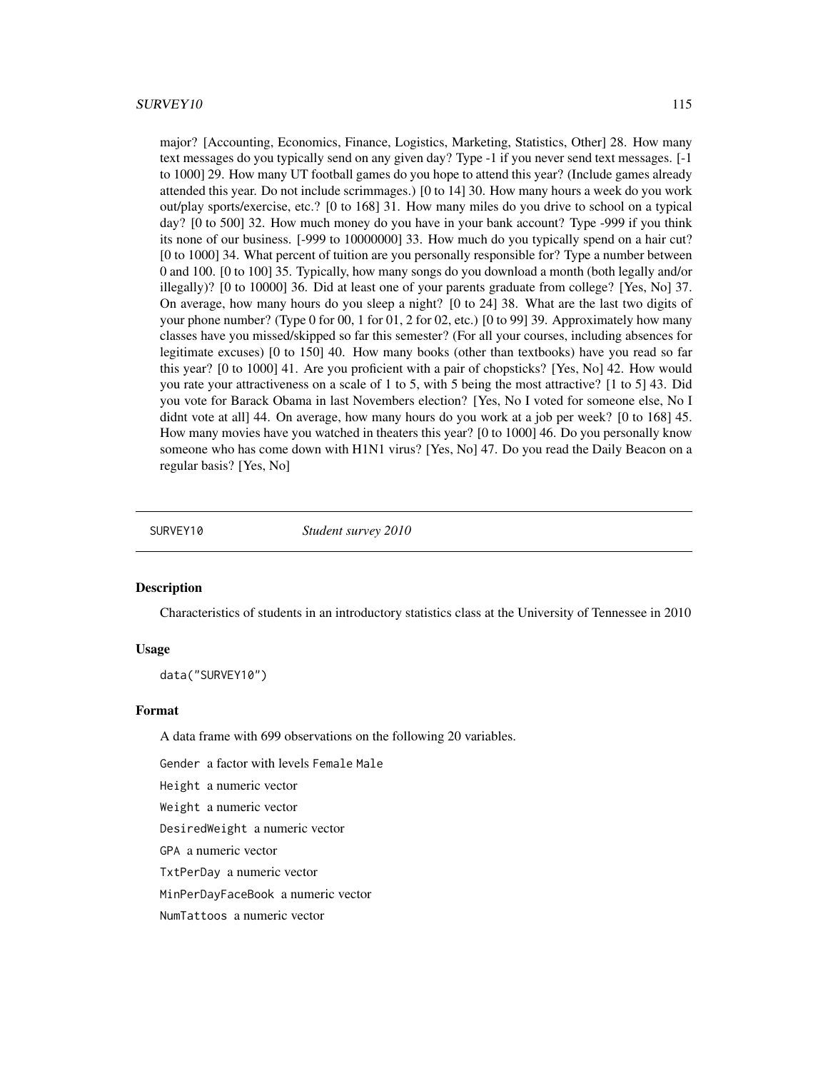major? [Accounting, Economics, Finance, Logistics, Marketing, Statistics, Other] 28. How many text messages do you typically send on any given day? Type -1 if you never send text messages. [-1 to 1000] 29. How many UT football games do you hope to attend this year? (Include games already attended this year. Do not include scrimmages.) [0 to 14] 30. How many hours a week do you work out/play sports/exercise, etc.? [0 to 168] 31. How many miles do you drive to school on a typical day? [0 to 500] 32. How much money do you have in your bank account? Type -999 if you think its none of our business. [-999 to 10000000] 33. How much do you typically spend on a hair cut? [0 to 1000] 34. What percent of tuition are you personally responsible for? Type a number between 0 and 100. [0 to 100] 35. Typically, how many songs do you download a month (both legally and/or illegally)? [0 to 10000] 36. Did at least one of your parents graduate from college? [Yes, No] 37. On average, how many hours do you sleep a night? [0 to 24] 38. What are the last two digits of your phone number? (Type 0 for 00, 1 for 01, 2 for 02, etc.) [0 to 99] 39. Approximately how many classes have you missed/skipped so far this semester? (For all your courses, including absences for legitimate excuses) [0 to 150] 40. How many books (other than textbooks) have you read so far this year? [0 to 1000] 41. Are you proficient with a pair of chopsticks? [Yes, No] 42. How would you rate your attractiveness on a scale of 1 to 5, with 5 being the most attractive? [1 to 5] 43. Did you vote for Barack Obama in last Novembers election? [Yes, No I voted for someone else, No I didnt vote at all] 44. On average, how many hours do you work at a job per week? [0 to 168] 45. How many movies have you watched in theaters this year? [0 to 1000] 46. Do you personally know someone who has come down with H1N1 virus? [Yes, No] 47. Do you read the Daily Beacon on a regular basis? [Yes, No]

---

## SURVEY10 — *Student survey 2010*

### Description

Characteristics of students in an introductory statistics class at the University of Tennessee in 2010

### Usage

```
data("SURVEY10")
```

### Format

A data frame with 699 observations on the following 20 variables.

`Gender` a factor with levels `Female` `Male`

`Height` a numeric vector

`Weight` a numeric vector

`DesiredWeight` a numeric vector

`GPA` a numeric vector

`TxtPerDay` a numeric vector

`MinPerDayFaceBook` a numeric vector

`NumTattoos` a numeric vector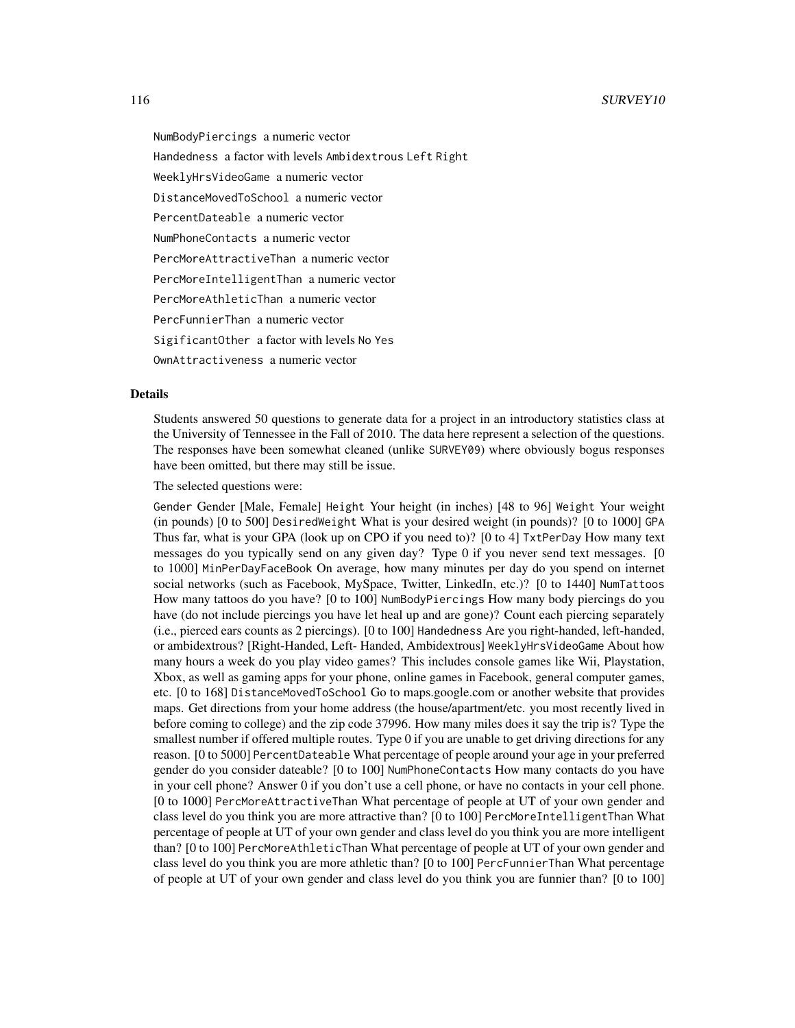`NumBodyPiercings` a numeric vector

`Handedness` a factor with levels `Ambidextrous` `Left` `Right`

`WeeklyHrsVideoGame` a numeric vector

`DistanceMovedToSchool` a numeric vector

`PercentDateable` a numeric vector

`NumPhoneContacts` a numeric vector

`PercMoreAttractiveThan` a numeric vector

`PercMoreIntelligentThan` a numeric vector

`PercMoreAthleticThan` a numeric vector

`PercFunnierThan` a numeric vector

`SigificantOther` a factor with levels `No` `Yes`

`OwnAttractiveness` a numeric vector

## Details

Students answered 50 questions to generate data for a project in an introductory statistics class at the University of Tennessee in the Fall of 2010. The data here represent a selection of the questions. The responses have been somewhat cleaned (unlike `SURVEY09`) where obviously bogus responses have been omitted, but there may still be issue.

The selected questions were:

`Gender` Gender [Male, Female] `Height` Your height (in inches) [48 to 96] `Weight` Your weight (in pounds) [0 to 500] `DesiredWeight` What is your desired weight (in pounds)? [0 to 1000] `GPA` Thus far, what is your GPA (look up on CPO if you need to)? [0 to 4] `TxtPerDay` How many text messages do you typically send on any given day? Type 0 if you never send text messages. [0 to 1000] `MinPerDayFaceBook` On average, how many minutes per day do you spend on internet social networks (such as Facebook, MySpace, Twitter, LinkedIn, etc.)? [0 to 1440] `NumTattoos` How many tattoos do you have? [0 to 100] `NumBodyPiercings` How many body piercings do you have (do not include piercings you have let heal up and are gone)? Count each piercing separately (i.e., pierced ears counts as 2 piercings). [0 to 100] `Handedness` Are you right-handed, left-handed, or ambidextrous? [Right-Handed, Left- Handed, Ambidextrous] `WeeklyHrsVideoGame` About how many hours a week do you play video games? This includes console games like Wii, Playstation, Xbox, as well as gaming apps for your phone, online games in Facebook, general computer games, etc. [0 to 168] `DistanceMovedToSchool` Go to maps.google.com or another website that provides maps. Get directions from your home address (the house/apartment/etc. you most recently lived in before coming to college) and the zip code 37996. How many miles does it say the trip is? Type the smallest number if offered multiple routes. Type 0 if you are unable to get driving directions for any reason. [0 to 5000] `PercentDateable` What percentage of people around your age in your preferred gender do you consider dateable? [0 to 100] `NumPhoneContacts` How many contacts do you have in your cell phone? Answer 0 if you don't use a cell phone, or have no contacts in your cell phone. [0 to 1000] `PercMoreAttractiveThan` What percentage of people at UT of your own gender and class level do you think you are more attractive than? [0 to 100] `PercMoreIntelligentThan` What percentage of people at UT of your own gender and class level do you think you are more intelligent than? [0 to 100] `PercMoreAthleticThan` What percentage of people at UT of your own gender and class level do you think you are more athletic than? [0 to 100] `PercFunnierThan` What percentage of people at UT of your own gender and class level do you think you are funnier than? [0 to 100]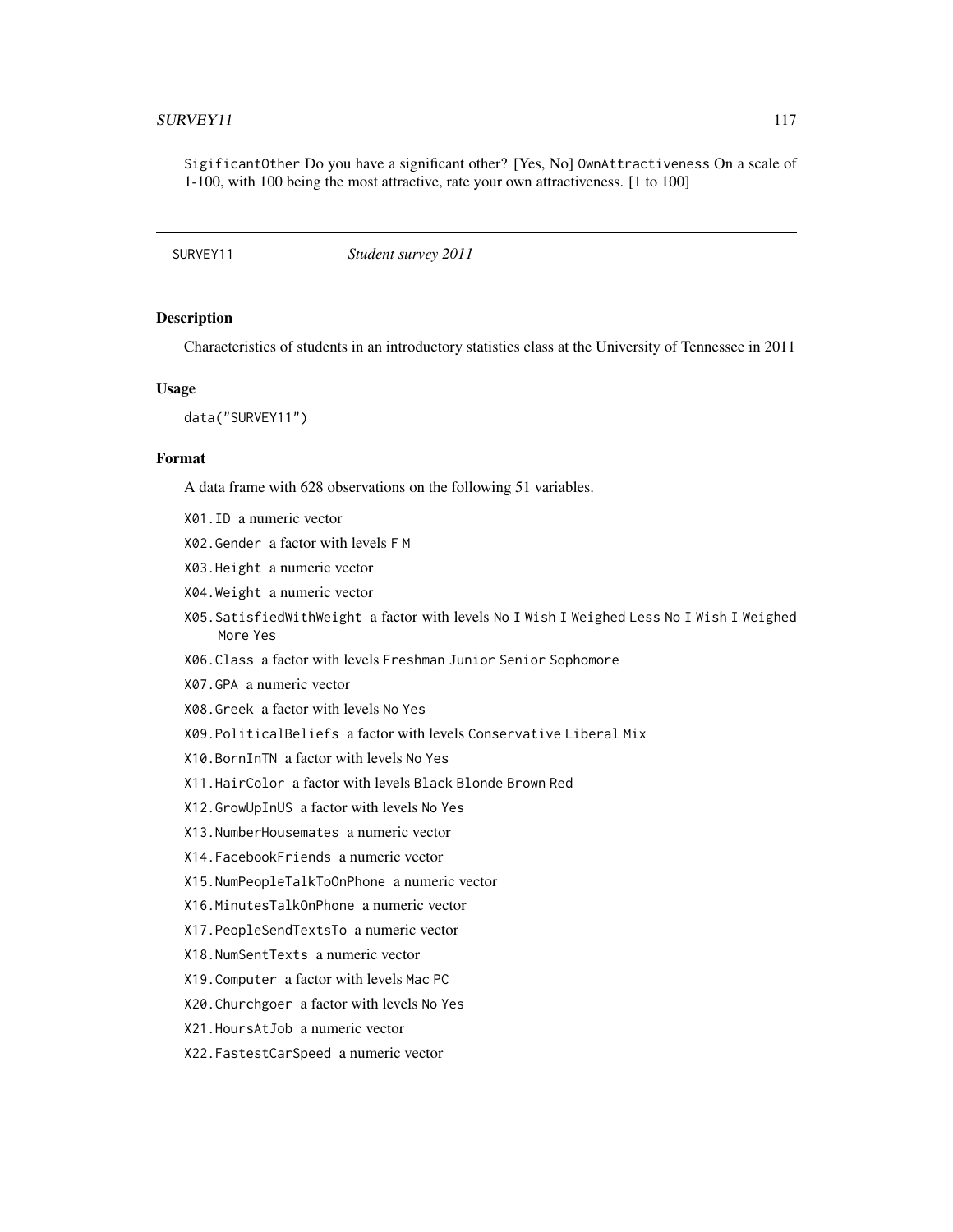SigificantOther Do you have a significant other? [Yes, No] OwnAttractiveness On a scale of 1-100, with 100 being the most attractive, rate your own attractiveness. [1 to 100]

---

SURVEY11 *Student survey 2011*

---

### Description

Characteristics of students in an introductory statistics class at the University of Tennessee in 2011

### Usage

```
data("SURVEY11")
```

### Format

A data frame with 628 observations on the following 51 variables.

- X01.ID a numeric vector
- X02.Gender a factor with levels F M
- X03.Height a numeric vector
- X04.Weight a numeric vector
- X05.SatisfiedWithWeight a factor with levels No I Wish I Weighed Less No I Wish I Weighed More Yes
- X06.Class a factor with levels Freshman Junior Senior Sophomore
- X07.GPA a numeric vector
- X08.Greek a factor with levels No Yes
- X09.PoliticalBeliefs a factor with levels Conservative Liberal Mix
- X10.BornInTN a factor with levels No Yes
- X11.HairColor a factor with levels Black Blonde Brown Red
- X12.GrowUpInUS a factor with levels No Yes
- X13.NumberHousemates a numeric vector
- X14.FacebookFriends a numeric vector
- X15.NumPeopleTalkToOnPhone a numeric vector
- X16.MinutesTalkOnPhone a numeric vector
- X17.PeopleSendTextsTo a numeric vector
- X18.NumSentTexts a numeric vector
- X19.Computer a factor with levels Mac PC
- X20.Churchgoer a factor with levels No Yes
- X21.HoursAtJob a numeric vector
- X22.FastestCarSpeed a numeric vector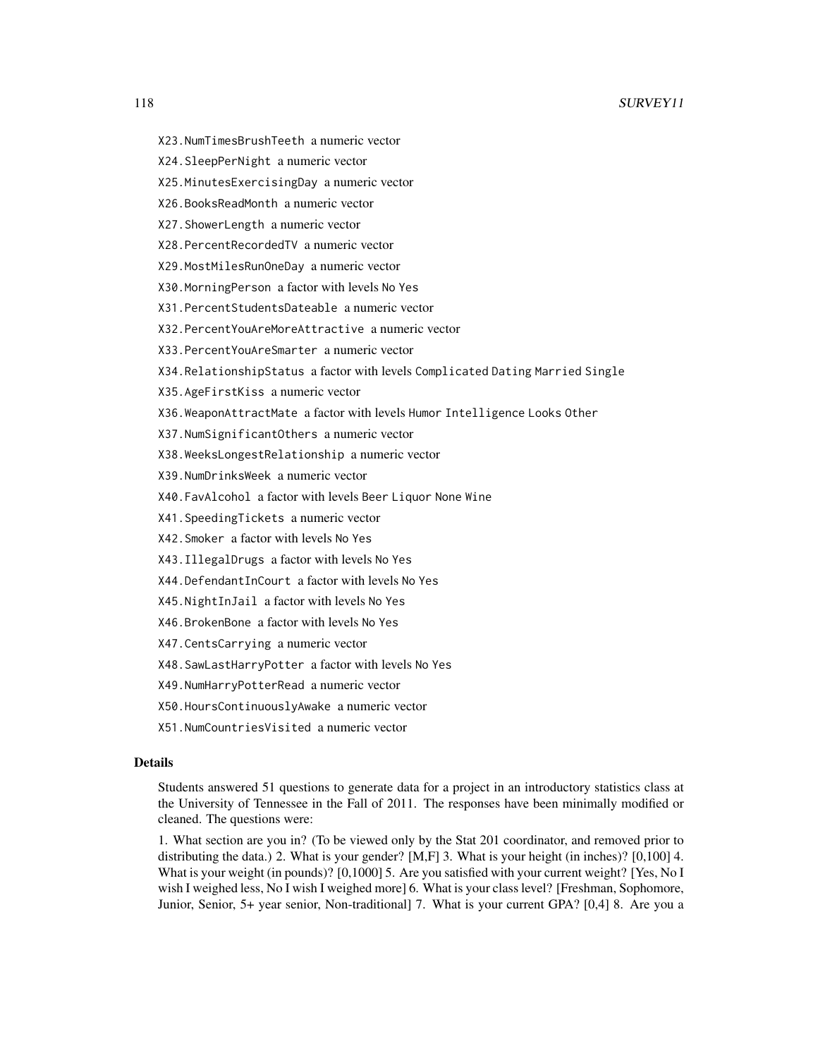X23.NumTimesBrushTeeth a numeric vector

X24.SleepPerNight a numeric vector

X25.MinutesExercisingDay a numeric vector

X26.BooksReadMonth a numeric vector

X27.ShowerLength a numeric vector

X28.PercentRecordedTV a numeric vector

X29.MostMilesRunOneDay a numeric vector

X30.MorningPerson a factor with levels No Yes

X31.PercentStudentsDateable a numeric vector

X32.PercentYouAreMoreAttractive a numeric vector

X33.PercentYouAreSmarter a numeric vector

X34.RelationshipStatus a factor with levels Complicated Dating Married Single

X35.AgeFirstKiss a numeric vector

X36.WeaponAttractMate a factor with levels Humor Intelligence Looks Other

X37.NumSignificantOthers a numeric vector

X38.WeeksLongestRelationship a numeric vector

X39.NumDrinksWeek a numeric vector

X40.FavAlcohol a factor with levels Beer Liquor None Wine

X41.SpeedingTickets a numeric vector

X42.Smoker a factor with levels No Yes

X43.IllegalDrugs a factor with levels No Yes

X44.DefendantInCourt a factor with levels No Yes

X45.NightInJail a factor with levels No Yes

X46.BrokenBone a factor with levels No Yes

X47.CentsCarrying a numeric vector

X48.SawLastHarryPotter a factor with levels No Yes

X49.NumHarryPotterRead a numeric vector

X50.HoursContinuouslyAwake a numeric vector

X51.NumCountriesVisited a numeric vector

## Details

Students answered 51 questions to generate data for a project in an introductory statistics class at the University of Tennessee in the Fall of 2011. The responses have been minimally modified or cleaned. The questions were:

1. What section are you in? (To be viewed only by the Stat 201 coordinator, and removed prior to distributing the data.) 2. What is your gender? [M,F] 3. What is your height (in inches)? [0,100] 4. What is your weight (in pounds)? [0,1000] 5. Are you satisfied with your current weight? [Yes, No I wish I weighed less, No I wish I weighed more] 6. What is your class level? [Freshman, Sophomore, Junior, Senior, 5+ year senior, Non-traditional] 7. What is your current GPA? [0,4] 8. Are you a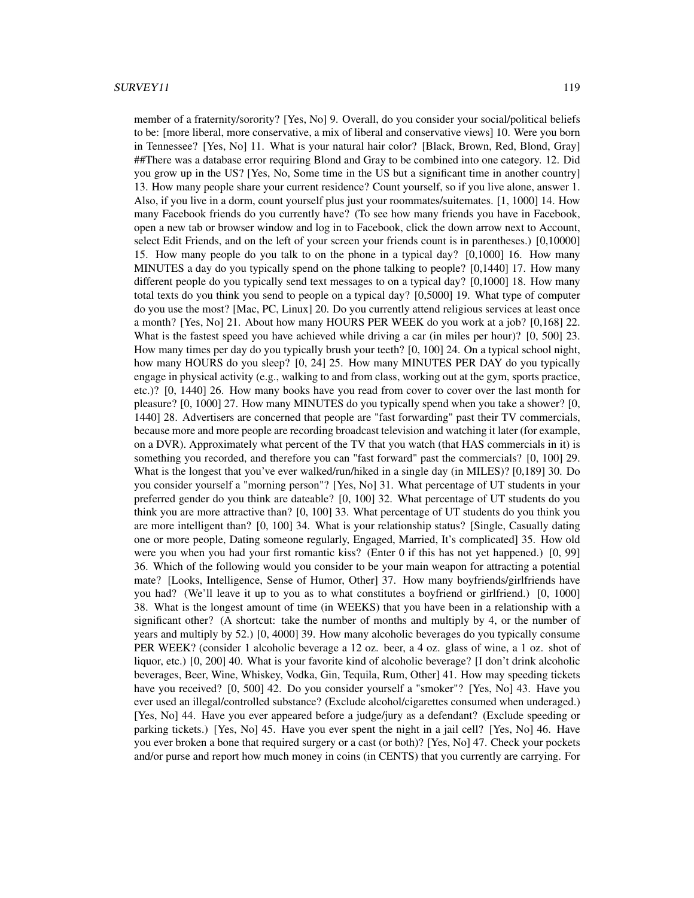member of a fraternity/sorority? [Yes, No] 9. Overall, do you consider your social/political beliefs to be: [more liberal, more conservative, a mix of liberal and conservative views] 10. Were you born in Tennessee? [Yes, No] 11. What is your natural hair color? [Black, Brown, Red, Blond, Gray] ##There was a database error requiring Blond and Gray to be combined into one category. 12. Did you grow up in the US? [Yes, No, Some time in the US but a significant time in another country] 13. How many people share your current residence? Count yourself, so if you live alone, answer 1. Also, if you live in a dorm, count yourself plus just your roommates/suitemates. [1, 1000] 14. How many Facebook friends do you currently have? (To see how many friends you have in Facebook, open a new tab or browser window and log in to Facebook, click the down arrow next to Account, select Edit Friends, and on the left of your screen your friends count is in parentheses.) [0,10000] 15. How many people do you talk to on the phone in a typical day? [0,1000] 16. How many MINUTES a day do you typically spend on the phone talking to people? [0,1440] 17. How many different people do you typically send text messages to on a typical day? [0,1000] 18. How many total texts do you think you send to people on a typical day? [0,5000] 19. What type of computer do you use the most? [Mac, PC, Linux] 20. Do you currently attend religious services at least once a month? [Yes, No] 21. About how many HOURS PER WEEK do you work at a job? [0,168] 22. What is the fastest speed you have achieved while driving a car (in miles per hour)? [0, 500] 23. How many times per day do you typically brush your teeth? [0, 100] 24. On a typical school night, how many HOURS do you sleep? [0, 24] 25. How many MINUTES PER DAY do you typically engage in physical activity (e.g., walking to and from class, working out at the gym, sports practice, etc.)? [0, 1440] 26. How many books have you read from cover to cover over the last month for pleasure? [0, 1000] 27. How many MINUTES do you typically spend when you take a shower? [0, 1440] 28. Advertisers are concerned that people are "fast forwarding" past their TV commercials, because more and more people are recording broadcast television and watching it later (for example, on a DVR). Approximately what percent of the TV that you watch (that HAS commercials in it) is something you recorded, and therefore you can "fast forward" past the commercials? [0, 100] 29. What is the longest that you've ever walked/run/hiked in a single day (in MILES)? [0,189] 30. Do you consider yourself a "morning person"? [Yes, No] 31. What percentage of UT students in your preferred gender do you think are dateable? [0, 100] 32. What percentage of UT students do you think you are more attractive than? [0, 100] 33. What percentage of UT students do you think you are more intelligent than? [0, 100] 34. What is your relationship status? [Single, Casually dating one or more people, Dating someone regularly, Engaged, Married, It's complicated] 35. How old were you when you had your first romantic kiss? (Enter 0 if this has not yet happened.) [0, 99] 36. Which of the following would you consider to be your main weapon for attracting a potential mate? [Looks, Intelligence, Sense of Humor, Other] 37. How many boyfriends/girlfriends have you had? (We'll leave it up to you as to what constitutes a boyfriend or girlfriend.) [0, 1000] 38. What is the longest amount of time (in WEEKS) that you have been in a relationship with a significant other? (A shortcut: take the number of months and multiply by 4, or the number of years and multiply by 52.) [0, 4000] 39. How many alcoholic beverages do you typically consume PER WEEK? (consider 1 alcoholic beverage a 12 oz. beer, a 4 oz. glass of wine, a 1 oz. shot of liquor, etc.) [0, 200] 40. What is your favorite kind of alcoholic beverage? [I don't drink alcoholic beverages, Beer, Wine, Whiskey, Vodka, Gin, Tequila, Rum, Other] 41. How may speeding tickets have you received? [0, 500] 42. Do you consider yourself a "smoker"? [Yes, No] 43. Have you ever used an illegal/controlled substance? (Exclude alcohol/cigarettes consumed when underaged.) [Yes, No] 44. Have you ever appeared before a judge/jury as a defendant? (Exclude speeding or parking tickets.) [Yes, No] 45. Have you ever spent the night in a jail cell? [Yes, No] 46. Have you ever broken a bone that required surgery or a cast (or both)? [Yes, No] 47. Check your pockets and/or purse and report how much money in coins (in CENTS) that you currently are carrying. For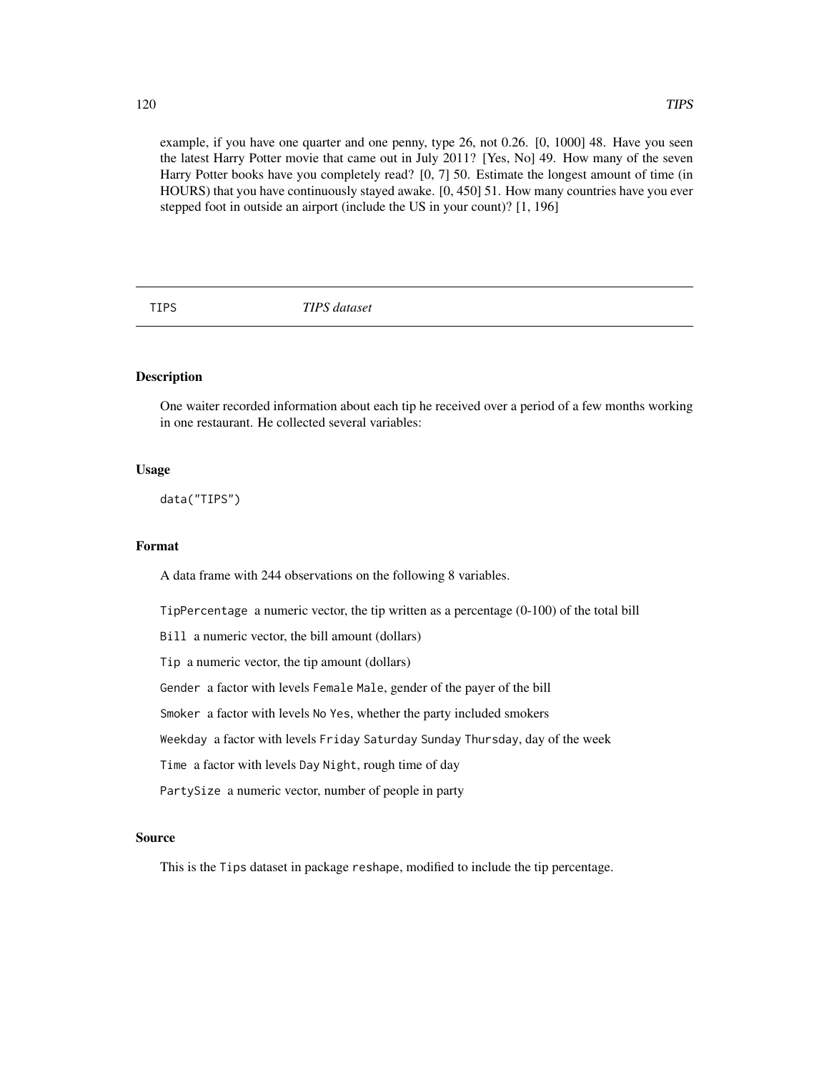example, if you have one quarter and one penny, type 26, not 0.26. [0, 1000] 48. Have you seen the latest Harry Potter movie that came out in July 2011? [Yes, No] 49. How many of the seven Harry Potter books have you completely read? [0, 7] 50. Estimate the longest amount of time (in HOURS) that you have continuously stayed awake. [0, 450] 51. How many countries have you ever stepped foot in outside an airport (include the US in your count)? [1, 196]

## TIPS *TIPS dataset*

### Description

One waiter recorded information about each tip he received over a period of a few months working in one restaurant. He collected several variables:

### Usage

```
data("TIPS")
```

### Format

A data frame with 244 observations on the following 8 variables.

`TipPercentage` a numeric vector, the tip written as a percentage (0-100) of the total bill

`Bill` a numeric vector, the bill amount (dollars)

`Tip` a numeric vector, the tip amount (dollars)

`Gender` a factor with levels `Female` `Male`, gender of the payer of the bill

`Smoker` a factor with levels `No` `Yes`, whether the party included smokers

`Weekday` a factor with levels `Friday` `Saturday` `Sunday` `Thursday`, day of the week

`Time` a factor with levels `Day` `Night`, rough time of day

`PartySize` a numeric vector, number of people in party

### Source

This is the `Tips` dataset in package `reshape`, modified to include the tip percentage.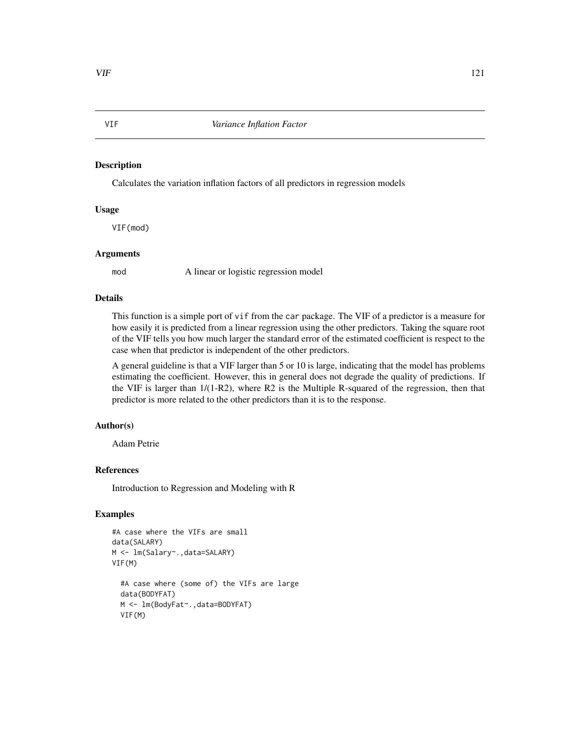# VIF — *Variance Inflation Factor*

## Description

Calculates the variation inflation factors of all predictors in regression models

## Usage

```
VIF(mod)
```

## Arguments

| | |
|---|---|
| mod | A linear or logistic regression model |

## Details

This function is a simple port of `vif` from the `car` package. The VIF of a predictor is a measure for how easily it is predicted from a linear regression using the other predictors. Taking the square root of the VIF tells you how much larger the standard error of the estimated coefficient is respect to the case when that predictor is independent of the other predictors.

A general guideline is that a VIF larger than 5 or 10 is large, indicating that the model has problems estimating the coefficient. However, this in general does not degrade the quality of predictions. If the VIF is larger than 1/(1-R2), where R2 is the Multiple R-squared of the regression, then that predictor is more related to the other predictors than it is to the response.

## Author(s)

Adam Petrie

## References

Introduction to Regression and Modeling with R

## Examples

```
#A case where the VIFs are small
data(SALARY)
M <- lm(Salary~.,data=SALARY)
VIF(M)

  #A case where (some of) the VIFs are large
  data(BODYFAT)
  M <- lm(BodyFat~.,data=BODYFAT)
  VIF(M)
```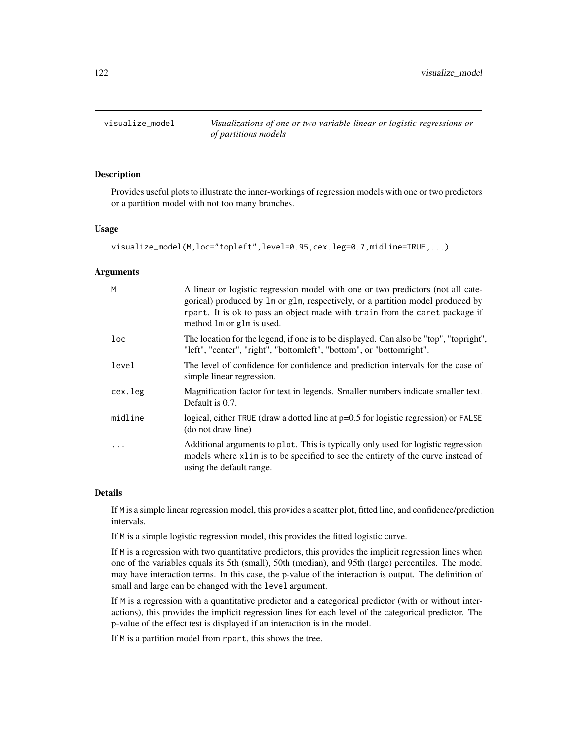## visualize_model — *Visualizations of one or two variable linear or logistic regressions or of partitions models*

### Description

Provides useful plots to illustrate the inner-workings of regression models with one or two predictors or a partition model with not too many branches.

### Usage

```
visualize_model(M,loc="topleft",level=0.95,cex.leg=0.7,midline=TRUE,...)
```

### Arguments

| Argument | Description |
|---|---|
| M | A linear or logistic regression model with one or two predictors (not all categorical) produced by lm or glm, respectively, or a partition model produced by rpart. It is ok to pass an object made with train from the caret package if method lm or glm is used. |
| loc | The location for the legend, if one is to be displayed. Can also be "top", "topright", "left", "center", "right", "bottomleft", "bottom", or "bottomright". |
| level | The level of confidence for confidence and prediction intervals for the case of simple linear regression. |
| cex.leg | Magnification factor for text in legends. Smaller numbers indicate smaller text. Default is 0.7. |
| midline | logical, either TRUE (draw a dotted line at p=0.5 for logistic regression) or FALSE (do not draw line) |
| ... | Additional arguments to plot. This is typically only used for logistic regression models where xlim is to be specified to see the entirety of the curve instead of using the default range. |

### Details

If M is a simple linear regression model, this provides a scatter plot, fitted line, and confidence/prediction intervals.

If M is a simple logistic regression model, this provides the fitted logistic curve.

If M is a regression with two quantitative predictors, this provides the implicit regression lines when one of the variables equals its 5th (small), 50th (median), and 95th (large) percentiles. The model may have interaction terms. In this case, the p-value of the interaction is output. The definition of small and large can be changed with the level argument.

If M is a regression with a quantitative predictor and a categorical predictor (with or without interactions), this provides the implicit regression lines for each level of the categorical predictor. The p-value of the effect test is displayed if an interaction is in the model.

If M is a partition model from rpart, this shows the tree.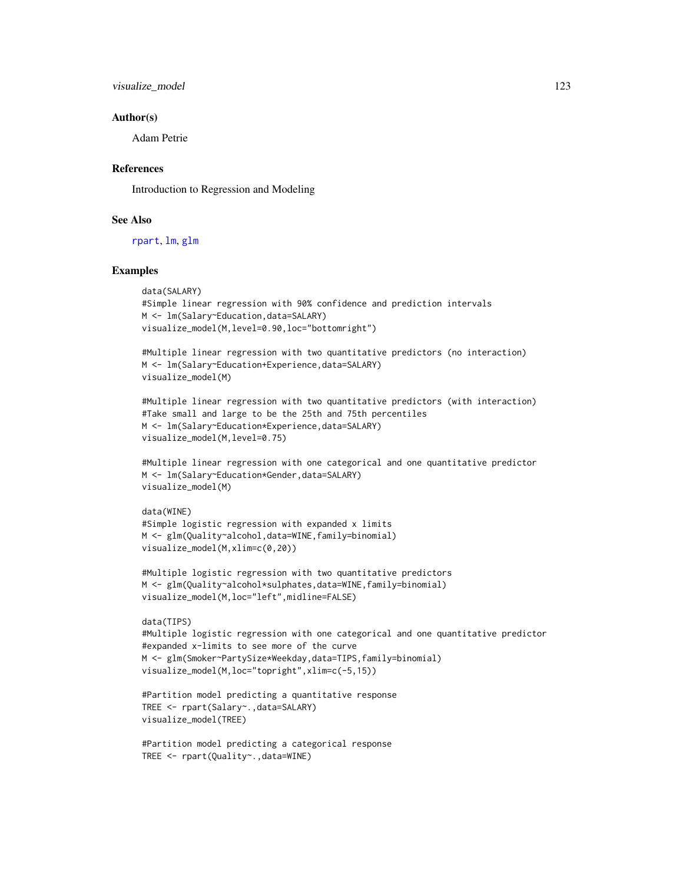## Author(s)

Adam Petrie

## References

Introduction to Regression and Modeling

## See Also

rpart, lm, glm

## Examples

```
data(SALARY)
#Simple linear regression with 90% confidence and prediction intervals
M <- lm(Salary~Education,data=SALARY)
visualize_model(M,level=0.90,loc="bottomright")

#Multiple linear regression with two quantitative predictors (no interaction)
M <- lm(Salary~Education+Experience,data=SALARY)
visualize_model(M)

#Multiple linear regression with two quantitative predictors (with interaction)
#Take small and large to be the 25th and 75th percentiles
M <- lm(Salary~Education*Experience,data=SALARY)
visualize_model(M,level=0.75)

#Multiple linear regression with one categorical and one quantitative predictor
M <- lm(Salary~Education*Gender,data=SALARY)
visualize_model(M)

data(WINE)
#Simple logistic regression with expanded x limits
M <- glm(Quality~alcohol,data=WINE,family=binomial)
visualize_model(M,xlim=c(0,20))

#Multiple logistic regression with two quantitative predictors
M <- glm(Quality~alcohol*sulphates,data=WINE,family=binomial)
visualize_model(M,loc="left",midline=FALSE)

data(TIPS)
#Multiple logistic regression with one categorical and one quantitative predictor
#expanded x-limits to see more of the curve
M <- glm(Smoker~PartySize*Weekday,data=TIPS,family=binomial)
visualize_model(M,loc="topright",xlim=c(-5,15))

#Partition model predicting a quantitative response
TREE <- rpart(Salary~.,data=SALARY)
visualize_model(TREE)

#Partition model predicting a categorical response
TREE <- rpart(Quality~.,data=WINE)
```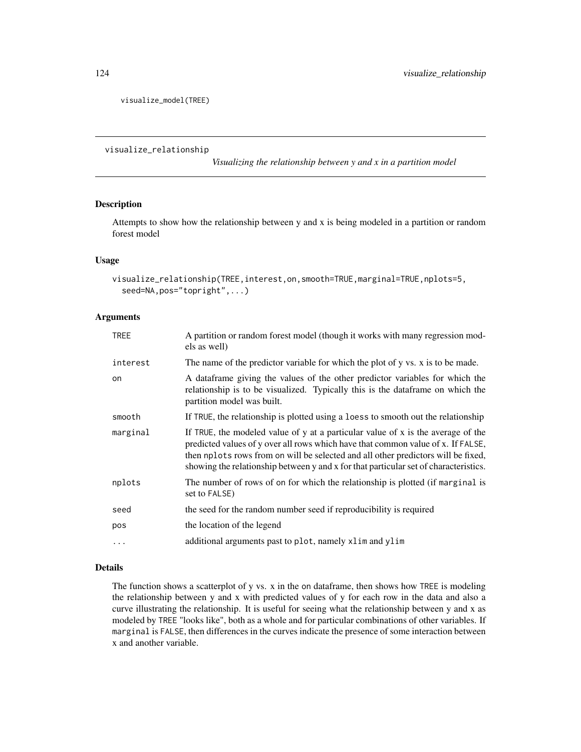```
visualize_model(TREE)
```

---

## visualize_relationship

*Visualizing the relationship between y and x in a partition model*

### Description

Attempts to show how the relationship between y and x is being modeled in a partition or random forest model

### Usage

```
visualize_relationship(TREE,interest,on,smooth=TRUE,marginal=TRUE,nplots=5,
  seed=NA,pos="topright",...)
```

### Arguments

| | |
|---|---|
| `TREE` | A partition or random forest model (though it works with many regression models as well) |
| `interest` | The name of the predictor variable for which the plot of y vs. x is to be made. |
| `on` | A dataframe giving the values of the other predictor variables for which the relationship is to be visualized. Typically this is the dataframe on which the partition model was built. |
| `smooth` | If `TRUE`, the relationship is plotted using a `loess` to smooth out the relationship |
| `marginal` | If `TRUE`, the modeled value of y at a particular value of x is the average of the predicted values of y over all rows which have that common value of x. If `FALSE`, then `nplots` rows from `on` will be selected and all other predictors will be fixed, showing the relationship between y and x for that particular set of characteristics. |
| `nplots` | The number of rows of `on` for which the relationship is plotted (if `marginal` is set to `FALSE`) |
| `seed` | the seed for the random number seed if reproducibility is required |
| `pos` | the location of the legend |
| `...` | additional arguments past to `plot`, namely `xlim` and `ylim` |

### Details

The function shows a scatterplot of y vs. x in the `on` dataframe, then shows how `TREE` is modeling the relationship between y and x with predicted values of y for each row in the data and also a curve illustrating the relationship. It is useful for seeing what the relationship between y and x as modeled by `TREE` "looks like", both as a whole and for particular combinations of other variables. If `marginal` is `FALSE`, then differences in the curves indicate the presence of some interaction between x and another variable.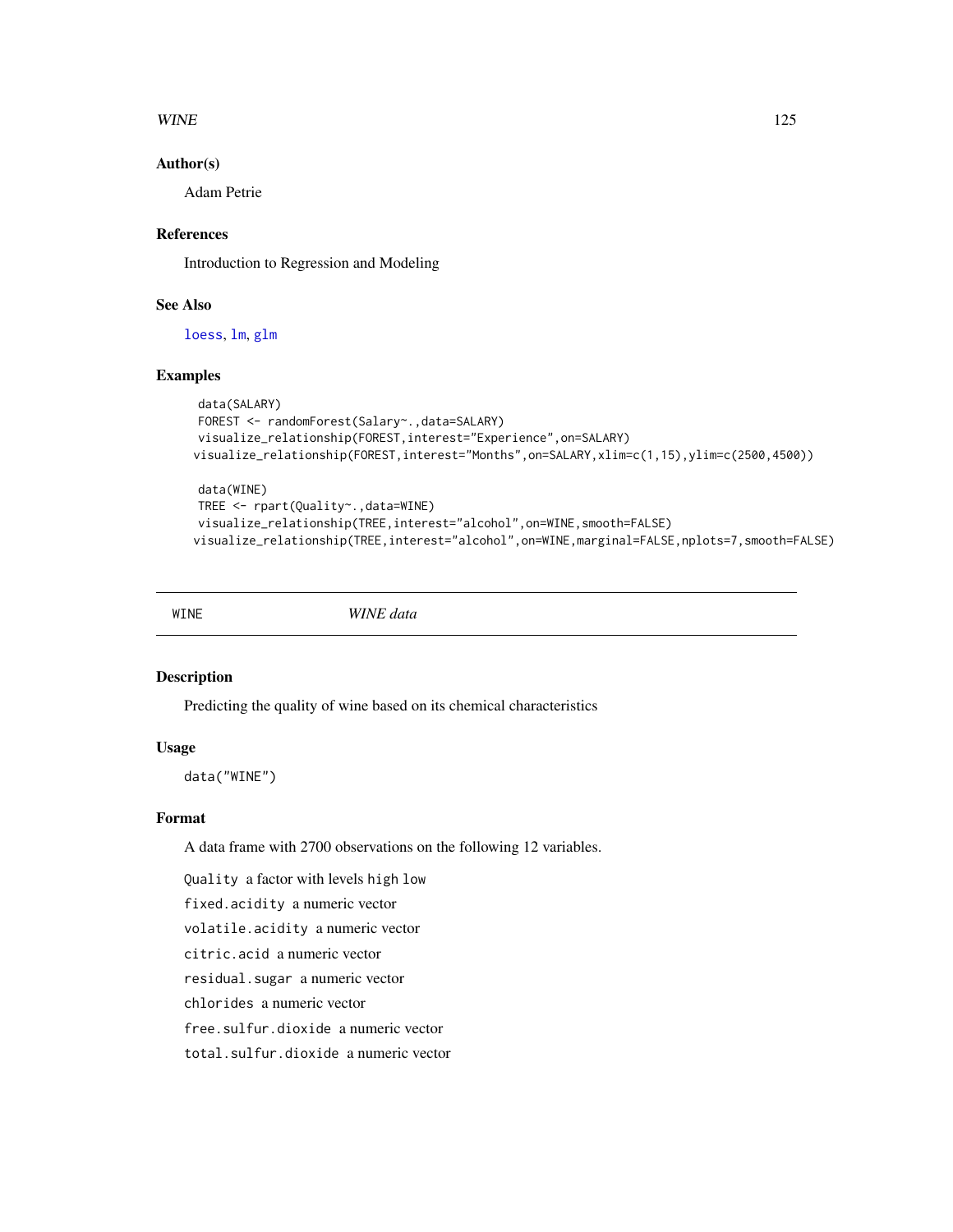## Author(s)

Adam Petrie

## References

Introduction to Regression and Modeling

## See Also

loess, lm, glm

## Examples

```
data(SALARY)
FOREST <- randomForest(Salary~.,data=SALARY)
visualize_relationship(FOREST,interest="Experience",on=SALARY)
visualize_relationship(FOREST,interest="Months",on=SALARY,xlim=c(1,15),ylim=c(2500,4500))

data(WINE)
TREE <- rpart(Quality~.,data=WINE)
visualize_relationship(TREE,interest="alcohol",on=WINE,smooth=FALSE)
visualize_relationship(TREE,interest="alcohol",on=WINE,marginal=FALSE,nplots=7,smooth=FALSE)
```

---

# WINE — *WINE data*

## Description

Predicting the quality of wine based on its chemical characteristics

## Usage

```
data("WINE")
```

## Format

A data frame with 2700 observations on the following 12 variables.

`Quality` a factor with levels `high` `low`

`fixed.acidity` a numeric vector

`volatile.acidity` a numeric vector

`citric.acid` a numeric vector

`residual.sugar` a numeric vector

`chlorides` a numeric vector

`free.sulfur.dioxide` a numeric vector

`total.sulfur.dioxide` a numeric vector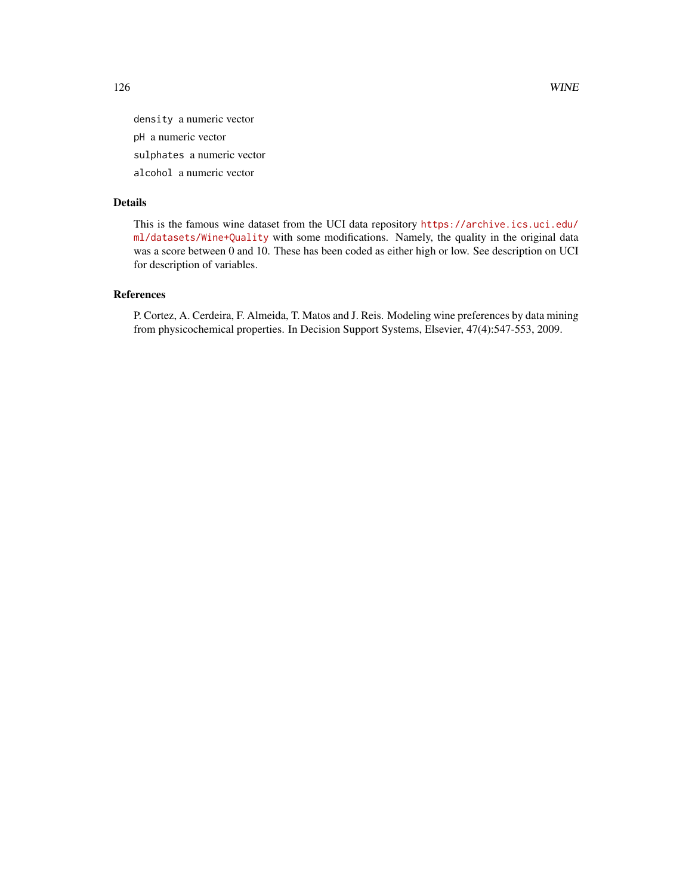`density` a numeric vector

`pH` a numeric vector

`sulphates` a numeric vector

`alcohol` a numeric vector

## Details

This is the famous wine dataset from the UCI data repository https://archive.ics.uci.edu/ml/datasets/Wine+Quality with some modifications. Namely, the quality in the original data was a score between 0 and 10. These has been coded as either high or low. See description on UCI for description of variables.

## References

P. Cortez, A. Cerdeira, F. Almeida, T. Matos and J. Reis. Modeling wine preferences by data mining from physicochemical properties. In Decision Support Systems, Elsevier, 47(4):547-553, 2009.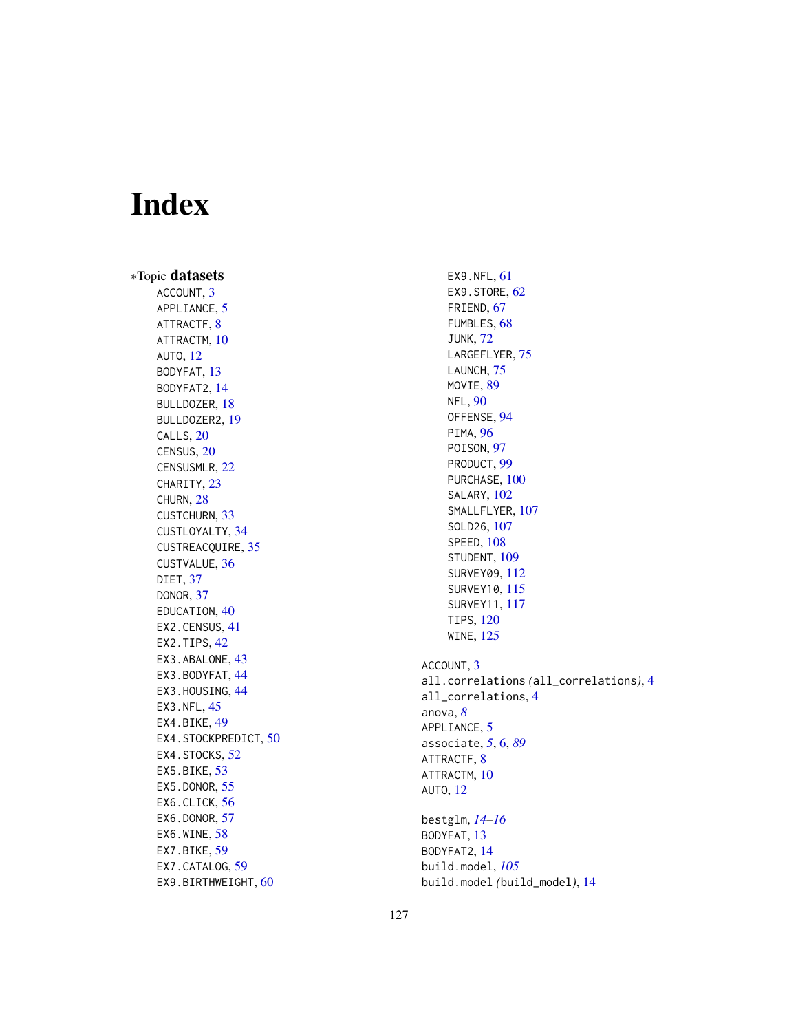# Index

*Topic **datasets**

ACCOUNT, 3
APPLIANCE, 5
ATTRACTF, 8
ATTRACTM, 10
AUTO, 12
BODYFAT, 13
BODYFAT2, 14
BULLDOZER, 18
BULLDOZER2, 19
CALLS, 20
CENSUS, 20
CENSUSMLR, 22
CHARITY, 23
CHURN, 28
CUSTCHURN, 33
CUSTLOYALTY, 34
CUSTREACQUIRE, 35
CUSTVALUE, 36
DIET, 37
DONOR, 37
EDUCATION, 40
EX2.CENSUS, 41
EX2.TIPS, 42
EX3.ABALONE, 43
EX3.BODYFAT, 44
EX3.HOUSING, 44
EX3.NFL, 45
EX4.BIKE, 49
EX4.STOCKPREDICT, 50
EX4.STOCKS, 52
EX5.BIKE, 53
EX5.DONOR, 55
EX6.CLICK, 56
EX6.DONOR, 57
EX6.WINE, 58
EX7.BIKE, 59
EX7.CATALOG, 59
EX9.BIRTHWEIGHT, 60
EX9.NFL, 61
EX9.STORE, 62
FRIEND, 67
FUMBLES, 68
JUNK, 72
LARGEFLYER, 75
LAUNCH, 75
MOVIE, 89
NFL, 90
OFFENSE, 94
PIMA, 96
POISON, 97
PRODUCT, 99
PURCHASE, 100
SALARY, 102
SMALLFLYER, 107
SOLD26, 107
SPEED, 108
STUDENT, 109
SURVEY09, 112
SURVEY10, 115
SURVEY11, 117
TIPS, 120
WINE, 125

ACCOUNT, 3
all.correlations (all_correlations), 4
all_correlations, 4
anova, *8*
APPLIANCE, 5
associate, *5*, 6, *89*
ATTRACTF, 8
ATTRACTM, 10
AUTO, 12

bestglm, *14–16*
BODYFAT, 13
BODYFAT2, 14
build.model, *105*
build.model (build_model), 14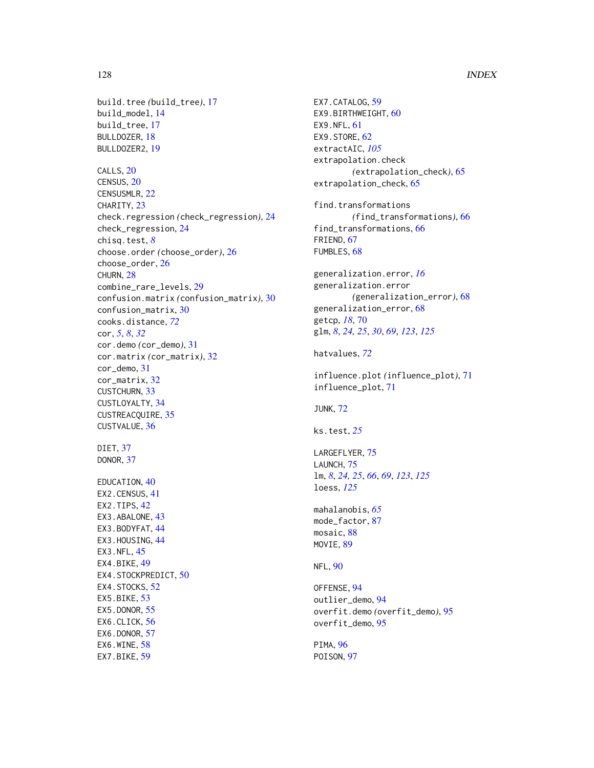build.tree *(build_tree)*, 17
build_model, 14
build_tree, 17
BULLDOZER, 18
BULLDOZER2, 19

CALLS, 20
CENSUS, 20
CENSUSMLR, 22
CHARITY, 23
check.regression *(check_regression)*, 24
check_regression, 24
chisq.test, *8*
choose.order *(choose_order)*, 26
choose_order, 26
CHURN, 28
combine_rare_levels, 29
confusion.matrix *(confusion_matrix)*, 30
confusion_matrix, 30
cooks.distance, *72*
cor, *5*, *8*, *32*
cor.demo *(cor_demo)*, 31
cor.matrix *(cor_matrix)*, 32
cor_demo, 31
cor_matrix, 32
CUSTCHURN, 33
CUSTLOYALTY, 34
CUSTREACQUIRE, 35
CUSTVALUE, 36

DIET, 37
DONOR, 37

EDUCATION, 40
EX2.CENSUS, 41
EX2.TIPS, 42
EX3.ABALONE, 43
EX3.BODYFAT, 44
EX3.HOUSING, 44
EX3.NFL, 45
EX4.BIKE, 49
EX4.STOCKPREDICT, 50
EX4.STOCKS, 52
EX5.BIKE, 53
EX5.DONOR, 55
EX6.CLICK, 56
EX6.DONOR, 57
EX6.WINE, 58
EX7.BIKE, 59
EX7.CATALOG, 59
EX9.BIRTHWEIGHT, 60
EX9.NFL, 61
EX9.STORE, 62
extractAIC, *105*
extrapolation.check *(extrapolation_check)*, 65
extrapolation_check, 65

find.transformations *(find_transformations)*, 66
find_transformations, 66
FRIEND, 67
FUMBLES, 68

generalization.error, *16*
generalization.error *(generalization_error)*, 68
generalization_error, 68
getcp, *18*, 70
glm, *8*, *24, 25*, *30*, *69*, *123*, *125*

hatvalues, *72*

influence.plot *(influence_plot)*, 71
influence_plot, 71

JUNK, 72

ks.test, *25*

LARGEFLYER, 75
LAUNCH, 75
lm, *8*, *24, 25*, *66*, *69*, *123*, *125*
loess, *125*

mahalanobis, *65*
mode_factor, 87
mosaic, 88
MOVIE, 89

NFL, 90

OFFENSE, 94
outlier_demo, 94
overfit.demo *(overfit_demo)*, 95
overfit_demo, 95

PIMA, 96
POISON, 97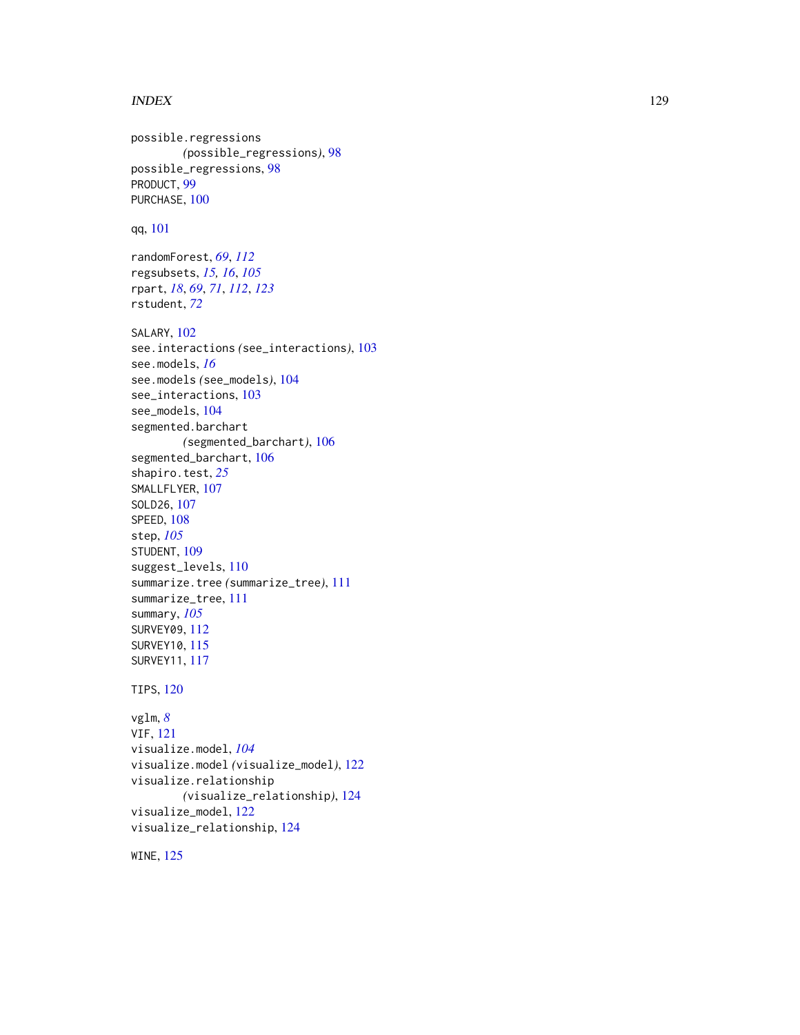possible.regressions
 *(possible_regressions)*, 98
possible_regressions, 98
PRODUCT, 99
PURCHASE, 100

qq, 101

randomForest, *69*, *112*
regsubsets, *15, 16*, *105*
rpart, *18*, *69*, *71*, *112*, *123*
rstudent, *72*

SALARY, 102
see.interactions *(see_interactions)*, 103
see.models, *16*
see.models *(see_models)*, 104
see_interactions, 103
see_models, 104
segmented.barchart
 *(segmented_barchart)*, 106
segmented_barchart, 106
shapiro.test, *25*
SMALLFLYER, 107
SOLD26, 107
SPEED, 108
step, *105*
STUDENT, 109
suggest_levels, 110
summarize.tree *(summarize_tree)*, 111
summarize_tree, 111
summary, *105*
SURVEY09, 112
SURVEY10, 115
SURVEY11, 117

TIPS, 120

vglm, *8*
VIF, 121
visualize.model, *104*
visualize.model *(visualize_model)*, 122
visualize.relationship
 *(visualize_relationship)*, 124
visualize_model, 122
visualize_relationship, 124

WINE, 125